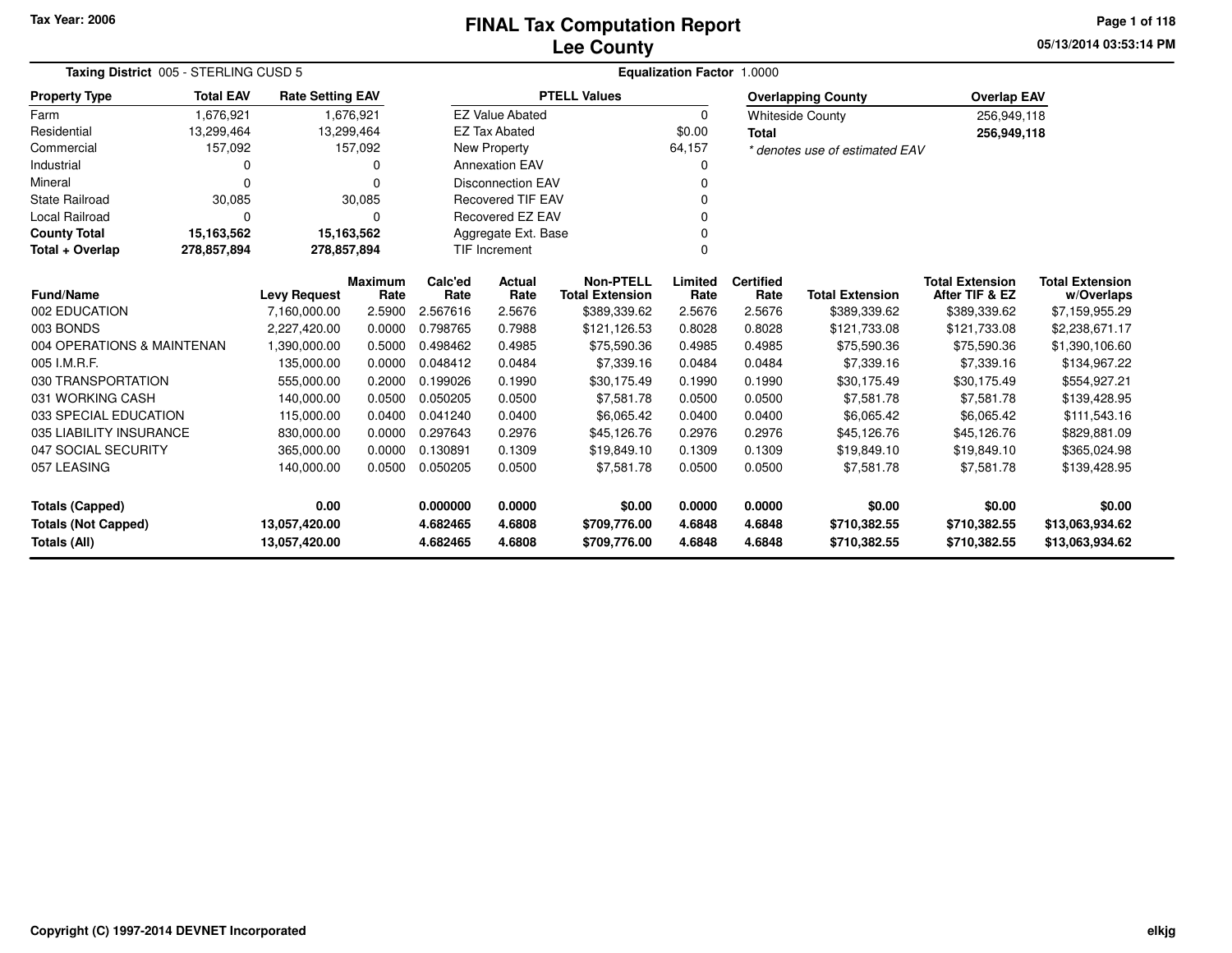Tax Year: 2006

# FINAL Tax Computation Report
## Lee County

05/13/2014 03:53:14 PM

**Taxing District** 005 - STERLING CUSD 5 | **Equalization Factor** 1.0000

| Property Type | Total EAV | Rate Setting EAV |
|---|---|---|
| Farm | 1,676,921 | 1,676,921 |
| Residential | 13,299,464 | 13,299,464 |
| Commercial | 157,092 | 157,092 |
| Industrial | 0 | 0 |
| Mineral | 0 | 0 |
| State Railroad | 30,085 | 30,085 |
| Local Railroad | 0 | 0 |
| **County Total** | **15,163,562** | **15,163,562** |
| **Total + Overlap** | **278,857,894** | **278,857,894** |

| PTELL Values | |
|---|---|
| EZ Value Abated | 0 |
| EZ Tax Abated | $0.00 |
| New Property | 64,157 |
| Annexation EAV | 0 |
| Disconnection EAV | 0 |
| Recovered TIF EAV | 0 |
| Recovered EZ EAV | 0 |
| Aggregate Ext. Base | 0 |
| TIF Increment | 0 |

| Overlapping County | Overlap EAV |
|---|---|
| Whiteside County | 256,949,118 |
| **Total** | **256,949,118** |

*\* denotes use of estimated EAV*

| Fund/Name | Levy Request | Maximum Rate | Calc'ed Rate | Actual Rate | Non-PTELL Total Extension | Limited Rate | Certified Rate | Total Extension | Total Extension After TIF & EZ | Total Extension w/Overlaps |
|---|---|---|---|---|---|---|---|---|---|---|
| 002 EDUCATION | 7,160,000.00 | 2.5900 | 2.567616 | 2.5676 | $389,339.62 | 2.5676 | 2.5676 | $389,339.62 | $389,339.62 | $7,159,955.29 |
| 003 BONDS | 2,227,420.00 | 0.0000 | 0.798765 | 0.7988 | $121,126.53 | 0.8028 | 0.8028 | $121,733.08 | $121,733.08 | $2,238,671.17 |
| 004 OPERATIONS & MAINTENAN | 1,390,000.00 | 0.5000 | 0.498462 | 0.4985 | $75,590.36 | 0.4985 | 0.4985 | $75,590.36 | $75,590.36 | $1,390,106.60 |
| 005 I.M.R.F. | 135,000.00 | 0.0000 | 0.048412 | 0.0484 | $7,339.16 | 0.0484 | 0.0484 | $7,339.16 | $7,339.16 | $134,967.22 |
| 030 TRANSPORTATION | 555,000.00 | 0.2000 | 0.199026 | 0.1990 | $30,175.49 | 0.1990 | 0.1990 | $30,175.49 | $30,175.49 | $554,927.21 |
| 031 WORKING CASH | 140,000.00 | 0.0500 | 0.050205 | 0.0500 | $7,581.78 | 0.0500 | 0.0500 | $7,581.78 | $7,581.78 | $139,428.95 |
| 033 SPECIAL EDUCATION | 115,000.00 | 0.0400 | 0.041240 | 0.0400 | $6,065.42 | 0.0400 | 0.0400 | $6,065.42 | $6,065.42 | $111,543.16 |
| 035 LIABILITY INSURANCE | 830,000.00 | 0.0000 | 0.297643 | 0.2976 | $45,126.76 | 0.2976 | 0.2976 | $45,126.76 | $45,126.76 | $829,881.09 |
| 047 SOCIAL SECURITY | 365,000.00 | 0.0000 | 0.130891 | 0.1309 | $19,849.10 | 0.1309 | 0.1309 | $19,849.10 | $19,849.10 | $365,024.98 |
| 057 LEASING | 140,000.00 | 0.0500 | 0.050205 | 0.0500 | $7,581.78 | 0.0500 | 0.0500 | $7,581.78 | $7,581.78 | $139,428.95 |
| **Totals (Capped)** | **0.00** | | **0.000000** | **0.0000** | **$0.00** | **0.0000** | **0.0000** | **$0.00** | **$0.00** | **$0.00** |
| **Totals (Not Capped)** | **13,057,420.00** | | **4.682465** | **4.6808** | **$709,776.00** | **4.6848** | **4.6848** | **$710,382.55** | **$710,382.55** | **$13,063,934.62** |
| **Totals (All)** | **13,057,420.00** | | **4.682465** | **4.6808** | **$709,776.00** | **4.6848** | **4.6848** | **$710,382.55** | **$710,382.55** | **$13,063,934.62** |

Copyright (C) 1997-2014 DEVNET Incorporated

elkjg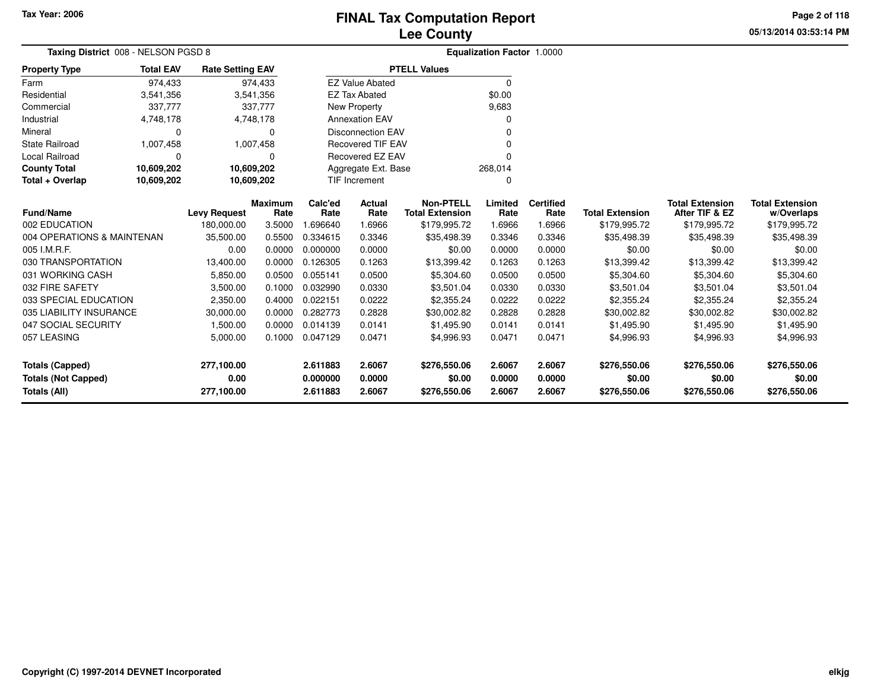Tax Year: 2006

# FINAL Tax Computation Report
## Lee County

05/13/2014 03:53:14 PM

**Taxing District** 008 - NELSON PGSD 8

**Equalization Factor** 1.0000

| Property Type | Total EAV | Rate Setting EAV |
|---|---|---|
| Farm | 974,433 | 974,433 |
| Residential | 3,541,356 | 3,541,356 |
| Commercial | 337,777 | 337,777 |
| Industrial | 4,748,178 | 4,748,178 |
| Mineral | 0 | 0 |
| State Railroad | 1,007,458 | 1,007,458 |
| Local Railroad | 0 | 0 |
| **County Total** | **10,609,202** | **10,609,202** |
| **Total + Overlap** | **10,609,202** | **10,609,202** |

| PTELL Values | |
|---|---|
| EZ Value Abated | 0 |
| EZ Tax Abated | $0.00 |
| New Property | 9,683 |
| Annexation EAV | 0 |
| Disconnection EAV | 0 |
| Recovered TIF EAV | 0 |
| Recovered EZ EAV | 0 |
| Aggregate Ext. Base | 268,014 |
| TIF Increment | 0 |

| Fund/Name | Levy Request | Maximum Rate | Calc'ed Rate | Actual Rate | Non-PTELL Total Extension | Limited Rate | Certified Rate | Total Extension | Total Extension After TIF & EZ | Total Extension w/Overlaps |
|---|---|---|---|---|---|---|---|---|---|---|
| 002 EDUCATION | 180,000.00 | 3.5000 | 1.696640 | 1.6966 | $179,995.72 | 1.6966 | 1.6966 | $179,995.72 | $179,995.72 | $179,995.72 |
| 004 OPERATIONS & MAINTENAN | 35,500.00 | 0.5500 | 0.334615 | 0.3346 | $35,498.39 | 0.3346 | 0.3346 | $35,498.39 | $35,498.39 | $35,498.39 |
| 005 I.M.R.F. | 0.00 | 0.0000 | 0.000000 | 0.0000 | $0.00 | 0.0000 | 0.0000 | $0.00 | $0.00 | $0.00 |
| 030 TRANSPORTATION | 13,400.00 | 0.0000 | 0.126305 | 0.1263 | $13,399.42 | 0.1263 | 0.1263 | $13,399.42 | $13,399.42 | $13,399.42 |
| 031 WORKING CASH | 5,850.00 | 0.0500 | 0.055141 | 0.0500 | $5,304.60 | 0.0500 | 0.0500 | $5,304.60 | $5,304.60 | $5,304.60 |
| 032 FIRE SAFETY | 3,500.00 | 0.1000 | 0.032990 | 0.0330 | $3,501.04 | 0.0330 | 0.0330 | $3,501.04 | $3,501.04 | $3,501.04 |
| 033 SPECIAL EDUCATION | 2,350.00 | 0.4000 | 0.022151 | 0.0222 | $2,355.24 | 0.0222 | 0.0222 | $2,355.24 | $2,355.24 | $2,355.24 |
| 035 LIABILITY INSURANCE | 30,000.00 | 0.0000 | 0.282773 | 0.2828 | $30,002.82 | 0.2828 | 0.2828 | $30,002.82 | $30,002.82 | $30,002.82 |
| 047 SOCIAL SECURITY | 1,500.00 | 0.0000 | 0.014139 | 0.0141 | $1,495.90 | 0.0141 | 0.0141 | $1,495.90 | $1,495.90 | $1,495.90 |
| 057 LEASING | 5,000.00 | 0.1000 | 0.047129 | 0.0471 | $4,996.93 | 0.0471 | 0.0471 | $4,996.93 | $4,996.93 | $4,996.93 |
| **Totals (Capped)** | **277,100.00** | | **2.611883** | **2.6067** | **$276,550.06** | **2.6067** | **2.6067** | **$276,550.06** | **$276,550.06** | **$276,550.06** |
| **Totals (Not Capped)** | **0.00** | | **0.000000** | **0.0000** | **$0.00** | **0.0000** | **0.0000** | **$0.00** | **$0.00** | **$0.00** |
| **Totals (All)** | **277,100.00** | | **2.611883** | **2.6067** | **$276,550.06** | **2.6067** | **2.6067** | **$276,550.06** | **$276,550.06** | **$276,550.06** |

Copyright (C) 1997-2014 DEVNET Incorporated

elkjg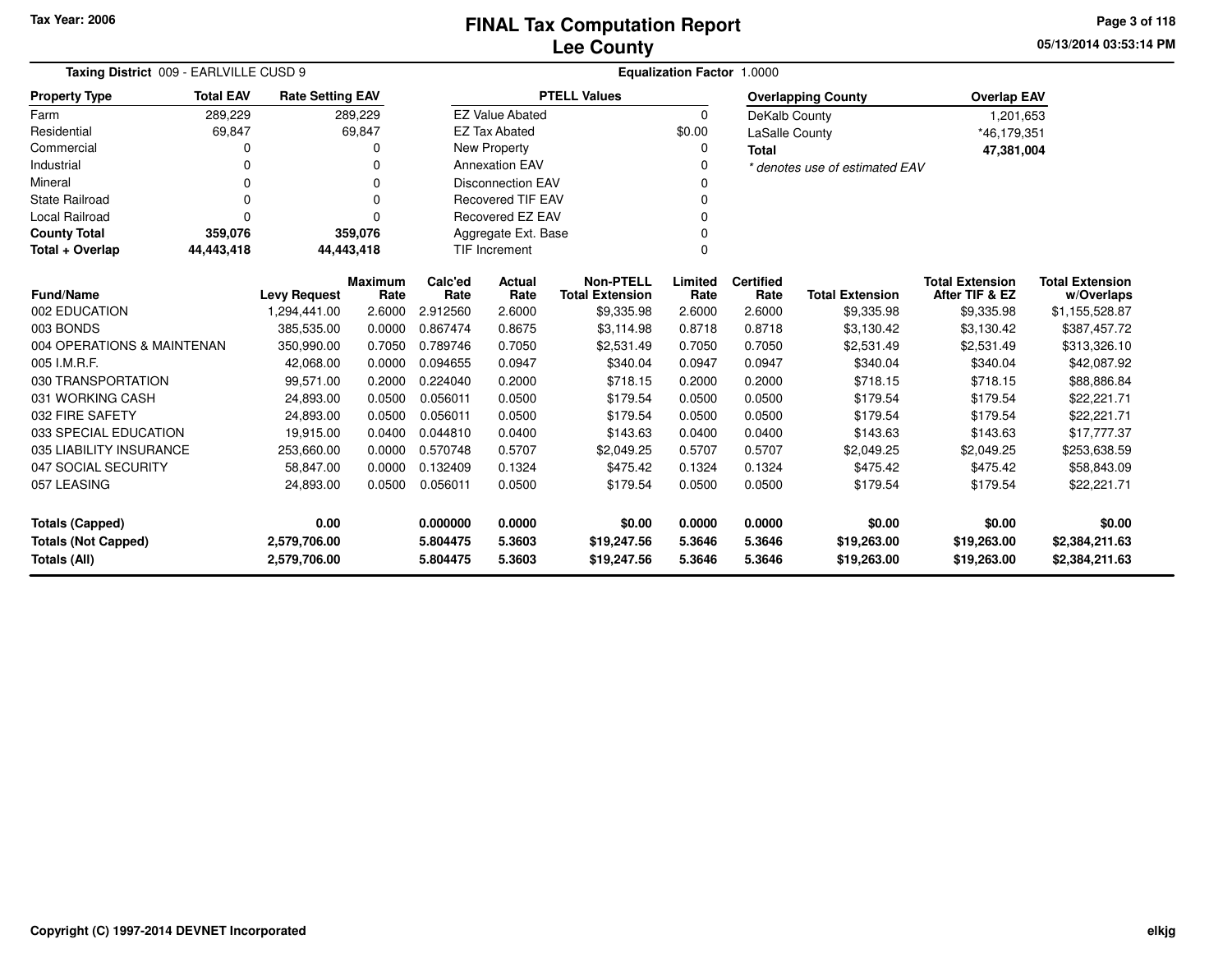# FINAL Tax Computation Report
## Lee County

Tax Year: 2006

05/13/2014 03:53:14 PM

**Taxing District** 009 - EARLVILLE CUSD 9

**Equalization Factor** 1.0000

| Property Type | Total EAV | Rate Setting EAV |
|---|---|---|
| Farm | 289,229 | 289,229 |
| Residential | 69,847 | 69,847 |
| Commercial | 0 | 0 |
| Industrial | 0 | 0 |
| Mineral | 0 | 0 |
| State Railroad | 0 | 0 |
| Local Railroad | 0 | 0 |
| **County Total** | **359,076** | **359,076** |
| **Total + Overlap** | **44,443,418** | **44,443,418** |

| PTELL Values | |
|---|---|
| EZ Value Abated | 0 |
| EZ Tax Abated | $0.00 |
| New Property | 0 |
| Annexation EAV | 0 |
| Disconnection EAV | 0 |
| Recovered TIF EAV | 0 |
| Recovered EZ EAV | 0 |
| Aggregate Ext. Base | 0 |
| TIF Increment | 0 |

| Overlapping County | Overlap EAV |
|---|---|
| DeKalb County | 1,201,653 |
| LaSalle County | *46,179,351 |
| **Total** | **47,381,004** |

*\* denotes use of estimated EAV*

| Fund/Name | Levy Request | Maximum Rate | Calc'ed Rate | Actual Rate | Non-PTELL Total Extension | Limited Rate | Certified Rate | Total Extension | Total Extension After TIF & EZ | Total Extension w/Overlaps |
|---|---|---|---|---|---|---|---|---|---|---|
| 002 EDUCATION | 1,294,441.00 | 2.6000 | 2.912560 | 2.6000 | $9,335.98 | 2.6000 | 2.6000 | $9,335.98 | $9,335.98 | $1,155,528.87 |
| 003 BONDS | 385,535.00 | 0.0000 | 0.867474 | 0.8675 | $3,114.98 | 0.8718 | 0.8718 | $3,130.42 | $3,130.42 | $387,457.72 |
| 004 OPERATIONS & MAINTENAN | 350,990.00 | 0.7050 | 0.789746 | 0.7050 | $2,531.49 | 0.7050 | 0.7050 | $2,531.49 | $2,531.49 | $313,326.10 |
| 005 I.M.R.F. | 42,068.00 | 0.0000 | 0.094655 | 0.0947 | $340.04 | 0.0947 | 0.0947 | $340.04 | $340.04 | $42,087.92 |
| 030 TRANSPORTATION | 99,571.00 | 0.2000 | 0.224040 | 0.2000 | $718.15 | 0.2000 | 0.2000 | $718.15 | $718.15 | $88,886.84 |
| 031 WORKING CASH | 24,893.00 | 0.0500 | 0.056011 | 0.0500 | $179.54 | 0.0500 | 0.0500 | $179.54 | $179.54 | $22,221.71 |
| 032 FIRE SAFETY | 24,893.00 | 0.0500 | 0.056011 | 0.0500 | $179.54 | 0.0500 | 0.0500 | $179.54 | $179.54 | $22,221.71 |
| 033 SPECIAL EDUCATION | 19,915.00 | 0.0400 | 0.044810 | 0.0400 | $143.63 | 0.0400 | 0.0400 | $143.63 | $143.63 | $17,777.37 |
| 035 LIABILITY INSURANCE | 253,660.00 | 0.0000 | 0.570748 | 0.5707 | $2,049.25 | 0.5707 | 0.5707 | $2,049.25 | $2,049.25 | $253,638.59 |
| 047 SOCIAL SECURITY | 58,847.00 | 0.0000 | 0.132409 | 0.1324 | $475.42 | 0.1324 | 0.1324 | $475.42 | $475.42 | $58,843.09 |
| 057 LEASING | 24,893.00 | 0.0500 | 0.056011 | 0.0500 | $179.54 | 0.0500 | 0.0500 | $179.54 | $179.54 | $22,221.71 |
| **Totals (Capped)** | **0.00** | | **0.000000** | **0.0000** | **$0.00** | **0.0000** | **0.0000** | **$0.00** | **$0.00** | **$0.00** |
| **Totals (Not Capped)** | **2,579,706.00** | | **5.804475** | **5.3603** | **$19,247.56** | **5.3646** | **5.3646** | **$19,263.00** | **$19,263.00** | **$2,384,211.63** |
| **Totals (All)** | **2,579,706.00** | | **5.804475** | **5.3603** | **$19,247.56** | **5.3646** | **5.3646** | **$19,263.00** | **$19,263.00** | **$2,384,211.63** |

Copyright (C) 1997-2014 DEVNET Incorporated

elkjg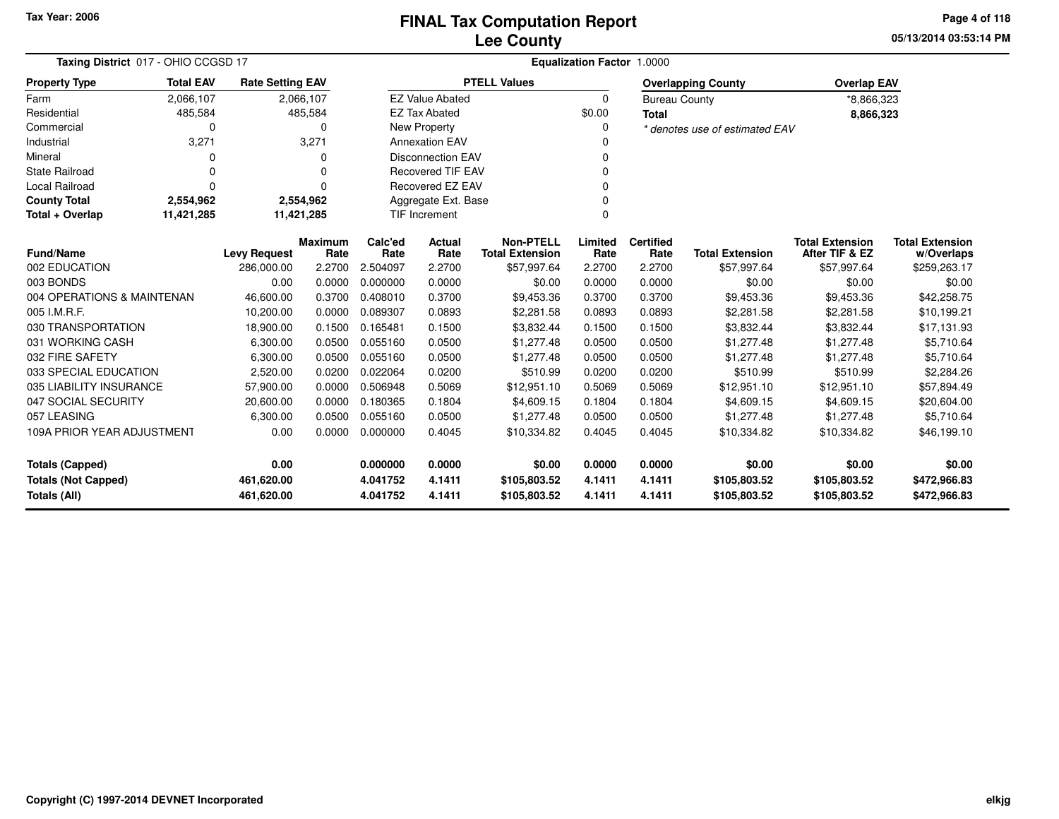Tax Year: 2006

# FINAL Tax Computation Report
## Lee County

05/13/2014 03:53:14 PM

**Taxing District** 017 - OHIO CCGSD 17

**Equalization Factor** 1.0000

| Property Type | Total EAV | Rate Setting EAV |
|---|---|---|
| Farm | 2,066,107 | 2,066,107 |
| Residential | 485,584 | 485,584 |
| Commercial | 0 | 0 |
| Industrial | 3,271 | 3,271 |
| Mineral | 0 | 0 |
| State Railroad | 0 | 0 |
| Local Railroad | 0 | 0 |
| **County Total** | **2,554,962** | **2,554,962** |
| **Total + Overlap** | **11,421,285** | **11,421,285** |

| PTELL Values | |
|---|---|
| EZ Value Abated | 0 |
| EZ Tax Abated | $0.00 |
| New Property | 0 |
| Annexation EAV | 0 |
| Disconnection EAV | 0 |
| Recovered TIF EAV | 0 |
| Recovered EZ EAV | 0 |
| Aggregate Ext. Base | 0 |
| TIF Increment | 0 |

| Overlapping County | Overlap EAV |
|---|---|
| Bureau County | *8,866,323 |
| **Total** | **8,866,323** |

* denotes use of estimated EAV

| Fund/Name | Levy Request | Maximum Rate | Calc'ed Rate | Actual Rate | Non-PTELL Total Extension | Limited Rate | Certified Rate | Total Extension | Total Extension After TIF & EZ | Total Extension w/Overlaps |
|---|---|---|---|---|---|---|---|---|---|---|
| 002 EDUCATION | 286,000.00 | 2.2700 | 2.504097 | 2.2700 | $57,997.64 | 2.2700 | 2.2700 | $57,997.64 | $57,997.64 | $259,263.17 |
| 003 BONDS | 0.00 | 0.0000 | 0.000000 | 0.0000 | $0.00 | 0.0000 | 0.0000 | $0.00 | $0.00 | $0.00 |
| 004 OPERATIONS & MAINTENAN | 46,600.00 | 0.3700 | 0.408010 | 0.3700 | $9,453.36 | 0.3700 | 0.3700 | $9,453.36 | $9,453.36 | $42,258.75 |
| 005 I.M.R.F. | 10,200.00 | 0.0000 | 0.089307 | 0.0893 | $2,281.58 | 0.0893 | 0.0893 | $2,281.58 | $2,281.58 | $10,199.21 |
| 030 TRANSPORTATION | 18,900.00 | 0.1500 | 0.165481 | 0.1500 | $3,832.44 | 0.1500 | 0.1500 | $3,832.44 | $3,832.44 | $17,131.93 |
| 031 WORKING CASH | 6,300.00 | 0.0500 | 0.055160 | 0.0500 | $1,277.48 | 0.0500 | 0.0500 | $1,277.48 | $1,277.48 | $5,710.64 |
| 032 FIRE SAFETY | 6,300.00 | 0.0500 | 0.055160 | 0.0500 | $1,277.48 | 0.0500 | 0.0500 | $1,277.48 | $1,277.48 | $5,710.64 |
| 033 SPECIAL EDUCATION | 2,520.00 | 0.0200 | 0.022064 | 0.0200 | $510.99 | 0.0200 | 0.0200 | $510.99 | $510.99 | $2,284.26 |
| 035 LIABILITY INSURANCE | 57,900.00 | 0.0000 | 0.506948 | 0.5069 | $12,951.10 | 0.5069 | 0.5069 | $12,951.10 | $12,951.10 | $57,894.49 |
| 047 SOCIAL SECURITY | 20,600.00 | 0.0000 | 0.180365 | 0.1804 | $4,609.15 | 0.1804 | 0.1804 | $4,609.15 | $4,609.15 | $20,604.00 |
| 057 LEASING | 6,300.00 | 0.0500 | 0.055160 | 0.0500 | $1,277.48 | 0.0500 | 0.0500 | $1,277.48 | $1,277.48 | $5,710.64 |
| 109A PRIOR YEAR ADJUSTMENT | 0.00 | 0.0000 | 0.000000 | 0.4045 | $10,334.82 | 0.4045 | 0.4045 | $10,334.82 | $10,334.82 | $46,199.10 |
| **Totals (Capped)** | **0.00** | | **0.000000** | **0.0000** | **$0.00** | **0.0000** | **0.0000** | **$0.00** | **$0.00** | **$0.00** |
| **Totals (Not Capped)** | **461,620.00** | | **4.041752** | **4.1411** | **$105,803.52** | **4.1411** | **4.1411** | **$105,803.52** | **$105,803.52** | **$472,966.83** |
| **Totals (All)** | **461,620.00** | | **4.041752** | **4.1411** | **$105,803.52** | **4.1411** | **4.1411** | **$105,803.52** | **$105,803.52** | **$472,966.83** |

Copyright (C) 1997-2014 DEVNET Incorporated

elkjg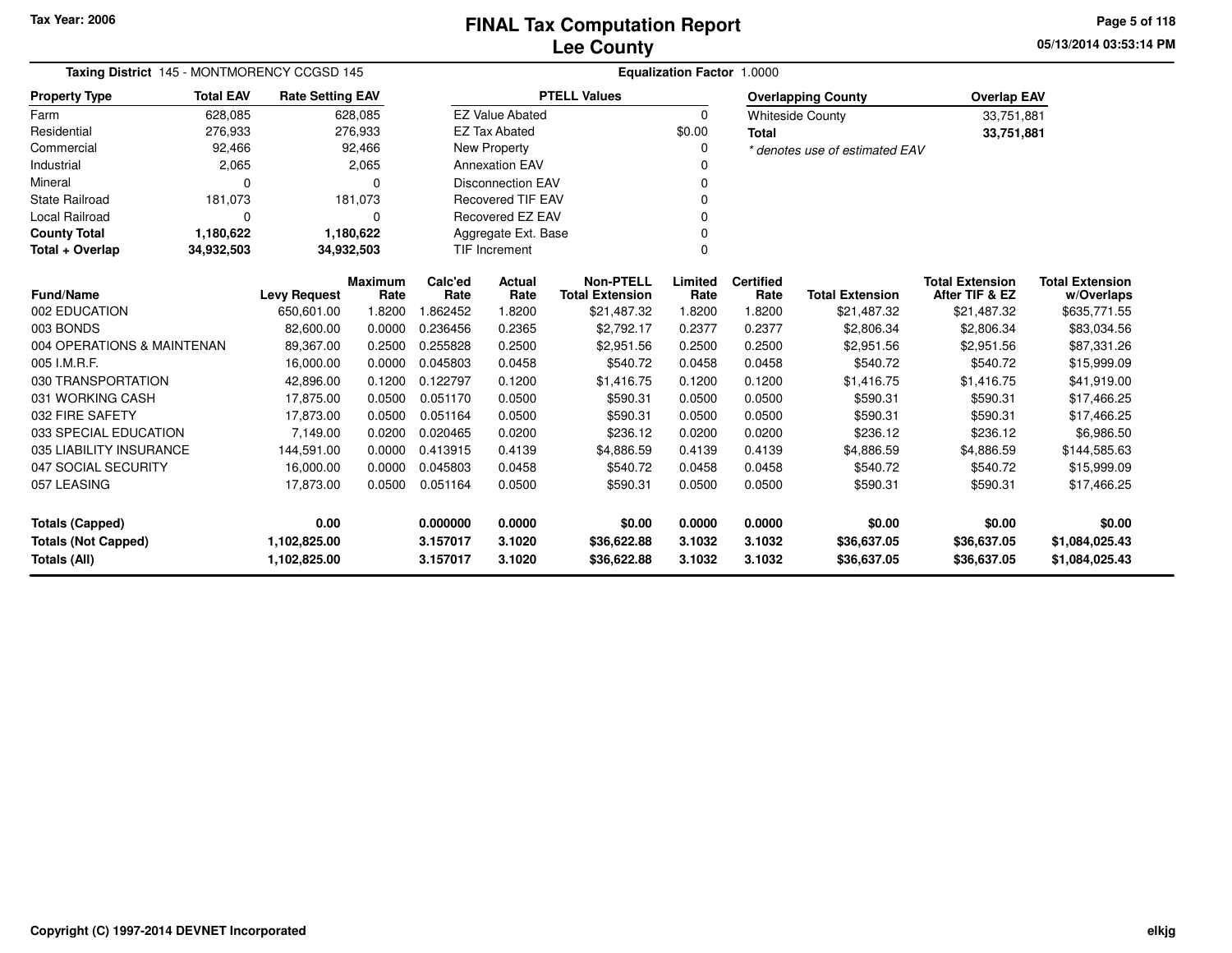Tax Year: 2006

# FINAL Tax Computation Report
## Lee County

05/13/2014 03:53:14 PM

**Taxing District** 145 - MONTMORENCY CCGSD 145 | **Equalization Factor** 1.0000

| Property Type | Total EAV | Rate Setting EAV |
|---|---|---|
| Farm | 628,085 | 628,085 |
| Residential | 276,933 | 276,933 |
| Commercial | 92,466 | 92,466 |
| Industrial | 2,065 | 2,065 |
| Mineral | 0 | 0 |
| State Railroad | 181,073 | 181,073 |
| Local Railroad | 0 | 0 |
| **County Total** | **1,180,622** | **1,180,622** |
| **Total + Overlap** | **34,932,503** | **34,932,503** |

| PTELL Values | |
|---|---|
| EZ Value Abated | 0 |
| EZ Tax Abated | $0.00 |
| New Property | 0 |
| Annexation EAV | 0 |
| Disconnection EAV | 0 |
| Recovered TIF EAV | 0 |
| Recovered EZ EAV | 0 |
| Aggregate Ext. Base | 0 |
| TIF Increment | 0 |

| Overlapping County | Overlap EAV |
|---|---|
| Whiteside County | 33,751,881 |
| **Total** | **33,751,881** |

*\* denotes use of estimated EAV*

| Fund/Name | Levy Request | Maximum Rate | Calc'ed Rate | Actual Rate | Non-PTELL Total Extension | Limited Rate | Certified Rate | Total Extension | Total Extension After TIF & EZ | Total Extension w/Overlaps |
|---|---|---|---|---|---|---|---|---|---|---|
| 002 EDUCATION | 650,601.00 | 1.8200 | 1.862452 | 1.8200 | $21,487.32 | 1.8200 | 1.8200 | $21,487.32 | $21,487.32 | $635,771.55 |
| 003 BONDS | 82,600.00 | 0.0000 | 0.236456 | 0.2365 | $2,792.17 | 0.2377 | 0.2377 | $2,806.34 | $2,806.34 | $83,034.56 |
| 004 OPERATIONS & MAINTENAN | 89,367.00 | 0.2500 | 0.255828 | 0.2500 | $2,951.56 | 0.2500 | 0.2500 | $2,951.56 | $2,951.56 | $87,331.26 |
| 005 I.M.R.F. | 16,000.00 | 0.0000 | 0.045803 | 0.0458 | $540.72 | 0.0458 | 0.0458 | $540.72 | $540.72 | $15,999.09 |
| 030 TRANSPORTATION | 42,896.00 | 0.1200 | 0.122797 | 0.1200 | $1,416.75 | 0.1200 | 0.1200 | $1,416.75 | $1,416.75 | $41,919.00 |
| 031 WORKING CASH | 17,875.00 | 0.0500 | 0.051170 | 0.0500 | $590.31 | 0.0500 | 0.0500 | $590.31 | $590.31 | $17,466.25 |
| 032 FIRE SAFETY | 17,873.00 | 0.0500 | 0.051164 | 0.0500 | $590.31 | 0.0500 | 0.0500 | $590.31 | $590.31 | $17,466.25 |
| 033 SPECIAL EDUCATION | 7,149.00 | 0.0200 | 0.020465 | 0.0200 | $236.12 | 0.0200 | 0.0200 | $236.12 | $236.12 | $6,986.50 |
| 035 LIABILITY INSURANCE | 144,591.00 | 0.0000 | 0.413915 | 0.4139 | $4,886.59 | 0.4139 | 0.4139 | $4,886.59 | $4,886.59 | $144,585.63 |
| 047 SOCIAL SECURITY | 16,000.00 | 0.0000 | 0.045803 | 0.0458 | $540.72 | 0.0458 | 0.0458 | $540.72 | $540.72 | $15,999.09 |
| 057 LEASING | 17,873.00 | 0.0500 | 0.051164 | 0.0500 | $590.31 | 0.0500 | 0.0500 | $590.31 | $590.31 | $17,466.25 |
| **Totals (Capped)** | **0.00** | | **0.000000** | **0.0000** | **$0.00** | **0.0000** | **0.0000** | **$0.00** | **$0.00** | **$0.00** |
| **Totals (Not Capped)** | **1,102,825.00** | | **3.157017** | **3.1020** | **$36,622.88** | **3.1032** | **3.1032** | **$36,637.05** | **$36,637.05** | **$1,084,025.43** |
| **Totals (All)** | **1,102,825.00** | | **3.157017** | **3.1020** | **$36,622.88** | **3.1032** | **3.1032** | **$36,637.05** | **$36,637.05** | **$1,084,025.43** |

Copyright (C) 1997-2014 DEVNET Incorporated

elkjg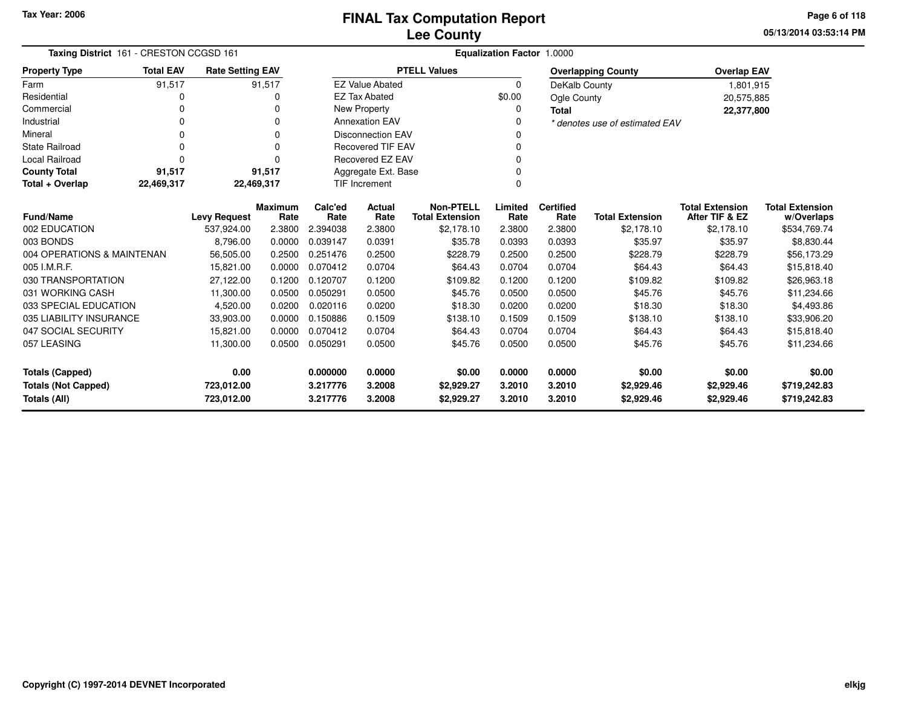# FINAL Tax Computation Report
## Lee County

Tax Year: 2006

05/13/2014 03:53:14 PM

**Taxing District** 161 - CRESTON CCGSD 161 **Equalization Factor** 1.0000

| Property Type | Total EAV | Rate Setting EAV |
|---|---|---|
| Farm | 91,517 | 91,517 |
| Residential | 0 | 0 |
| Commercial | 0 | 0 |
| Industrial | 0 | 0 |
| Mineral | 0 | 0 |
| State Railroad | 0 | 0 |
| Local Railroad | 0 | 0 |
| **County Total** | **91,517** | **91,517** |
| **Total + Overlap** | **22,469,317** | **22,469,317** |

| PTELL Values | |
|---|---|
| EZ Value Abated | 0 |
| EZ Tax Abated | $0.00 |
| New Property | 0 |
| Annexation EAV | 0 |
| Disconnection EAV | 0 |
| Recovered TIF EAV | 0 |
| Recovered EZ EAV | 0 |
| Aggregate Ext. Base | 0 |
| TIF Increment | 0 |

| Overlapping County | Overlap EAV |
|---|---|
| DeKalb County | 1,801,915 |
| Ogle County | 20,575,885 |
| **Total** | **22,377,800** |

*\* denotes use of estimated EAV*

| Fund/Name | Levy Request | Maximum Rate | Calc'ed Rate | Actual Rate | Non-PTELL Total Extension | Limited Rate | Certified Rate | Total Extension | Total Extension After TIF & EZ | Total Extension w/Overlaps |
|---|---|---|---|---|---|---|---|---|---|---|
| 002 EDUCATION | 537,924.00 | 2.3800 | 2.394038 | 2.3800 | $2,178.10 | 2.3800 | 2.3800 | $2,178.10 | $2,178.10 | $534,769.74 |
| 003 BONDS | 8,796.00 | 0.0000 | 0.039147 | 0.0391 | $35.78 | 0.0393 | 0.0393 | $35.97 | $35.97 | $8,830.44 |
| 004 OPERATIONS & MAINTENAN | 56,505.00 | 0.2500 | 0.251476 | 0.2500 | $228.79 | 0.2500 | 0.2500 | $228.79 | $228.79 | $56,173.29 |
| 005 I.M.R.F. | 15,821.00 | 0.0000 | 0.070412 | 0.0704 | $64.43 | 0.0704 | 0.0704 | $64.43 | $64.43 | $15,818.40 |
| 030 TRANSPORTATION | 27,122.00 | 0.1200 | 0.120707 | 0.1200 | $109.82 | 0.1200 | 0.1200 | $109.82 | $109.82 | $26,963.18 |
| 031 WORKING CASH | 11,300.00 | 0.0500 | 0.050291 | 0.0500 | $45.76 | 0.0500 | 0.0500 | $45.76 | $45.76 | $11,234.66 |
| 033 SPECIAL EDUCATION | 4,520.00 | 0.0200 | 0.020116 | 0.0200 | $18.30 | 0.0200 | 0.0200 | $18.30 | $18.30 | $4,493.86 |
| 035 LIABILITY INSURANCE | 33,903.00 | 0.0000 | 0.150886 | 0.1509 | $138.10 | 0.1509 | 0.1509 | $138.10 | $138.10 | $33,906.20 |
| 047 SOCIAL SECURITY | 15,821.00 | 0.0000 | 0.070412 | 0.0704 | $64.43 | 0.0704 | 0.0704 | $64.43 | $64.43 | $15,818.40 |
| 057 LEASING | 11,300.00 | 0.0500 | 0.050291 | 0.0500 | $45.76 | 0.0500 | 0.0500 | $45.76 | $45.76 | $11,234.66 |
| **Totals (Capped)** | **0.00** | | **0.000000** | **0.0000** | **$0.00** | **0.0000** | **0.0000** | **$0.00** | **$0.00** | **$0.00** |
| **Totals (Not Capped)** | **723,012.00** | | **3.217776** | **3.2008** | **$2,929.27** | **3.2010** | **3.2010** | **$2,929.46** | **$2,929.46** | **$719,242.83** |
| **Totals (All)** | **723,012.00** | | **3.217776** | **3.2008** | **$2,929.27** | **3.2010** | **3.2010** | **$2,929.46** | **$2,929.46** | **$719,242.83** |

Copyright (C) 1997-2014 DEVNET Incorporated

elkjg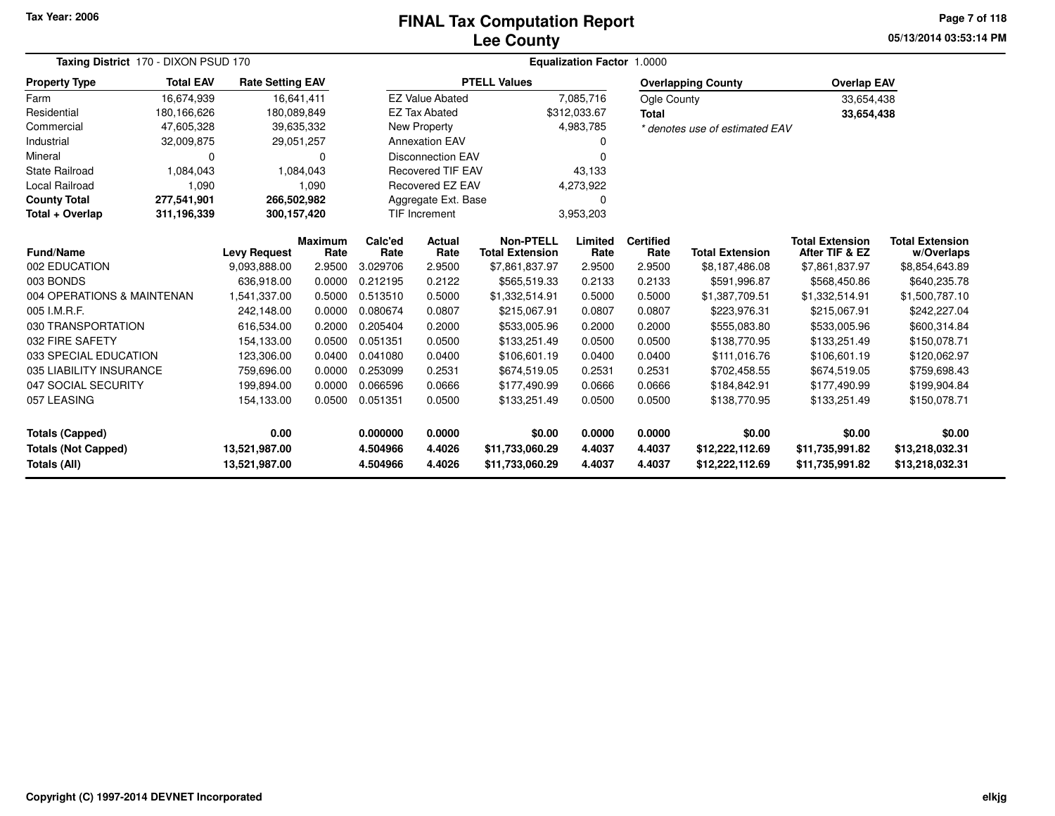Tax Year: 2006

# FINAL Tax Computation Report
## Lee County

05/13/2014 03:53:14 PM

**Taxing District** 170 - DIXON PSUD 170

**Equalization Factor** 1.0000

| Property Type | Total EAV | Rate Setting EAV |
|---|---|---|
| Farm | 16,674,939 | 16,641,411 |
| Residential | 180,166,626 | 180,089,849 |
| Commercial | 47,605,328 | 39,635,332 |
| Industrial | 32,009,875 | 29,051,257 |
| Mineral | 0 | 0 |
| State Railroad | 1,084,043 | 1,084,043 |
| Local Railroad | 1,090 | 1,090 |
| **County Total** | **277,541,901** | **266,502,982** |
| **Total + Overlap** | **311,196,339** | **300,157,420** |

| PTELL Values | |
|---|---|
| EZ Value Abated | 7,085,716 |
| EZ Tax Abated | $312,033.67 |
| New Property | 4,983,785 |
| Annexation EAV | 0 |
| Disconnection EAV | 0 |
| Recovered TIF EAV | 43,133 |
| Recovered EZ EAV | 4,273,922 |
| Aggregate Ext. Base | 0 |
| TIF Increment | 3,953,203 |

| Overlapping County | Overlap EAV |
|---|---|
| Ogle County | 33,654,438 |
| **Total** | **33,654,438** |

* denotes use of estimated EAV

| Fund/Name | Levy Request | Maximum Rate | Calc'ed Rate | Actual Rate | Non-PTELL Total Extension | Limited Rate | Certified Rate | Total Extension | Total Extension After TIF & EZ | Total Extension w/Overlaps |
|---|---|---|---|---|---|---|---|---|---|---|
| 002 EDUCATION | 9,093,888.00 | 2.9500 | 3.029706 | 2.9500 | $7,861,837.97 | 2.9500 | 2.9500 | $8,187,486.08 | $7,861,837.97 | $8,854,643.89 |
| 003 BONDS | 636,918.00 | 0.0000 | 0.212195 | 0.2122 | $565,519.33 | 0.2133 | 0.2133 | $591,996.87 | $568,450.86 | $640,235.78 |
| 004 OPERATIONS & MAINTENAN | 1,541,337.00 | 0.5000 | 0.513510 | 0.5000 | $1,332,514.91 | 0.5000 | 0.5000 | $1,387,709.51 | $1,332,514.91 | $1,500,787.10 |
| 005 I.M.R.F. | 242,148.00 | 0.0000 | 0.080674 | 0.0807 | $215,067.91 | 0.0807 | 0.0807 | $223,976.31 | $215,067.91 | $242,227.04 |
| 030 TRANSPORTATION | 616,534.00 | 0.2000 | 0.205404 | 0.2000 | $533,005.96 | 0.2000 | 0.2000 | $555,083.80 | $533,005.96 | $600,314.84 |
| 032 FIRE SAFETY | 154,133.00 | 0.0500 | 0.051351 | 0.0500 | $133,251.49 | 0.0500 | 0.0500 | $138,770.95 | $133,251.49 | $150,078.71 |
| 033 SPECIAL EDUCATION | 123,306.00 | 0.0400 | 0.041080 | 0.0400 | $106,601.19 | 0.0400 | 0.0400 | $111,016.76 | $106,601.19 | $120,062.97 |
| 035 LIABILITY INSURANCE | 759,696.00 | 0.0000 | 0.253099 | 0.2531 | $674,519.05 | 0.2531 | 0.2531 | $702,458.55 | $674,519.05 | $759,698.43 |
| 047 SOCIAL SECURITY | 199,894.00 | 0.0000 | 0.066596 | 0.0666 | $177,490.99 | 0.0666 | 0.0666 | $184,842.91 | $177,490.99 | $199,904.84 |
| 057 LEASING | 154,133.00 | 0.0500 | 0.051351 | 0.0500 | $133,251.49 | 0.0500 | 0.0500 | $138,770.95 | $133,251.49 | $150,078.71 |
| **Totals (Capped)** | **0.00** | | **0.000000** | **0.0000** | **$0.00** | **0.0000** | **0.0000** | **$0.00** | **$0.00** | **$0.00** |
| **Totals (Not Capped)** | **13,521,987.00** | | **4.504966** | **4.4026** | **$11,733,060.29** | **4.4037** | **4.4037** | **$12,222,112.69** | **$11,735,991.82** | **$13,218,032.31** |
| **Totals (All)** | **13,521,987.00** | | **4.504966** | **4.4026** | **$11,733,060.29** | **4.4037** | **4.4037** | **$12,222,112.69** | **$11,735,991.82** | **$13,218,032.31** |

Copyright (C) 1997-2014 DEVNET Incorporated

elkjg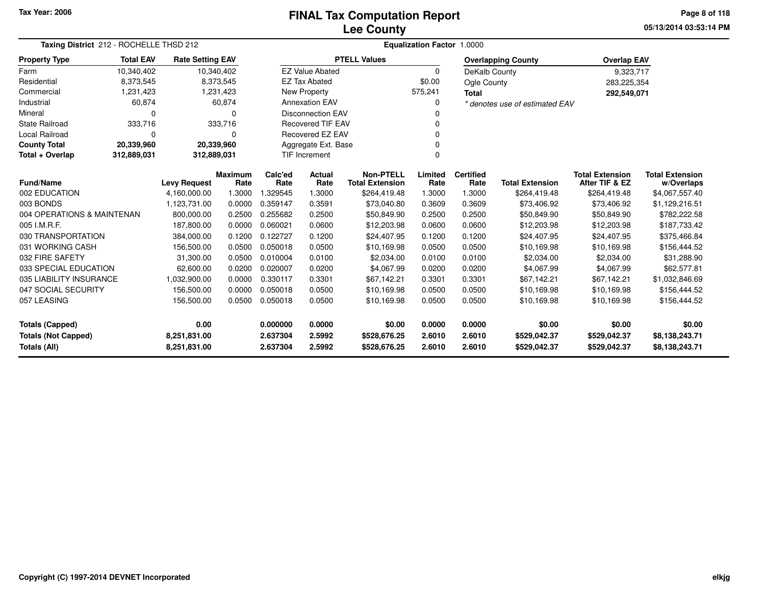Tax Year: 2006

# FINAL Tax Computation Report
## Lee County

05/13/2014 03:53:14 PM

**Taxing District** 212 - ROCHELLE THSD 212 **Equalization Factor** 1.0000

| Property Type | Total EAV | Rate Setting EAV |
|---|---|---|
| Farm | 10,340,402 | 10,340,402 |
| Residential | 8,373,545 | 8,373,545 |
| Commercial | 1,231,423 | 1,231,423 |
| Industrial | 60,874 | 60,874 |
| Mineral | 0 | 0 |
| State Railroad | 333,716 | 333,716 |
| Local Railroad | 0 | 0 |
| **County Total** | **20,339,960** | **20,339,960** |
| **Total + Overlap** | **312,889,031** | **312,889,031** |

| PTELL Values | |
|---|---|
| EZ Value Abated | 0 |
| EZ Tax Abated | $0.00 |
| New Property | 575,241 |
| Annexation EAV | 0 |
| Disconnection EAV | 0 |
| Recovered TIF EAV | 0 |
| Recovered EZ EAV | 0 |
| Aggregate Ext. Base | 0 |
| TIF Increment | 0 |

| Overlapping County | Overlap EAV |
|---|---|
| DeKalb County | 9,323,717 |
| Ogle County | 283,225,354 |
| **Total** | **292,549,071** |

*\* denotes use of estimated EAV*

| Fund/Name | Levy Request | Maximum Rate | Calc'ed Rate | Actual Rate | Non-PTELL Total Extension | Limited Rate | Certified Rate | Total Extension | Total Extension After TIF & EZ | Total Extension w/Overlaps |
|---|---|---|---|---|---|---|---|---|---|---|
| 002 EDUCATION | 4,160,000.00 | 1.3000 | 1.329545 | 1.3000 | $264,419.48 | 1.3000 | 1.3000 | $264,419.48 | $264,419.48 | $4,067,557.40 |
| 003 BONDS | 1,123,731.00 | 0.0000 | 0.359147 | 0.3591 | $73,040.80 | 0.3609 | 0.3609 | $73,406.92 | $73,406.92 | $1,129,216.51 |
| 004 OPERATIONS & MAINTENAN | 800,000.00 | 0.2500 | 0.255682 | 0.2500 | $50,849.90 | 0.2500 | 0.2500 | $50,849.90 | $50,849.90 | $782,222.58 |
| 005 I.M.R.F. | 187,800.00 | 0.0000 | 0.060021 | 0.0600 | $12,203.98 | 0.0600 | 0.0600 | $12,203.98 | $12,203.98 | $187,733.42 |
| 030 TRANSPORTATION | 384,000.00 | 0.1200 | 0.122727 | 0.1200 | $24,407.95 | 0.1200 | 0.1200 | $24,407.95 | $24,407.95 | $375,466.84 |
| 031 WORKING CASH | 156,500.00 | 0.0500 | 0.050018 | 0.0500 | $10,169.98 | 0.0500 | 0.0500 | $10,169.98 | $10,169.98 | $156,444.52 |
| 032 FIRE SAFETY | 31,300.00 | 0.0500 | 0.010004 | 0.0100 | $2,034.00 | 0.0100 | 0.0100 | $2,034.00 | $2,034.00 | $31,288.90 |
| 033 SPECIAL EDUCATION | 62,600.00 | 0.0200 | 0.020007 | 0.0200 | $4,067.99 | 0.0200 | 0.0200 | $4,067.99 | $4,067.99 | $62,577.81 |
| 035 LIABILITY INSURANCE | 1,032,900.00 | 0.0000 | 0.330117 | 0.3301 | $67,142.21 | 0.3301 | 0.3301 | $67,142.21 | $67,142.21 | $1,032,846.69 |
| 047 SOCIAL SECURITY | 156,500.00 | 0.0000 | 0.050018 | 0.0500 | $10,169.98 | 0.0500 | 0.0500 | $10,169.98 | $10,169.98 | $156,444.52 |
| 057 LEASING | 156,500.00 | 0.0500 | 0.050018 | 0.0500 | $10,169.98 | 0.0500 | 0.0500 | $10,169.98 | $10,169.98 | $156,444.52 |
| **Totals (Capped)** | **0.00** | | **0.000000** | **0.0000** | **$0.00** | **0.0000** | **0.0000** | **$0.00** | **$0.00** | **$0.00** |
| **Totals (Not Capped)** | **8,251,831.00** | | **2.637304** | **2.5992** | **$528,676.25** | **2.6010** | **2.6010** | **$529,042.37** | **$529,042.37** | **$8,138,243.71** |
| **Totals (All)** | **8,251,831.00** | | **2.637304** | **2.5992** | **$528,676.25** | **2.6010** | **2.6010** | **$529,042.37** | **$529,042.37** | **$8,138,243.71** |

Copyright (C) 1997-2014 DEVNET Incorporated elkjg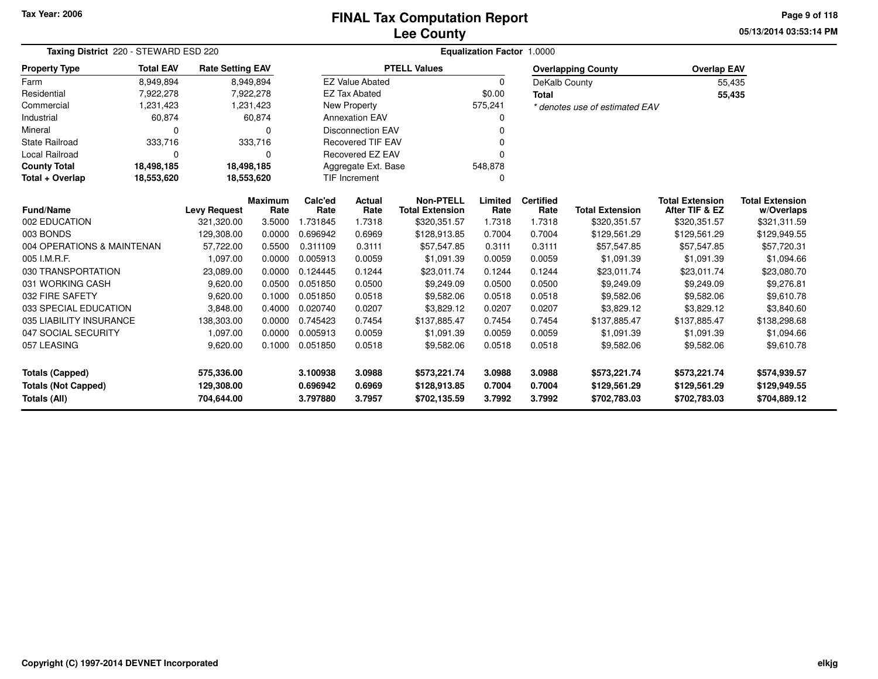# FINAL Tax Computation Report
## Lee County

Tax Year: 2006

**Taxing District** 220 - STEWARD ESD 220

**Equalization Factor** 1.0000

| Property Type | Total EAV | Rate Setting EAV |
|---|---|---|
| Farm | 8,949,894 | 8,949,894 |
| Residential | 7,922,278 | 7,922,278 |
| Commercial | 1,231,423 | 1,231,423 |
| Industrial | 60,874 | 60,874 |
| Mineral | 0 | 0 |
| State Railroad | 333,716 | 333,716 |
| Local Railroad | 0 | 0 |
| **County Total** | **18,498,185** | **18,498,185** |
| **Total + Overlap** | **18,553,620** | **18,553,620** |

| PTELL Values | |
|---|---|
| EZ Value Abated | 0 |
| EZ Tax Abated | $0.00 |
| New Property | 575,241 |
| Annexation EAV | 0 |
| Disconnection EAV | 0 |
| Recovered TIF EAV | 0 |
| Recovered EZ EAV | 0 |
| Aggregate Ext. Base | 548,878 |
| TIF Increment | 0 |

| Overlapping County | Overlap EAV |
|---|---|
| DeKalb County | 55,435 |
| **Total** | **55,435** |

*\* denotes use of estimated EAV*

| Fund/Name | Levy Request | Maximum Rate | Calc'ed Rate | Actual Rate | Non-PTELL Total Extension | Limited Rate | Certified Rate | Total Extension | Total Extension After TIF & EZ | Total Extension w/Overlaps |
|---|---|---|---|---|---|---|---|---|---|---|
| 002 EDUCATION | 321,320.00 | 3.5000 | 1.731845 | 1.7318 | $320,351.57 | 1.7318 | 1.7318 | $320,351.57 | $320,351.57 | $321,311.59 |
| 003 BONDS | 129,308.00 | 0.0000 | 0.696942 | 0.6969 | $128,913.85 | 0.7004 | 0.7004 | $129,561.29 | $129,561.29 | $129,949.55 |
| 004 OPERATIONS & MAINTENAN | 57,722.00 | 0.5500 | 0.311109 | 0.3111 | $57,547.85 | 0.3111 | 0.3111 | $57,547.85 | $57,547.85 | $57,720.31 |
| 005 I.M.R.F. | 1,097.00 | 0.0000 | 0.005913 | 0.0059 | $1,091.39 | 0.0059 | 0.0059 | $1,091.39 | $1,091.39 | $1,094.66 |
| 030 TRANSPORTATION | 23,089.00 | 0.0000 | 0.124445 | 0.1244 | $23,011.74 | 0.1244 | 0.1244 | $23,011.74 | $23,011.74 | $23,080.70 |
| 031 WORKING CASH | 9,620.00 | 0.0500 | 0.051850 | 0.0500 | $9,249.09 | 0.0500 | 0.0500 | $9,249.09 | $9,249.09 | $9,276.81 |
| 032 FIRE SAFETY | 9,620.00 | 0.1000 | 0.051850 | 0.0518 | $9,582.06 | 0.0518 | 0.0518 | $9,582.06 | $9,582.06 | $9,610.78 |
| 033 SPECIAL EDUCATION | 3,848.00 | 0.4000 | 0.020740 | 0.0207 | $3,829.12 | 0.0207 | 0.0207 | $3,829.12 | $3,829.12 | $3,840.60 |
| 035 LIABILITY INSURANCE | 138,303.00 | 0.0000 | 0.745423 | 0.7454 | $137,885.47 | 0.7454 | 0.7454 | $137,885.47 | $137,885.47 | $138,298.68 |
| 047 SOCIAL SECURITY | 1,097.00 | 0.0000 | 0.005913 | 0.0059 | $1,091.39 | 0.0059 | 0.0059 | $1,091.39 | $1,091.39 | $1,094.66 |
| 057 LEASING | 9,620.00 | 0.1000 | 0.051850 | 0.0518 | $9,582.06 | 0.0518 | 0.0518 | $9,582.06 | $9,582.06 | $9,610.78 |
| **Totals (Capped)** | **575,336.00** | | **3.100938** | **3.0988** | **$573,221.74** | **3.0988** | **3.0988** | **$573,221.74** | **$573,221.74** | **$574,939.57** |
| **Totals (Not Capped)** | **129,308.00** | | **0.696942** | **0.6969** | **$128,913.85** | **0.7004** | **0.7004** | **$129,561.29** | **$129,561.29** | **$129,949.55** |
| **Totals (All)** | **704,644.00** | | **3.797880** | **3.7957** | **$702,135.59** | **3.7992** | **3.7992** | **$702,783.03** | **$702,783.03** | **$704,889.12** |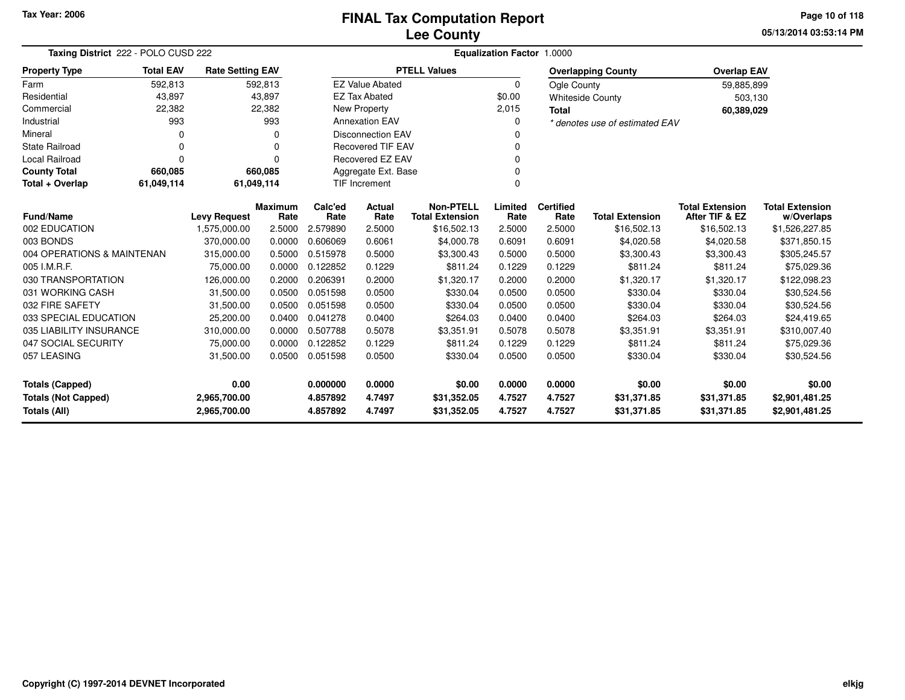Tax Year: 2006

# FINAL Tax Computation Report
## Lee County

05/13/2014 03:53:14 PM

**Taxing District** 222 - POLO CUSD 222 | **Equalization Factor** 1.0000

| Property Type | Total EAV | Rate Setting EAV |
|---|---|---|
| Farm | 592,813 | 592,813 |
| Residential | 43,897 | 43,897 |
| Commercial | 22,382 | 22,382 |
| Industrial | 993 | 993 |
| Mineral | 0 | 0 |
| State Railroad | 0 | 0 |
| Local Railroad | 0 | 0 |
| **County Total** | **660,085** | **660,085** |
| **Total + Overlap** | **61,049,114** | **61,049,114** |

| PTELL Values | |
|---|---|
| EZ Value Abated | 0 |
| EZ Tax Abated | $0.00 |
| New Property | 2,015 |
| Annexation EAV | 0 |
| Disconnection EAV | 0 |
| Recovered TIF EAV | 0 |
| Recovered EZ EAV | 0 |
| Aggregate Ext. Base | 0 |
| TIF Increment | 0 |

| Overlapping County | Overlap EAV |
|---|---|
| Ogle County | 59,885,899 |
| Whiteside County | 503,130 |
| **Total** | **60,389,029** |

*\* denotes use of estimated EAV*

| Fund/Name | Levy Request | Maximum Rate | Calc'ed Rate | Actual Rate | Non-PTELL Total Extension | Limited Rate | Certified Rate | Total Extension | Total Extension After TIF & EZ | Total Extension w/Overlaps |
|---|---|---|---|---|---|---|---|---|---|---|
| 002 EDUCATION | 1,575,000.00 | 2.5000 | 2.579890 | 2.5000 | $16,502.13 | 2.5000 | 2.5000 | $16,502.13 | $16,502.13 | $1,526,227.85 |
| 003 BONDS | 370,000.00 | 0.0000 | 0.606069 | 0.6061 | $4,000.78 | 0.6091 | 0.6091 | $4,020.58 | $4,020.58 | $371,850.15 |
| 004 OPERATIONS & MAINTENAN | 315,000.00 | 0.5000 | 0.515978 | 0.5000 | $3,300.43 | 0.5000 | 0.5000 | $3,300.43 | $3,300.43 | $305,245.57 |
| 005 I.M.R.F. | 75,000.00 | 0.0000 | 0.122852 | 0.1229 | $811.24 | 0.1229 | 0.1229 | $811.24 | $811.24 | $75,029.36 |
| 030 TRANSPORTATION | 126,000.00 | 0.2000 | 0.206391 | 0.2000 | $1,320.17 | 0.2000 | 0.2000 | $1,320.17 | $1,320.17 | $122,098.23 |
| 031 WORKING CASH | 31,500.00 | 0.0500 | 0.051598 | 0.0500 | $330.04 | 0.0500 | 0.0500 | $330.04 | $330.04 | $30,524.56 |
| 032 FIRE SAFETY | 31,500.00 | 0.0500 | 0.051598 | 0.0500 | $330.04 | 0.0500 | 0.0500 | $330.04 | $330.04 | $30,524.56 |
| 033 SPECIAL EDUCATION | 25,200.00 | 0.0400 | 0.041278 | 0.0400 | $264.03 | 0.0400 | 0.0400 | $264.03 | $264.03 | $24,419.65 |
| 035 LIABILITY INSURANCE | 310,000.00 | 0.0000 | 0.507788 | 0.5078 | $3,351.91 | 0.5078 | 0.5078 | $3,351.91 | $3,351.91 | $310,007.40 |
| 047 SOCIAL SECURITY | 75,000.00 | 0.0000 | 0.122852 | 0.1229 | $811.24 | 0.1229 | 0.1229 | $811.24 | $811.24 | $75,029.36 |
| 057 LEASING | 31,500.00 | 0.0500 | 0.051598 | 0.0500 | $330.04 | 0.0500 | 0.0500 | $330.04 | $330.04 | $30,524.56 |
| **Totals (Capped)** | **0.00** | | **0.000000** | **0.0000** | **$0.00** | **0.0000** | **0.0000** | **$0.00** | **$0.00** | **$0.00** |
| **Totals (Not Capped)** | **2,965,700.00** | | **4.857892** | **4.7497** | **$31,352.05** | **4.7527** | **4.7527** | **$31,371.85** | **$31,371.85** | **$2,901,481.25** |
| **Totals (All)** | **2,965,700.00** | | **4.857892** | **4.7497** | **$31,352.05** | **4.7527** | **4.7527** | **$31,371.85** | **$31,371.85** | **$2,901,481.25** |

Copyright (C) 1997-2014 DEVNET Incorporated

elkjg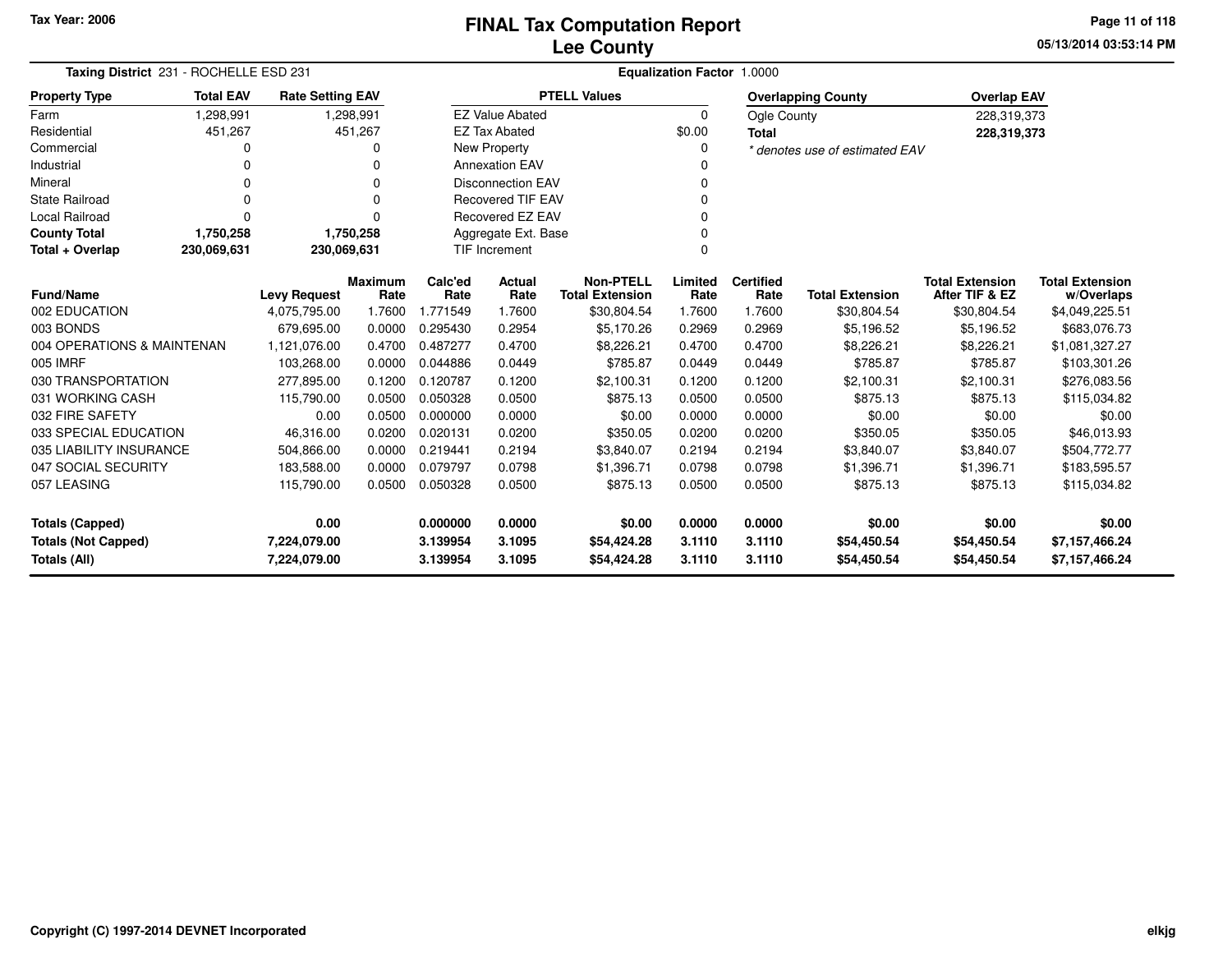# FINAL Tax Computation Report
## Lee County

Tax Year: 2006

**Taxing District** 231 - ROCHELLE ESD 231 | **Equalization Factor** 1.0000

| Property Type | Total EAV | Rate Setting EAV |
|---|---|---|
| Farm | 1,298,991 | 1,298,991 |
| Residential | 451,267 | 451,267 |
| Commercial | 0 | 0 |
| Industrial | 0 | 0 |
| Mineral | 0 | 0 |
| State Railroad | 0 | 0 |
| Local Railroad | 0 | 0 |
| **County Total** | **1,750,258** | **1,750,258** |
| **Total + Overlap** | **230,069,631** | **230,069,631** |

| PTELL Values | |
|---|---|
| EZ Value Abated | 0 |
| EZ Tax Abated | $0.00 |
| New Property | 0 |
| Annexation EAV | 0 |
| Disconnection EAV | 0 |
| Recovered TIF EAV | 0 |
| Recovered EZ EAV | 0 |
| Aggregate Ext. Base | 0 |
| TIF Increment | 0 |

| Overlapping County | Overlap EAV |
|---|---|
| Ogle County | 228,319,373 |
| **Total** | **228,319,373** |

*\* denotes use of estimated EAV*

| Fund/Name | Levy Request | Maximum Rate | Calc'ed Rate | Actual Rate | Non-PTELL Total Extension | Limited Rate | Certified Rate | Total Extension | Total Extension After TIF & EZ | Total Extension w/Overlaps |
|---|---|---|---|---|---|---|---|---|---|---|
| 002 EDUCATION | 4,075,795.00 | 1.7600 | 1.771549 | 1.7600 | $30,804.54 | 1.7600 | 1.7600 | $30,804.54 | $30,804.54 | $4,049,225.51 |
| 003 BONDS | 679,695.00 | 0.0000 | 0.295430 | 0.2954 | $5,170.26 | 0.2969 | 0.2969 | $5,196.52 | $5,196.52 | $683,076.73 |
| 004 OPERATIONS & MAINTENAN | 1,121,076.00 | 0.4700 | 0.487277 | 0.4700 | $8,226.21 | 0.4700 | 0.4700 | $8,226.21 | $8,226.21 | $1,081,327.27 |
| 005 IMRF | 103,268.00 | 0.0000 | 0.044886 | 0.0449 | $785.87 | 0.0449 | 0.0449 | $785.87 | $785.87 | $103,301.26 |
| 030 TRANSPORTATION | 277,895.00 | 0.1200 | 0.120787 | 0.1200 | $2,100.31 | 0.1200 | 0.1200 | $2,100.31 | $2,100.31 | $276,083.56 |
| 031 WORKING CASH | 115,790.00 | 0.0500 | 0.050328 | 0.0500 | $875.13 | 0.0500 | 0.0500 | $875.13 | $875.13 | $115,034.82 |
| 032 FIRE SAFETY | 0.00 | 0.0500 | 0.000000 | 0.0000 | $0.00 | 0.0000 | 0.0000 | $0.00 | $0.00 | $0.00 |
| 033 SPECIAL EDUCATION | 46,316.00 | 0.0200 | 0.020131 | 0.0200 | $350.05 | 0.0200 | 0.0200 | $350.05 | $350.05 | $46,013.93 |
| 035 LIABILITY INSURANCE | 504,866.00 | 0.0000 | 0.219441 | 0.2194 | $3,840.07 | 0.2194 | 0.2194 | $3,840.07 | $3,840.07 | $504,772.77 |
| 047 SOCIAL SECURITY | 183,588.00 | 0.0000 | 0.079797 | 0.0798 | $1,396.71 | 0.0798 | 0.0798 | $1,396.71 | $1,396.71 | $183,595.57 |
| 057 LEASING | 115,790.00 | 0.0500 | 0.050328 | 0.0500 | $875.13 | 0.0500 | 0.0500 | $875.13 | $875.13 | $115,034.82 |
| **Totals (Capped)** | **0.00** | | **0.000000** | **0.0000** | **$0.00** | **0.0000** | **0.0000** | **$0.00** | **$0.00** | **$0.00** |
| **Totals (Not Capped)** | **7,224,079.00** | | **3.139954** | **3.1095** | **$54,424.28** | **3.1110** | **3.1110** | **$54,450.54** | **$54,450.54** | **$7,157,466.24** |
| **Totals (All)** | **7,224,079.00** | | **3.139954** | **3.1095** | **$54,424.28** | **3.1110** | **3.1110** | **$54,450.54** | **$54,450.54** | **$7,157,466.24** |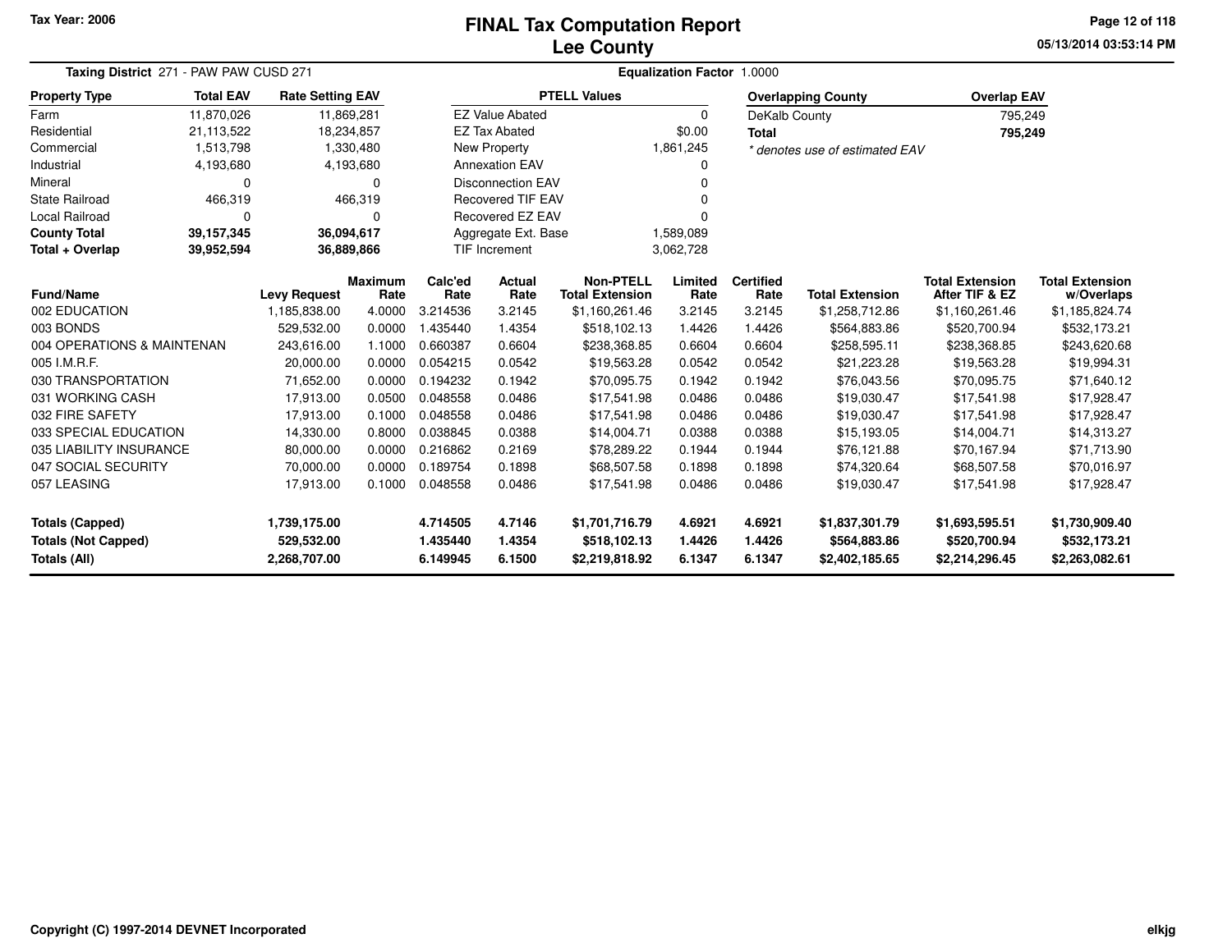Tax Year: 2006

# FINAL Tax Computation Report
## Lee County

05/13/2014 03:53:14 PM

**Taxing District** 271 - PAW PAW CUSD 271 **Equalization Factor** 1.0000

| Property Type | Total EAV | Rate Setting EAV |
|---|---|---|
| Farm | 11,870,026 | 11,869,281 |
| Residential | 21,113,522 | 18,234,857 |
| Commercial | 1,513,798 | 1,330,480 |
| Industrial | 4,193,680 | 4,193,680 |
| Mineral | 0 | 0 |
| State Railroad | 466,319 | 466,319 |
| Local Railroad | 0 | 0 |
| **County Total** | **39,157,345** | **36,094,617** |
| **Total + Overlap** | **39,952,594** | **36,889,866** |

| PTELL Values | |
|---|---|
| EZ Value Abated | 0 |
| EZ Tax Abated | $0.00 |
| New Property | 1,861,245 |
| Annexation EAV | 0 |
| Disconnection EAV | 0 |
| Recovered TIF EAV | 0 |
| Recovered EZ EAV | 0 |
| Aggregate Ext. Base | 1,589,089 |
| TIF Increment | 3,062,728 |

| Overlapping County | Overlap EAV |
|---|---|
| DeKalb County | 795,249 |
| **Total** | **795,249** |

*\* denotes use of estimated EAV*

| Fund/Name | Levy Request | Maximum Rate | Calc'ed Rate | Actual Rate | Non-PTELL Total Extension | Limited Rate | Certified Rate | Total Extension | Total Extension After TIF & EZ | Total Extension w/Overlaps |
|---|---|---|---|---|---|---|---|---|---|---|
| 002 EDUCATION | 1,185,838.00 | 4.0000 | 3.214536 | 3.2145 | $1,160,261.46 | 3.2145 | 3.2145 | $1,258,712.86 | $1,160,261.46 | $1,185,824.74 |
| 003 BONDS | 529,532.00 | 0.0000 | 1.435440 | 1.4354 | $518,102.13 | 1.4426 | 1.4426 | $564,883.86 | $520,700.94 | $532,173.21 |
| 004 OPERATIONS & MAINTENAN | 243,616.00 | 1.1000 | 0.660387 | 0.6604 | $238,368.85 | 0.6604 | 0.6604 | $258,595.11 | $238,368.85 | $243,620.68 |
| 005 I.M.R.F. | 20,000.00 | 0.0000 | 0.054215 | 0.0542 | $19,563.28 | 0.0542 | 0.0542 | $21,223.28 | $19,563.28 | $19,994.31 |
| 030 TRANSPORTATION | 71,652.00 | 0.0000 | 0.194232 | 0.1942 | $70,095.75 | 0.1942 | 0.1942 | $76,043.56 | $70,095.75 | $71,640.12 |
| 031 WORKING CASH | 17,913.00 | 0.0500 | 0.048558 | 0.0486 | $17,541.98 | 0.0486 | 0.0486 | $19,030.47 | $17,541.98 | $17,928.47 |
| 032 FIRE SAFETY | 17,913.00 | 0.1000 | 0.048558 | 0.0486 | $17,541.98 | 0.0486 | 0.0486 | $19,030.47 | $17,541.98 | $17,928.47 |
| 033 SPECIAL EDUCATION | 14,330.00 | 0.8000 | 0.038845 | 0.0388 | $14,004.71 | 0.0388 | 0.0388 | $15,193.05 | $14,004.71 | $14,313.27 |
| 035 LIABILITY INSURANCE | 80,000.00 | 0.0000 | 0.216862 | 0.2169 | $78,289.22 | 0.1944 | 0.1944 | $76,121.88 | $70,167.94 | $71,713.90 |
| 047 SOCIAL SECURITY | 70,000.00 | 0.0000 | 0.189754 | 0.1898 | $68,507.58 | 0.1898 | 0.1898 | $74,320.64 | $68,507.58 | $70,016.97 |
| 057 LEASING | 17,913.00 | 0.1000 | 0.048558 | 0.0486 | $17,541.98 | 0.0486 | 0.0486 | $19,030.47 | $17,541.98 | $17,928.47 |
| **Totals (Capped)** | **1,739,175.00** | | **4.714505** | **4.7146** | **$1,701,716.79** | **4.6921** | **4.6921** | **$1,837,301.79** | **$1,693,595.51** | **$1,730,909.40** |
| **Totals (Not Capped)** | **529,532.00** | | **1.435440** | **1.4354** | **$518,102.13** | **1.4426** | **1.4426** | **$564,883.86** | **$520,700.94** | **$532,173.21** |
| **Totals (All)** | **2,268,707.00** | | **6.149945** | **6.1500** | **$2,219,818.92** | **6.1347** | **6.1347** | **$2,402,185.65** | **$2,214,296.45** | **$2,263,082.61** |

Copyright (C) 1997-2014 DEVNET Incorporated

elkjg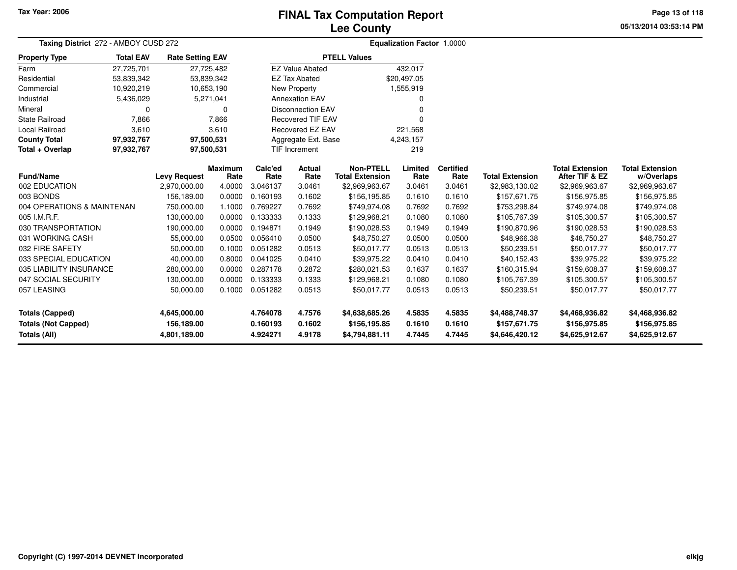# FINAL Tax Computation Report
## Lee County

Tax Year: 2006

**Taxing District** 272 - AMBOY CUSD 272

**Equalization Factor** 1.0000

| Property Type | Total EAV | Rate Setting EAV |
|---|---|---|
| Farm | 27,725,701 | 27,725,482 |
| Residential | 53,839,342 | 53,839,342 |
| Commercial | 10,920,219 | 10,653,190 |
| Industrial | 5,436,029 | 5,271,041 |
| Mineral | 0 | 0 |
| State Railroad | 7,866 | 7,866 |
| Local Railroad | 3,610 | 3,610 |
| **County Total** | **97,932,767** | **97,500,531** |
| **Total + Overlap** | **97,932,767** | **97,500,531** |

| PTELL Values | |
|---|---|
| EZ Value Abated | 432,017 |
| EZ Tax Abated | $20,497.05 |
| New Property | 1,555,919 |
| Annexation EAV | 0 |
| Disconnection EAV | 0 |
| Recovered TIF EAV | 0 |
| Recovered EZ EAV | 221,568 |
| Aggregate Ext. Base | 4,243,157 |
| TIF Increment | 219 |

| Fund/Name | Levy Request | Maximum Rate | Calc'ed Rate | Actual Rate | Non-PTELL Total Extension | Limited Rate | Certified Rate | Total Extension | Total Extension After TIF & EZ | Total Extension w/Overlaps |
|---|---|---|---|---|---|---|---|---|---|---|
| 002 EDUCATION | 2,970,000.00 | 4.0000 | 3.046137 | 3.0461 | $2,969,963.67 | 3.0461 | 3.0461 | $2,983,130.02 | $2,969,963.67 | $2,969,963.67 |
| 003 BONDS | 156,189.00 | 0.0000 | 0.160193 | 0.1602 | $156,195.85 | 0.1610 | 0.1610 | $157,671.75 | $156,975.85 | $156,975.85 |
| 004 OPERATIONS & MAINTENAN | 750,000.00 | 1.1000 | 0.769227 | 0.7692 | $749,974.08 | 0.7692 | 0.7692 | $753,298.84 | $749,974.08 | $749,974.08 |
| 005 I.M.R.F. | 130,000.00 | 0.0000 | 0.133333 | 0.1333 | $129,968.21 | 0.1080 | 0.1080 | $105,767.39 | $105,300.57 | $105,300.57 |
| 030 TRANSPORTATION | 190,000.00 | 0.0000 | 0.194871 | 0.1949 | $190,028.53 | 0.1949 | 0.1949 | $190,870.96 | $190,028.53 | $190,028.53 |
| 031 WORKING CASH | 55,000.00 | 0.0500 | 0.056410 | 0.0500 | $48,750.27 | 0.0500 | 0.0500 | $48,966.38 | $48,750.27 | $48,750.27 |
| 032 FIRE SAFETY | 50,000.00 | 0.1000 | 0.051282 | 0.0513 | $50,017.77 | 0.0513 | 0.0513 | $50,239.51 | $50,017.77 | $50,017.77 |
| 033 SPECIAL EDUCATION | 40,000.00 | 0.8000 | 0.041025 | 0.0410 | $39,975.22 | 0.0410 | 0.0410 | $40,152.43 | $39,975.22 | $39,975.22 |
| 035 LIABILITY INSURANCE | 280,000.00 | 0.0000 | 0.287178 | 0.2872 | $280,021.53 | 0.1637 | 0.1637 | $160,315.94 | $159,608.37 | $159,608.37 |
| 047 SOCIAL SECURITY | 130,000.00 | 0.0000 | 0.133333 | 0.1333 | $129,968.21 | 0.1080 | 0.1080 | $105,767.39 | $105,300.57 | $105,300.57 |
| 057 LEASING | 50,000.00 | 0.1000 | 0.051282 | 0.0513 | $50,017.77 | 0.0513 | 0.0513 | $50,239.51 | $50,017.77 | $50,017.77 |
| **Totals (Capped)** | **4,645,000.00** | | **4.764078** | **4.7576** | **$4,638,685.26** | **4.5835** | **4.5835** | **$4,488,748.37** | **$4,468,936.82** | **$4,468,936.82** |
| **Totals (Not Capped)** | **156,189.00** | | **0.160193** | **0.1602** | **$156,195.85** | **0.1610** | **0.1610** | **$157,671.75** | **$156,975.85** | **$156,975.85** |
| **Totals (All)** | **4,801,189.00** | | **4.924271** | **4.9178** | **$4,794,881.11** | **4.7445** | **4.7445** | **$4,646,420.12** | **$4,625,912.67** | **$4,625,912.67** |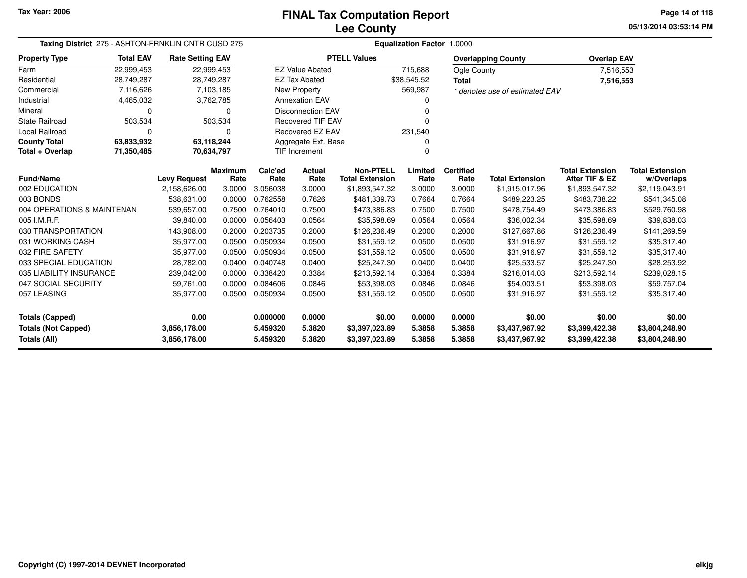# FINAL Tax Computation Report
## Lee County

Tax Year: 2006

05/13/2014 03:53:14 PM

**Taxing District** 275 - ASHTON-FRNKLIN CNTR CUSD 275 **Equalization Factor** 1.0000

| Property Type | Total EAV | Rate Setting EAV |
|---|---|---|
| Farm | 22,999,453 | 22,999,453 |
| Residential | 28,749,287 | 28,749,287 |
| Commercial | 7,116,626 | 7,103,185 |
| Industrial | 4,465,032 | 3,762,785 |
| Mineral | 0 | 0 |
| State Railroad | 503,534 | 503,534 |
| Local Railroad | 0 | 0 |
| **County Total** | **63,833,932** | **63,118,244** |
| **Total + Overlap** | **71,350,485** | **70,634,797** |

| PTELL Values | |
|---|---|
| EZ Value Abated | 715,688 |
| EZ Tax Abated | $38,545.52 |
| New Property | 569,987 |
| Annexation EAV | 0 |
| Disconnection EAV | 0 |
| Recovered TIF EAV | 0 |
| Recovered EZ EAV | 231,540 |
| Aggregate Ext. Base | 0 |
| TIF Increment | 0 |

| Overlapping County | Overlap EAV |
|---|---|
| Ogle County | 7,516,553 |
| **Total** | **7,516,553** |

* denotes use of estimated EAV

| Fund/Name | Levy Request | Maximum Rate | Calc'ed Rate | Actual Rate | Non-PTELL Total Extension | Limited Rate | Certified Rate | Total Extension | Total Extension After TIF & EZ | Total Extension w/Overlaps |
|---|---|---|---|---|---|---|---|---|---|---|
| 002 EDUCATION | 2,158,626.00 | 3.0000 | 3.056038 | 3.0000 | $1,893,547.32 | 3.0000 | 3.0000 | $1,915,017.96 | $1,893,547.32 | $2,119,043.91 |
| 003 BONDS | 538,631.00 | 0.0000 | 0.762558 | 0.7626 | $481,339.73 | 0.7664 | 0.7664 | $489,223.25 | $483,738.22 | $541,345.08 |
| 004 OPERATIONS & MAINTENAN | 539,657.00 | 0.7500 | 0.764010 | 0.7500 | $473,386.83 | 0.7500 | 0.7500 | $478,754.49 | $473,386.83 | $529,760.98 |
| 005 I.M.R.F. | 39,840.00 | 0.0000 | 0.056403 | 0.0564 | $35,598.69 | 0.0564 | 0.0564 | $36,002.34 | $35,598.69 | $39,838.03 |
| 030 TRANSPORTATION | 143,908.00 | 0.2000 | 0.203735 | 0.2000 | $126,236.49 | 0.2000 | 0.2000 | $127,667.86 | $126,236.49 | $141,269.59 |
| 031 WORKING CASH | 35,977.00 | 0.0500 | 0.050934 | 0.0500 | $31,559.12 | 0.0500 | 0.0500 | $31,916.97 | $31,559.12 | $35,317.40 |
| 032 FIRE SAFETY | 35,977.00 | 0.0500 | 0.050934 | 0.0500 | $31,559.12 | 0.0500 | 0.0500 | $31,916.97 | $31,559.12 | $35,317.40 |
| 033 SPECIAL EDUCATION | 28,782.00 | 0.0400 | 0.040748 | 0.0400 | $25,247.30 | 0.0400 | 0.0400 | $25,533.57 | $25,247.30 | $28,253.92 |
| 035 LIABILITY INSURANCE | 239,042.00 | 0.0000 | 0.338420 | 0.3384 | $213,592.14 | 0.3384 | 0.3384 | $216,014.03 | $213,592.14 | $239,028.15 |
| 047 SOCIAL SECURITY | 59,761.00 | 0.0000 | 0.084606 | 0.0846 | $53,398.03 | 0.0846 | 0.0846 | $54,003.51 | $53,398.03 | $59,757.04 |
| 057 LEASING | 35,977.00 | 0.0500 | 0.050934 | 0.0500 | $31,559.12 | 0.0500 | 0.0500 | $31,916.97 | $31,559.12 | $35,317.40 |
| **Totals (Capped)** | **0.00** | | **0.000000** | **0.0000** | **$0.00** | **0.0000** | **0.0000** | **$0.00** | **$0.00** | **$0.00** |
| **Totals (Not Capped)** | **3,856,178.00** | | **5.459320** | **5.3820** | **$3,397,023.89** | **5.3858** | **5.3858** | **$3,437,967.92** | **$3,399,422.38** | **$3,804,248.90** |
| **Totals (All)** | **3,856,178.00** | | **5.459320** | **5.3820** | **$3,397,023.89** | **5.3858** | **5.3858** | **$3,437,967.92** | **$3,399,422.38** | **$3,804,248.90** |

Copyright (C) 1997-2014 DEVNET Incorporated

elkjg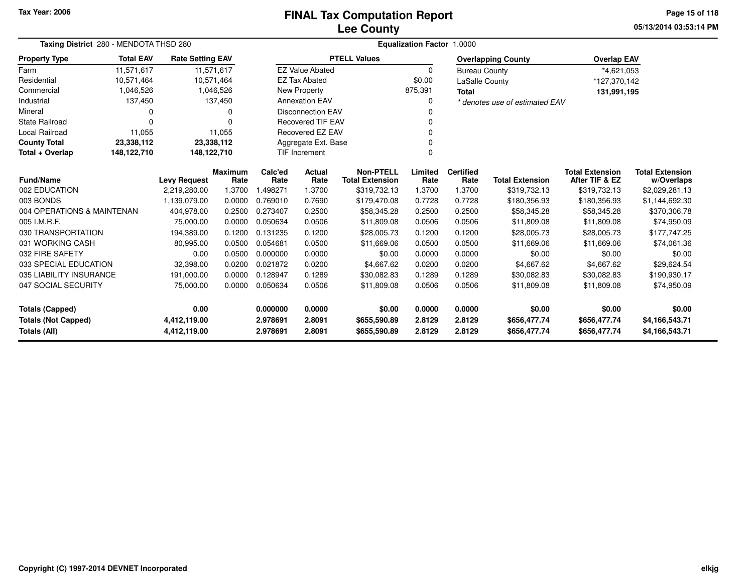Tax Year: 2006

# FINAL Tax Computation Report
## Lee County

05/13/2014 03:53:14 PM

**Taxing District** 280 - MENDOTA THSD 280

**Equalization Factor** 1.0000

| Property Type | Total EAV | Rate Setting EAV |
|---|---|---|
| Farm | 11,571,617 | 11,571,617 |
| Residential | 10,571,464 | 10,571,464 |
| Commercial | 1,046,526 | 1,046,526 |
| Industrial | 137,450 | 137,450 |
| Mineral | 0 | 0 |
| State Railroad | 0 | 0 |
| Local Railroad | 11,055 | 11,055 |
| **County Total** | **23,338,112** | **23,338,112** |
| **Total + Overlap** | **148,122,710** | **148,122,710** |

| PTELL Values | |
|---|---|
| EZ Value Abated | 0 |
| EZ Tax Abated | $0.00 |
| New Property | 875,391 |
| Annexation EAV | 0 |
| Disconnection EAV | 0 |
| Recovered TIF EAV | 0 |
| Recovered EZ EAV | 0 |
| Aggregate Ext. Base | 0 |
| TIF Increment | 0 |

| Overlapping County | Overlap EAV |
|---|---|
| Bureau County | *4,621,053 |
| LaSalle County | *127,370,142 |
| **Total** | **131,991,195** |

*\* denotes use of estimated EAV*

| Fund/Name | Levy Request | Maximum Rate | Calc'ed Rate | Actual Rate | Non-PTELL Total Extension | Limited Rate | Certified Rate | Total Extension | Total Extension After TIF & EZ | Total Extension w/Overlaps |
|---|---|---|---|---|---|---|---|---|---|---|
| 002 EDUCATION | 2,219,280.00 | 1.3700 | 1.498271 | 1.3700 | $319,732.13 | 1.3700 | 1.3700 | $319,732.13 | $319,732.13 | $2,029,281.13 |
| 003 BONDS | 1,139,079.00 | 0.0000 | 0.769010 | 0.7690 | $179,470.08 | 0.7728 | 0.7728 | $180,356.93 | $180,356.93 | $1,144,692.30 |
| 004 OPERATIONS & MAINTENAN | 404,978.00 | 0.2500 | 0.273407 | 0.2500 | $58,345.28 | 0.2500 | 0.2500 | $58,345.28 | $58,345.28 | $370,306.78 |
| 005 I.M.R.F. | 75,000.00 | 0.0000 | 0.050634 | 0.0506 | $11,809.08 | 0.0506 | 0.0506 | $11,809.08 | $11,809.08 | $74,950.09 |
| 030 TRANSPORTATION | 194,389.00 | 0.1200 | 0.131235 | 0.1200 | $28,005.73 | 0.1200 | 0.1200 | $28,005.73 | $28,005.73 | $177,747.25 |
| 031 WORKING CASH | 80,995.00 | 0.0500 | 0.054681 | 0.0500 | $11,669.06 | 0.0500 | 0.0500 | $11,669.06 | $11,669.06 | $74,061.36 |
| 032 FIRE SAFETY | 0.00 | 0.0500 | 0.000000 | 0.0000 | $0.00 | 0.0000 | 0.0000 | $0.00 | $0.00 | $0.00 |
| 033 SPECIAL EDUCATION | 32,398.00 | 0.0200 | 0.021872 | 0.0200 | $4,667.62 | 0.0200 | 0.0200 | $4,667.62 | $4,667.62 | $29,624.54 |
| 035 LIABILITY INSURANCE | 191,000.00 | 0.0000 | 0.128947 | 0.1289 | $30,082.83 | 0.1289 | 0.1289 | $30,082.83 | $30,082.83 | $190,930.17 |
| 047 SOCIAL SECURITY | 75,000.00 | 0.0000 | 0.050634 | 0.0506 | $11,809.08 | 0.0506 | 0.0506 | $11,809.08 | $11,809.08 | $74,950.09 |
| **Totals (Capped)** | **0.00** | | **0.000000** | **0.0000** | **$0.00** | **0.0000** | **0.0000** | **$0.00** | **$0.00** | **$0.00** |
| **Totals (Not Capped)** | **4,412,119.00** | | **2.978691** | **2.8091** | **$655,590.89** | **2.8129** | **2.8129** | **$656,477.74** | **$656,477.74** | **$4,166,543.71** |
| **Totals (All)** | **4,412,119.00** | | **2.978691** | **2.8091** | **$655,590.89** | **2.8129** | **2.8129** | **$656,477.74** | **$656,477.74** | **$4,166,543.71** |

Copyright (C) 1997-2014 DEVNET Incorporated

elkjg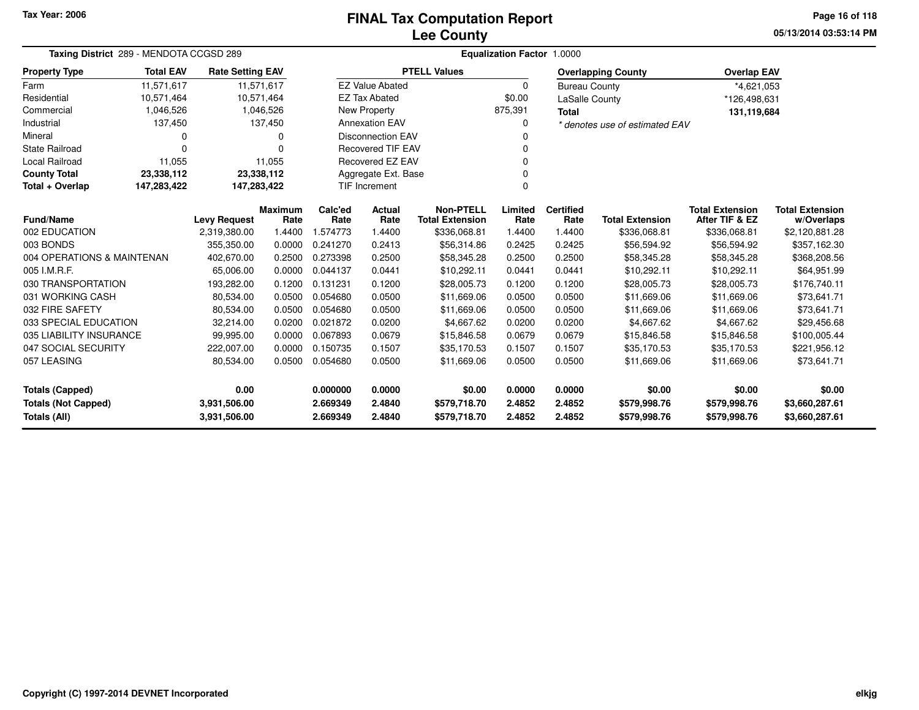Tax Year: 2006

# FINAL Tax Computation Report
# Lee County

05/13/2014 03:53:14 PM

**Taxing District** 289 - MENDOTA CCGSD 289

**Equalization Factor** 1.0000

| Property Type | Total EAV | Rate Setting EAV |
|---|---|---|
| Farm | 11,571,617 | 11,571,617 |
| Residential | 10,571,464 | 10,571,464 |
| Commercial | 1,046,526 | 1,046,526 |
| Industrial | 137,450 | 137,450 |
| Mineral | 0 | 0 |
| State Railroad | 0 | 0 |
| Local Railroad | 11,055 | 11,055 |
| **County Total** | **23,338,112** | **23,338,112** |
| **Total + Overlap** | **147,283,422** | **147,283,422** |

| PTELL Values | |
|---|---|
| EZ Value Abated | 0 |
| EZ Tax Abated | $0.00 |
| New Property | 875,391 |
| Annexation EAV | 0 |
| Disconnection EAV | 0 |
| Recovered TIF EAV | 0 |
| Recovered EZ EAV | 0 |
| Aggregate Ext. Base | 0 |
| TIF Increment | 0 |

| Overlapping County | Overlap EAV |
|---|---|
| Bureau County | *4,621,053 |
| LaSalle County | *126,498,631 |
| **Total** | **131,119,684** |

*\* denotes use of estimated EAV*

| Fund/Name | Levy Request | Maximum Rate | Calc'ed Rate | Actual Rate | Non-PTELL Total Extension | Limited Rate | Certified Rate | Total Extension | Total Extension After TIF & EZ | Total Extension w/Overlaps |
|---|---|---|---|---|---|---|---|---|---|---|
| 002 EDUCATION | 2,319,380.00 | 1.4400 | 1.574773 | 1.4400 | $336,068.81 | 1.4400 | 1.4400 | $336,068.81 | $336,068.81 | $2,120,881.28 |
| 003 BONDS | 355,350.00 | 0.0000 | 0.241270 | 0.2413 | $56,314.86 | 0.2425 | 0.2425 | $56,594.92 | $56,594.92 | $357,162.30 |
| 004 OPERATIONS & MAINTENAN | 402,670.00 | 0.2500 | 0.273398 | 0.2500 | $58,345.28 | 0.2500 | 0.2500 | $58,345.28 | $58,345.28 | $368,208.56 |
| 005 I.M.R.F. | 65,006.00 | 0.0000 | 0.044137 | 0.0441 | $10,292.11 | 0.0441 | 0.0441 | $10,292.11 | $10,292.11 | $64,951.99 |
| 030 TRANSPORTATION | 193,282.00 | 0.1200 | 0.131231 | 0.1200 | $28,005.73 | 0.1200 | 0.1200 | $28,005.73 | $28,005.73 | $176,740.11 |
| 031 WORKING CASH | 80,534.00 | 0.0500 | 0.054680 | 0.0500 | $11,669.06 | 0.0500 | 0.0500 | $11,669.06 | $11,669.06 | $73,641.71 |
| 032 FIRE SAFETY | 80,534.00 | 0.0500 | 0.054680 | 0.0500 | $11,669.06 | 0.0500 | 0.0500 | $11,669.06 | $11,669.06 | $73,641.71 |
| 033 SPECIAL EDUCATION | 32,214.00 | 0.0200 | 0.021872 | 0.0200 | $4,667.62 | 0.0200 | 0.0200 | $4,667.62 | $4,667.62 | $29,456.68 |
| 035 LIABILITY INSURANCE | 99,995.00 | 0.0000 | 0.067893 | 0.0679 | $15,846.58 | 0.0679 | 0.0679 | $15,846.58 | $15,846.58 | $100,005.44 |
| 047 SOCIAL SECURITY | 222,007.00 | 0.0000 | 0.150735 | 0.1507 | $35,170.53 | 0.1507 | 0.1507 | $35,170.53 | $35,170.53 | $221,956.12 |
| 057 LEASING | 80,534.00 | 0.0500 | 0.054680 | 0.0500 | $11,669.06 | 0.0500 | 0.0500 | $11,669.06 | $11,669.06 | $73,641.71 |
| **Totals (Capped)** | **0.00** | | **0.000000** | **0.0000** | **$0.00** | **0.0000** | **0.0000** | **$0.00** | **$0.00** | **$0.00** |
| **Totals (Not Capped)** | **3,931,506.00** | | **2.669349** | **2.4840** | **$579,718.70** | **2.4852** | **2.4852** | **$579,998.76** | **$579,998.76** | **$3,660,287.61** |
| **Totals (All)** | **3,931,506.00** | | **2.669349** | **2.4840** | **$579,718.70** | **2.4852** | **2.4852** | **$579,998.76** | **$579,998.76** | **$3,660,287.61** |

Copyright (C) 1997-2014 DEVNET Incorporated

elkjg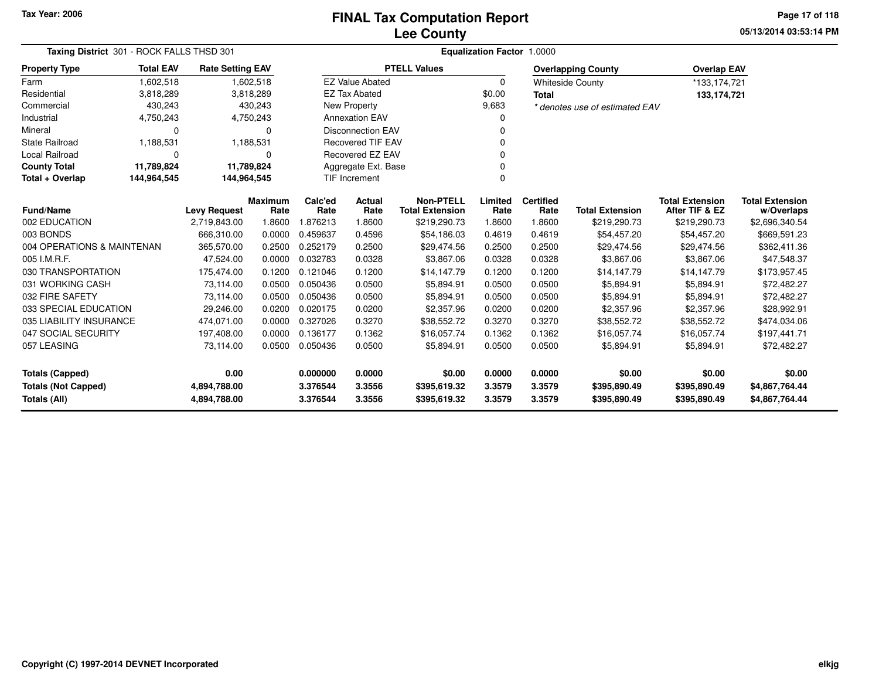Tax Year: 2006

# FINAL Tax Computation Report
## Lee County

05/13/2014 03:53:14 PM

**Taxing District** 301 - ROCK FALLS THSD 301 **Equalization Factor** 1.0000

| Property Type | Total EAV | Rate Setting EAV |
|---|---|---|
| Farm | 1,602,518 | 1,602,518 |
| Residential | 3,818,289 | 3,818,289 |
| Commercial | 430,243 | 430,243 |
| Industrial | 4,750,243 | 4,750,243 |
| Mineral | 0 | 0 |
| State Railroad | 1,188,531 | 1,188,531 |
| Local Railroad | 0 | 0 |
| **County Total** | **11,789,824** | **11,789,824** |
| **Total + Overlap** | **144,964,545** | **144,964,545** |

| PTELL Values | |
|---|---|
| EZ Value Abated | 0 |
| EZ Tax Abated | $0.00 |
| New Property | 9,683 |
| Annexation EAV | 0 |
| Disconnection EAV | 0 |
| Recovered TIF EAV | 0 |
| Recovered EZ EAV | 0 |
| Aggregate Ext. Base | 0 |
| TIF Increment | 0 |

| Overlapping County | Overlap EAV |
|---|---|
| Whiteside County | *133,174,721 |
| **Total** | **133,174,721** |

*\* denotes use of estimated EAV*

| Fund/Name | Levy Request | Maximum Rate | Calc'ed Rate | Actual Rate | Non-PTELL Total Extension | Limited Rate | Certified Rate | Total Extension | Total Extension After TIF & EZ | Total Extension w/Overlaps |
|---|---|---|---|---|---|---|---|---|---|---|
| 002 EDUCATION | 2,719,843.00 | 1.8600 | 1.876213 | 1.8600 | $219,290.73 | 1.8600 | 1.8600 | $219,290.73 | $219,290.73 | $2,696,340.54 |
| 003 BONDS | 666,310.00 | 0.0000 | 0.459637 | 0.4596 | $54,186.03 | 0.4619 | 0.4619 | $54,457.20 | $54,457.20 | $669,591.23 |
| 004 OPERATIONS & MAINTENAN | 365,570.00 | 0.2500 | 0.252179 | 0.2500 | $29,474.56 | 0.2500 | 0.2500 | $29,474.56 | $29,474.56 | $362,411.36 |
| 005 I.M.R.F. | 47,524.00 | 0.0000 | 0.032783 | 0.0328 | $3,867.06 | 0.0328 | 0.0328 | $3,867.06 | $3,867.06 | $47,548.37 |
| 030 TRANSPORTATION | 175,474.00 | 0.1200 | 0.121046 | 0.1200 | $14,147.79 | 0.1200 | 0.1200 | $14,147.79 | $14,147.79 | $173,957.45 |
| 031 WORKING CASH | 73,114.00 | 0.0500 | 0.050436 | 0.0500 | $5,894.91 | 0.0500 | 0.0500 | $5,894.91 | $5,894.91 | $72,482.27 |
| 032 FIRE SAFETY | 73,114.00 | 0.0500 | 0.050436 | 0.0500 | $5,894.91 | 0.0500 | 0.0500 | $5,894.91 | $5,894.91 | $72,482.27 |
| 033 SPECIAL EDUCATION | 29,246.00 | 0.0200 | 0.020175 | 0.0200 | $2,357.96 | 0.0200 | 0.0200 | $2,357.96 | $2,357.96 | $28,992.91 |
| 035 LIABILITY INSURANCE | 474,071.00 | 0.0000 | 0.327026 | 0.3270 | $38,552.72 | 0.3270 | 0.3270 | $38,552.72 | $38,552.72 | $474,034.06 |
| 047 SOCIAL SECURITY | 197,408.00 | 0.0000 | 0.136177 | 0.1362 | $16,057.74 | 0.1362 | 0.1362 | $16,057.74 | $16,057.74 | $197,441.71 |
| 057 LEASING | 73,114.00 | 0.0500 | 0.050436 | 0.0500 | $5,894.91 | 0.0500 | 0.0500 | $5,894.91 | $5,894.91 | $72,482.27 |
| **Totals (Capped)** | **0.00** | | **0.000000** | **0.0000** | **$0.00** | **0.0000** | **0.0000** | **$0.00** | **$0.00** | **$0.00** |
| **Totals (Not Capped)** | **4,894,788.00** | | **3.376544** | **3.3556** | **$395,619.32** | **3.3579** | **3.3579** | **$395,890.49** | **$395,890.49** | **$4,867,764.44** |
| **Totals (All)** | **4,894,788.00** | | **3.376544** | **3.3556** | **$395,619.32** | **3.3579** | **3.3579** | **$395,890.49** | **$395,890.49** | **$4,867,764.44** |

Copyright (C) 1997-2014 DEVNET Incorporated

elkjg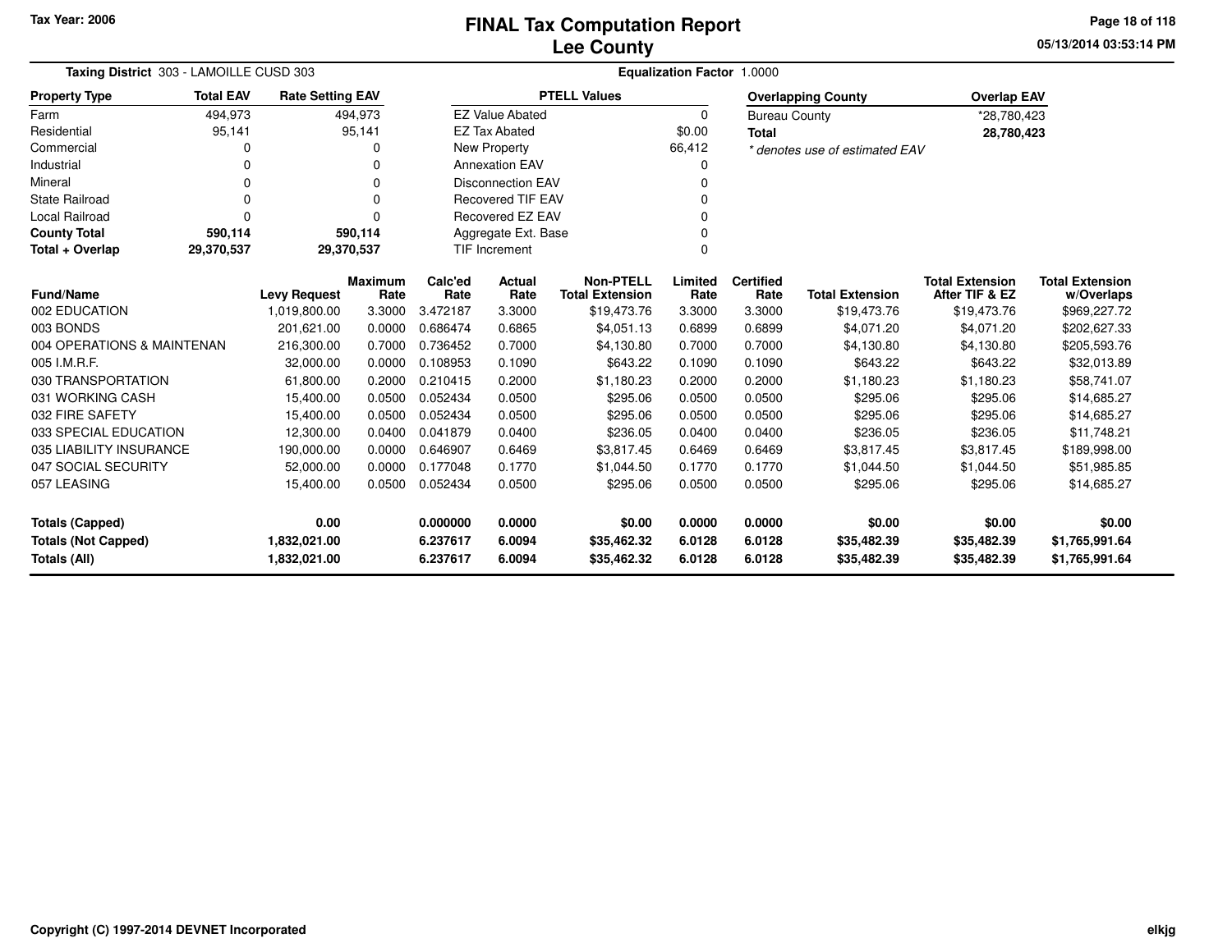Tax Year: 2006

# FINAL Tax Computation Report
## Lee County

05/13/2014 03:53:14 PM

**Taxing District** 303 - LAMOILLE CUSD 303

**Equalization Factor** 1.0000

| Property Type | Total EAV | Rate Setting EAV |
|---|---|---|
| Farm | 494,973 | 494,973 |
| Residential | 95,141 | 95,141 |
| Commercial | 0 | 0 |
| Industrial | 0 | 0 |
| Mineral | 0 | 0 |
| State Railroad | 0 | 0 |
| Local Railroad | 0 | 0 |
| **County Total** | **590,114** | **590,114** |
| **Total + Overlap** | **29,370,537** | **29,370,537** |

| PTELL Values | |
|---|---|
| EZ Value Abated | 0 |
| EZ Tax Abated | $0.00 |
| New Property | 66,412 |
| Annexation EAV | 0 |
| Disconnection EAV | 0 |
| Recovered TIF EAV | 0 |
| Recovered EZ EAV | 0 |
| Aggregate Ext. Base | 0 |
| TIF Increment | 0 |

| Overlapping County | Overlap EAV |
|---|---|
| Bureau County | *28,780,423 |
| **Total** | **28,780,423** |

*\* denotes use of estimated EAV*

| Fund/Name | Levy Request | Maximum Rate | Calc'ed Rate | Actual Rate | Non-PTELL Total Extension | Limited Rate | Certified Rate | Total Extension | Total Extension After TIF & EZ | Total Extension w/Overlaps |
|---|---|---|---|---|---|---|---|---|---|---|
| 002 EDUCATION | 1,019,800.00 | 3.3000 | 3.472187 | 3.3000 | $19,473.76 | 3.3000 | 3.3000 | $19,473.76 | $19,473.76 | $969,227.72 |
| 003 BONDS | 201,621.00 | 0.0000 | 0.686474 | 0.6865 | $4,051.13 | 0.6899 | 0.6899 | $4,071.20 | $4,071.20 | $202,627.33 |
| 004 OPERATIONS & MAINTENAN | 216,300.00 | 0.7000 | 0.736452 | 0.7000 | $4,130.80 | 0.7000 | 0.7000 | $4,130.80 | $4,130.80 | $205,593.76 |
| 005 I.M.R.F. | 32,000.00 | 0.0000 | 0.108953 | 0.1090 | $643.22 | 0.1090 | 0.1090 | $643.22 | $643.22 | $32,013.89 |
| 030 TRANSPORTATION | 61,800.00 | 0.2000 | 0.210415 | 0.2000 | $1,180.23 | 0.2000 | 0.2000 | $1,180.23 | $1,180.23 | $58,741.07 |
| 031 WORKING CASH | 15,400.00 | 0.0500 | 0.052434 | 0.0500 | $295.06 | 0.0500 | 0.0500 | $295.06 | $295.06 | $14,685.27 |
| 032 FIRE SAFETY | 15,400.00 | 0.0500 | 0.052434 | 0.0500 | $295.06 | 0.0500 | 0.0500 | $295.06 | $295.06 | $14,685.27 |
| 033 SPECIAL EDUCATION | 12,300.00 | 0.0400 | 0.041879 | 0.0400 | $236.05 | 0.0400 | 0.0400 | $236.05 | $236.05 | $11,748.21 |
| 035 LIABILITY INSURANCE | 190,000.00 | 0.0000 | 0.646907 | 0.6469 | $3,817.45 | 0.6469 | 0.6469 | $3,817.45 | $3,817.45 | $189,998.00 |
| 047 SOCIAL SECURITY | 52,000.00 | 0.0000 | 0.177048 | 0.1770 | $1,044.50 | 0.1770 | 0.1770 | $1,044.50 | $1,044.50 | $51,985.85 |
| 057 LEASING | 15,400.00 | 0.0500 | 0.052434 | 0.0500 | $295.06 | 0.0500 | 0.0500 | $295.06 | $295.06 | $14,685.27 |
| **Totals (Capped)** | **0.00** | | **0.000000** | **0.0000** | **$0.00** | **0.0000** | **0.0000** | **$0.00** | **$0.00** | **$0.00** |
| **Totals (Not Capped)** | **1,832,021.00** | | **6.237617** | **6.0094** | **$35,462.32** | **6.0128** | **6.0128** | **$35,482.39** | **$35,482.39** | **$1,765,991.64** |
| **Totals (All)** | **1,832,021.00** | | **6.237617** | **6.0094** | **$35,462.32** | **6.0128** | **6.0128** | **$35,482.39** | **$35,482.39** | **$1,765,991.64** |

Copyright (C) 1997-2014 DEVNET Incorporated

elkjg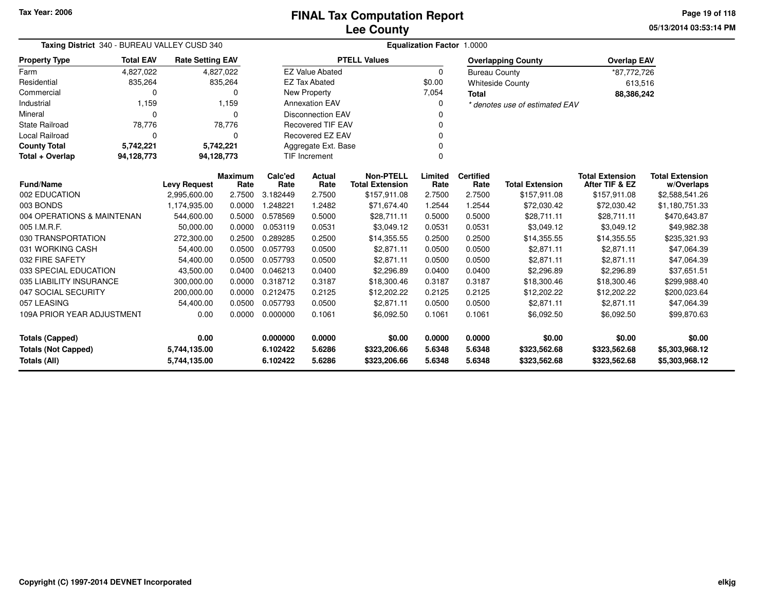Tax Year: 2006

# FINAL Tax Computation Report
## Lee County

05/13/2014 03:53:14 PM

**Taxing District** 340 - BUREAU VALLEY CUSD 340 **Equalization Factor** 1.0000

| Property Type | Total EAV | Rate Setting EAV |
|---|---|---|
| Farm | 4,827,022 | 4,827,022 |
| Residential | 835,264 | 835,264 |
| Commercial | 0 | 0 |
| Industrial | 1,159 | 1,159 |
| Mineral | 0 | 0 |
| State Railroad | 78,776 | 78,776 |
| Local Railroad | 0 | 0 |
| **County Total** | **5,742,221** | **5,742,221** |
| **Total + Overlap** | **94,128,773** | **94,128,773** |

| PTELL Values | |
|---|---|
| EZ Value Abated | 0 |
| EZ Tax Abated | $0.00 |
| New Property | 7,054 |
| Annexation EAV | 0 |
| Disconnection EAV | 0 |
| Recovered TIF EAV | 0 |
| Recovered EZ EAV | 0 |
| Aggregate Ext. Base | 0 |
| TIF Increment | 0 |

| Overlapping County | Overlap EAV |
|---|---|
| Bureau County | *87,772,726 |
| Whiteside County | 613,516 |
| **Total** | **88,386,242** |

*\* denotes use of estimated EAV*

| Fund/Name | Levy Request | Maximum Rate | Calc'ed Rate | Actual Rate | Non-PTELL Total Extension | Limited Rate | Certified Rate | Total Extension | Total Extension After TIF & EZ | Total Extension w/Overlaps |
|---|---|---|---|---|---|---|---|---|---|---|
| 002 EDUCATION | 2,995,600.00 | 2.7500 | 3.182449 | 2.7500 | $157,911.08 | 2.7500 | 2.7500 | $157,911.08 | $157,911.08 | $2,588,541.26 |
| 003 BONDS | 1,174,935.00 | 0.0000 | 1.248221 | 1.2482 | $71,674.40 | 1.2544 | 1.2544 | $72,030.42 | $72,030.42 | $1,180,751.33 |
| 004 OPERATIONS & MAINTENAN | 544,600.00 | 0.5000 | 0.578569 | 0.5000 | $28,711.11 | 0.5000 | 0.5000 | $28,711.11 | $28,711.11 | $470,643.87 |
| 005 I.M.R.F. | 50,000.00 | 0.0000 | 0.053119 | 0.0531 | $3,049.12 | 0.0531 | 0.0531 | $3,049.12 | $3,049.12 | $49,982.38 |
| 030 TRANSPORTATION | 272,300.00 | 0.2500 | 0.289285 | 0.2500 | $14,355.55 | 0.2500 | 0.2500 | $14,355.55 | $14,355.55 | $235,321.93 |
| 031 WORKING CASH | 54,400.00 | 0.0500 | 0.057793 | 0.0500 | $2,871.11 | 0.0500 | 0.0500 | $2,871.11 | $2,871.11 | $47,064.39 |
| 032 FIRE SAFETY | 54,400.00 | 0.0500 | 0.057793 | 0.0500 | $2,871.11 | 0.0500 | 0.0500 | $2,871.11 | $2,871.11 | $47,064.39 |
| 033 SPECIAL EDUCATION | 43,500.00 | 0.0400 | 0.046213 | 0.0400 | $2,296.89 | 0.0400 | 0.0400 | $2,296.89 | $2,296.89 | $37,651.51 |
| 035 LIABILITY INSURANCE | 300,000.00 | 0.0000 | 0.318712 | 0.3187 | $18,300.46 | 0.3187 | 0.3187 | $18,300.46 | $18,300.46 | $299,988.40 |
| 047 SOCIAL SECURITY | 200,000.00 | 0.0000 | 0.212475 | 0.2125 | $12,202.22 | 0.2125 | 0.2125 | $12,202.22 | $12,202.22 | $200,023.64 |
| 057 LEASING | 54,400.00 | 0.0500 | 0.057793 | 0.0500 | $2,871.11 | 0.0500 | 0.0500 | $2,871.11 | $2,871.11 | $47,064.39 |
| 109A PRIOR YEAR ADJUSTMENT | 0.00 | 0.0000 | 0.000000 | 0.1061 | $6,092.50 | 0.1061 | 0.1061 | $6,092.50 | $6,092.50 | $99,870.63 |
| **Totals (Capped)** | **0.00** | | **0.000000** | **0.0000** | **$0.00** | **0.0000** | **0.0000** | **$0.00** | **$0.00** | **$0.00** |
| **Totals (Not Capped)** | **5,744,135.00** | | **6.102422** | **5.6286** | **$323,206.66** | **5.6348** | **5.6348** | **$323,562.68** | **$323,562.68** | **$5,303,968.12** |
| **Totals (All)** | **5,744,135.00** | | **6.102422** | **5.6286** | **$323,206.66** | **5.6348** | **5.6348** | **$323,562.68** | **$323,562.68** | **$5,303,968.12** |

Copyright (C) 1997-2014 DEVNET Incorporated

elkjg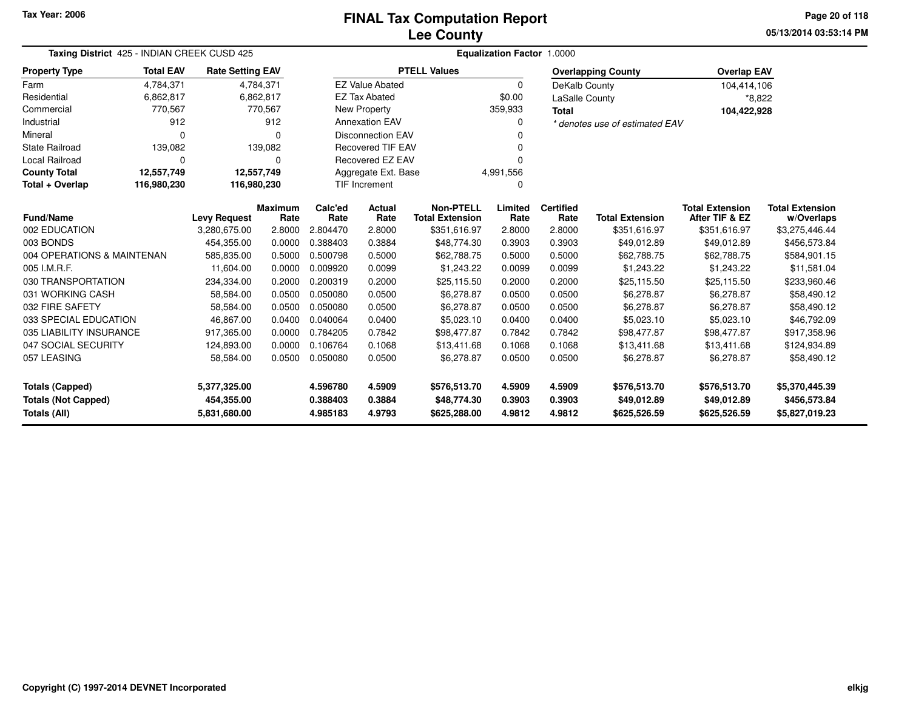# FINAL Tax Computation Report
## Lee County

Tax Year: 2006

**Taxing District** 425 - INDIAN CREEK CUSD 425 **Equalization Factor** 1.0000

| Property Type | Total EAV | Rate Setting EAV |
|---|---|---|
| Farm | 4,784,371 | 4,784,371 |
| Residential | 6,862,817 | 6,862,817 |
| Commercial | 770,567 | 770,567 |
| Industrial | 912 | 912 |
| Mineral | 0 | 0 |
| State Railroad | 139,082 | 139,082 |
| Local Railroad | 0 | 0 |
| **County Total** | **12,557,749** | **12,557,749** |
| **Total + Overlap** | **116,980,230** | **116,980,230** |

| PTELL Values | |
|---|---|
| EZ Value Abated | 0 |
| EZ Tax Abated | $0.00 |
| New Property | 359,933 |
| Annexation EAV | 0 |
| Disconnection EAV | 0 |
| Recovered TIF EAV | 0 |
| Recovered EZ EAV | 0 |
| Aggregate Ext. Base | 4,991,556 |
| TIF Increment | 0 |

| Overlapping County | Overlap EAV |
|---|---|
| DeKalb County | 104,414,106 |
| LaSalle County | *8,822 |
| **Total** | **104,422,928** |

*\* denotes use of estimated EAV*

| Fund/Name | Levy Request | Maximum Rate | Calc'ed Rate | Actual Rate | Non-PTELL Total Extension | Limited Rate | Certified Rate | Total Extension | Total Extension After TIF & EZ | Total Extension w/Overlaps |
|---|---|---|---|---|---|---|---|---|---|---|
| 002 EDUCATION | 3,280,675.00 | 2.8000 | 2.804470 | 2.8000 | $351,616.97 | 2.8000 | 2.8000 | $351,616.97 | $351,616.97 | $3,275,446.44 |
| 003 BONDS | 454,355.00 | 0.0000 | 0.388403 | 0.3884 | $48,774.30 | 0.3903 | 0.3903 | $49,012.89 | $49,012.89 | $456,573.84 |
| 004 OPERATIONS & MAINTENAN | 585,835.00 | 0.5000 | 0.500798 | 0.5000 | $62,788.75 | 0.5000 | 0.5000 | $62,788.75 | $62,788.75 | $584,901.15 |
| 005 I.M.R.F. | 11,604.00 | 0.0000 | 0.009920 | 0.0099 | $1,243.22 | 0.0099 | 0.0099 | $1,243.22 | $1,243.22 | $11,581.04 |
| 030 TRANSPORTATION | 234,334.00 | 0.2000 | 0.200319 | 0.2000 | $25,115.50 | 0.2000 | 0.2000 | $25,115.50 | $25,115.50 | $233,960.46 |
| 031 WORKING CASH | 58,584.00 | 0.0500 | 0.050080 | 0.0500 | $6,278.87 | 0.0500 | 0.0500 | $6,278.87 | $6,278.87 | $58,490.12 |
| 032 FIRE SAFETY | 58,584.00 | 0.0500 | 0.050080 | 0.0500 | $6,278.87 | 0.0500 | 0.0500 | $6,278.87 | $6,278.87 | $58,490.12 |
| 033 SPECIAL EDUCATION | 46,867.00 | 0.0400 | 0.040064 | 0.0400 | $5,023.10 | 0.0400 | 0.0400 | $5,023.10 | $5,023.10 | $46,792.09 |
| 035 LIABILITY INSURANCE | 917,365.00 | 0.0000 | 0.784205 | 0.7842 | $98,477.87 | 0.7842 | 0.7842 | $98,477.87 | $98,477.87 | $917,358.96 |
| 047 SOCIAL SECURITY | 124,893.00 | 0.0000 | 0.106764 | 0.1068 | $13,411.68 | 0.1068 | 0.1068 | $13,411.68 | $13,411.68 | $124,934.89 |
| 057 LEASING | 58,584.00 | 0.0500 | 0.050080 | 0.0500 | $6,278.87 | 0.0500 | 0.0500 | $6,278.87 | $6,278.87 | $58,490.12 |
| **Totals (Capped)** | **5,377,325.00** | | **4.596780** | **4.5909** | **$576,513.70** | **4.5909** | **4.5909** | **$576,513.70** | **$576,513.70** | **$5,370,445.39** |
| **Totals (Not Capped)** | **454,355.00** | | **0.388403** | **0.3884** | **$48,774.30** | **0.3903** | **0.3903** | **$49,012.89** | **$49,012.89** | **$456,573.84** |
| **Totals (All)** | **5,831,680.00** | | **4.985183** | **4.9793** | **$625,288.00** | **4.9812** | **4.9812** | **$625,526.59** | **$625,526.59** | **$5,827,019.23** |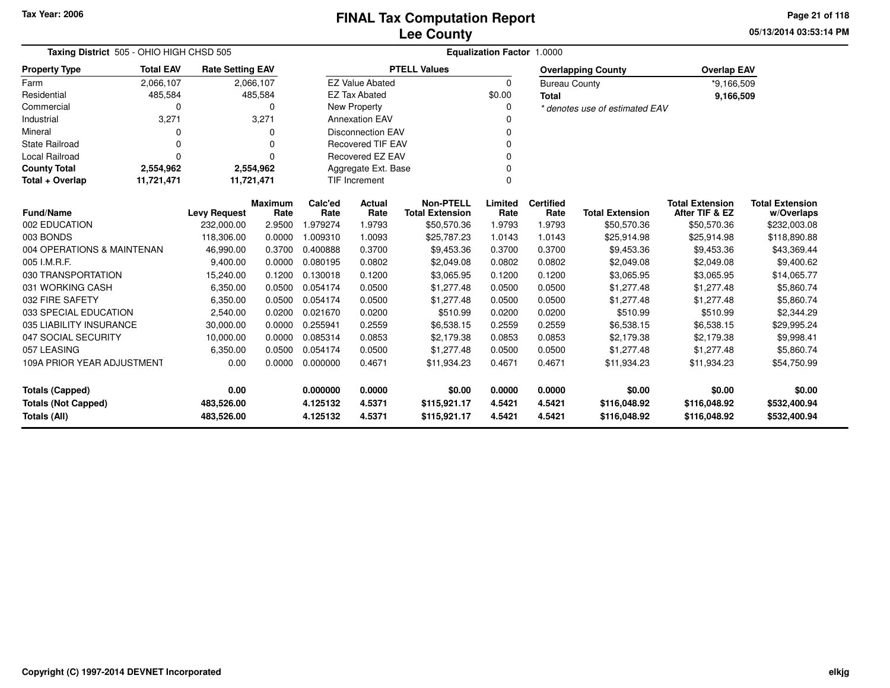Tax Year: 2006

# FINAL Tax Computation Report
## Lee County

05/13/2014 03:53:14 PM

**Taxing District** 505 - OHIO HIGH CHSD 505 **Equalization Factor** 1.0000

| Property Type | Total EAV | Rate Setting EAV |
|---|---|---|
| Farm | 2,066,107 | 2,066,107 |
| Residential | 485,584 | 485,584 |
| Commercial | 0 | 0 |
| Industrial | 3,271 | 3,271 |
| Mineral | 0 | 0 |
| State Railroad | 0 | 0 |
| Local Railroad | 0 | 0 |
| **County Total** | **2,554,962** | **2,554,962** |
| **Total + Overlap** | **11,721,471** | **11,721,471** |

| PTELL Values | |
|---|---|
| EZ Value Abated | 0 |
| EZ Tax Abated | $0.00 |
| New Property | 0 |
| Annexation EAV | 0 |
| Disconnection EAV | 0 |
| Recovered TIF EAV | 0 |
| Recovered EZ EAV | 0 |
| Aggregate Ext. Base | 0 |
| TIF Increment | 0 |

| Overlapping County | Overlap EAV |
|---|---|
| Bureau County | *9,166,509 |
| **Total** | **9,166,509** |

*\* denotes use of estimated EAV*

| Fund/Name | Levy Request | Maximum Rate | Calc'ed Rate | Actual Rate | Non-PTELL Total Extension | Limited Rate | Certified Rate | Total Extension | Total Extension After TIF & EZ | Total Extension w/Overlaps |
|---|---|---|---|---|---|---|---|---|---|---|
| 002 EDUCATION | 232,000.00 | 2.9500 | 1.979274 | 1.9793 | $50,570.36 | 1.9793 | 1.9793 | $50,570.36 | $50,570.36 | $232,003.08 |
| 003 BONDS | 118,306.00 | 0.0000 | 1.009310 | 1.0093 | $25,787.23 | 1.0143 | 1.0143 | $25,914.98 | $25,914.98 | $118,890.88 |
| 004 OPERATIONS & MAINTENAN | 46,990.00 | 0.3700 | 0.400888 | 0.3700 | $9,453.36 | 0.3700 | 0.3700 | $9,453.36 | $9,453.36 | $43,369.44 |
| 005 I.M.R.F. | 9,400.00 | 0.0000 | 0.080195 | 0.0802 | $2,049.08 | 0.0802 | 0.0802 | $2,049.08 | $2,049.08 | $9,400.62 |
| 030 TRANSPORTATION | 15,240.00 | 0.1200 | 0.130018 | 0.1200 | $3,065.95 | 0.1200 | 0.1200 | $3,065.95 | $3,065.95 | $14,065.77 |
| 031 WORKING CASH | 6,350.00 | 0.0500 | 0.054174 | 0.0500 | $1,277.48 | 0.0500 | 0.0500 | $1,277.48 | $1,277.48 | $5,860.74 |
| 032 FIRE SAFETY | 6,350.00 | 0.0500 | 0.054174 | 0.0500 | $1,277.48 | 0.0500 | 0.0500 | $1,277.48 | $1,277.48 | $5,860.74 |
| 033 SPECIAL EDUCATION | 2,540.00 | 0.0200 | 0.021670 | 0.0200 | $510.99 | 0.0200 | 0.0200 | $510.99 | $510.99 | $2,344.29 |
| 035 LIABILITY INSURANCE | 30,000.00 | 0.0000 | 0.255941 | 0.2559 | $6,538.15 | 0.2559 | 0.2559 | $6,538.15 | $6,538.15 | $29,995.24 |
| 047 SOCIAL SECURITY | 10,000.00 | 0.0000 | 0.085314 | 0.0853 | $2,179.38 | 0.0853 | 0.0853 | $2,179.38 | $2,179.38 | $9,998.41 |
| 057 LEASING | 6,350.00 | 0.0500 | 0.054174 | 0.0500 | $1,277.48 | 0.0500 | 0.0500 | $1,277.48 | $1,277.48 | $5,860.74 |
| 109A PRIOR YEAR ADJUSTMENT | 0.00 | 0.0000 | 0.000000 | 0.4671 | $11,934.23 | 0.4671 | 0.4671 | $11,934.23 | $11,934.23 | $54,750.99 |
| **Totals (Capped)** | **0.00** | | **0.000000** | **0.0000** | **$0.00** | **0.0000** | **0.0000** | **$0.00** | **$0.00** | **$0.00** |
| **Totals (Not Capped)** | **483,526.00** | | **4.125132** | **4.5371** | **$115,921.17** | **4.5421** | **4.5421** | **$116,048.92** | **$116,048.92** | **$532,400.94** |
| **Totals (All)** | **483,526.00** | | **4.125132** | **4.5371** | **$115,921.17** | **4.5421** | **4.5421** | **$116,048.92** | **$116,048.92** | **$532,400.94** |

Copyright (C) 1997-2014 DEVNET Incorporated

elkjg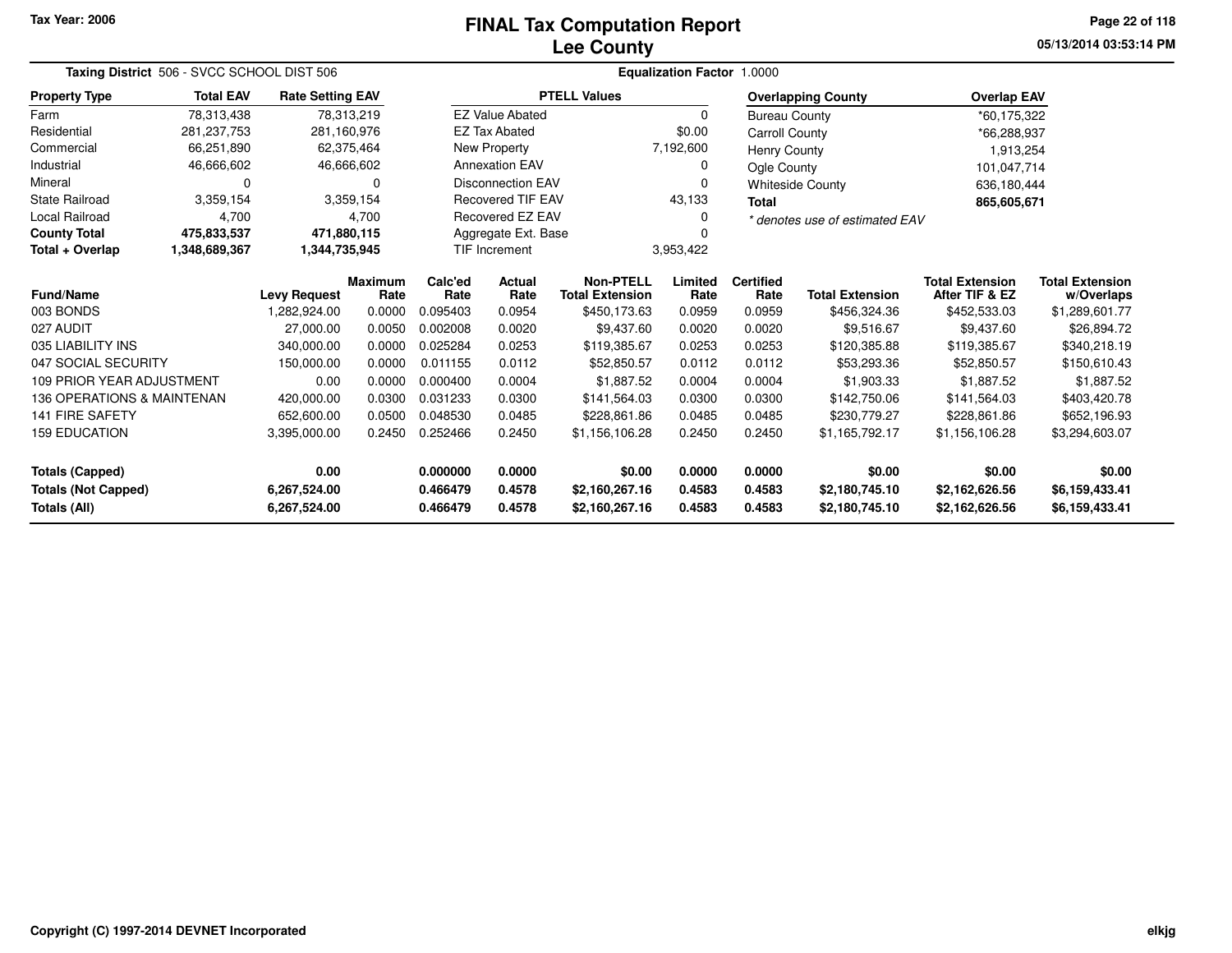# FINAL Tax Computation Report
## Lee County

Tax Year: 2006

05/13/2014 03:53:14 PM

**Taxing District** 506 - SVCC SCHOOL DIST 506

**Equalization Factor** 1.0000

| Property Type | Total EAV | Rate Setting EAV |
|---|---|---|
| Farm | 78,313,438 | 78,313,219 |
| Residential | 281,237,753 | 281,160,976 |
| Commercial | 66,251,890 | 62,375,464 |
| Industrial | 46,666,602 | 46,666,602 |
| Mineral | 0 | 0 |
| State Railroad | 3,359,154 | 3,359,154 |
| Local Railroad | 4,700 | 4,700 |
| **County Total** | **475,833,537** | **471,880,115** |
| **Total + Overlap** | **1,348,689,367** | **1,344,735,945** |

| PTELL Values | |
|---|---|
| EZ Value Abated | 0 |
| EZ Tax Abated | $0.00 |
| New Property | 7,192,600 |
| Annexation EAV | 0 |
| Disconnection EAV | 0 |
| Recovered TIF EAV | 43,133 |
| Recovered EZ EAV | 0 |
| Aggregate Ext. Base | 0 |
| TIF Increment | 3,953,422 |

| Overlapping County | Overlap EAV |
|---|---|
| Bureau County | *60,175,322 |
| Carroll County | *66,288,937 |
| Henry County | 1,913,254 |
| Ogle County | 101,047,714 |
| Whiteside County | 636,180,444 |
| **Total** | **865,605,671** |

*\* denotes use of estimated EAV*

| Fund/Name | Levy Request | Maximum Rate | Calc'ed Rate | Actual Rate | Non-PTELL Total Extension | Limited Rate | Certified Rate | Total Extension | Total Extension After TIF & EZ | Total Extension w/Overlaps |
|---|---|---|---|---|---|---|---|---|---|---|
| 003 BONDS | 1,282,924.00 | 0.0000 | 0.095403 | 0.0954 | $450,173.63 | 0.0959 | 0.0959 | $456,324.36 | $452,533.03 | $1,289,601.77 |
| 027 AUDIT | 27,000.00 | 0.0050 | 0.002008 | 0.0020 | $9,437.60 | 0.0020 | 0.0020 | $9,516.67 | $9,437.60 | $26,894.72 |
| 035 LIABILITY INS | 340,000.00 | 0.0000 | 0.025284 | 0.0253 | $119,385.67 | 0.0253 | 0.0253 | $120,385.88 | $119,385.67 | $340,218.19 |
| 047 SOCIAL SECURITY | 150,000.00 | 0.0000 | 0.011155 | 0.0112 | $52,850.57 | 0.0112 | 0.0112 | $53,293.36 | $52,850.57 | $150,610.43 |
| 109 PRIOR YEAR ADJUSTMENT | 0.00 | 0.0000 | 0.000400 | 0.0004 | $1,887.52 | 0.0004 | 0.0004 | $1,903.33 | $1,887.52 | $1,887.52 |
| 136 OPERATIONS & MAINTENAN | 420,000.00 | 0.0300 | 0.031233 | 0.0300 | $141,564.03 | 0.0300 | 0.0300 | $142,750.06 | $141,564.03 | $403,420.78 |
| 141 FIRE SAFETY | 652,600.00 | 0.0500 | 0.048530 | 0.0485 | $228,861.86 | 0.0485 | 0.0485 | $230,779.27 | $228,861.86 | $652,196.93 |
| 159 EDUCATION | 3,395,000.00 | 0.2450 | 0.252466 | 0.2450 | $1,156,106.28 | 0.2450 | 0.2450 | $1,165,792.17 | $1,156,106.28 | $3,294,603.07 |
| **Totals (Capped)** | **0.00** | | **0.000000** | **0.0000** | **$0.00** | **0.0000** | **0.0000** | **$0.00** | **$0.00** | **$0.00** |
| **Totals (Not Capped)** | **6,267,524.00** | | **0.466479** | **0.4578** | **$2,160,267.16** | **0.4583** | **0.4583** | **$2,180,745.10** | **$2,162,626.56** | **$6,159,433.41** |
| **Totals (All)** | **6,267,524.00** | | **0.466479** | **0.4578** | **$2,160,267.16** | **0.4583** | **0.4583** | **$2,180,745.10** | **$2,162,626.56** | **$6,159,433.41** |

Copyright (C) 1997-2014 DEVNET Incorporated

elkjg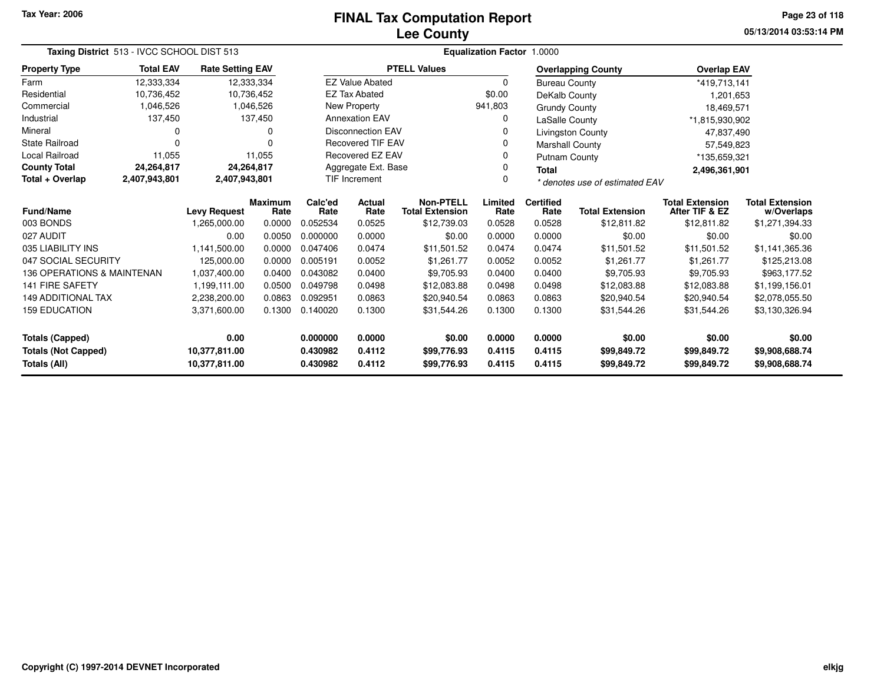Tax Year: 2006

# FINAL Tax Computation Report
## Lee County

05/13/2014 03:53:14 PM

**Taxing District** 513 - IVCC SCHOOL DIST 513 **Equalization Factor** 1.0000

| Property Type | Total EAV | Rate Setting EAV |
|---|---|---|
| Farm | 12,333,334 | 12,333,334 |
| Residential | 10,736,452 | 10,736,452 |
| Commercial | 1,046,526 | 1,046,526 |
| Industrial | 137,450 | 137,450 |
| Mineral | 0 | 0 |
| State Railroad | 0 | 0 |
| Local Railroad | 11,055 | 11,055 |
| **County Total** | **24,264,817** | **24,264,817** |
| **Total + Overlap** | **2,407,943,801** | **2,407,943,801** |

| PTELL Values | |
|---|---|
| EZ Value Abated | 0 |
| EZ Tax Abated | $0.00 |
| New Property | 941,803 |
| Annexation EAV | 0 |
| Disconnection EAV | 0 |
| Recovered TIF EAV | 0 |
| Recovered EZ EAV | 0 |
| Aggregate Ext. Base | 0 |
| TIF Increment | 0 |

| Overlapping County | Overlap EAV |
|---|---|
| Bureau County | *419,713,141 |
| DeKalb County | 1,201,653 |
| Grundy County | 18,469,571 |
| LaSalle County | *1,815,930,902 |
| Livingston County | 47,837,490 |
| Marshall County | 57,549,823 |
| Putnam County | *135,659,321 |
| **Total** | **2,496,361,901** |

*\* denotes use of estimated EAV*

| Fund/Name | Levy Request | Maximum Rate | Calc'ed Rate | Actual Rate | Non-PTELL Total Extension | Limited Rate | Certified Rate | Total Extension | Total Extension After TIF & EZ | Total Extension w/Overlaps |
|---|---|---|---|---|---|---|---|---|---|---|
| 003 BONDS | 1,265,000.00 | 0.0000 | 0.052534 | 0.0525 | $12,739.03 | 0.0528 | 0.0528 | $12,811.82 | $12,811.82 | $1,271,394.33 |
| 027 AUDIT | 0.00 | 0.0050 | 0.000000 | 0.0000 | $0.00 | 0.0000 | 0.0000 | $0.00 | $0.00 | $0.00 |
| 035 LIABILITY INS | 1,141,500.00 | 0.0000 | 0.047406 | 0.0474 | $11,501.52 | 0.0474 | 0.0474 | $11,501.52 | $11,501.52 | $1,141,365.36 |
| 047 SOCIAL SECURITY | 125,000.00 | 0.0000 | 0.005191 | 0.0052 | $1,261.77 | 0.0052 | 0.0052 | $1,261.77 | $1,261.77 | $125,213.08 |
| 136 OPERATIONS & MAINTENAN | 1,037,400.00 | 0.0400 | 0.043082 | 0.0400 | $9,705.93 | 0.0400 | 0.0400 | $9,705.93 | $9,705.93 | $963,177.52 |
| 141 FIRE SAFETY | 1,199,111.00 | 0.0500 | 0.049798 | 0.0498 | $12,083.88 | 0.0498 | 0.0498 | $12,083.88 | $12,083.88 | $1,199,156.01 |
| 149 ADDITIONAL TAX | 2,238,200.00 | 0.0863 | 0.092951 | 0.0863 | $20,940.54 | 0.0863 | 0.0863 | $20,940.54 | $20,940.54 | $2,078,055.50 |
| 159 EDUCATION | 3,371,600.00 | 0.1300 | 0.140020 | 0.1300 | $31,544.26 | 0.1300 | 0.1300 | $31,544.26 | $31,544.26 | $3,130,326.94 |
| **Totals (Capped)** | **0.00** | | **0.000000** | **0.0000** | **$0.00** | **0.0000** | **0.0000** | **$0.00** | **$0.00** | **$0.00** |
| **Totals (Not Capped)** | **10,377,811.00** | | **0.430982** | **0.4112** | **$99,776.93** | **0.4115** | **0.4115** | **$99,849.72** | **$99,849.72** | **$9,908,688.74** |
| **Totals (All)** | **10,377,811.00** | | **0.430982** | **0.4112** | **$99,776.93** | **0.4115** | **0.4115** | **$99,849.72** | **$99,849.72** | **$9,908,688.74** |

Copyright (C) 1997-2014 DEVNET Incorporated

elkjg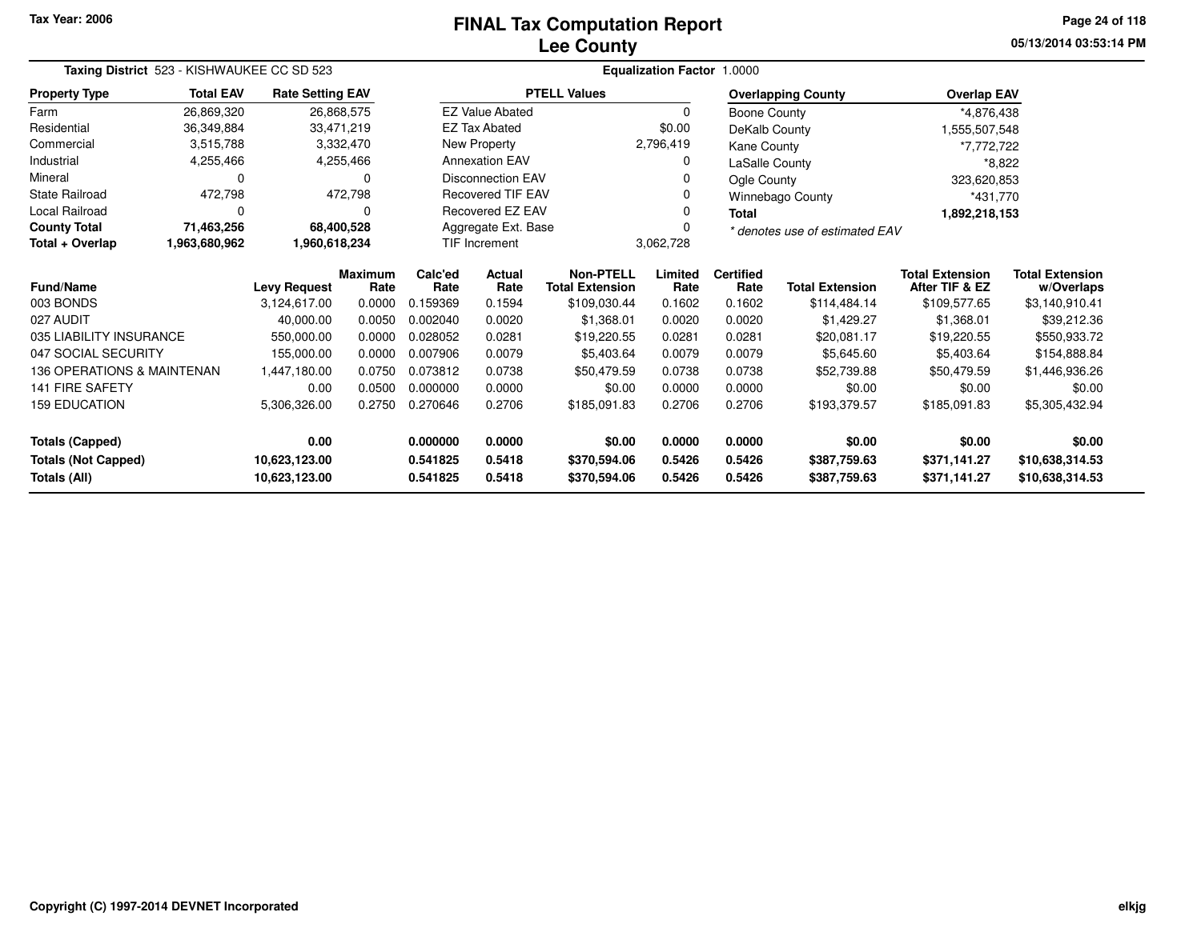# FINAL Tax Computation Report
## Lee County

Tax Year: 2006

05/13/2014 03:53:14 PM

**Taxing District** 523 - KISHWAUKEE CC SD 523 **Equalization Factor** 1.0000

| Property Type | Total EAV | Rate Setting EAV |
|---|---|---|
| Farm | 26,869,320 | 26,868,575 |
| Residential | 36,349,884 | 33,471,219 |
| Commercial | 3,515,788 | 3,332,470 |
| Industrial | 4,255,466 | 4,255,466 |
| Mineral | 0 | 0 |
| State Railroad | 472,798 | 472,798 |
| Local Railroad | 0 | 0 |
| **County Total** | **71,463,256** | **68,400,528** |
| **Total + Overlap** | **1,963,680,962** | **1,960,618,234** |

| PTELL Values | |
|---|---|
| EZ Value Abated | 0 |
| EZ Tax Abated | $0.00 |
| New Property | 2,796,419 |
| Annexation EAV | 0 |
| Disconnection EAV | 0 |
| Recovered TIF EAV | 0 |
| Recovered EZ EAV | 0 |
| Aggregate Ext. Base | 0 |
| TIF Increment | 3,062,728 |

| Overlapping County | Overlap EAV |
|---|---|
| Boone County | *4,876,438 |
| DeKalb County | 1,555,507,548 |
| Kane County | *7,772,722 |
| LaSalle County | *8,822 |
| Ogle County | 323,620,853 |
| Winnebago County | *431,770 |
| **Total** | **1,892,218,153** |

*\* denotes use of estimated EAV*

| Fund/Name | Levy Request | Maximum Rate | Calc'ed Rate | Actual Rate | Non-PTELL Total Extension | Limited Rate | Certified Rate | Total Extension | Total Extension After TIF & EZ | Total Extension w/Overlaps |
|---|---|---|---|---|---|---|---|---|---|---|
| 003 BONDS | 3,124,617.00 | 0.0000 | 0.159369 | 0.1594 | $109,030.44 | 0.1602 | 0.1602 | $114,484.14 | $109,577.65 | $3,140,910.41 |
| 027 AUDIT | 40,000.00 | 0.0050 | 0.002040 | 0.0020 | $1,368.01 | 0.0020 | 0.0020 | $1,429.27 | $1,368.01 | $39,212.36 |
| 035 LIABILITY INSURANCE | 550,000.00 | 0.0000 | 0.028052 | 0.0281 | $19,220.55 | 0.0281 | 0.0281 | $20,081.17 | $19,220.55 | $550,933.72 |
| 047 SOCIAL SECURITY | 155,000.00 | 0.0000 | 0.007906 | 0.0079 | $5,403.64 | 0.0079 | 0.0079 | $5,645.60 | $5,403.64 | $154,888.84 |
| 136 OPERATIONS & MAINTENAN | 1,447,180.00 | 0.0750 | 0.073812 | 0.0738 | $50,479.59 | 0.0738 | 0.0738 | $52,739.88 | $50,479.59 | $1,446,936.26 |
| 141 FIRE SAFETY | 0.00 | 0.0500 | 0.000000 | 0.0000 | $0.00 | 0.0000 | 0.0000 | $0.00 | $0.00 | $0.00 |
| 159 EDUCATION | 5,306,326.00 | 0.2750 | 0.270646 | 0.2706 | $185,091.83 | 0.2706 | 0.2706 | $193,379.57 | $185,091.83 | $5,305,432.94 |
| **Totals (Capped)** | **0.00** | | **0.000000** | **0.0000** | **$0.00** | **0.0000** | **0.0000** | **$0.00** | **$0.00** | **$0.00** |
| **Totals (Not Capped)** | **10,623,123.00** | | **0.541825** | **0.5418** | **$370,594.06** | **0.5426** | **0.5426** | **$387,759.63** | **$371,141.27** | **$10,638,314.53** |
| **Totals (All)** | **10,623,123.00** | | **0.541825** | **0.5418** | **$370,594.06** | **0.5426** | **0.5426** | **$387,759.63** | **$371,141.27** | **$10,638,314.53** |

Copyright (C) 1997-2014 DEVNET Incorporated

elkjg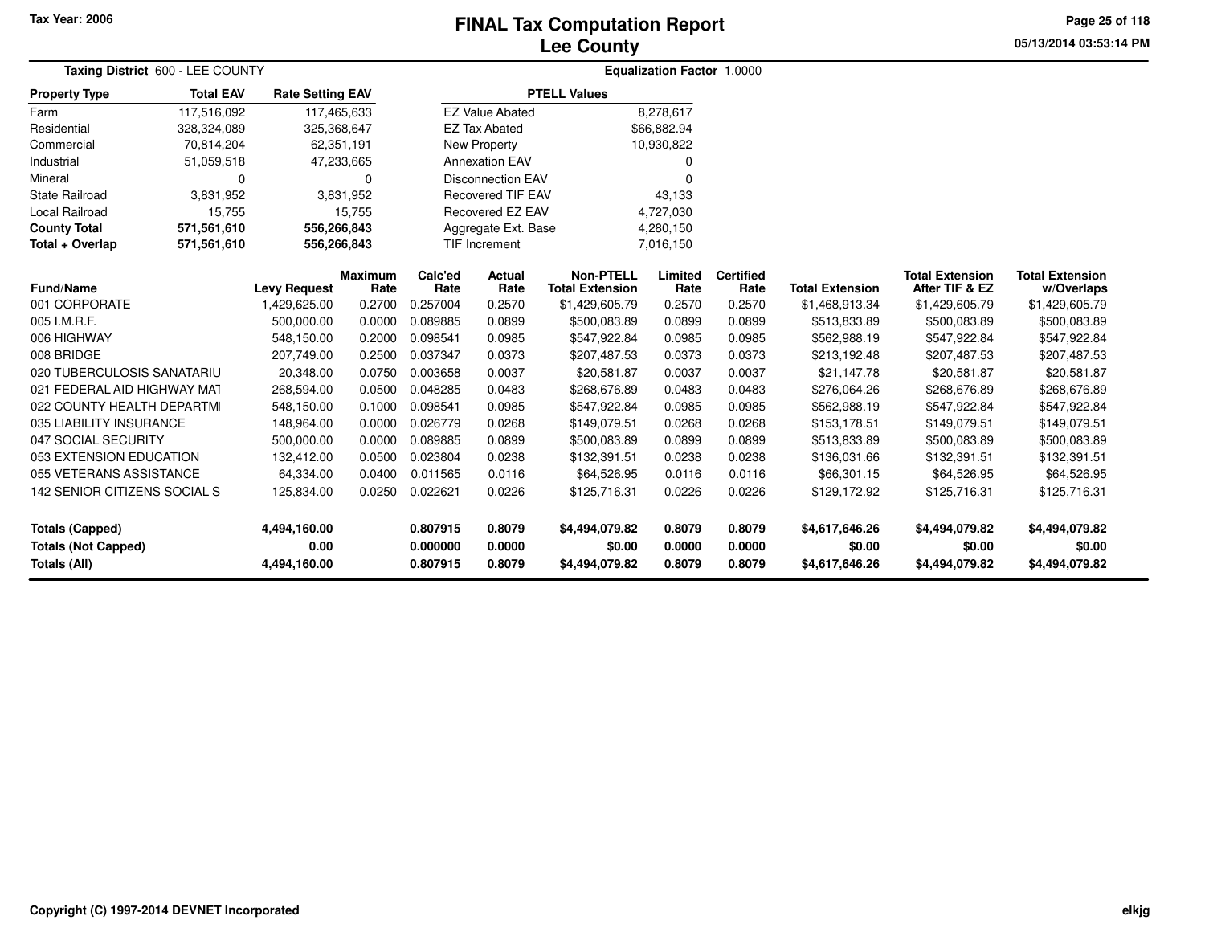Tax Year: 2006

# FINAL Tax Computation Report
## Lee County

05/13/2014 03:53:14 PM

**Taxing District** 600 - LEE COUNTY

**Equalization Factor** 1.0000

| Property Type | Total EAV | Rate Setting EAV |
|---|---|---|
| Farm | 117,516,092 | 117,465,633 |
| Residential | 328,324,089 | 325,368,647 |
| Commercial | 70,814,204 | 62,351,191 |
| Industrial | 51,059,518 | 47,233,665 |
| Mineral | 0 | 0 |
| State Railroad | 3,831,952 | 3,831,952 |
| Local Railroad | 15,755 | 15,755 |
| **County Total** | **571,561,610** | **556,266,843** |
| **Total + Overlap** | **571,561,610** | **556,266,843** |

| PTELL Values | |
|---|---|
| EZ Value Abated | 8,278,617 |
| EZ Tax Abated | $66,882.94 |
| New Property | 10,930,822 |
| Annexation EAV | 0 |
| Disconnection EAV | 0 |
| Recovered TIF EAV | 43,133 |
| Recovered EZ EAV | 4,727,030 |
| Aggregate Ext. Base | 4,280,150 |
| TIF Increment | 7,016,150 |

| Fund/Name | Levy Request | Maximum Rate | Calc'ed Rate | Actual Rate | Non-PTELL Total Extension | Limited Rate | Certified Rate | Total Extension | Total Extension After TIF & EZ | Total Extension w/Overlaps |
|---|---|---|---|---|---|---|---|---|---|---|
| 001 CORPORATE | 1,429,625.00 | 0.2700 | 0.257004 | 0.2570 | $1,429,605.79 | 0.2570 | 0.2570 | $1,468,913.34 | $1,429,605.79 | $1,429,605.79 |
| 005 I.M.R.F. | 500,000.00 | 0.0000 | 0.089885 | 0.0899 | $500,083.89 | 0.0899 | 0.0899 | $513,833.89 | $500,083.89 | $500,083.89 |
| 006 HIGHWAY | 548,150.00 | 0.2000 | 0.098541 | 0.0985 | $547,922.84 | 0.0985 | 0.0985 | $562,988.19 | $547,922.84 | $547,922.84 |
| 008 BRIDGE | 207,749.00 | 0.2500 | 0.037347 | 0.0373 | $207,487.53 | 0.0373 | 0.0373 | $213,192.48 | $207,487.53 | $207,487.53 |
| 020 TUBERCULOSIS SANATARIU | 20,348.00 | 0.0750 | 0.003658 | 0.0037 | $20,581.87 | 0.0037 | 0.0037 | $21,147.78 | $20,581.87 | $20,581.87 |
| 021 FEDERAL AID HIGHWAY MAT | 268,594.00 | 0.0500 | 0.048285 | 0.0483 | $268,676.89 | 0.0483 | 0.0483 | $276,064.26 | $268,676.89 | $268,676.89 |
| 022 COUNTY HEALTH DEPARTMI | 548,150.00 | 0.1000 | 0.098541 | 0.0985 | $547,922.84 | 0.0985 | 0.0985 | $562,988.19 | $547,922.84 | $547,922.84 |
| 035 LIABILITY INSURANCE | 148,964.00 | 0.0000 | 0.026779 | 0.0268 | $149,079.51 | 0.0268 | 0.0268 | $153,178.51 | $149,079.51 | $149,079.51 |
| 047 SOCIAL SECURITY | 500,000.00 | 0.0000 | 0.089885 | 0.0899 | $500,083.89 | 0.0899 | 0.0899 | $513,833.89 | $500,083.89 | $500,083.89 |
| 053 EXTENSION EDUCATION | 132,412.00 | 0.0500 | 0.023804 | 0.0238 | $132,391.51 | 0.0238 | 0.0238 | $136,031.66 | $132,391.51 | $132,391.51 |
| 055 VETERANS ASSISTANCE | 64,334.00 | 0.0400 | 0.011565 | 0.0116 | $64,526.95 | 0.0116 | 0.0116 | $66,301.15 | $64,526.95 | $64,526.95 |
| 142 SENIOR CITIZENS SOCIAL S | 125,834.00 | 0.0250 | 0.022621 | 0.0226 | $125,716.31 | 0.0226 | 0.0226 | $129,172.92 | $125,716.31 | $125,716.31 |
| **Totals (Capped)** | **4,494,160.00** | | **0.807915** | **0.8079** | **$4,494,079.82** | **0.8079** | **0.8079** | **$4,617,646.26** | **$4,494,079.82** | **$4,494,079.82** |
| **Totals (Not Capped)** | **0.00** | | **0.000000** | **0.0000** | **$0.00** | **0.0000** | **0.0000** | **$0.00** | **$0.00** | **$0.00** |
| **Totals (All)** | **4,494,160.00** | | **0.807915** | **0.8079** | **$4,494,079.82** | **0.8079** | **0.8079** | **$4,617,646.26** | **$4,494,079.82** | **$4,494,079.82** |

Copyright (C) 1997-2014 DEVNET Incorporated

elkjg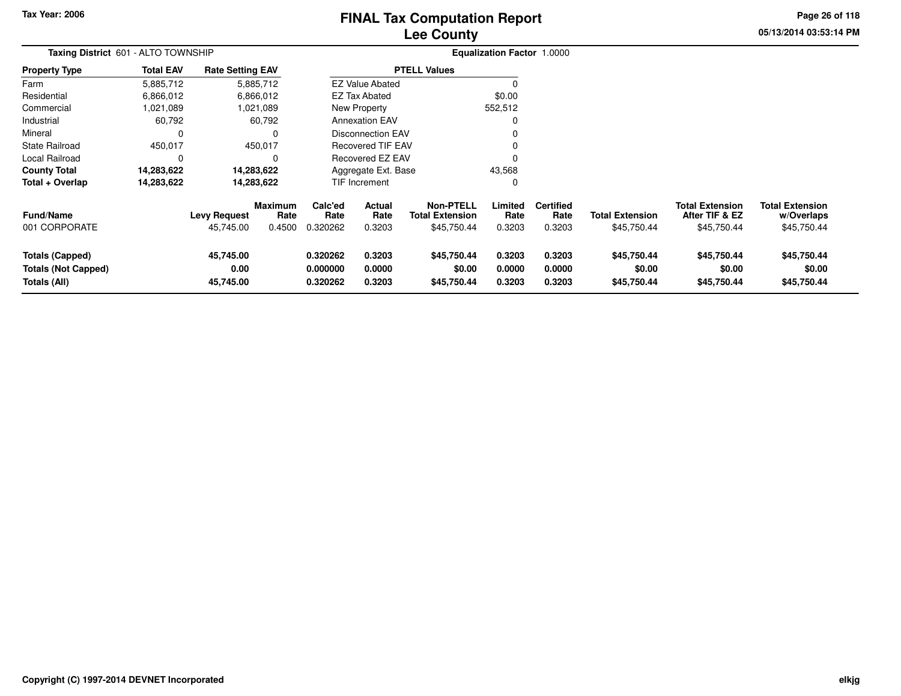Tax Year: 2006

# FINAL Tax Computation Report
## Lee County

05/13/2014 03:53:14 PM

**Taxing District** 601 - ALTO TOWNSHIP **Equalization Factor** 1.0000

| Property Type | Total EAV | Rate Setting EAV |
|---|---|---|
| Farm | 5,885,712 | 5,885,712 |
| Residential | 6,866,012 | 6,866,012 |
| Commercial | 1,021,089 | 1,021,089 |
| Industrial | 60,792 | 60,792 |
| Mineral | 0 | 0 |
| State Railroad | 450,017 | 450,017 |
| Local Railroad | 0 | 0 |
| **County Total** | **14,283,622** | **14,283,622** |
| **Total + Overlap** | **14,283,622** | **14,283,622** |

| PTELL Values | |
|---|---|
| EZ Value Abated | 0 |
| EZ Tax Abated | $0.00 |
| New Property | 552,512 |
| Annexation EAV | 0 |
| Disconnection EAV | 0 |
| Recovered TIF EAV | 0 |
| Recovered EZ EAV | 0 |
| Aggregate Ext. Base | 43,568 |
| TIF Increment | 0 |

| Fund/Name | Levy Request | Maximum Rate | Calc'ed Rate | Actual Rate | Non-PTELL Total Extension | Limited Rate | Certified Rate | Total Extension | Total Extension After TIF & EZ | Total Extension w/Overlaps |
|---|---|---|---|---|---|---|---|---|---|---|
| 001 CORPORATE | 45,745.00 | 0.4500 | 0.320262 | 0.3203 | $45,750.44 | 0.3203 | 0.3203 | $45,750.44 | $45,750.44 | $45,750.44 |
| **Totals (Capped)** | **45,745.00** | | **0.320262** | **0.3203** | **$45,750.44** | **0.3203** | **0.3203** | **$45,750.44** | **$45,750.44** | **$45,750.44** |
| **Totals (Not Capped)** | **0.00** | | **0.000000** | **0.0000** | **$0.00** | **0.0000** | **0.0000** | **$0.00** | **$0.00** | **$0.00** |
| **Totals (All)** | **45,745.00** | | **0.320262** | **0.3203** | **$45,750.44** | **0.3203** | **0.3203** | **$45,750.44** | **$45,750.44** | **$45,750.44** |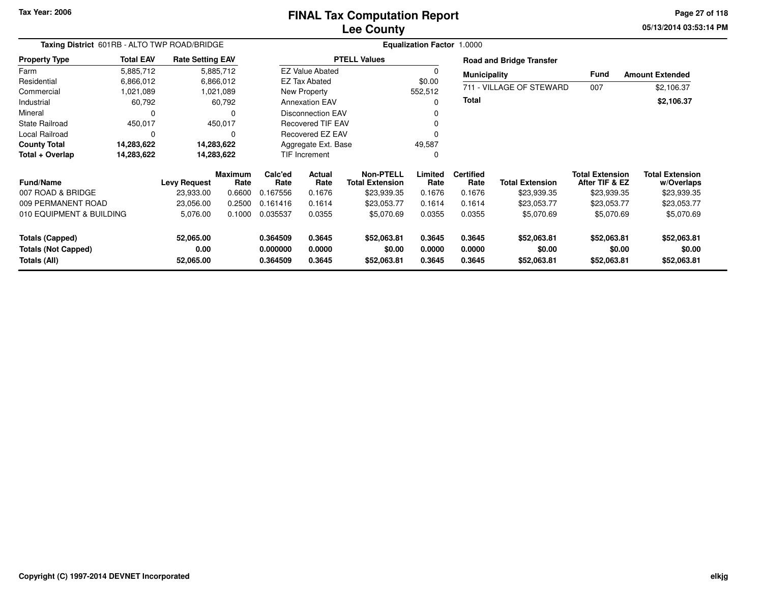# FINAL Tax Computation Report
# Lee County

Tax Year: 2006

**Taxing District** 601RB - ALTO TWP ROAD/BRIDGE

**Equalization Factor** 1.0000

| Property Type | Total EAV | Rate Setting EAV |
|---|---|---|
| Farm | 5,885,712 | 5,885,712 |
| Residential | 6,866,012 | 6,866,012 |
| Commercial | 1,021,089 | 1,021,089 |
| Industrial | 60,792 | 60,792 |
| Mineral | 0 | 0 |
| State Railroad | 450,017 | 450,017 |
| Local Railroad | 0 | 0 |
| **County Total** | **14,283,622** | **14,283,622** |
| **Total + Overlap** | **14,283,622** | **14,283,622** |

| PTELL Values | |
|---|---|
| EZ Value Abated | 0 |
| EZ Tax Abated | $0.00 |
| New Property | 552,512 |
| Annexation EAV | 0 |
| Disconnection EAV | 0 |
| Recovered TIF EAV | 0 |
| Recovered EZ EAV | 0 |
| Aggregate Ext. Base | 49,587 |
| TIF Increment | 0 |

**Road and Bridge Transfer**

| Municipality | Fund | Amount Extended |
|---|---|---|
| 711 - VILLAGE OF STEWARD | 007 | $2,106.37 |
| **Total** | | **$2,106.37** |

| Fund/Name | Levy Request | Maximum Rate | Calc'ed Rate | Actual Rate | Non-PTELL Total Extension | Limited Rate | Certified Rate | Total Extension | Total Extension After TIF & EZ | Total Extension w/Overlaps |
|---|---|---|---|---|---|---|---|---|---|---|
| 007 ROAD & BRIDGE | 23,933.00 | 0.6600 | 0.167556 | 0.1676 | $23,939.35 | 0.1676 | 0.1676 | $23,939.35 | $23,939.35 | $23,939.35 |
| 009 PERMANENT ROAD | 23,056.00 | 0.2500 | 0.161416 | 0.1614 | $23,053.77 | 0.1614 | 0.1614 | $23,053.77 | $23,053.77 | $23,053.77 |
| 010 EQUIPMENT & BUILDING | 5,076.00 | 0.1000 | 0.035537 | 0.0355 | $5,070.69 | 0.0355 | 0.0355 | $5,070.69 | $5,070.69 | $5,070.69 |
| **Totals (Capped)** | **52,065.00** | | **0.364509** | **0.3645** | **$52,063.81** | **0.3645** | **0.3645** | **$52,063.81** | **$52,063.81** | **$52,063.81** |
| **Totals (Not Capped)** | **0.00** | | **0.000000** | **0.0000** | **$0.00** | **0.0000** | **0.0000** | **$0.00** | **$0.00** | **$0.00** |
| **Totals (All)** | **52,065.00** | | **0.364509** | **0.3645** | **$52,063.81** | **0.3645** | **0.3645** | **$52,063.81** | **$52,063.81** | **$52,063.81** |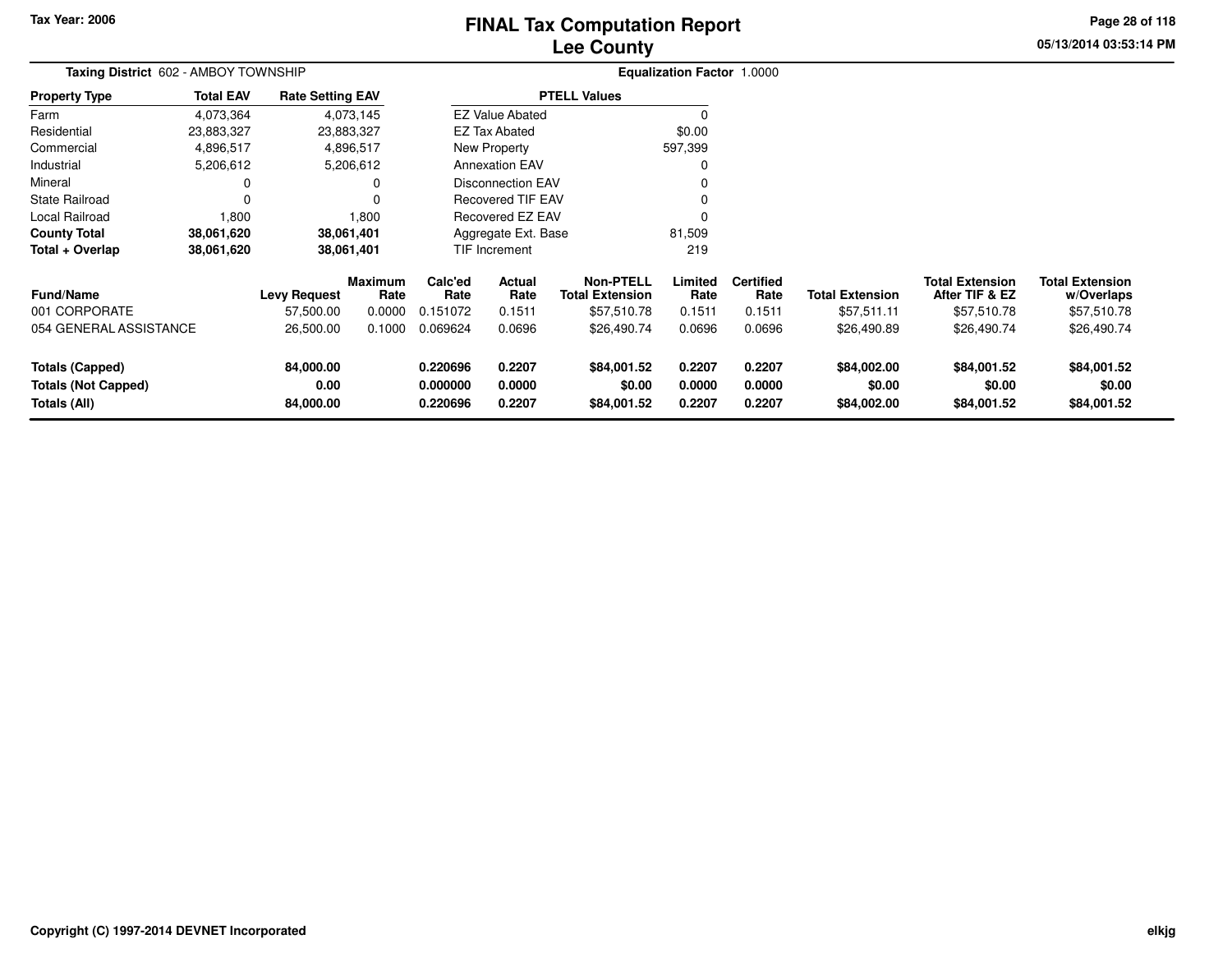# FINAL Tax Computation Report
# Lee County

Tax Year: 2006

05/13/2014 03:53:14 PM

**Taxing District** 602 - AMBOY TOWNSHIP

**Equalization Factor** 1.0000

| Property Type | Total EAV | Rate Setting EAV |
|---|---|---|
| Farm | 4,073,364 | 4,073,145 |
| Residential | 23,883,327 | 23,883,327 |
| Commercial | 4,896,517 | 4,896,517 |
| Industrial | 5,206,612 | 5,206,612 |
| Mineral | 0 | 0 |
| State Railroad | 0 | 0 |
| Local Railroad | 1,800 | 1,800 |
| **County Total** | **38,061,620** | **38,061,401** |
| **Total + Overlap** | **38,061,620** | **38,061,401** |

| PTELL Values | |
|---|---|
| EZ Value Abated | 0 |
| EZ Tax Abated | $0.00 |
| New Property | 597,399 |
| Annexation EAV | 0 |
| Disconnection EAV | 0 |
| Recovered TIF EAV | 0 |
| Recovered EZ EAV | 0 |
| Aggregate Ext. Base | 81,509 |
| TIF Increment | 219 |

| Fund/Name | Levy Request | Maximum Rate | Calc'ed Rate | Actual Rate | Non-PTELL Total Extension | Limited Rate | Certified Rate | Total Extension | Total Extension After TIF & EZ | Total Extension w/Overlaps |
|---|---|---|---|---|---|---|---|---|---|---|
| 001 CORPORATE | 57,500.00 | 0.0000 | 0.151072 | 0.1511 | $57,510.78 | 0.1511 | 0.1511 | $57,511.11 | $57,510.78 | $57,510.78 |
| 054 GENERAL ASSISTANCE | 26,500.00 | 0.1000 | 0.069624 | 0.0696 | $26,490.74 | 0.0696 | 0.0696 | $26,490.89 | $26,490.74 | $26,490.74 |
| **Totals (Capped)** | **84,000.00** | | **0.220696** | **0.2207** | **$84,001.52** | **0.2207** | **0.2207** | **$84,002.00** | **$84,001.52** | **$84,001.52** |
| **Totals (Not Capped)** | **0.00** | | **0.000000** | **0.0000** | **$0.00** | **0.0000** | **0.0000** | **$0.00** | **$0.00** | **$0.00** |
| **Totals (All)** | **84,000.00** | | **0.220696** | **0.2207** | **$84,001.52** | **0.2207** | **0.2207** | **$84,002.00** | **$84,001.52** | **$84,001.52** |

Copyright (C) 1997-2014 DEVNET Incorporated

elkjg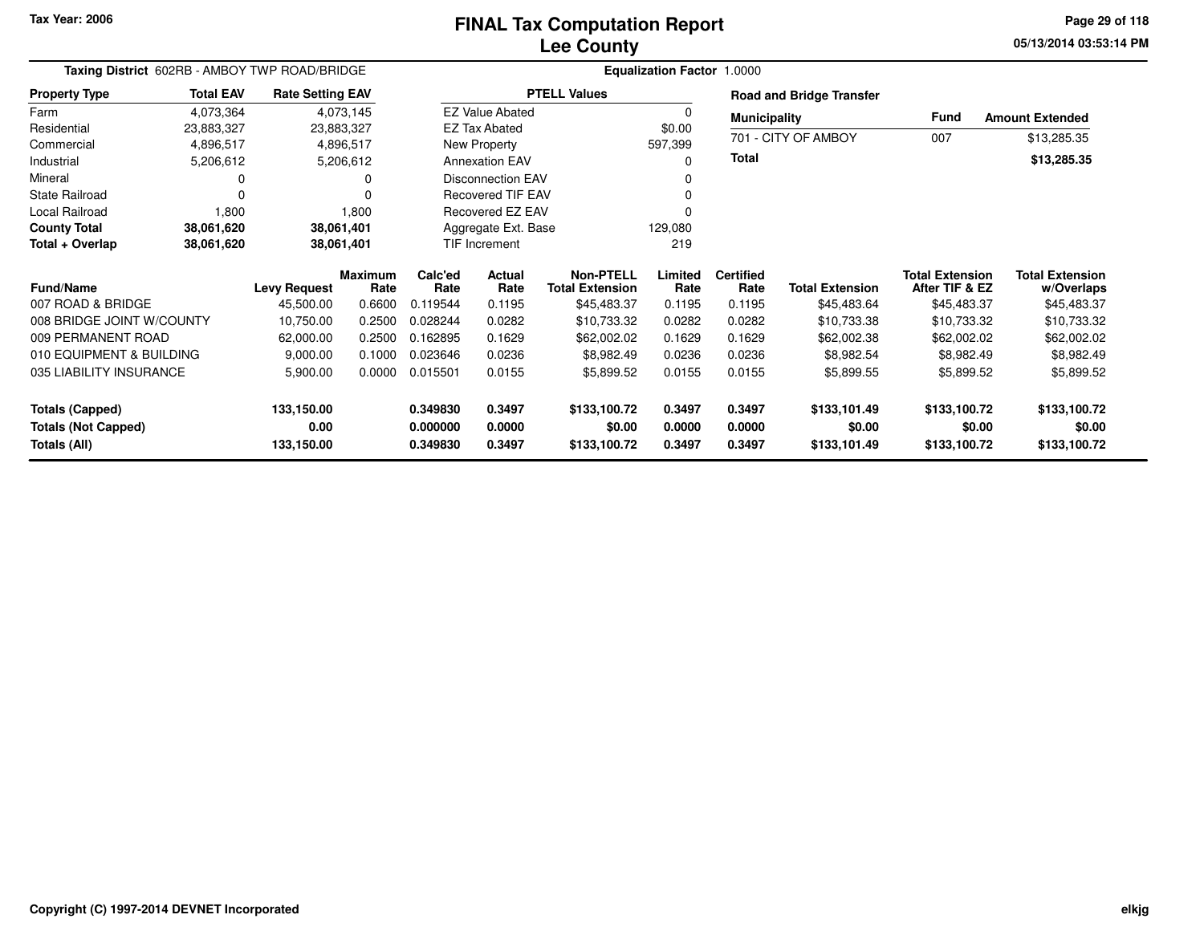# FINAL Tax Computation Report
## Lee County

Tax Year: 2006

05/13/2014 03:53:14 PM

**Taxing District** 602RB - AMBOY TWP ROAD/BRIDGE

**Equalization Factor** 1.0000

| Property Type | Total EAV | Rate Setting EAV |
|---|---|---|
| Farm | 4,073,364 | 4,073,145 |
| Residential | 23,883,327 | 23,883,327 |
| Commercial | 4,896,517 | 4,896,517 |
| Industrial | 5,206,612 | 5,206,612 |
| Mineral | 0 | 0 |
| State Railroad | 0 | 0 |
| Local Railroad | 1,800 | 1,800 |
| **County Total** | **38,061,620** | **38,061,401** |
| **Total + Overlap** | **38,061,620** | **38,061,401** |

| PTELL Values | |
|---|---|
| EZ Value Abated | 0 |
| EZ Tax Abated | $0.00 |
| New Property | 597,399 |
| Annexation EAV | 0 |
| Disconnection EAV | 0 |
| Recovered TIF EAV | 0 |
| Recovered EZ EAV | 0 |
| Aggregate Ext. Base | 129,080 |
| TIF Increment | 219 |

**Road and Bridge Transfer**

| Municipality | Fund | Amount Extended |
|---|---|---|
| 701 - CITY OF AMBOY | 007 | $13,285.35 |
| **Total** | | **$13,285.35** |

| Fund/Name | Levy Request | Maximum Rate | Calc'ed Rate | Actual Rate | Non-PTELL Total Extension | Limited Rate | Certified Rate | Total Extension | Total Extension After TIF & EZ | Total Extension w/Overlaps |
|---|---|---|---|---|---|---|---|---|---|---|
| 007 ROAD & BRIDGE | 45,500.00 | 0.6600 | 0.119544 | 0.1195 | $45,483.37 | 0.1195 | 0.1195 | $45,483.64 | $45,483.37 | $45,483.37 |
| 008 BRIDGE JOINT W/COUNTY | 10,750.00 | 0.2500 | 0.028244 | 0.0282 | $10,733.32 | 0.0282 | 0.0282 | $10,733.38 | $10,733.32 | $10,733.32 |
| 009 PERMANENT ROAD | 62,000.00 | 0.2500 | 0.162895 | 0.1629 | $62,002.02 | 0.1629 | 0.1629 | $62,002.38 | $62,002.02 | $62,002.02 |
| 010 EQUIPMENT & BUILDING | 9,000.00 | 0.1000 | 0.023646 | 0.0236 | $8,982.49 | 0.0236 | 0.0236 | $8,982.54 | $8,982.49 | $8,982.49 |
| 035 LIABILITY INSURANCE | 5,900.00 | 0.0000 | 0.015501 | 0.0155 | $5,899.52 | 0.0155 | 0.0155 | $5,899.55 | $5,899.52 | $5,899.52 |
| **Totals (Capped)** | **133,150.00** | | **0.349830** | **0.3497** | **$133,100.72** | **0.3497** | **0.3497** | **$133,101.49** | **$133,100.72** | **$133,100.72** |
| **Totals (Not Capped)** | **0.00** | | **0.000000** | **0.0000** | **$0.00** | **0.0000** | **0.0000** | **$0.00** | **$0.00** | **$0.00** |
| **Totals (All)** | **133,150.00** | | **0.349830** | **0.3497** | **$133,100.72** | **0.3497** | **0.3497** | **$133,101.49** | **$133,100.72** | **$133,100.72** |

Copyright (C) 1997-2014 DEVNET Incorporated

elkjg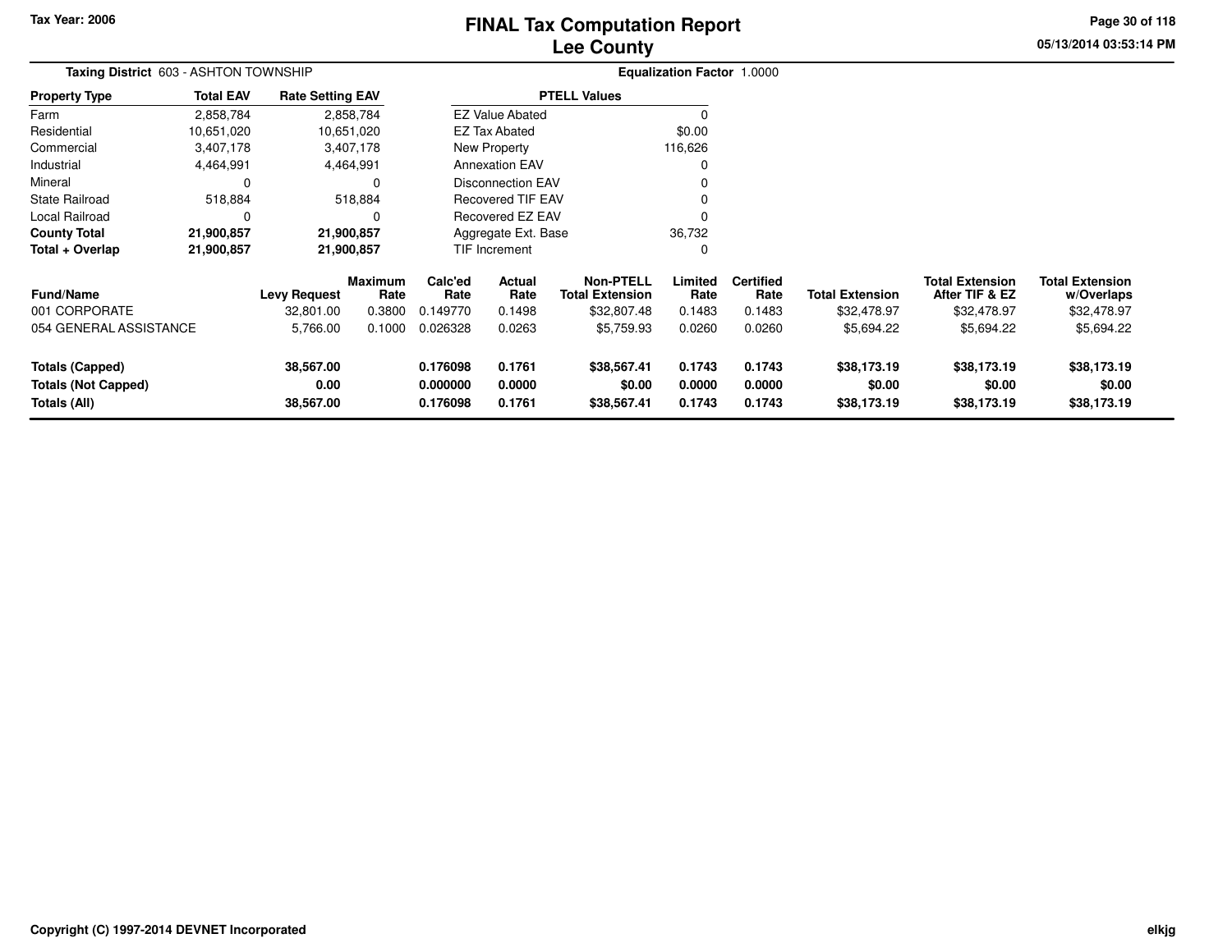# FINAL Tax Computation Report
## Lee County

Tax Year: 2006

**Taxing District** 603 - ASHTON TOWNSHIP

**Equalization Factor** 1.0000

| Property Type | Total EAV | Rate Setting EAV |
|---|---|---|
| Farm | 2,858,784 | 2,858,784 |
| Residential | 10,651,020 | 10,651,020 |
| Commercial | 3,407,178 | 3,407,178 |
| Industrial | 4,464,991 | 4,464,991 |
| Mineral | 0 | 0 |
| State Railroad | 518,884 | 518,884 |
| Local Railroad | 0 | 0 |
| **County Total** | **21,900,857** | **21,900,857** |
| **Total + Overlap** | **21,900,857** | **21,900,857** |

| PTELL Values | |
|---|---|
| EZ Value Abated | 0 |
| EZ Tax Abated | $0.00 |
| New Property | 116,626 |
| Annexation EAV | 0 |
| Disconnection EAV | 0 |
| Recovered TIF EAV | 0 |
| Recovered EZ EAV | 0 |
| Aggregate Ext. Base | 36,732 |
| TIF Increment | 0 |

| Fund/Name | Levy Request | Maximum Rate | Calc'ed Rate | Actual Rate | Non-PTELL Total Extension | Limited Rate | Certified Rate | Total Extension | Total Extension After TIF & EZ | Total Extension w/Overlaps |
|---|---|---|---|---|---|---|---|---|---|---|
| 001 CORPORATE | 32,801.00 | 0.3800 | 0.149770 | 0.1498 | $32,807.48 | 0.1483 | 0.1483 | $32,478.97 | $32,478.97 | $32,478.97 |
| 054 GENERAL ASSISTANCE | 5,766.00 | 0.1000 | 0.026328 | 0.0263 | $5,759.93 | 0.0260 | 0.0260 | $5,694.22 | $5,694.22 | $5,694.22 |
| **Totals (Capped)** | **38,567.00** | | **0.176098** | **0.1761** | **$38,567.41** | **0.1743** | **0.1743** | **$38,173.19** | **$38,173.19** | **$38,173.19** |
| **Totals (Not Capped)** | **0.00** | | **0.000000** | **0.0000** | **$0.00** | **0.0000** | **0.0000** | **$0.00** | **$0.00** | **$0.00** |
| **Totals (All)** | **38,567.00** | | **0.176098** | **0.1761** | **$38,567.41** | **0.1743** | **0.1743** | **$38,173.19** | **$38,173.19** | **$38,173.19** |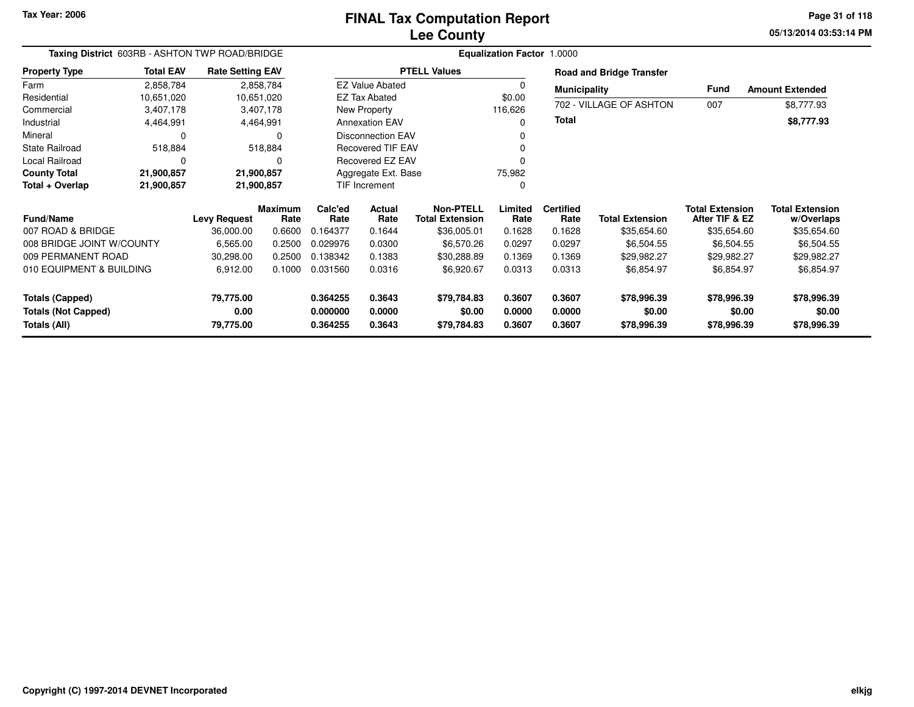Tax Year: 2006

# FINAL Tax Computation Report
## Lee County

05/13/2014 03:53:14 PM

**Taxing District** 603RB - ASHTON TWP ROAD/BRIDGE

**Equalization Factor** 1.0000

| Property Type | Total EAV | Rate Setting EAV |
|---|---|---|
| Farm | 2,858,784 | 2,858,784 |
| Residential | 10,651,020 | 10,651,020 |
| Commercial | 3,407,178 | 3,407,178 |
| Industrial | 4,464,991 | 4,464,991 |
| Mineral | 0 | 0 |
| State Railroad | 518,884 | 518,884 |
| Local Railroad | 0 | 0 |
| **County Total** | **21,900,857** | **21,900,857** |
| **Total + Overlap** | **21,900,857** | **21,900,857** |

| PTELL Values | |
|---|---|
| EZ Value Abated | 0 |
| EZ Tax Abated | $0.00 |
| New Property | 116,626 |
| Annexation EAV | 0 |
| Disconnection EAV | 0 |
| Recovered TIF EAV | 0 |
| Recovered EZ EAV | 0 |
| Aggregate Ext. Base | 75,982 |
| TIF Increment | 0 |

**Road and Bridge Transfer**

| Municipality | Fund | Amount Extended |
|---|---|---|
| 702 - VILLAGE OF ASHTON | 007 | $8,777.93 |
| **Total** | | **$8,777.93** |

| Fund/Name | Levy Request | Maximum Rate | Calc'ed Rate | Actual Rate | Non-PTELL Total Extension | Limited Rate | Certified Rate | Total Extension | Total Extension After TIF & EZ | Total Extension w/Overlaps |
|---|---|---|---|---|---|---|---|---|---|---|
| 007 ROAD & BRIDGE | 36,000.00 | 0.6600 | 0.164377 | 0.1644 | $36,005.01 | 0.1628 | 0.1628 | $35,654.60 | $35,654.60 | $35,654.60 |
| 008 BRIDGE JOINT W/COUNTY | 6,565.00 | 0.2500 | 0.029976 | 0.0300 | $6,570.26 | 0.0297 | 0.0297 | $6,504.55 | $6,504.55 | $6,504.55 |
| 009 PERMANENT ROAD | 30,298.00 | 0.2500 | 0.138342 | 0.1383 | $30,288.89 | 0.1369 | 0.1369 | $29,982.27 | $29,982.27 | $29,982.27 |
| 010 EQUIPMENT & BUILDING | 6,912.00 | 0.1000 | 0.031560 | 0.0316 | $6,920.67 | 0.0313 | 0.0313 | $6,854.97 | $6,854.97 | $6,854.97 |
| **Totals (Capped)** | **79,775.00** | | **0.364255** | **0.3643** | **$79,784.83** | **0.3607** | **0.3607** | **$78,996.39** | **$78,996.39** | **$78,996.39** |
| **Totals (Not Capped)** | **0.00** | | **0.000000** | **0.0000** | **$0.00** | **0.0000** | **0.0000** | **$0.00** | **$0.00** | **$0.00** |
| **Totals (All)** | **79,775.00** | | **0.364255** | **0.3643** | **$79,784.83** | **0.3607** | **0.3607** | **$78,996.39** | **$78,996.39** | **$78,996.39** |

Copyright (C) 1997-2014 DEVNET Incorporated

elkjg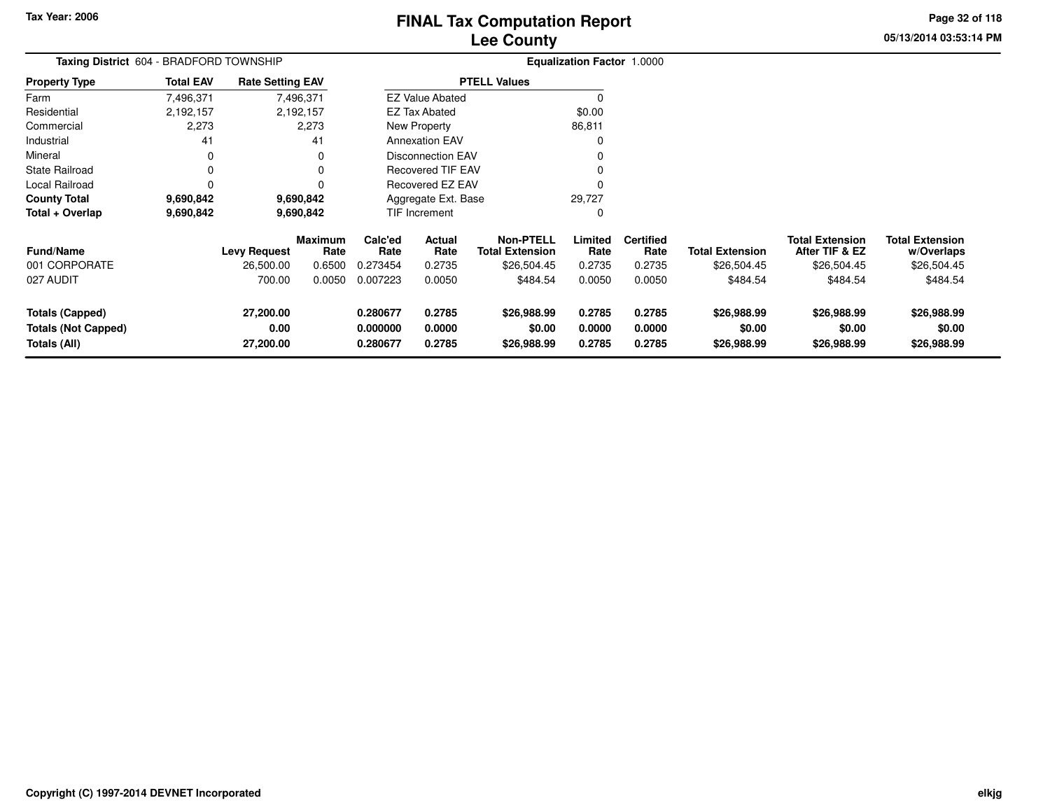# FINAL Tax Computation Report
## Lee County

Tax Year: 2006

**Taxing District** 604 - BRADFORD TOWNSHIP

**Equalization Factor** 1.0000

| Property Type | Total EAV | Rate Setting EAV |
|---|---|---|
| Farm | 7,496,371 | 7,496,371 |
| Residential | 2,192,157 | 2,192,157 |
| Commercial | 2,273 | 2,273 |
| Industrial | 41 | 41 |
| Mineral | 0 | 0 |
| State Railroad | 0 | 0 |
| Local Railroad | 0 | 0 |
| **County Total** | **9,690,842** | **9,690,842** |
| **Total + Overlap** | **9,690,842** | **9,690,842** |

| PTELL Values | |
|---|---|
| EZ Value Abated | 0 |
| EZ Tax Abated | $0.00 |
| New Property | 86,811 |
| Annexation EAV | 0 |
| Disconnection EAV | 0 |
| Recovered TIF EAV | 0 |
| Recovered EZ EAV | 0 |
| Aggregate Ext. Base | 29,727 |
| TIF Increment | 0 |

| Fund/Name | Levy Request | Maximum Rate | Calc'ed Rate | Actual Rate | Non-PTELL Total Extension | Limited Rate | Certified Rate | Total Extension | Total Extension After TIF & EZ | Total Extension w/Overlaps |
|---|---|---|---|---|---|---|---|---|---|---|
| 001 CORPORATE | 26,500.00 | 0.6500 | 0.273454 | 0.2735 | $26,504.45 | 0.2735 | 0.2735 | $26,504.45 | $26,504.45 | $26,504.45 |
| 027 AUDIT | 700.00 | 0.0050 | 0.007223 | 0.0050 | $484.54 | 0.0050 | 0.0050 | $484.54 | $484.54 | $484.54 |
| **Totals (Capped)** | **27,200.00** | | **0.280677** | **0.2785** | **$26,988.99** | **0.2785** | **0.2785** | **$26,988.99** | **$26,988.99** | **$26,988.99** |
| **Totals (Not Capped)** | **0.00** | | **0.000000** | **0.0000** | **$0.00** | **0.0000** | **0.0000** | **$0.00** | **$0.00** | **$0.00** |
| **Totals (All)** | **27,200.00** | | **0.280677** | **0.2785** | **$26,988.99** | **0.2785** | **0.2785** | **$26,988.99** | **$26,988.99** | **$26,988.99** |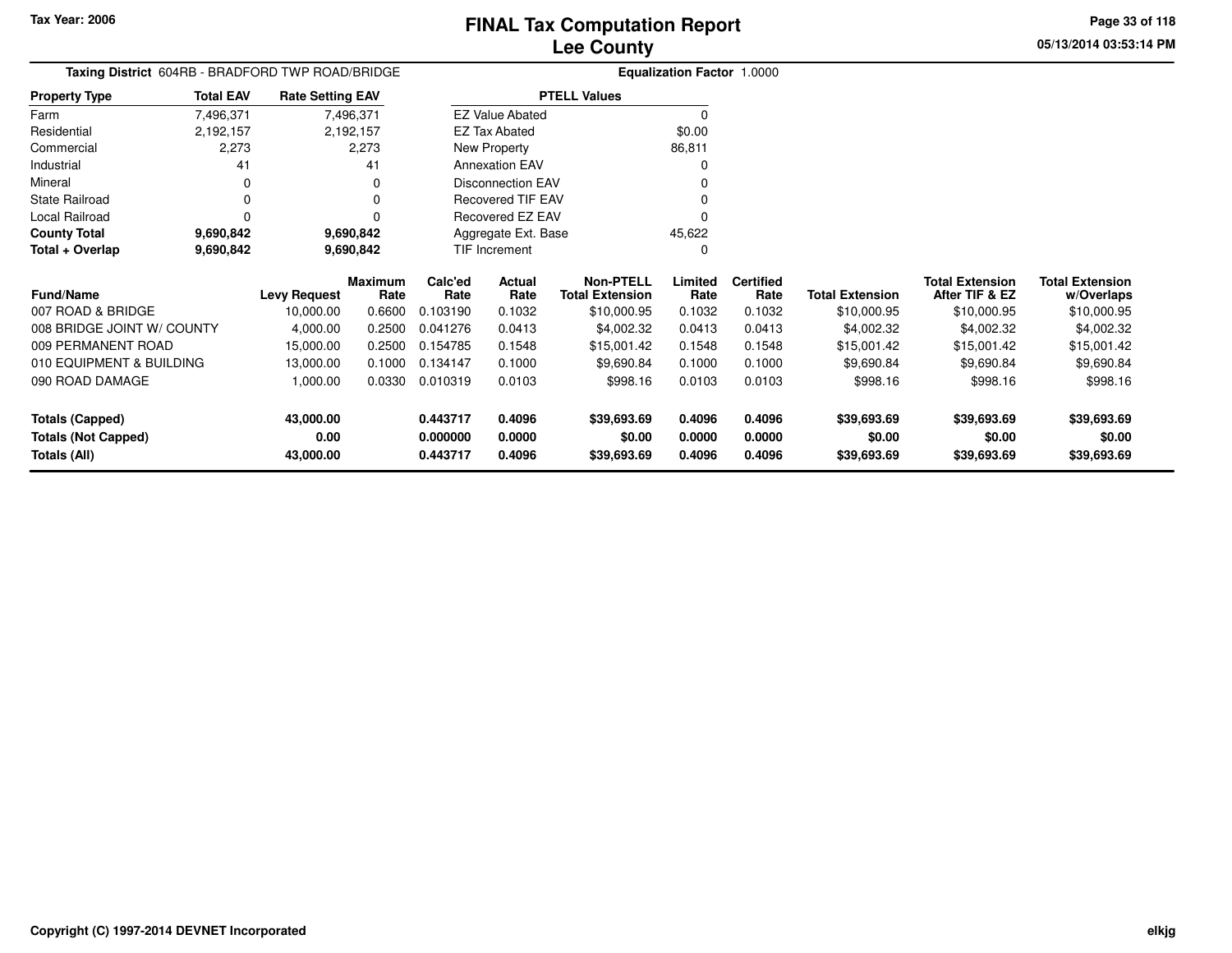Tax Year: 2006

# FINAL Tax Computation Report
## Lee County

05/13/2014 03:53:14 PM

**Taxing District** 604RB - BRADFORD TWP ROAD/BRIDGE **Equalization Factor** 1.0000

| Property Type | Total EAV | Rate Setting EAV |
|---|---|---|
| Farm | 7,496,371 | 7,496,371 |
| Residential | 2,192,157 | 2,192,157 |
| Commercial | 2,273 | 2,273 |
| Industrial | 41 | 41 |
| Mineral | 0 | 0 |
| State Railroad | 0 | 0 |
| Local Railroad | 0 | 0 |
| **County Total** | **9,690,842** | **9,690,842** |
| **Total + Overlap** | **9,690,842** | **9,690,842** |

| PTELL Values | |
|---|---|
| EZ Value Abated | 0 |
| EZ Tax Abated | $0.00 |
| New Property | 86,811 |
| Annexation EAV | 0 |
| Disconnection EAV | 0 |
| Recovered TIF EAV | 0 |
| Recovered EZ EAV | 0 |
| Aggregate Ext. Base | 45,622 |
| TIF Increment | 0 |

| Fund/Name | Levy Request | Maximum Rate | Calc'ed Rate | Actual Rate | Non-PTELL Total Extension | Limited Rate | Certified Rate | Total Extension | Total Extension After TIF & EZ | Total Extension w/Overlaps |
|---|---|---|---|---|---|---|---|---|---|---|
| 007 ROAD & BRIDGE | 10,000.00 | 0.6600 | 0.103190 | 0.1032 | $10,000.95 | 0.1032 | 0.1032 | $10,000.95 | $10,000.95 | $10,000.95 |
| 008 BRIDGE JOINT W/ COUNTY | 4,000.00 | 0.2500 | 0.041276 | 0.0413 | $4,002.32 | 0.0413 | 0.0413 | $4,002.32 | $4,002.32 | $4,002.32 |
| 009 PERMANENT ROAD | 15,000.00 | 0.2500 | 0.154785 | 0.1548 | $15,001.42 | 0.1548 | 0.1548 | $15,001.42 | $15,001.42 | $15,001.42 |
| 010 EQUIPMENT & BUILDING | 13,000.00 | 0.1000 | 0.134147 | 0.1000 | $9,690.84 | 0.1000 | 0.1000 | $9,690.84 | $9,690.84 | $9,690.84 |
| 090 ROAD DAMAGE | 1,000.00 | 0.0330 | 0.010319 | 0.0103 | $998.16 | 0.0103 | 0.0103 | $998.16 | $998.16 | $998.16 |
| **Totals (Capped)** | **43,000.00** | | **0.443717** | **0.4096** | **$39,693.69** | **0.4096** | **0.4096** | **$39,693.69** | **$39,693.69** | **$39,693.69** |
| **Totals (Not Capped)** | **0.00** | | **0.000000** | **0.0000** | **$0.00** | **0.0000** | **0.0000** | **$0.00** | **$0.00** | **$0.00** |
| **Totals (All)** | **43,000.00** | | **0.443717** | **0.4096** | **$39,693.69** | **0.4096** | **0.4096** | **$39,693.69** | **$39,693.69** | **$39,693.69** |

Copyright (C) 1997-2014 DEVNET Incorporated

elkjg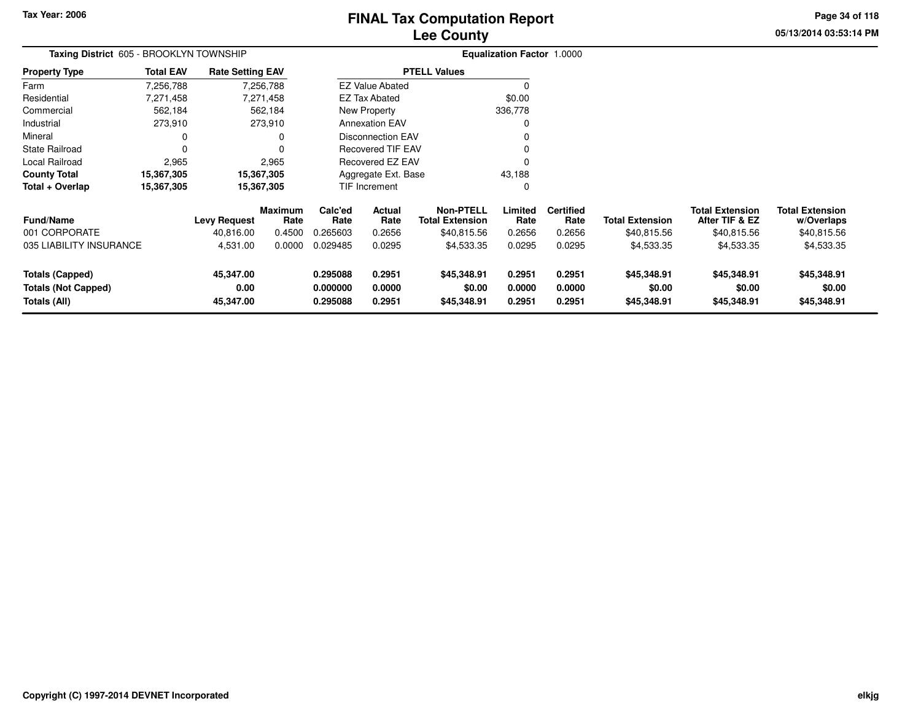# FINAL Tax Computation Report
# Lee County

Tax Year: 2006

**Taxing District** 605 - BROOKLYN TOWNSHIP

**Equalization Factor** 1.0000

| Property Type | Total EAV | Rate Setting EAV |
|---|---|---|
| Farm | 7,256,788 | 7,256,788 |
| Residential | 7,271,458 | 7,271,458 |
| Commercial | 562,184 | 562,184 |
| Industrial | 273,910 | 273,910 |
| Mineral | 0 | 0 |
| State Railroad | 0 | 0 |
| Local Railroad | 2,965 | 2,965 |
| **County Total** | **15,367,305** | **15,367,305** |
| **Total + Overlap** | **15,367,305** | **15,367,305** |

| PTELL Values | |
|---|---|
| EZ Value Abated | 0 |
| EZ Tax Abated | $0.00 |
| New Property | 336,778 |
| Annexation EAV | 0 |
| Disconnection EAV | 0 |
| Recovered TIF EAV | 0 |
| Recovered EZ EAV | 0 |
| Aggregate Ext. Base | 43,188 |
| TIF Increment | 0 |

| Fund/Name | Levy Request | Maximum Rate | Calc'ed Rate | Actual Rate | Non-PTELL Total Extension | Limited Rate | Certified Rate | Total Extension | Total Extension After TIF & EZ | Total Extension w/Overlaps |
|---|---|---|---|---|---|---|---|---|---|---|
| 001 CORPORATE | 40,816.00 | 0.4500 | 0.265603 | 0.2656 | $40,815.56 | 0.2656 | 0.2656 | $40,815.56 | $40,815.56 | $40,815.56 |
| 035 LIABILITY INSURANCE | 4,531.00 | 0.0000 | 0.029485 | 0.0295 | $4,533.35 | 0.0295 | 0.0295 | $4,533.35 | $4,533.35 | $4,533.35 |
| **Totals (Capped)** | **45,347.00** | | **0.295088** | **0.2951** | **$45,348.91** | **0.2951** | **0.2951** | **$45,348.91** | **$45,348.91** | **$45,348.91** |
| **Totals (Not Capped)** | **0.00** | | **0.000000** | **0.0000** | **$0.00** | **0.0000** | **0.0000** | **$0.00** | **$0.00** | **$0.00** |
| **Totals (All)** | **45,347.00** | | **0.295088** | **0.2951** | **$45,348.91** | **0.2951** | **0.2951** | **$45,348.91** | **$45,348.91** | **$45,348.91** |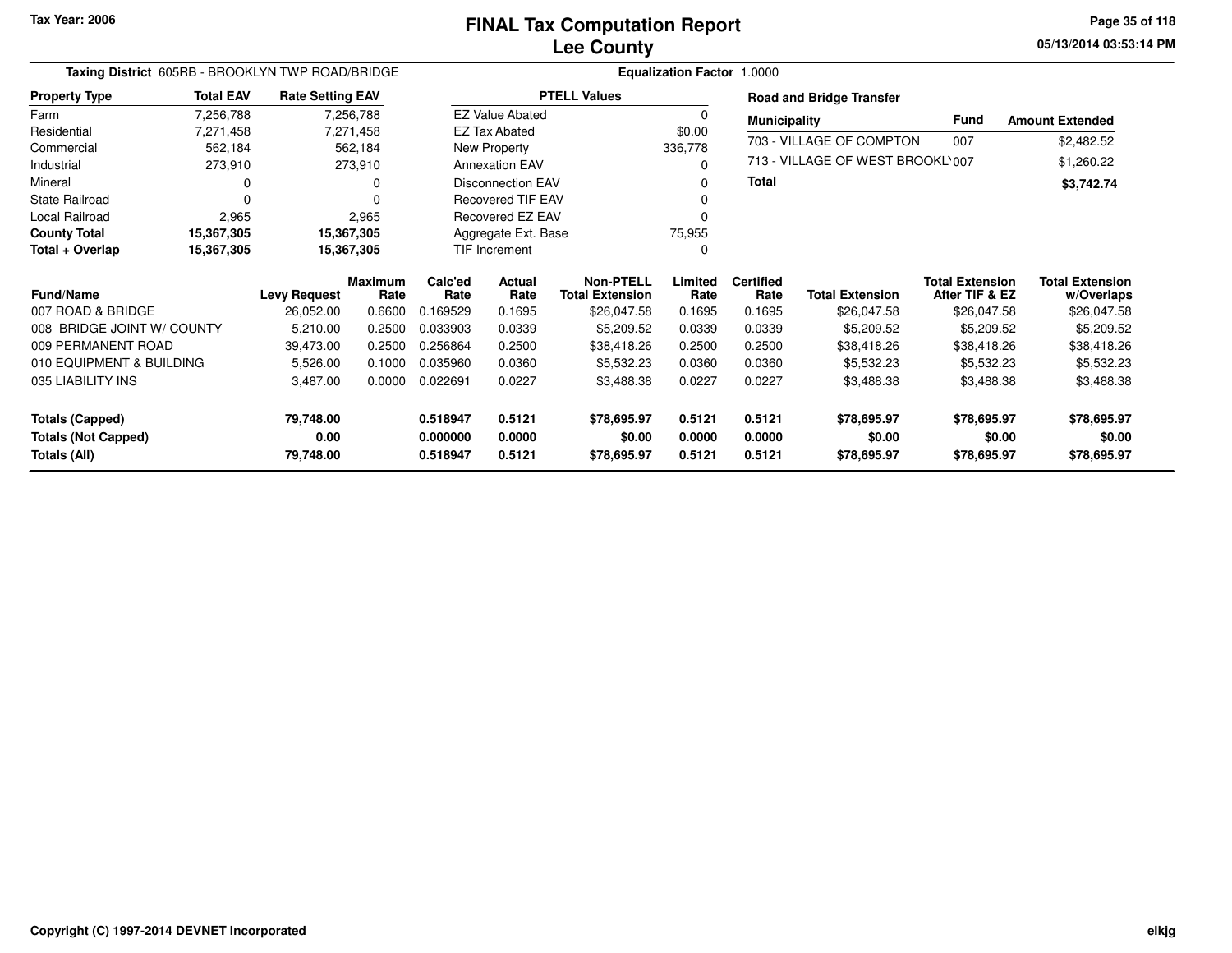Tax Year: 2006

# FINAL Tax Computation Report
## Lee County

05/13/2014 03:53:14 PM

**Taxing District** 605RB - BROOKLYN TWP ROAD/BRIDGE

**Equalization Factor** 1.0000

| Property Type | Total EAV | Rate Setting EAV |
|---|---|---|
| Farm | 7,256,788 | 7,256,788 |
| Residential | 7,271,458 | 7,271,458 |
| Commercial | 562,184 | 562,184 |
| Industrial | 273,910 | 273,910 |
| Mineral | 0 | 0 |
| State Railroad | 0 | 0 |
| Local Railroad | 2,965 | 2,965 |
| **County Total** | **15,367,305** | **15,367,305** |
| **Total + Overlap** | **15,367,305** | **15,367,305** |

| PTELL Values | |
|---|---|
| EZ Value Abated | 0 |
| EZ Tax Abated | $0.00 |
| New Property | 336,778 |
| Annexation EAV | 0 |
| Disconnection EAV | 0 |
| Recovered TIF EAV | 0 |
| Recovered EZ EAV | 0 |
| Aggregate Ext. Base | 75,955 |
| TIF Increment | 0 |

**Road and Bridge Transfer**

| Municipality | Fund | Amount Extended |
|---|---|---|
| 703 - VILLAGE OF COMPTON | 007 | $2,482.52 |
| 713 - VILLAGE OF WEST BROOKL | 007 | $1,260.22 |
| **Total** | | **$3,742.74** |

| Fund/Name | Levy Request | Maximum Rate | Calc'ed Rate | Actual Rate | Non-PTELL Total Extension | Limited Rate | Certified Rate | Total Extension | Total Extension After TIF & EZ | Total Extension w/Overlaps |
|---|---|---|---|---|---|---|---|---|---|---|
| 007 ROAD & BRIDGE | 26,052.00 | 0.6600 | 0.169529 | 0.1695 | $26,047.58 | 0.1695 | 0.1695 | $26,047.58 | $26,047.58 | $26,047.58 |
| 008 BRIDGE JOINT W/ COUNTY | 5,210.00 | 0.2500 | 0.033903 | 0.0339 | $5,209.52 | 0.0339 | 0.0339 | $5,209.52 | $5,209.52 | $5,209.52 |
| 009 PERMANENT ROAD | 39,473.00 | 0.2500 | 0.256864 | 0.2500 | $38,418.26 | 0.2500 | 0.2500 | $38,418.26 | $38,418.26 | $38,418.26 |
| 010 EQUIPMENT & BUILDING | 5,526.00 | 0.1000 | 0.035960 | 0.0360 | $5,532.23 | 0.0360 | 0.0360 | $5,532.23 | $5,532.23 | $5,532.23 |
| 035 LIABILITY INS | 3,487.00 | 0.0000 | 0.022691 | 0.0227 | $3,488.38 | 0.0227 | 0.0227 | $3,488.38 | $3,488.38 | $3,488.38 |
| **Totals (Capped)** | **79,748.00** | | **0.518947** | **0.5121** | **$78,695.97** | **0.5121** | **0.5121** | **$78,695.97** | **$78,695.97** | **$78,695.97** |
| **Totals (Not Capped)** | **0.00** | | **0.000000** | **0.0000** | **$0.00** | **0.0000** | **0.0000** | **$0.00** | **$0.00** | **$0.00** |
| **Totals (All)** | **79,748.00** | | **0.518947** | **0.5121** | **$78,695.97** | **0.5121** | **0.5121** | **$78,695.97** | **$78,695.97** | **$78,695.97** |

Copyright (C) 1997-2014 DEVNET Incorporated

elkjg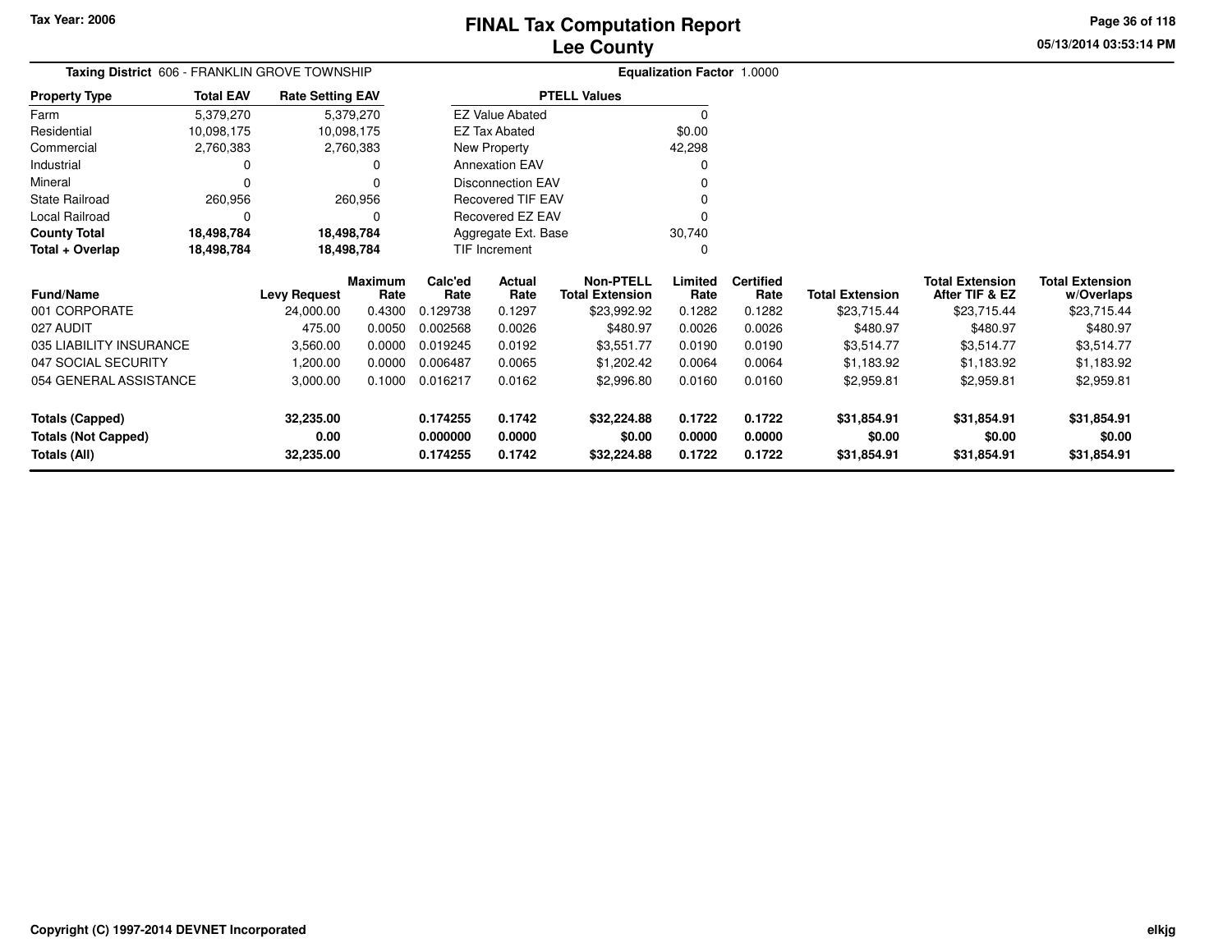# FINAL Tax Computation Report
## Lee County

Tax Year: 2006

**Taxing District** 606 - FRANKLIN GROVE TOWNSHIP

**Equalization Factor** 1.0000

| Property Type | Total EAV | Rate Setting EAV |
|---|---|---|
| Farm | 5,379,270 | 5,379,270 |
| Residential | 10,098,175 | 10,098,175 |
| Commercial | 2,760,383 | 2,760,383 |
| Industrial | 0 | 0 |
| Mineral | 0 | 0 |
| State Railroad | 260,956 | 260,956 |
| Local Railroad | 0 | 0 |
| **County Total** | **18,498,784** | **18,498,784** |
| **Total + Overlap** | **18,498,784** | **18,498,784** |

| PTELL Values | |
|---|---|
| EZ Value Abated | 0 |
| EZ Tax Abated | $0.00 |
| New Property | 42,298 |
| Annexation EAV | 0 |
| Disconnection EAV | 0 |
| Recovered TIF EAV | 0 |
| Recovered EZ EAV | 0 |
| Aggregate Ext. Base | 30,740 |
| TIF Increment | 0 |

| Fund/Name | Levy Request | Maximum Rate | Calc'ed Rate | Actual Rate | Non-PTELL Total Extension | Limited Rate | Certified Rate | Total Extension | Total Extension After TIF & EZ | Total Extension w/Overlaps |
|---|---|---|---|---|---|---|---|---|---|---|
| 001 CORPORATE | 24,000.00 | 0.4300 | 0.129738 | 0.1297 | $23,992.92 | 0.1282 | 0.1282 | $23,715.44 | $23,715.44 | $23,715.44 |
| 027 AUDIT | 475.00 | 0.0050 | 0.002568 | 0.0026 | $480.97 | 0.0026 | 0.0026 | $480.97 | $480.97 | $480.97 |
| 035 LIABILITY INSURANCE | 3,560.00 | 0.0000 | 0.019245 | 0.0192 | $3,551.77 | 0.0190 | 0.0190 | $3,514.77 | $3,514.77 | $3,514.77 |
| 047 SOCIAL SECURITY | 1,200.00 | 0.0000 | 0.006487 | 0.0065 | $1,202.42 | 0.0064 | 0.0064 | $1,183.92 | $1,183.92 | $1,183.92 |
| 054 GENERAL ASSISTANCE | 3,000.00 | 0.1000 | 0.016217 | 0.0162 | $2,996.80 | 0.0160 | 0.0160 | $2,959.81 | $2,959.81 | $2,959.81 |
| **Totals (Capped)** | **32,235.00** | | **0.174255** | **0.1742** | **$32,224.88** | **0.1722** | **0.1722** | **$31,854.91** | **$31,854.91** | **$31,854.91** |
| **Totals (Not Capped)** | **0.00** | | **0.000000** | **0.0000** | **$0.00** | **0.0000** | **0.0000** | **$0.00** | **$0.00** | **$0.00** |
| **Totals (All)** | **32,235.00** | | **0.174255** | **0.1742** | **$32,224.88** | **0.1722** | **0.1722** | **$31,854.91** | **$31,854.91** | **$31,854.91** |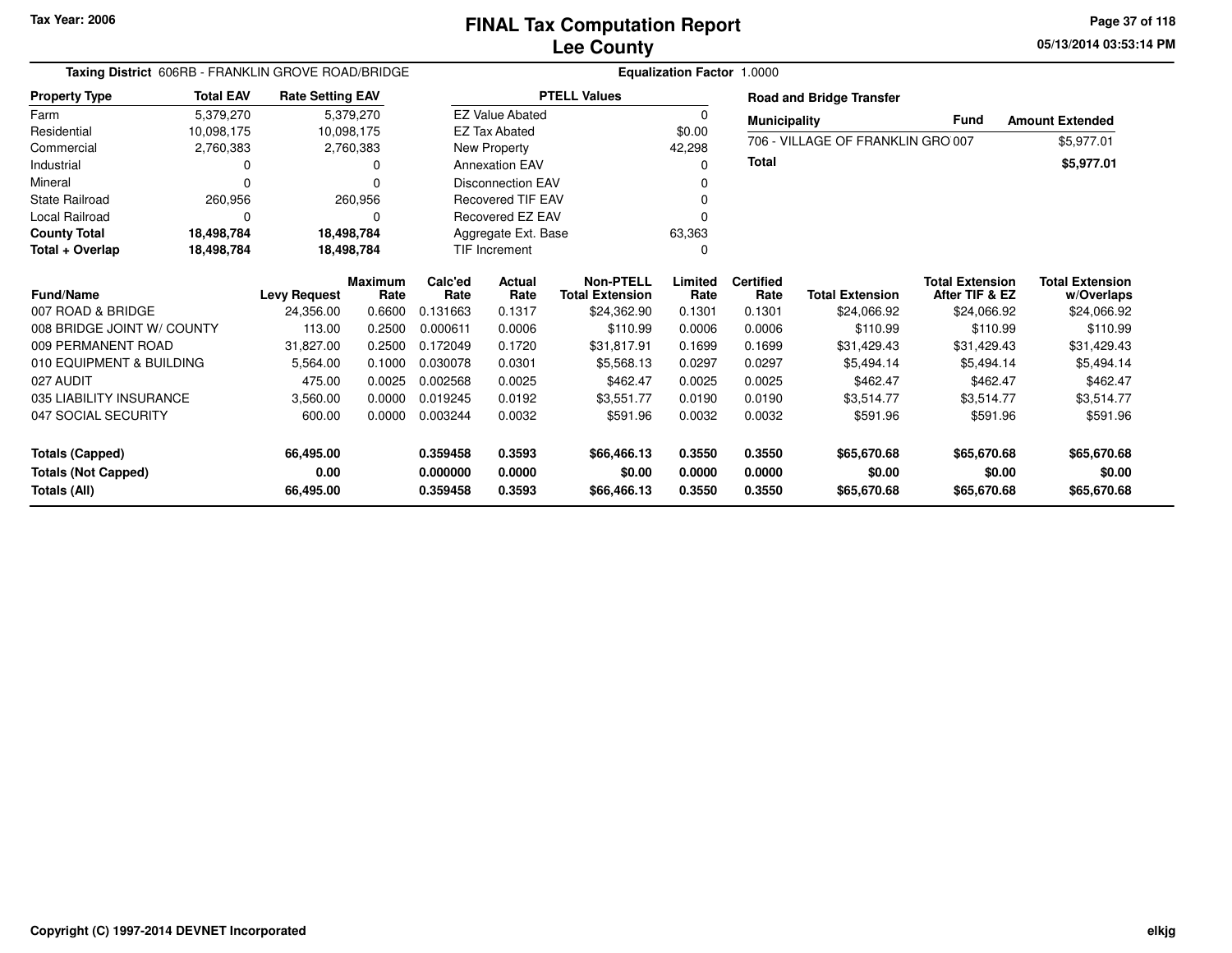# FINAL Tax Computation Report
## Lee County

Tax Year: 2006

**Taxing District** 606RB - FRANKLIN GROVE ROAD/BRIDGE

**Equalization Factor** 1.0000

| Property Type | Total EAV | Rate Setting EAV |
|---|---|---|
| Farm | 5,379,270 | 5,379,270 |
| Residential | 10,098,175 | 10,098,175 |
| Commercial | 2,760,383 | 2,760,383 |
| Industrial | 0 | 0 |
| Mineral | 0 | 0 |
| State Railroad | 260,956 | 260,956 |
| Local Railroad | 0 | 0 |
| **County Total** | **18,498,784** | **18,498,784** |
| **Total + Overlap** | **18,498,784** | **18,498,784** |

| PTELL Values | |
|---|---|
| EZ Value Abated | 0 |
| EZ Tax Abated | $0.00 |
| New Property | 42,298 |
| Annexation EAV | 0 |
| Disconnection EAV | 0 |
| Recovered TIF EAV | 0 |
| Recovered EZ EAV | 0 |
| Aggregate Ext. Base | 63,363 |
| TIF Increment | 0 |

**Road and Bridge Transfer**

| Municipality | Fund | Amount Extended |
|---|---|---|
| 706 - VILLAGE OF FRANKLIN GRO | 007 | $5,977.01 |
| **Total** | | **$5,977.01** |

| Fund/Name | Levy Request | Maximum Rate | Calc'ed Rate | Actual Rate | Non-PTELL Total Extension | Limited Rate | Certified Rate | Total Extension | Total Extension After TIF & EZ | Total Extension w/Overlaps |
|---|---|---|---|---|---|---|---|---|---|---|
| 007 ROAD & BRIDGE | 24,356.00 | 0.6600 | 0.131663 | 0.1317 | $24,362.90 | 0.1301 | 0.1301 | $24,066.92 | $24,066.92 | $24,066.92 |
| 008 BRIDGE JOINT W/ COUNTY | 113.00 | 0.2500 | 0.000611 | 0.0006 | $110.99 | 0.0006 | 0.0006 | $110.99 | $110.99 | $110.99 |
| 009 PERMANENT ROAD | 31,827.00 | 0.2500 | 0.172049 | 0.1720 | $31,817.91 | 0.1699 | 0.1699 | $31,429.43 | $31,429.43 | $31,429.43 |
| 010 EQUIPMENT & BUILDING | 5,564.00 | 0.1000 | 0.030078 | 0.0301 | $5,568.13 | 0.0297 | 0.0297 | $5,494.14 | $5,494.14 | $5,494.14 |
| 027 AUDIT | 475.00 | 0.0025 | 0.002568 | 0.0025 | $462.47 | 0.0025 | 0.0025 | $462.47 | $462.47 | $462.47 |
| 035 LIABILITY INSURANCE | 3,560.00 | 0.0000 | 0.019245 | 0.0192 | $3,551.77 | 0.0190 | 0.0190 | $3,514.77 | $3,514.77 | $3,514.77 |
| 047 SOCIAL SECURITY | 600.00 | 0.0000 | 0.003244 | 0.0032 | $591.96 | 0.0032 | 0.0032 | $591.96 | $591.96 | $591.96 |
| **Totals (Capped)** | **66,495.00** | | **0.359458** | **0.3593** | **$66,466.13** | **0.3550** | **0.3550** | **$65,670.68** | **$65,670.68** | **$65,670.68** |
| **Totals (Not Capped)** | **0.00** | | **0.000000** | **0.0000** | **$0.00** | **0.0000** | **0.0000** | **$0.00** | **$0.00** | **$0.00** |
| **Totals (All)** | **66,495.00** | | **0.359458** | **0.3593** | **$66,466.13** | **0.3550** | **0.3550** | **$65,670.68** | **$65,670.68** | **$65,670.68** |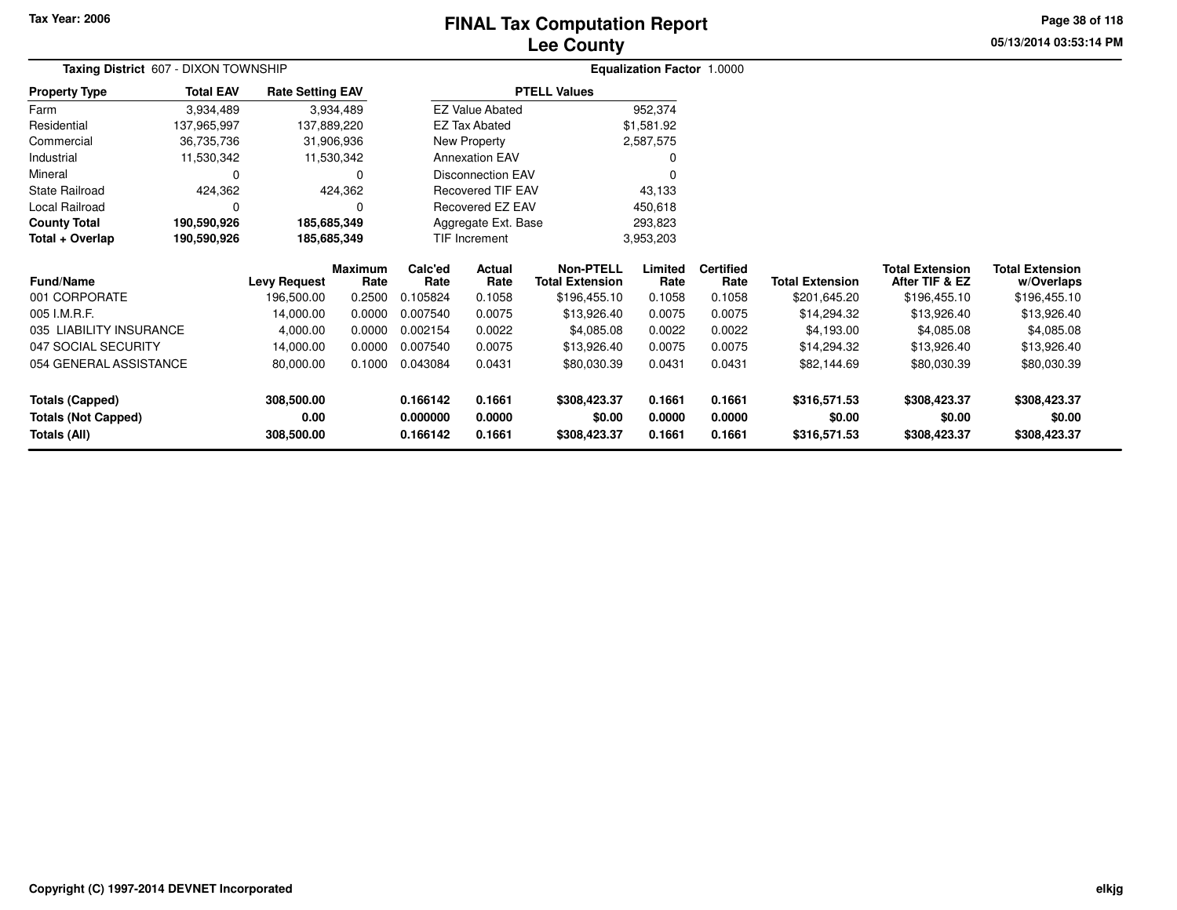Tax Year: 2006

# FINAL Tax Computation Report
## Lee County

05/13/2014 03:53:14 PM

**Taxing District** 607 - DIXON TOWNSHIP

**Equalization Factor** 1.0000

| Property Type | Total EAV | Rate Setting EAV |
|---|---|---|
| Farm | 3,934,489 | 3,934,489 |
| Residential | 137,965,997 | 137,889,220 |
| Commercial | 36,735,736 | 31,906,936 |
| Industrial | 11,530,342 | 11,530,342 |
| Mineral | 0 | 0 |
| State Railroad | 424,362 | 424,362 |
| Local Railroad | 0 | 0 |
| **County Total** | **190,590,926** | **185,685,349** |
| **Total + Overlap** | **190,590,926** | **185,685,349** |

| PTELL Values | |
|---|---|
| EZ Value Abated | 952,374 |
| EZ Tax Abated | $1,581.92 |
| New Property | 2,587,575 |
| Annexation EAV | 0 |
| Disconnection EAV | 0 |
| Recovered TIF EAV | 43,133 |
| Recovered EZ EAV | 450,618 |
| Aggregate Ext. Base | 293,823 |
| TIF Increment | 3,953,203 |

| Fund/Name | Levy Request | Maximum Rate | Calc'ed Rate | Actual Rate | Non-PTELL Total Extension | Limited Rate | Certified Rate | Total Extension | Total Extension After TIF & EZ | Total Extension w/Overlaps |
|---|---|---|---|---|---|---|---|---|---|---|
| 001 CORPORATE | 196,500.00 | 0.2500 | 0.105824 | 0.1058 | $196,455.10 | 0.1058 | 0.1058 | $201,645.20 | $196,455.10 | $196,455.10 |
| 005 I.M.R.F. | 14,000.00 | 0.0000 | 0.007540 | 0.0075 | $13,926.40 | 0.0075 | 0.0075 | $14,294.32 | $13,926.40 | $13,926.40 |
| 035 LIABILITY INSURANCE | 4,000.00 | 0.0000 | 0.002154 | 0.0022 | $4,085.08 | 0.0022 | 0.0022 | $4,193.00 | $4,085.08 | $4,085.08 |
| 047 SOCIAL SECURITY | 14,000.00 | 0.0000 | 0.007540 | 0.0075 | $13,926.40 | 0.0075 | 0.0075 | $14,294.32 | $13,926.40 | $13,926.40 |
| 054 GENERAL ASSISTANCE | 80,000.00 | 0.1000 | 0.043084 | 0.0431 | $80,030.39 | 0.0431 | 0.0431 | $82,144.69 | $80,030.39 | $80,030.39 |
| **Totals (Capped)** | **308,500.00** | | **0.166142** | **0.1661** | **$308,423.37** | **0.1661** | **0.1661** | **$316,571.53** | **$308,423.37** | **$308,423.37** |
| **Totals (Not Capped)** | **0.00** | | **0.000000** | **0.0000** | **$0.00** | **0.0000** | **0.0000** | **$0.00** | **$0.00** | **$0.00** |
| **Totals (All)** | **308,500.00** | | **0.166142** | **0.1661** | **$308,423.37** | **0.1661** | **0.1661** | **$316,571.53** | **$308,423.37** | **$308,423.37** |

Copyright (C) 1997-2014 DEVNET Incorporated

elkjg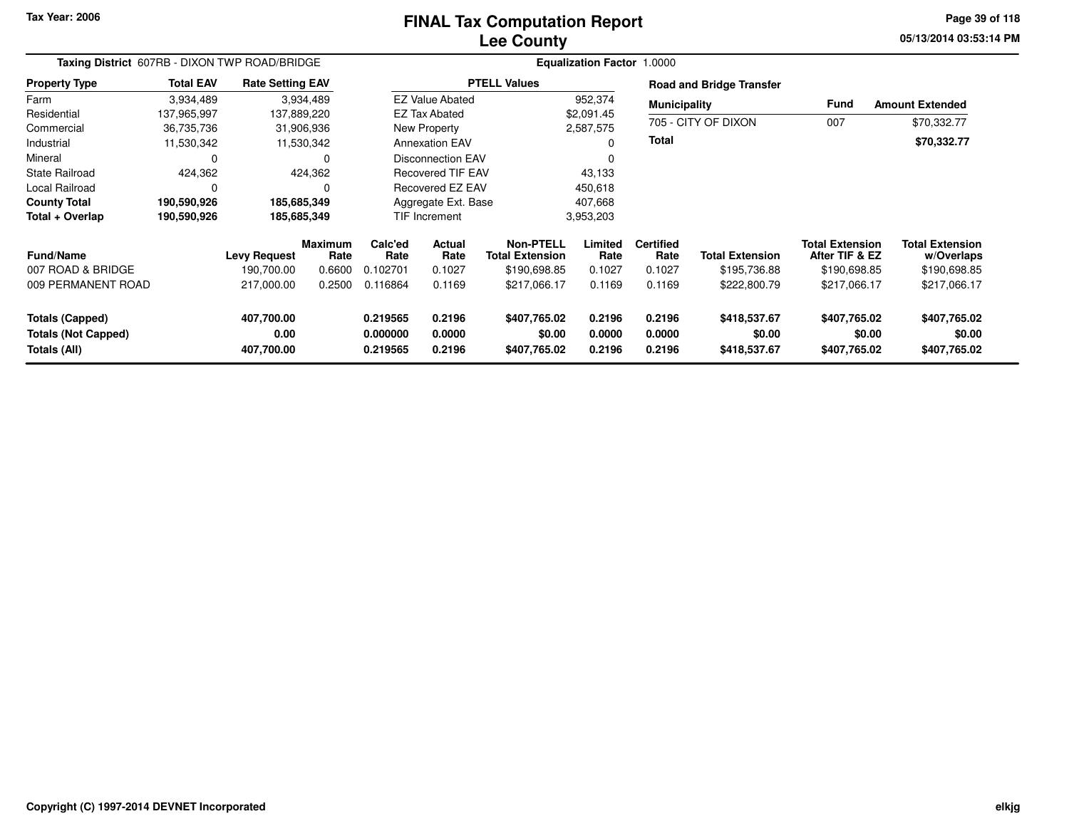Tax Year: 2006

# FINAL Tax Computation Report
## Lee County

05/13/2014 03:53:14 PM

**Taxing District** 607RB - DIXON TWP ROAD/BRIDGE

**Equalization Factor** 1.0000

| Property Type | Total EAV | Rate Setting EAV |
|---|---|---|
| Farm | 3,934,489 | 3,934,489 |
| Residential | 137,965,997 | 137,889,220 |
| Commercial | 36,735,736 | 31,906,936 |
| Industrial | 11,530,342 | 11,530,342 |
| Mineral | 0 | 0 |
| State Railroad | 424,362 | 424,362 |
| Local Railroad | 0 | 0 |
| **County Total** | **190,590,926** | **185,685,349** |
| **Total + Overlap** | **190,590,926** | **185,685,349** |

| PTELL Values | |
|---|---|
| EZ Value Abated | 952,374 |
| EZ Tax Abated | $2,091.45 |
| New Property | 2,587,575 |
| Annexation EAV | 0 |
| Disconnection EAV | 0 |
| Recovered TIF EAV | 43,133 |
| Recovered EZ EAV | 450,618 |
| Aggregate Ext. Base | 407,668 |
| TIF Increment | 3,953,203 |

**Road and Bridge Transfer**

| Municipality | Fund | Amount Extended |
|---|---|---|
| 705 - CITY OF DIXON | 007 | $70,332.77 |
| **Total** | | **$70,332.77** |

| Fund/Name | Levy Request | Maximum Rate | Calc'ed Rate | Actual Rate | Non-PTELL Total Extension | Limited Rate | Certified Rate | Total Extension | Total Extension After TIF & EZ | Total Extension w/Overlaps |
|---|---|---|---|---|---|---|---|---|---|---|
| 007 ROAD & BRIDGE | 190,700.00 | 0.6600 | 0.102701 | 0.1027 | $190,698.85 | 0.1027 | 0.1027 | $195,736.88 | $190,698.85 | $190,698.85 |
| 009 PERMANENT ROAD | 217,000.00 | 0.2500 | 0.116864 | 0.1169 | $217,066.17 | 0.1169 | 0.1169 | $222,800.79 | $217,066.17 | $217,066.17 |
| **Totals (Capped)** | **407,700.00** | | **0.219565** | **0.2196** | **$407,765.02** | **0.2196** | **0.2196** | **$418,537.67** | **$407,765.02** | **$407,765.02** |
| **Totals (Not Capped)** | **0.00** | | **0.000000** | **0.0000** | **$0.00** | **0.0000** | **0.0000** | **$0.00** | **$0.00** | **$0.00** |
| **Totals (All)** | **407,700.00** | | **0.219565** | **0.2196** | **$407,765.02** | **0.2196** | **0.2196** | **$418,537.67** | **$407,765.02** | **$407,765.02** |

Copyright (C) 1997-2014 DEVNET Incorporated

elkjg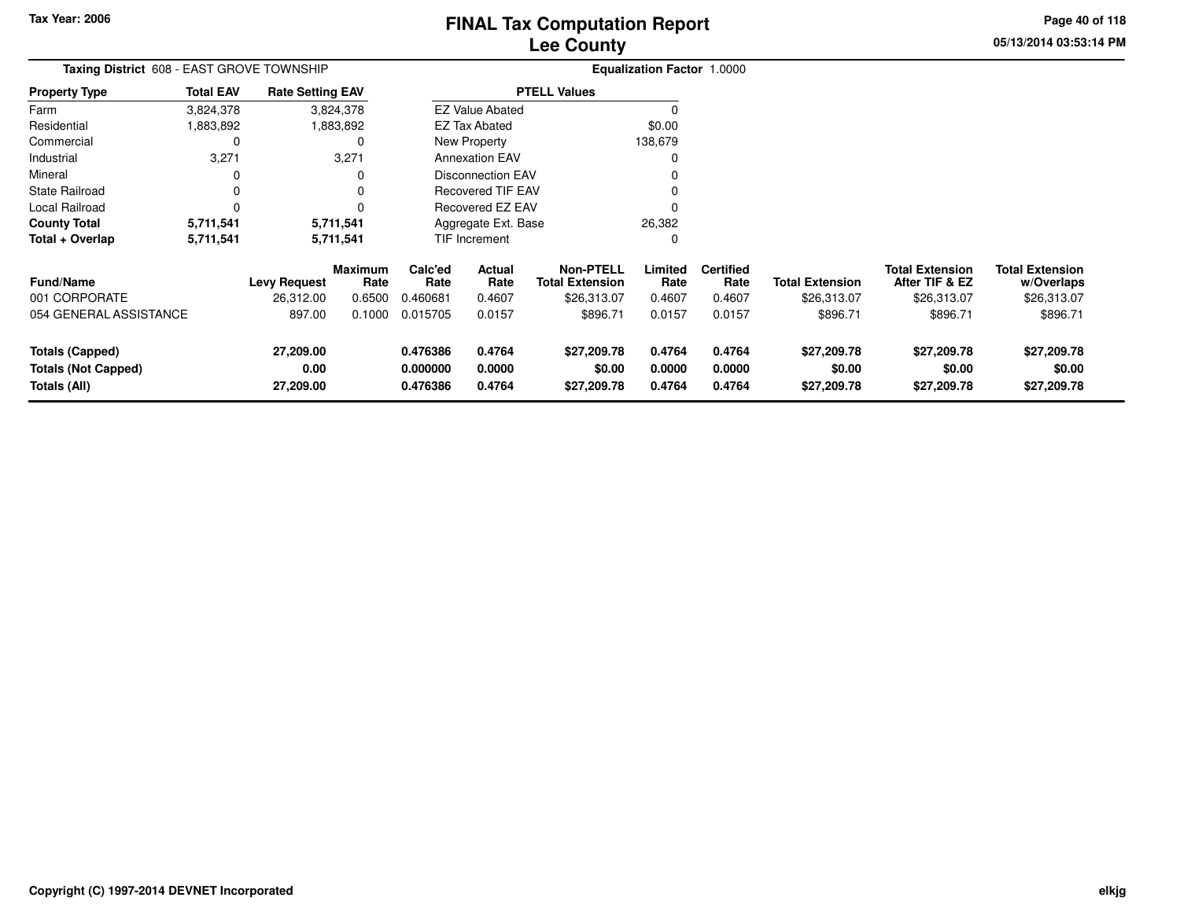# FINAL Tax Computation Report
# Lee County

Tax Year: 2006

**Taxing District** 608 - EAST GROVE TOWNSHIP

**Equalization Factor** 1.0000

| Property Type | Total EAV | Rate Setting EAV |
|---|---|---|
| Farm | 3,824,378 | 3,824,378 |
| Residential | 1,883,892 | 1,883,892 |
| Commercial | 0 | 0 |
| Industrial | 3,271 | 3,271 |
| Mineral | 0 | 0 |
| State Railroad | 0 | 0 |
| Local Railroad | 0 | 0 |
| **County Total** | **5,711,541** | **5,711,541** |
| **Total + Overlap** | **5,711,541** | **5,711,541** |

| PTELL Values | |
|---|---|
| EZ Value Abated | 0 |
| EZ Tax Abated | $0.00 |
| New Property | 138,679 |
| Annexation EAV | 0 |
| Disconnection EAV | 0 |
| Recovered TIF EAV | 0 |
| Recovered EZ EAV | 0 |
| Aggregate Ext. Base | 26,382 |
| TIF Increment | 0 |

| Fund/Name | Levy Request | Maximum Rate | Calc'ed Rate | Actual Rate | Non-PTELL Total Extension | Limited Rate | Certified Rate | Total Extension | Total Extension After TIF & EZ | Total Extension w/Overlaps |
|---|---|---|---|---|---|---|---|---|---|---|
| 001 CORPORATE | 26,312.00 | 0.6500 | 0.460681 | 0.4607 | $26,313.07 | 0.4607 | 0.4607 | $26,313.07 | $26,313.07 | $26,313.07 |
| 054 GENERAL ASSISTANCE | 897.00 | 0.1000 | 0.015705 | 0.0157 | $896.71 | 0.0157 | 0.0157 | $896.71 | $896.71 | $896.71 |
| **Totals (Capped)** | **27,209.00** | | **0.476386** | **0.4764** | **$27,209.78** | **0.4764** | **0.4764** | **$27,209.78** | **$27,209.78** | **$27,209.78** |
| **Totals (Not Capped)** | **0.00** | | **0.000000** | **0.0000** | **$0.00** | **0.0000** | **0.0000** | **$0.00** | **$0.00** | **$0.00** |
| **Totals (All)** | **27,209.00** | | **0.476386** | **0.4764** | **$27,209.78** | **0.4764** | **0.4764** | **$27,209.78** | **$27,209.78** | **$27,209.78** |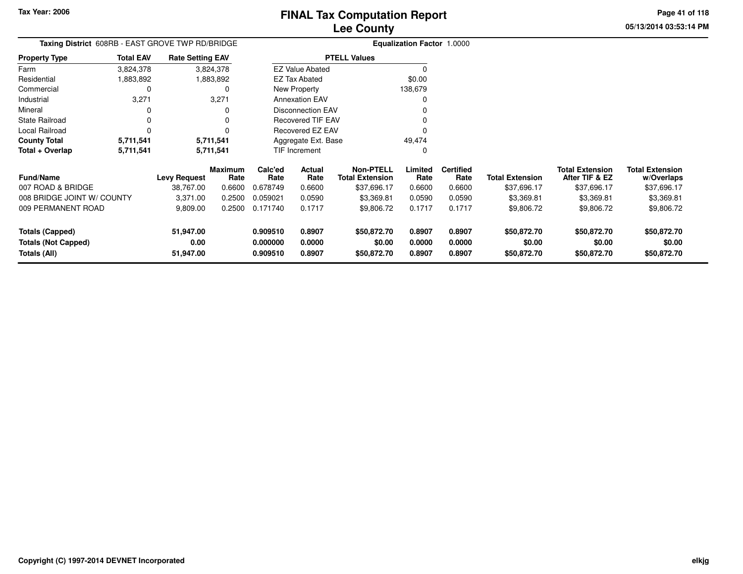Tax Year: 2006

# FINAL Tax Computation Report
## Lee County

05/13/2014 03:53:14 PM

**Taxing District** 608RB - EAST GROVE TWP RD/BRIDGE

**Equalization Factor** 1.0000

| Property Type | Total EAV | Rate Setting EAV |
|---|---|---|
| Farm | 3,824,378 | 3,824,378 |
| Residential | 1,883,892 | 1,883,892 |
| Commercial | 0 | 0 |
| Industrial | 3,271 | 3,271 |
| Mineral | 0 | 0 |
| State Railroad | 0 | 0 |
| Local Railroad | 0 | 0 |
| **County Total** | **5,711,541** | **5,711,541** |
| **Total + Overlap** | **5,711,541** | **5,711,541** |

| PTELL Values | |
|---|---|
| EZ Value Abated | 0 |
| EZ Tax Abated | $0.00 |
| New Property | 138,679 |
| Annexation EAV | 0 |
| Disconnection EAV | 0 |
| Recovered TIF EAV | 0 |
| Recovered EZ EAV | 0 |
| Aggregate Ext. Base | 49,474 |
| TIF Increment | 0 |

| Fund/Name | Levy Request | Maximum Rate | Calc'ed Rate | Actual Rate | Non-PTELL Total Extension | Limited Rate | Certified Rate | Total Extension | Total Extension After TIF & EZ | Total Extension w/Overlaps |
|---|---|---|---|---|---|---|---|---|---|---|
| 007 ROAD & BRIDGE | 38,767.00 | 0.6600 | 0.678749 | 0.6600 | $37,696.17 | 0.6600 | 0.6600 | $37,696.17 | $37,696.17 | $37,696.17 |
| 008 BRIDGE JOINT W/ COUNTY | 3,371.00 | 0.2500 | 0.059021 | 0.0590 | $3,369.81 | 0.0590 | 0.0590 | $3,369.81 | $3,369.81 | $3,369.81 |
| 009 PERMANENT ROAD | 9,809.00 | 0.2500 | 0.171740 | 0.1717 | $9,806.72 | 0.1717 | 0.1717 | $9,806.72 | $9,806.72 | $9,806.72 |
| **Totals (Capped)** | **51,947.00** | | **0.909510** | **0.8907** | **$50,872.70** | **0.8907** | **0.8907** | **$50,872.70** | **$50,872.70** | **$50,872.70** |
| **Totals (Not Capped)** | **0.00** | | **0.000000** | **0.0000** | **$0.00** | **0.0000** | **0.0000** | **$0.00** | **$0.00** | **$0.00** |
| **Totals (All)** | **51,947.00** | | **0.909510** | **0.8907** | **$50,872.70** | **0.8907** | **0.8907** | **$50,872.70** | **$50,872.70** | **$50,872.70** |

Copyright (C) 1997-2014 DEVNET Incorporated

elkjg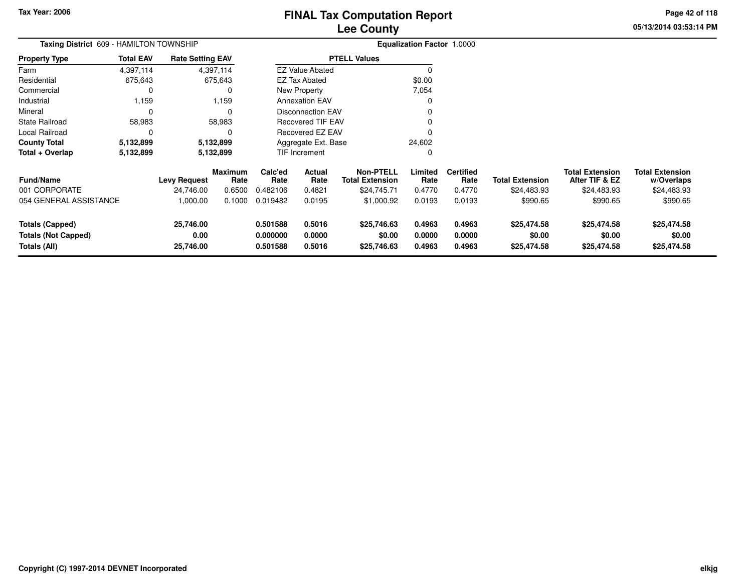# FINAL Tax Computation Report
# Lee County

Tax Year: 2006

**Taxing District** 609 - HAMILTON TOWNSHIP

**Equalization Factor** 1.0000

| Property Type | Total EAV | Rate Setting EAV |
|---|---|---|
| Farm | 4,397,114 | 4,397,114 |
| Residential | 675,643 | 675,643 |
| Commercial | 0 | 0 |
| Industrial | 1,159 | 1,159 |
| Mineral | 0 | 0 |
| State Railroad | 58,983 | 58,983 |
| Local Railroad | 0 | 0 |
| **County Total** | **5,132,899** | **5,132,899** |
| **Total + Overlap** | **5,132,899** | **5,132,899** |

| PTELL Values | |
|---|---|
| EZ Value Abated | 0 |
| EZ Tax Abated | $0.00 |
| New Property | 7,054 |
| Annexation EAV | 0 |
| Disconnection EAV | 0 |
| Recovered TIF EAV | 0 |
| Recovered EZ EAV | 0 |
| Aggregate Ext. Base | 24,602 |
| TIF Increment | 0 |

| Fund/Name | Levy Request | Maximum Rate | Calc'ed Rate | Actual Rate | Non-PTELL Total Extension | Limited Rate | Certified Rate | Total Extension | Total Extension After TIF & EZ | Total Extension w/Overlaps |
|---|---|---|---|---|---|---|---|---|---|---|
| 001 CORPORATE | 24,746.00 | 0.6500 | 0.482106 | 0.4821 | $24,745.71 | 0.4770 | 0.4770 | $24,483.93 | $24,483.93 | $24,483.93 |
| 054 GENERAL ASSISTANCE | 1,000.00 | 0.1000 | 0.019482 | 0.0195 | $1,000.92 | 0.0193 | 0.0193 | $990.65 | $990.65 | $990.65 |
| **Totals (Capped)** | **25,746.00** | | **0.501588** | **0.5016** | **$25,746.63** | **0.4963** | **0.4963** | **$25,474.58** | **$25,474.58** | **$25,474.58** |
| **Totals (Not Capped)** | **0.00** | | **0.000000** | **0.0000** | **$0.00** | **0.0000** | **0.0000** | **$0.00** | **$0.00** | **$0.00** |
| **Totals (All)** | **25,746.00** | | **0.501588** | **0.5016** | **$25,746.63** | **0.4963** | **0.4963** | **$25,474.58** | **$25,474.58** | **$25,474.58** |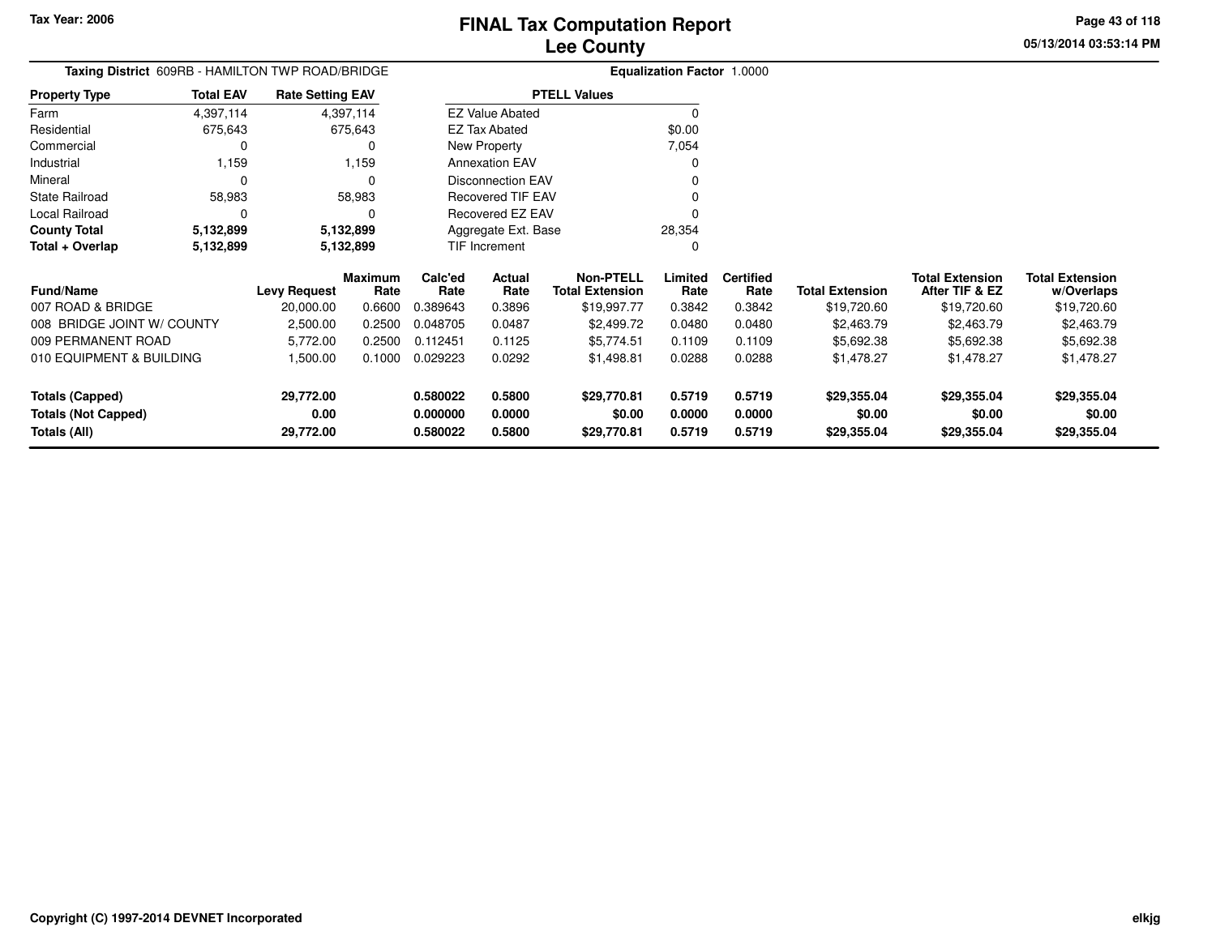# FINAL Tax Computation Report
## Lee County

Tax Year: 2006

05/13/2014 03:53:14 PM

**Taxing District** 609RB - HAMILTON TWP ROAD/BRIDGE

**Equalization Factor** 1.0000

| Property Type | Total EAV | Rate Setting EAV |
|---|---|---|
| Farm | 4,397,114 | 4,397,114 |
| Residential | 675,643 | 675,643 |
| Commercial | 0 | 0 |
| Industrial | 1,159 | 1,159 |
| Mineral | 0 | 0 |
| State Railroad | 58,983 | 58,983 |
| Local Railroad | 0 | 0 |
| **County Total** | **5,132,899** | **5,132,899** |
| **Total + Overlap** | **5,132,899** | **5,132,899** |

| PTELL Values | |
|---|---|
| EZ Value Abated | 0 |
| EZ Tax Abated | $0.00 |
| New Property | 7,054 |
| Annexation EAV | 0 |
| Disconnection EAV | 0 |
| Recovered TIF EAV | 0 |
| Recovered EZ EAV | 0 |
| Aggregate Ext. Base | 28,354 |
| TIF Increment | 0 |

| Fund/Name | Levy Request | Maximum Rate | Calc'ed Rate | Actual Rate | Non-PTELL Total Extension | Limited Rate | Certified Rate | Total Extension | Total Extension After TIF & EZ | Total Extension w/Overlaps |
|---|---|---|---|---|---|---|---|---|---|---|
| 007 ROAD & BRIDGE | 20,000.00 | 0.6600 | 0.389643 | 0.3896 | $19,997.77 | 0.3842 | 0.3842 | $19,720.60 | $19,720.60 | $19,720.60 |
| 008 BRIDGE JOINT W/ COUNTY | 2,500.00 | 0.2500 | 0.048705 | 0.0487 | $2,499.72 | 0.0480 | 0.0480 | $2,463.79 | $2,463.79 | $2,463.79 |
| 009 PERMANENT ROAD | 5,772.00 | 0.2500 | 0.112451 | 0.1125 | $5,774.51 | 0.1109 | 0.1109 | $5,692.38 | $5,692.38 | $5,692.38 |
| 010 EQUIPMENT & BUILDING | 1,500.00 | 0.1000 | 0.029223 | 0.0292 | $1,498.81 | 0.0288 | 0.0288 | $1,478.27 | $1,478.27 | $1,478.27 |
| **Totals (Capped)** | **29,772.00** | | **0.580022** | **0.5800** | **$29,770.81** | **0.5719** | **0.5719** | **$29,355.04** | **$29,355.04** | **$29,355.04** |
| **Totals (Not Capped)** | **0.00** | | **0.000000** | **0.0000** | **$0.00** | **0.0000** | **0.0000** | **$0.00** | **$0.00** | **$0.00** |
| **Totals (All)** | **29,772.00** | | **0.580022** | **0.5800** | **$29,770.81** | **0.5719** | **0.5719** | **$29,355.04** | **$29,355.04** | **$29,355.04** |

Copyright (C) 1997-2014 DEVNET Incorporated

elkjg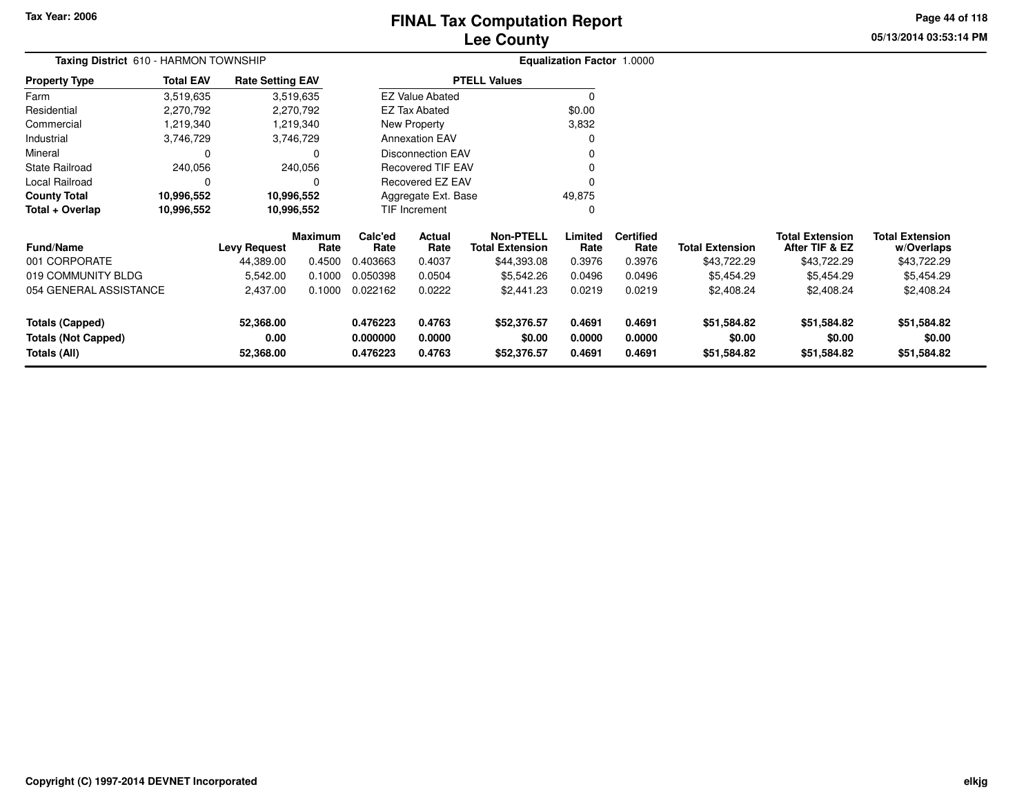Tax Year: 2006

# FINAL Tax Computation Report
## Lee County

05/13/2014 03:53:14 PM

**Taxing District** 610 - HARMON TOWNSHIP

**Equalization Factor** 1.0000

| Property Type | Total EAV | Rate Setting EAV |
|---|---|---|
| Farm | 3,519,635 | 3,519,635 |
| Residential | 2,270,792 | 2,270,792 |
| Commercial | 1,219,340 | 1,219,340 |
| Industrial | 3,746,729 | 3,746,729 |
| Mineral | 0 | 0 |
| State Railroad | 240,056 | 240,056 |
| Local Railroad | 0 | 0 |
| **County Total** | **10,996,552** | **10,996,552** |
| **Total + Overlap** | **10,996,552** | **10,996,552** |

| PTELL Values | |
|---|---|
| EZ Value Abated | 0 |
| EZ Tax Abated | $0.00 |
| New Property | 3,832 |
| Annexation EAV | 0 |
| Disconnection EAV | 0 |
| Recovered TIF EAV | 0 |
| Recovered EZ EAV | 0 |
| Aggregate Ext. Base | 49,875 |
| TIF Increment | 0 |

| Fund/Name | Levy Request | Maximum Rate | Calc'ed Rate | Actual Rate | Non-PTELL Total Extension | Limited Rate | Certified Rate | Total Extension | Total Extension After TIF & EZ | Total Extension w/Overlaps |
|---|---|---|---|---|---|---|---|---|---|---|
| 001 CORPORATE | 44,389.00 | 0.4500 | 0.403663 | 0.4037 | $44,393.08 | 0.3976 | 0.3976 | $43,722.29 | $43,722.29 | $43,722.29 |
| 019 COMMUNITY BLDG | 5,542.00 | 0.1000 | 0.050398 | 0.0504 | $5,542.26 | 0.0496 | 0.0496 | $5,454.29 | $5,454.29 | $5,454.29 |
| 054 GENERAL ASSISTANCE | 2,437.00 | 0.1000 | 0.022162 | 0.0222 | $2,441.23 | 0.0219 | 0.0219 | $2,408.24 | $2,408.24 | $2,408.24 |
| **Totals (Capped)** | **52,368.00** | | **0.476223** | **0.4763** | **$52,376.57** | **0.4691** | **0.4691** | **$51,584.82** | **$51,584.82** | **$51,584.82** |
| **Totals (Not Capped)** | **0.00** | | **0.000000** | **0.0000** | **$0.00** | **0.0000** | **0.0000** | **$0.00** | **$0.00** | **$0.00** |
| **Totals (All)** | **52,368.00** | | **0.476223** | **0.4763** | **$52,376.57** | **0.4691** | **0.4691** | **$51,584.82** | **$51,584.82** | **$51,584.82** |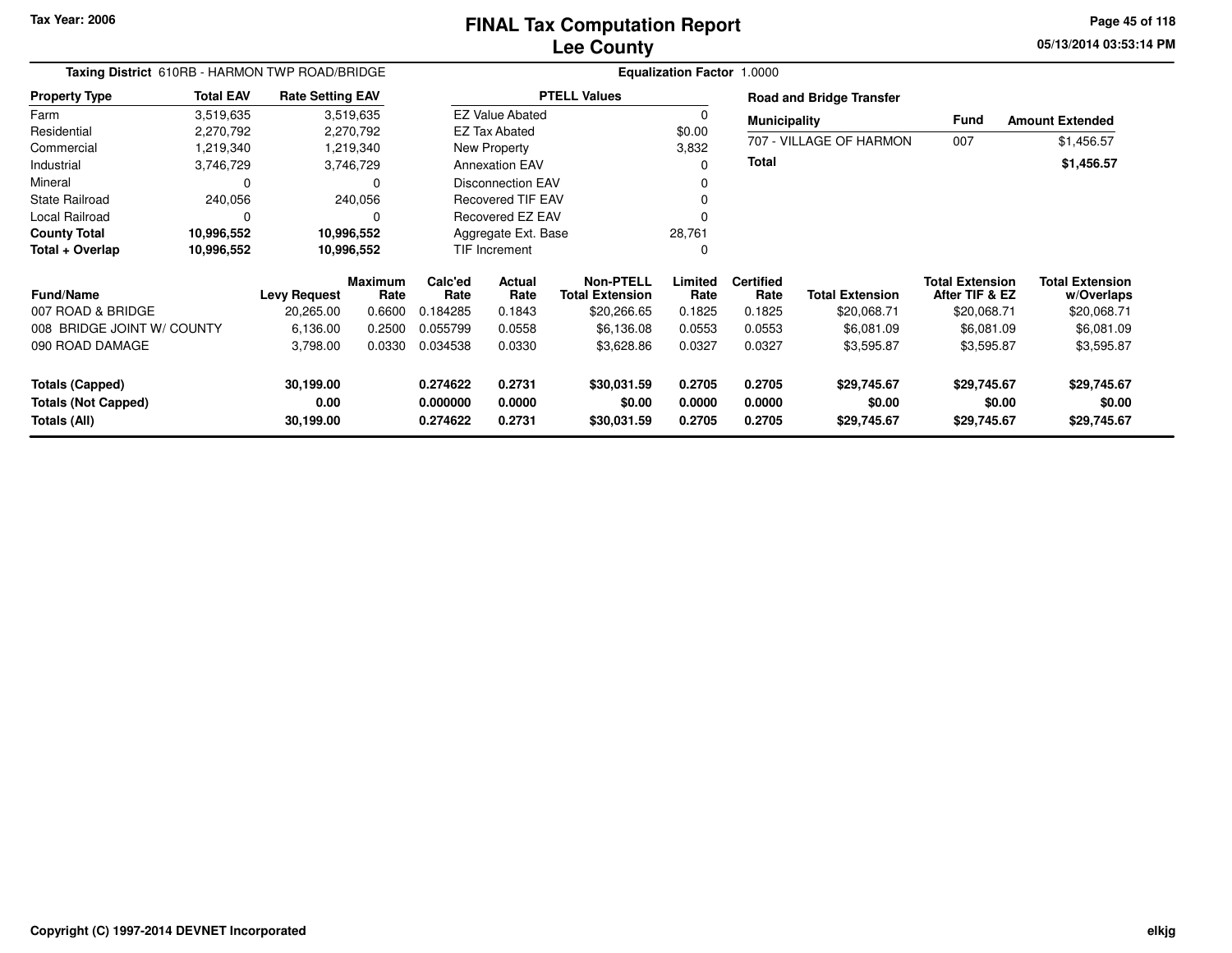# FINAL Tax Computation Report
## Lee County

Tax Year: 2006

**Taxing District** 610RB - HARMON TWP ROAD/BRIDGE

**Equalization Factor** 1.0000

| Property Type | Total EAV | Rate Setting EAV |
|---|---|---|
| Farm | 3,519,635 | 3,519,635 |
| Residential | 2,270,792 | 2,270,792 |
| Commercial | 1,219,340 | 1,219,340 |
| Industrial | 3,746,729 | 3,746,729 |
| Mineral | 0 | 0 |
| State Railroad | 240,056 | 240,056 |
| Local Railroad | 0 | 0 |
| **County Total** | **10,996,552** | **10,996,552** |
| **Total + Overlap** | **10,996,552** | **10,996,552** |

| PTELL Values | |
|---|---|
| EZ Value Abated | 0 |
| EZ Tax Abated | $0.00 |
| New Property | 3,832 |
| Annexation EAV | 0 |
| Disconnection EAV | 0 |
| Recovered TIF EAV | 0 |
| Recovered EZ EAV | 0 |
| Aggregate Ext. Base | 28,761 |
| TIF Increment | 0 |

**Road and Bridge Transfer**

| Municipality | Fund | Amount Extended |
|---|---|---|
| 707 - VILLAGE OF HARMON | 007 | $1,456.57 |
| **Total** | | **$1,456.57** |

| Fund/Name | Levy Request | Maximum Rate | Calc'ed Rate | Actual Rate | Non-PTELL Total Extension | Limited Rate | Certified Rate | Total Extension | Total Extension After TIF & EZ | Total Extension w/Overlaps |
|---|---|---|---|---|---|---|---|---|---|---|
| 007 ROAD & BRIDGE | 20,265.00 | 0.6600 | 0.184285 | 0.1843 | $20,266.65 | 0.1825 | 0.1825 | $20,068.71 | $20,068.71 | $20,068.71 |
| 008 BRIDGE JOINT W/ COUNTY | 6,136.00 | 0.2500 | 0.055799 | 0.0558 | $6,136.08 | 0.0553 | 0.0553 | $6,081.09 | $6,081.09 | $6,081.09 |
| 090 ROAD DAMAGE | 3,798.00 | 0.0330 | 0.034538 | 0.0330 | $3,628.86 | 0.0327 | 0.0327 | $3,595.87 | $3,595.87 | $3,595.87 |
| **Totals (Capped)** | **30,199.00** | | **0.274622** | **0.2731** | **$30,031.59** | **0.2705** | **0.2705** | **$29,745.67** | **$29,745.67** | **$29,745.67** |
| **Totals (Not Capped)** | **0.00** | | **0.000000** | **0.0000** | **$0.00** | **0.0000** | **0.0000** | **$0.00** | **$0.00** | **$0.00** |
| **Totals (All)** | **30,199.00** | | **0.274622** | **0.2731** | **$30,031.59** | **0.2705** | **0.2705** | **$29,745.67** | **$29,745.67** | **$29,745.67** |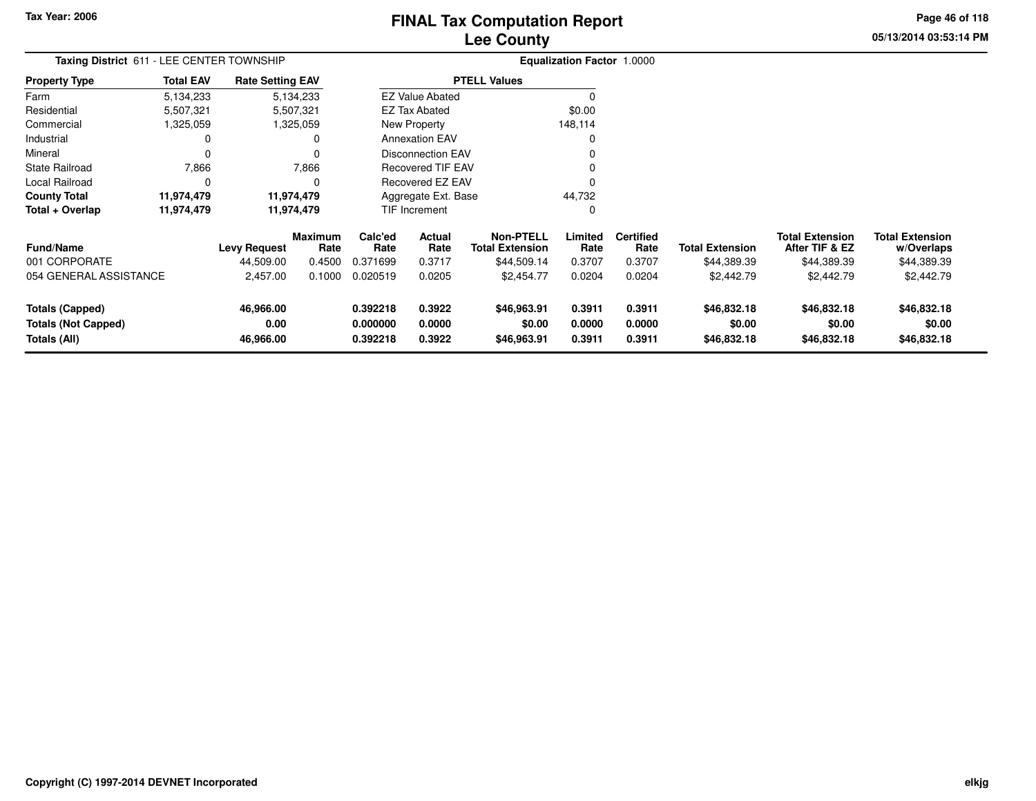Tax Year: 2006

# FINAL Tax Computation Report
## Lee County

05/13/2014 03:53:14 PM

**Taxing District** 611 - LEE CENTER TOWNSHIP

**Equalization Factor** 1.0000

| Property Type | Total EAV | Rate Setting EAV |
|---|---|---|
| Farm | 5,134,233 | 5,134,233 |
| Residential | 5,507,321 | 5,507,321 |
| Commercial | 1,325,059 | 1,325,059 |
| Industrial | 0 | 0 |
| Mineral | 0 | 0 |
| State Railroad | 7,866 | 7,866 |
| Local Railroad | 0 | 0 |
| **County Total** | **11,974,479** | **11,974,479** |
| **Total + Overlap** | **11,974,479** | **11,974,479** |

| PTELL Values | |
|---|---|
| EZ Value Abated | 0 |
| EZ Tax Abated | $0.00 |
| New Property | 148,114 |
| Annexation EAV | 0 |
| Disconnection EAV | 0 |
| Recovered TIF EAV | 0 |
| Recovered EZ EAV | 0 |
| Aggregate Ext. Base | 44,732 |
| TIF Increment | 0 |

| Fund/Name | Levy Request | Maximum Rate | Calc'ed Rate | Actual Rate | Non-PTELL Total Extension | Limited Rate | Certified Rate | Total Extension | Total Extension After TIF & EZ | Total Extension w/Overlaps |
|---|---|---|---|---|---|---|---|---|---|---|
| 001 CORPORATE | 44,509.00 | 0.4500 | 0.371699 | 0.3717 | $44,509.14 | 0.3707 | 0.3707 | $44,389.39 | $44,389.39 | $44,389.39 |
| 054 GENERAL ASSISTANCE | 2,457.00 | 0.1000 | 0.020519 | 0.0205 | $2,454.77 | 0.0204 | 0.0204 | $2,442.79 | $2,442.79 | $2,442.79 |
| **Totals (Capped)** | **46,966.00** | | **0.392218** | **0.3922** | **$46,963.91** | **0.3911** | **0.3911** | **$46,832.18** | **$46,832.18** | **$46,832.18** |
| **Totals (Not Capped)** | **0.00** | | **0.000000** | **0.0000** | **$0.00** | **0.0000** | **0.0000** | **$0.00** | **$0.00** | **$0.00** |
| **Totals (All)** | **46,966.00** | | **0.392218** | **0.3922** | **$46,963.91** | **0.3911** | **0.3911** | **$46,832.18** | **$46,832.18** | **$46,832.18** |

Copyright (C) 1997-2014 DEVNET Incorporated

elkjg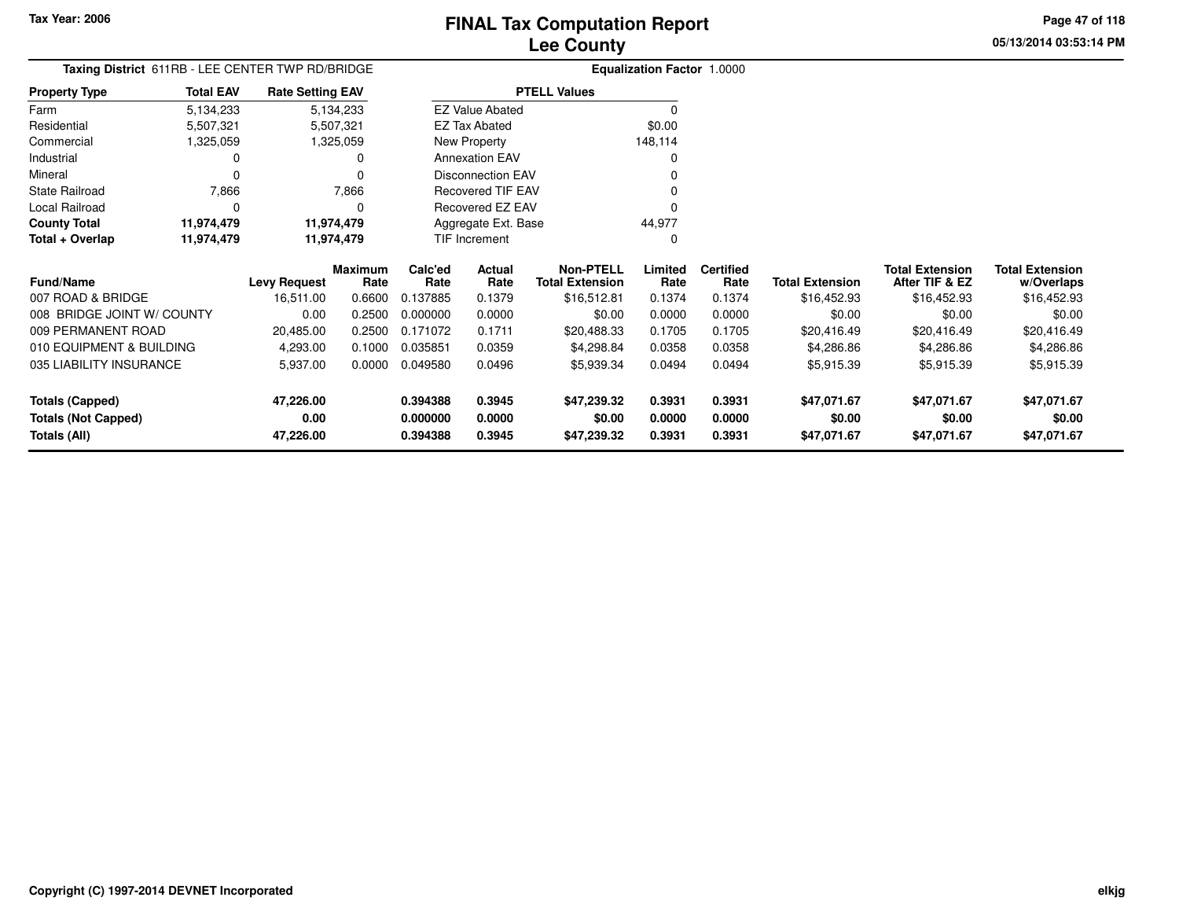Tax Year: 2006

# FINAL Tax Computation Report
## Lee County

05/13/2014 03:53:14 PM

**Taxing District** 611RB - LEE CENTER TWP RD/BRIDGE

**Equalization Factor** 1.0000

| Property Type | Total EAV | Rate Setting EAV |
|---|---|---|
| Farm | 5,134,233 | 5,134,233 |
| Residential | 5,507,321 | 5,507,321 |
| Commercial | 1,325,059 | 1,325,059 |
| Industrial | 0 | 0 |
| Mineral | 0 | 0 |
| State Railroad | 7,866 | 7,866 |
| Local Railroad | 0 | 0 |
| **County Total** | **11,974,479** | **11,974,479** |
| **Total + Overlap** | **11,974,479** | **11,974,479** |

| PTELL Values | |
|---|---|
| EZ Value Abated | 0 |
| EZ Tax Abated | $0.00 |
| New Property | 148,114 |
| Annexation EAV | 0 |
| Disconnection EAV | 0 |
| Recovered TIF EAV | 0 |
| Recovered EZ EAV | 0 |
| Aggregate Ext. Base | 44,977 |
| TIF Increment | 0 |

| Fund/Name | Levy Request | Maximum Rate | Calc'ed Rate | Actual Rate | Non-PTELL Total Extension | Limited Rate | Certified Rate | Total Extension | Total Extension After TIF & EZ | Total Extension w/Overlaps |
|---|---|---|---|---|---|---|---|---|---|---|
| 007 ROAD & BRIDGE | 16,511.00 | 0.6600 | 0.137885 | 0.1379 | $16,512.81 | 0.1374 | 0.1374 | $16,452.93 | $16,452.93 | $16,452.93 |
| 008 BRIDGE JOINT W/ COUNTY | 0.00 | 0.2500 | 0.000000 | 0.0000 | $0.00 | 0.0000 | 0.0000 | $0.00 | $0.00 | $0.00 |
| 009 PERMANENT ROAD | 20,485.00 | 0.2500 | 0.171072 | 0.1711 | $20,488.33 | 0.1705 | 0.1705 | $20,416.49 | $20,416.49 | $20,416.49 |
| 010 EQUIPMENT & BUILDING | 4,293.00 | 0.1000 | 0.035851 | 0.0359 | $4,298.84 | 0.0358 | 0.0358 | $4,286.86 | $4,286.86 | $4,286.86 |
| 035 LIABILITY INSURANCE | 5,937.00 | 0.0000 | 0.049580 | 0.0496 | $5,939.34 | 0.0494 | 0.0494 | $5,915.39 | $5,915.39 | $5,915.39 |
| **Totals (Capped)** | **47,226.00** | | **0.394388** | **0.3945** | **$47,239.32** | **0.3931** | **0.3931** | **$47,071.67** | **$47,071.67** | **$47,071.67** |
| **Totals (Not Capped)** | **0.00** | | **0.000000** | **0.0000** | **$0.00** | **0.0000** | **0.0000** | **$0.00** | **$0.00** | **$0.00** |
| **Totals (All)** | **47,226.00** | | **0.394388** | **0.3945** | **$47,239.32** | **0.3931** | **0.3931** | **$47,071.67** | **$47,071.67** | **$47,071.67** |

**Copyright (C) 1997-2014 DEVNET Incorporated** elkjg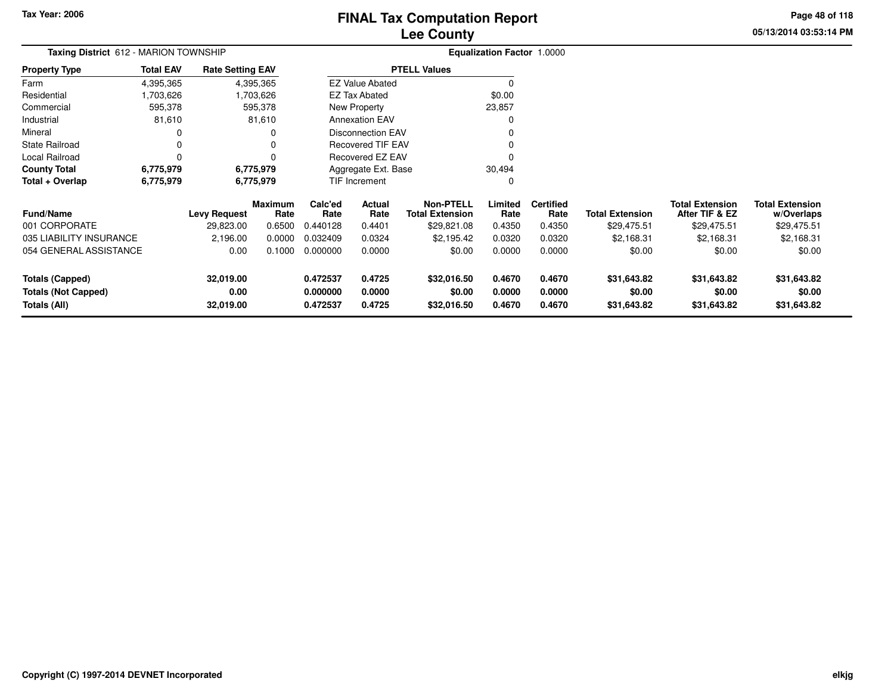# FINAL Tax Computation Report
# Lee County

Tax Year: 2006

05/13/2014 03:53:14 PM

**Taxing District** 612 - MARION TOWNSHIP

**Equalization Factor** 1.0000

| Property Type | Total EAV | Rate Setting EAV |
|---|---|---|
| Farm | 4,395,365 | 4,395,365 |
| Residential | 1,703,626 | 1,703,626 |
| Commercial | 595,378 | 595,378 |
| Industrial | 81,610 | 81,610 |
| Mineral | 0 | 0 |
| State Railroad | 0 | 0 |
| Local Railroad | 0 | 0 |
| **County Total** | **6,775,979** | **6,775,979** |
| **Total + Overlap** | **6,775,979** | **6,775,979** |

| PTELL Values | |
|---|---|
| EZ Value Abated | 0 |
| EZ Tax Abated | $0.00 |
| New Property | 23,857 |
| Annexation EAV | 0 |
| Disconnection EAV | 0 |
| Recovered TIF EAV | 0 |
| Recovered EZ EAV | 0 |
| Aggregate Ext. Base | 30,494 |
| TIF Increment | 0 |

| Fund/Name | Levy Request | Maximum Rate | Calc'ed Rate | Actual Rate | Non-PTELL Total Extension | Limited Rate | Certified Rate | Total Extension | Total Extension After TIF & EZ | Total Extension w/Overlaps |
|---|---|---|---|---|---|---|---|---|---|---|
| 001 CORPORATE | 29,823.00 | 0.6500 | 0.440128 | 0.4401 | $29,821.08 | 0.4350 | 0.4350 | $29,475.51 | $29,475.51 | $29,475.51 |
| 035 LIABILITY INSURANCE | 2,196.00 | 0.0000 | 0.032409 | 0.0324 | $2,195.42 | 0.0320 | 0.0320 | $2,168.31 | $2,168.31 | $2,168.31 |
| 054 GENERAL ASSISTANCE | 0.00 | 0.1000 | 0.000000 | 0.0000 | $0.00 | 0.0000 | 0.0000 | $0.00 | $0.00 | $0.00 |
| **Totals (Capped)** | **32,019.00** | | **0.472537** | **0.4725** | **$32,016.50** | **0.4670** | **0.4670** | **$31,643.82** | **$31,643.82** | **$31,643.82** |
| **Totals (Not Capped)** | **0.00** | | **0.000000** | **0.0000** | **$0.00** | **0.0000** | **0.0000** | **$0.00** | **$0.00** | **$0.00** |
| **Totals (All)** | **32,019.00** | | **0.472537** | **0.4725** | **$32,016.50** | **0.4670** | **0.4670** | **$31,643.82** | **$31,643.82** | **$31,643.82** |

Copyright (C) 1997-2014 DEVNET Incorporated

elkjg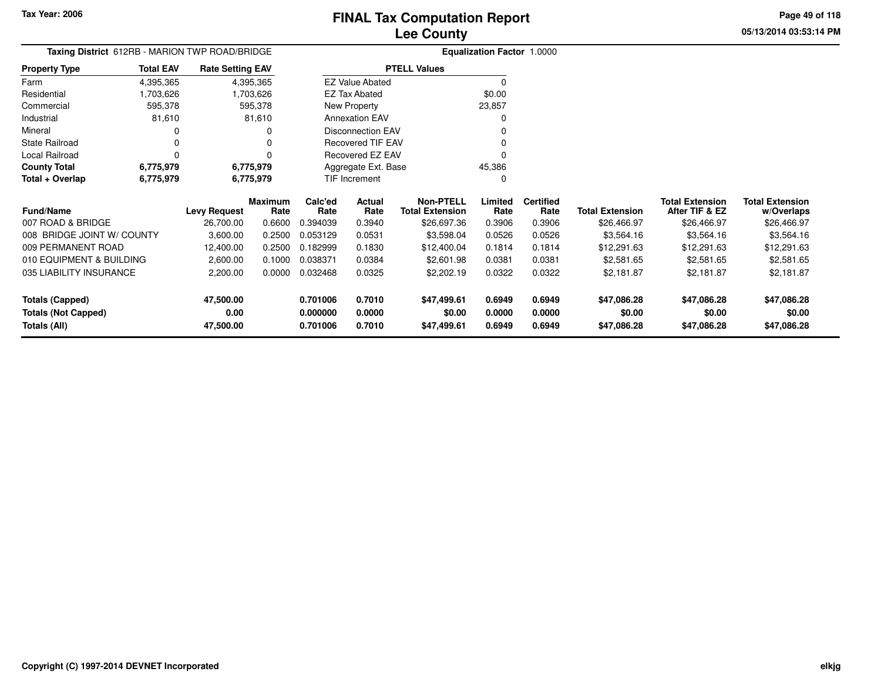# FINAL Tax Computation Report
## Lee County

Tax Year: 2006

**Taxing District** 612RB - MARION TWP ROAD/BRIDGE

**Equalization Factor** 1.0000

| Property Type | Total EAV | Rate Setting EAV |
|---|---|---|
| Farm | 4,395,365 | 4,395,365 |
| Residential | 1,703,626 | 1,703,626 |
| Commercial | 595,378 | 595,378 |
| Industrial | 81,610 | 81,610 |
| Mineral | 0 | 0 |
| State Railroad | 0 | 0 |
| Local Railroad | 0 | 0 |
| **County Total** | **6,775,979** | **6,775,979** |
| **Total + Overlap** | **6,775,979** | **6,775,979** |

| PTELL Values | |
|---|---|
| EZ Value Abated | 0 |
| EZ Tax Abated | $0.00 |
| New Property | 23,857 |
| Annexation EAV | 0 |
| Disconnection EAV | 0 |
| Recovered TIF EAV | 0 |
| Recovered EZ EAV | 0 |
| Aggregate Ext. Base | 45,386 |
| TIF Increment | 0 |

| Fund/Name | Levy Request | Maximum Rate | Calc'ed Rate | Actual Rate | Non-PTELL Total Extension | Limited Rate | Certified Rate | Total Extension | Total Extension After TIF & EZ | Total Extension w/Overlaps |
|---|---|---|---|---|---|---|---|---|---|---|
| 007 ROAD & BRIDGE | 26,700.00 | 0.6600 | 0.394039 | 0.3940 | $26,697.36 | 0.3906 | 0.3906 | $26,466.97 | $26,466.97 | $26,466.97 |
| 008 BRIDGE JOINT W/ COUNTY | 3,600.00 | 0.2500 | 0.053129 | 0.0531 | $3,598.04 | 0.0526 | 0.0526 | $3,564.16 | $3,564.16 | $3,564.16 |
| 009 PERMANENT ROAD | 12,400.00 | 0.2500 | 0.182999 | 0.1830 | $12,400.04 | 0.1814 | 0.1814 | $12,291.63 | $12,291.63 | $12,291.63 |
| 010 EQUIPMENT & BUILDING | 2,600.00 | 0.1000 | 0.038371 | 0.0384 | $2,601.98 | 0.0381 | 0.0381 | $2,581.65 | $2,581.65 | $2,581.65 |
| 035 LIABILITY INSURANCE | 2,200.00 | 0.0000 | 0.032468 | 0.0325 | $2,202.19 | 0.0322 | 0.0322 | $2,181.87 | $2,181.87 | $2,181.87 |
| **Totals (Capped)** | **47,500.00** | | **0.701006** | **0.7010** | **$47,499.61** | **0.6949** | **0.6949** | **$47,086.28** | **$47,086.28** | **$47,086.28** |
| **Totals (Not Capped)** | **0.00** | | **0.000000** | **0.0000** | **$0.00** | **0.0000** | **0.0000** | **$0.00** | **$0.00** | **$0.00** |
| **Totals (All)** | **47,500.00** | | **0.701006** | **0.7010** | **$47,499.61** | **0.6949** | **0.6949** | **$47,086.28** | **$47,086.28** | **$47,086.28** |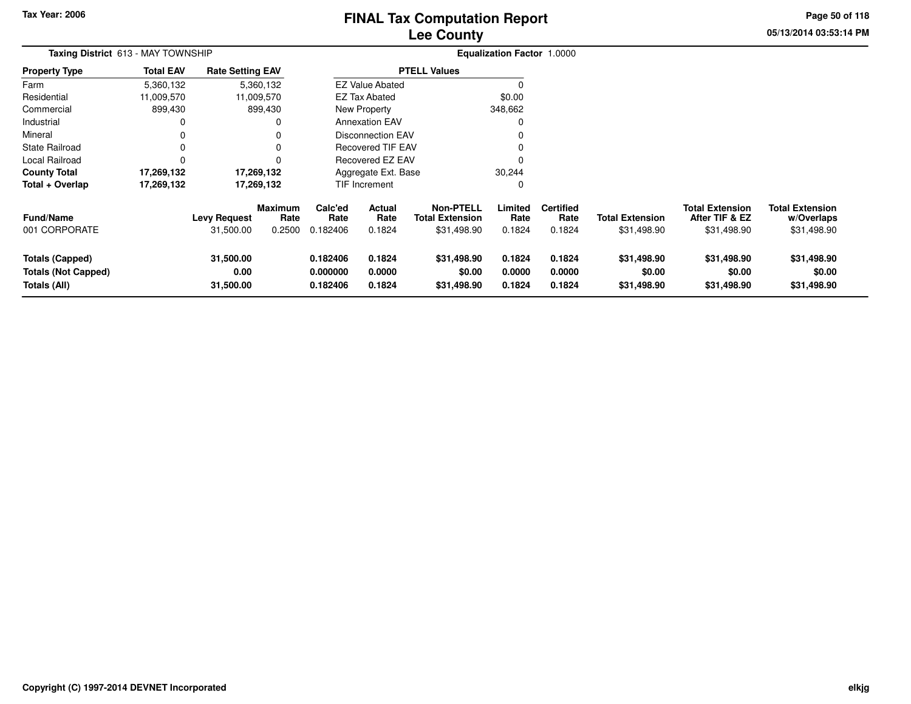Tax Year: 2006

# FINAL Tax Computation Report
## Lee County

05/13/2014 03:53:14 PM

**Taxing District** 613 - MAY TOWNSHIP

**Equalization Factor** 1.0000

| Property Type | Total EAV | Rate Setting EAV |
|---|---|---|
| Farm | 5,360,132 | 5,360,132 |
| Residential | 11,009,570 | 11,009,570 |
| Commercial | 899,430 | 899,430 |
| Industrial | 0 | 0 |
| Mineral | 0 | 0 |
| State Railroad | 0 | 0 |
| Local Railroad | 0 | 0 |
| **County Total** | **17,269,132** | **17,269,132** |
| **Total + Overlap** | **17,269,132** | **17,269,132** |

| PTELL Values | |
|---|---|
| EZ Value Abated | 0 |
| EZ Tax Abated | $0.00 |
| New Property | 348,662 |
| Annexation EAV | 0 |
| Disconnection EAV | 0 |
| Recovered TIF EAV | 0 |
| Recovered EZ EAV | 0 |
| Aggregate Ext. Base | 30,244 |
| TIF Increment | 0 |

| Fund/Name | Levy Request | Maximum Rate | Calc'ed Rate | Actual Rate | Non-PTELL Total Extension | Limited Rate | Certified Rate | Total Extension | Total Extension After TIF & EZ | Total Extension w/Overlaps |
|---|---|---|---|---|---|---|---|---|---|---|
| 001 CORPORATE | 31,500.00 | 0.2500 | 0.182406 | 0.1824 | $31,498.90 | 0.1824 | 0.1824 | $31,498.90 | $31,498.90 | $31,498.90 |
| **Totals (Capped)** | **31,500.00** | | **0.182406** | **0.1824** | **$31,498.90** | **0.1824** | **0.1824** | **$31,498.90** | **$31,498.90** | **$31,498.90** |
| **Totals (Not Capped)** | **0.00** | | **0.000000** | **0.0000** | **$0.00** | **0.0000** | **0.0000** | **$0.00** | **$0.00** | **$0.00** |
| **Totals (All)** | **31,500.00** | | **0.182406** | **0.1824** | **$31,498.90** | **0.1824** | **0.1824** | **$31,498.90** | **$31,498.90** | **$31,498.90** |

Copyright (C) 1997-2014 DEVNET Incorporated

elkjg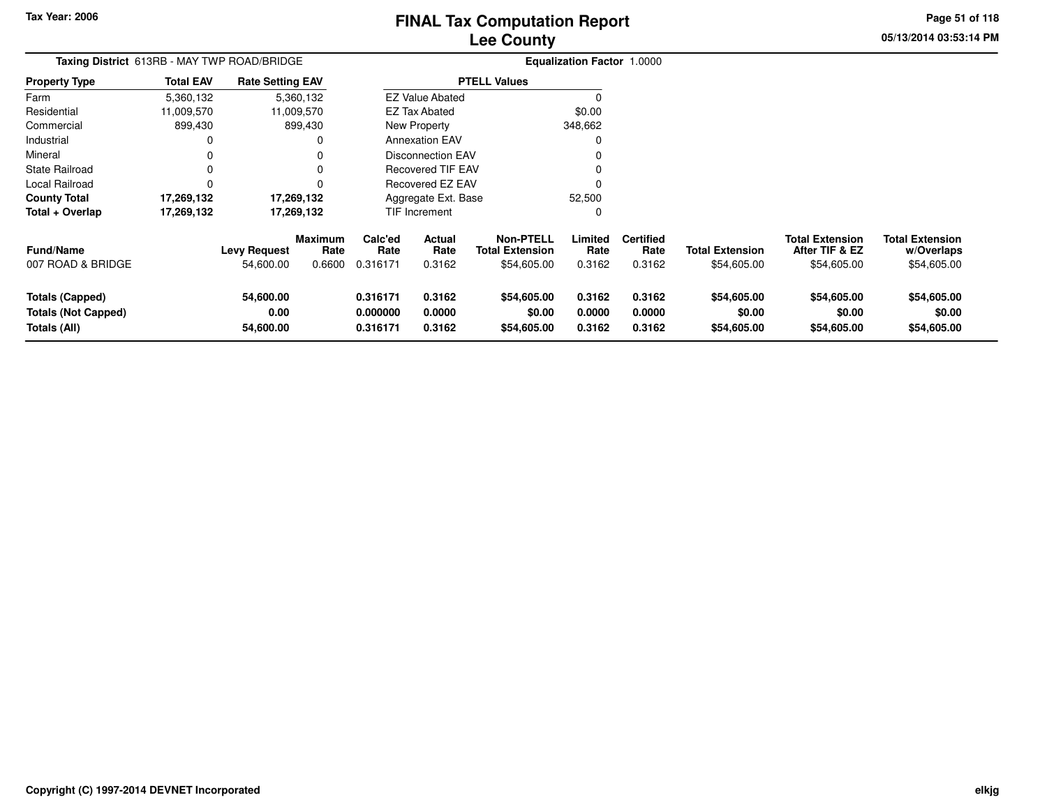# FINAL Tax Computation Report
## Lee County

Tax Year: 2006

**Taxing District** 613RB - MAY TWP ROAD/BRIDGE

**Equalization Factor** 1.0000

| Property Type | Total EAV | Rate Setting EAV |
|---|---|---|
| Farm | 5,360,132 | 5,360,132 |
| Residential | 11,009,570 | 11,009,570 |
| Commercial | 899,430 | 899,430 |
| Industrial | 0 | 0 |
| Mineral | 0 | 0 |
| State Railroad | 0 | 0 |
| Local Railroad | 0 | 0 |
| **County Total** | **17,269,132** | **17,269,132** |
| **Total + Overlap** | **17,269,132** | **17,269,132** |

| PTELL Values | |
|---|---|
| EZ Value Abated | 0 |
| EZ Tax Abated | $0.00 |
| New Property | 348,662 |
| Annexation EAV | 0 |
| Disconnection EAV | 0 |
| Recovered TIF EAV | 0 |
| Recovered EZ EAV | 0 |
| Aggregate Ext. Base | 52,500 |
| TIF Increment | 0 |

| Fund/Name | Levy Request | Maximum Rate | Calc'ed Rate | Actual Rate | Non-PTELL Total Extension | Limited Rate | Certified Rate | Total Extension | Total Extension After TIF & EZ | Total Extension w/Overlaps |
|---|---|---|---|---|---|---|---|---|---|---|
| 007 ROAD & BRIDGE | 54,600.00 | 0.6600 | 0.316171 | 0.3162 | $54,605.00 | 0.3162 | 0.3162 | $54,605.00 | $54,605.00 | $54,605.00 |
| **Totals (Capped)** | **54,600.00** | | **0.316171** | **0.3162** | **$54,605.00** | **0.3162** | **0.3162** | **$54,605.00** | **$54,605.00** | **$54,605.00** |
| **Totals (Not Capped)** | **0.00** | | **0.000000** | **0.0000** | **$0.00** | **0.0000** | **0.0000** | **$0.00** | **$0.00** | **$0.00** |
| **Totals (All)** | **54,600.00** | | **0.316171** | **0.3162** | **$54,605.00** | **0.3162** | **0.3162** | **$54,605.00** | **$54,605.00** | **$54,605.00** |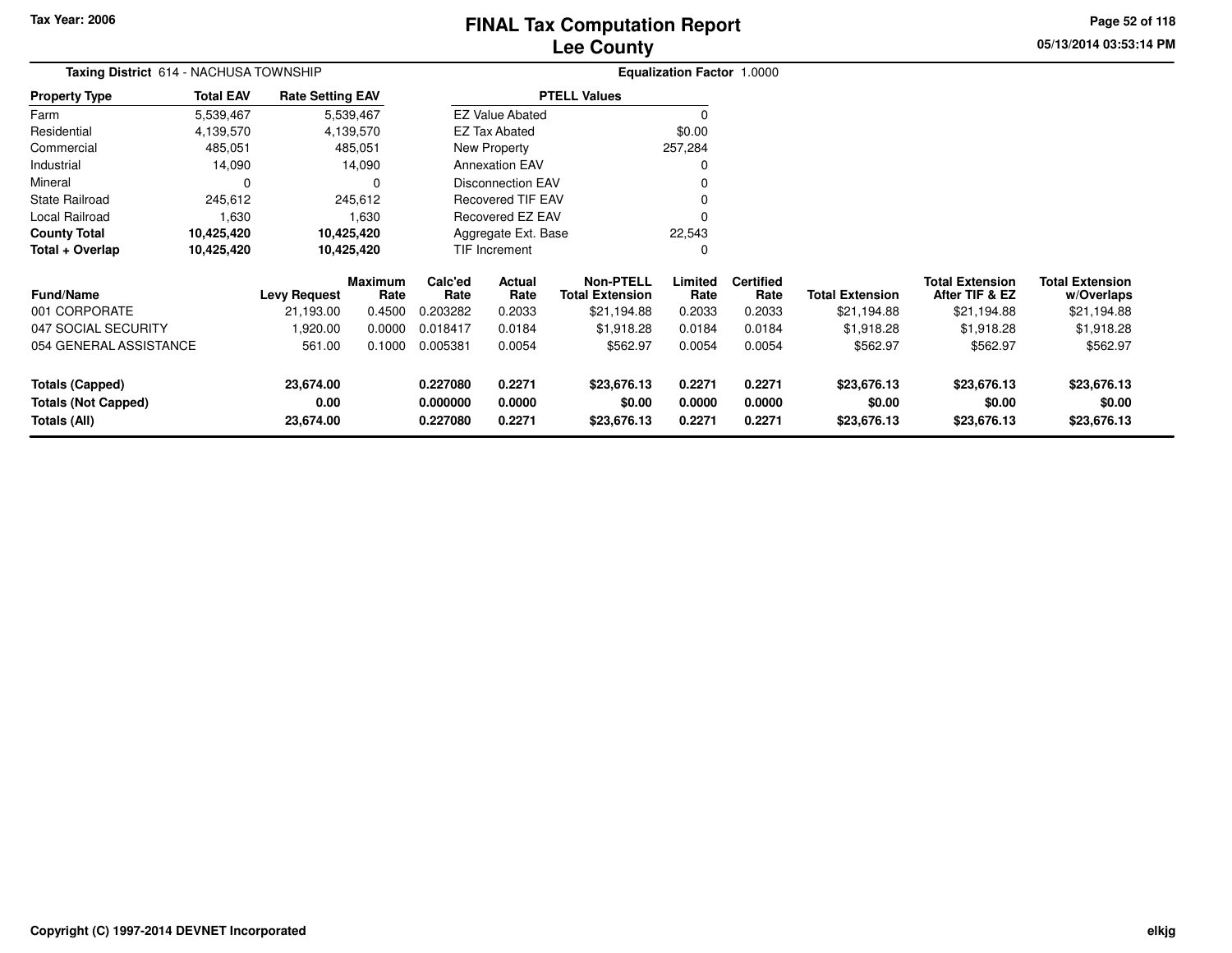# FINAL Tax Computation Report
# Lee County

Tax Year: 2006

**Taxing District** 614 - NACHUSA TOWNSHIP

**Equalization Factor** 1.0000

| Property Type | Total EAV | Rate Setting EAV |
|---|---|---|
| Farm | 5,539,467 | 5,539,467 |
| Residential | 4,139,570 | 4,139,570 |
| Commercial | 485,051 | 485,051 |
| Industrial | 14,090 | 14,090 |
| Mineral | 0 | 0 |
| State Railroad | 245,612 | 245,612 |
| Local Railroad | 1,630 | 1,630 |
| **County Total** | **10,425,420** | **10,425,420** |
| **Total + Overlap** | **10,425,420** | **10,425,420** |

| PTELL Values | |
|---|---|
| EZ Value Abated | 0 |
| EZ Tax Abated | $0.00 |
| New Property | 257,284 |
| Annexation EAV | 0 |
| Disconnection EAV | 0 |
| Recovered TIF EAV | 0 |
| Recovered EZ EAV | 0 |
| Aggregate Ext. Base | 22,543 |
| TIF Increment | 0 |

| Fund/Name | Levy Request | Maximum Rate | Calc'ed Rate | Actual Rate | Non-PTELL Total Extension | Limited Rate | Certified Rate | Total Extension | Total Extension After TIF & EZ | Total Extension w/Overlaps |
|---|---|---|---|---|---|---|---|---|---|---|
| 001 CORPORATE | 21,193.00 | 0.4500 | 0.203282 | 0.2033 | $21,194.88 | 0.2033 | 0.2033 | $21,194.88 | $21,194.88 | $21,194.88 |
| 047 SOCIAL SECURITY | 1,920.00 | 0.0000 | 0.018417 | 0.0184 | $1,918.28 | 0.0184 | 0.0184 | $1,918.28 | $1,918.28 | $1,918.28 |
| 054 GENERAL ASSISTANCE | 561.00 | 0.1000 | 0.005381 | 0.0054 | $562.97 | 0.0054 | 0.0054 | $562.97 | $562.97 | $562.97 |
| **Totals (Capped)** | **23,674.00** | | **0.227080** | **0.2271** | **$23,676.13** | **0.2271** | **0.2271** | **$23,676.13** | **$23,676.13** | **$23,676.13** |
| **Totals (Not Capped)** | **0.00** | | **0.000000** | **0.0000** | **$0.00** | **0.0000** | **0.0000** | **$0.00** | **$0.00** | **$0.00** |
| **Totals (All)** | **23,674.00** | | **0.227080** | **0.2271** | **$23,676.13** | **0.2271** | **0.2271** | **$23,676.13** | **$23,676.13** | **$23,676.13** |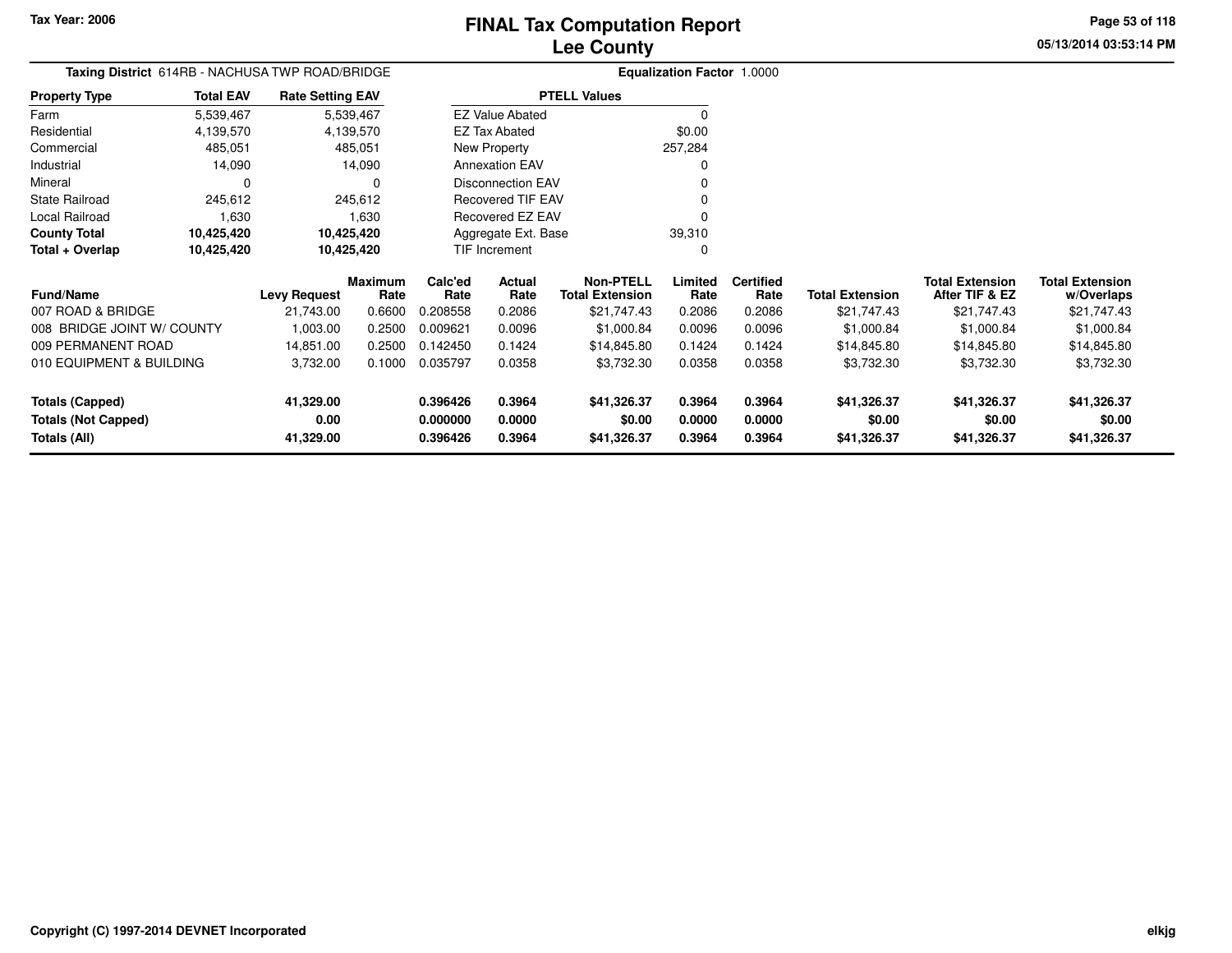# FINAL Tax Computation Report
## Lee County

Tax Year: 2006

05/13/2014 03:53:14 PM

**Taxing District** 614RB - NACHUSA TWP ROAD/BRIDGE

**Equalization Factor** 1.0000

| Property Type | Total EAV | Rate Setting EAV |
|---|---|---|
| Farm | 5,539,467 | 5,539,467 |
| Residential | 4,139,570 | 4,139,570 |
| Commercial | 485,051 | 485,051 |
| Industrial | 14,090 | 14,090 |
| Mineral | 0 | 0 |
| State Railroad | 245,612 | 245,612 |
| Local Railroad | 1,630 | 1,630 |
| **County Total** | **10,425,420** | **10,425,420** |
| **Total + Overlap** | **10,425,420** | **10,425,420** |

| PTELL Values | |
|---|---|
| EZ Value Abated | 0 |
| EZ Tax Abated | $0.00 |
| New Property | 257,284 |
| Annexation EAV | 0 |
| Disconnection EAV | 0 |
| Recovered TIF EAV | 0 |
| Recovered EZ EAV | 0 |
| Aggregate Ext. Base | 39,310 |
| TIF Increment | 0 |

| Fund/Name | Levy Request | Maximum Rate | Calc'ed Rate | Actual Rate | Non-PTELL Total Extension | Limited Rate | Certified Rate | Total Extension | Total Extension After TIF & EZ | Total Extension w/Overlaps |
|---|---|---|---|---|---|---|---|---|---|---|
| 007 ROAD & BRIDGE | 21,743.00 | 0.6600 | 0.208558 | 0.2086 | $21,747.43 | 0.2086 | 0.2086 | $21,747.43 | $21,747.43 | $21,747.43 |
| 008 BRIDGE JOINT W/ COUNTY | 1,003.00 | 0.2500 | 0.009621 | 0.0096 | $1,000.84 | 0.0096 | 0.0096 | $1,000.84 | $1,000.84 | $1,000.84 |
| 009 PERMANENT ROAD | 14,851.00 | 0.2500 | 0.142450 | 0.1424 | $14,845.80 | 0.1424 | 0.1424 | $14,845.80 | $14,845.80 | $14,845.80 |
| 010 EQUIPMENT & BUILDING | 3,732.00 | 0.1000 | 0.035797 | 0.0358 | $3,732.30 | 0.0358 | 0.0358 | $3,732.30 | $3,732.30 | $3,732.30 |
| **Totals (Capped)** | **41,329.00** | | **0.396426** | **0.3964** | **$41,326.37** | **0.3964** | **0.3964** | **$41,326.37** | **$41,326.37** | **$41,326.37** |
| **Totals (Not Capped)** | **0.00** | | **0.000000** | **0.0000** | **$0.00** | **0.0000** | **0.0000** | **$0.00** | **$0.00** | **$0.00** |
| **Totals (All)** | **41,329.00** | | **0.396426** | **0.3964** | **$41,326.37** | **0.3964** | **0.3964** | **$41,326.37** | **$41,326.37** | **$41,326.37** |

Copyright (C) 1997-2014 DEVNET Incorporated

elkjg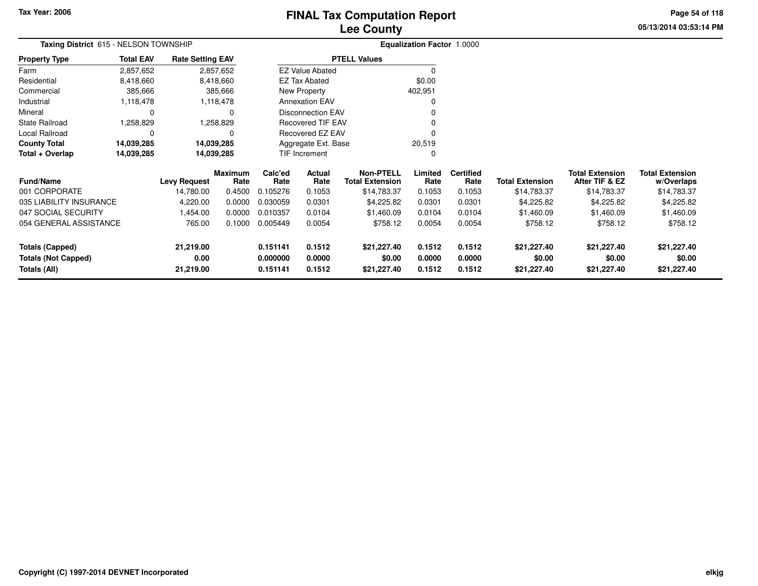Tax Year: 2006

# FINAL Tax Computation Report
## Lee County

05/13/2014 03:53:14 PM

**Taxing District** 615 - NELSON TOWNSHIP

**Equalization Factor** 1.0000

| Property Type | Total EAV | Rate Setting EAV |
|---|---|---|
| Farm | 2,857,652 | 2,857,652 |
| Residential | 8,418,660 | 8,418,660 |
| Commercial | 385,666 | 385,666 |
| Industrial | 1,118,478 | 1,118,478 |
| Mineral | 0 | 0 |
| State Railroad | 1,258,829 | 1,258,829 |
| Local Railroad | 0 | 0 |
| **County Total** | **14,039,285** | **14,039,285** |
| **Total + Overlap** | **14,039,285** | **14,039,285** |

| PTELL Values | |
|---|---|
| EZ Value Abated | 0 |
| EZ Tax Abated | $0.00 |
| New Property | 402,951 |
| Annexation EAV | 0 |
| Disconnection EAV | 0 |
| Recovered TIF EAV | 0 |
| Recovered EZ EAV | 0 |
| Aggregate Ext. Base | 20,519 |
| TIF Increment | 0 |

| Fund/Name | Levy Request | Maximum Rate | Calc'ed Rate | Actual Rate | Non-PTELL Total Extension | Limited Rate | Certified Rate | Total Extension | Total Extension After TIF & EZ | Total Extension w/Overlaps |
|---|---|---|---|---|---|---|---|---|---|---|
| 001 CORPORATE | 14,780.00 | 0.4500 | 0.105276 | 0.1053 | $14,783.37 | 0.1053 | 0.1053 | $14,783.37 | $14,783.37 | $14,783.37 |
| 035 LIABILITY INSURANCE | 4,220.00 | 0.0000 | 0.030059 | 0.0301 | $4,225.82 | 0.0301 | 0.0301 | $4,225.82 | $4,225.82 | $4,225.82 |
| 047 SOCIAL SECURITY | 1,454.00 | 0.0000 | 0.010357 | 0.0104 | $1,460.09 | 0.0104 | 0.0104 | $1,460.09 | $1,460.09 | $1,460.09 |
| 054 GENERAL ASSISTANCE | 765.00 | 0.1000 | 0.005449 | 0.0054 | $758.12 | 0.0054 | 0.0054 | $758.12 | $758.12 | $758.12 |
| **Totals (Capped)** | **21,219.00** | | **0.151141** | **0.1512** | **$21,227.40** | **0.1512** | **0.1512** | **$21,227.40** | **$21,227.40** | **$21,227.40** |
| **Totals (Not Capped)** | **0.00** | | **0.000000** | **0.0000** | **$0.00** | **0.0000** | **0.0000** | **$0.00** | **$0.00** | **$0.00** |
| **Totals (All)** | **21,219.00** | | **0.151141** | **0.1512** | **$21,227.40** | **0.1512** | **0.1512** | **$21,227.40** | **$21,227.40** | **$21,227.40** |

Copyright (C) 1997-2014 DEVNET Incorporated

elkjg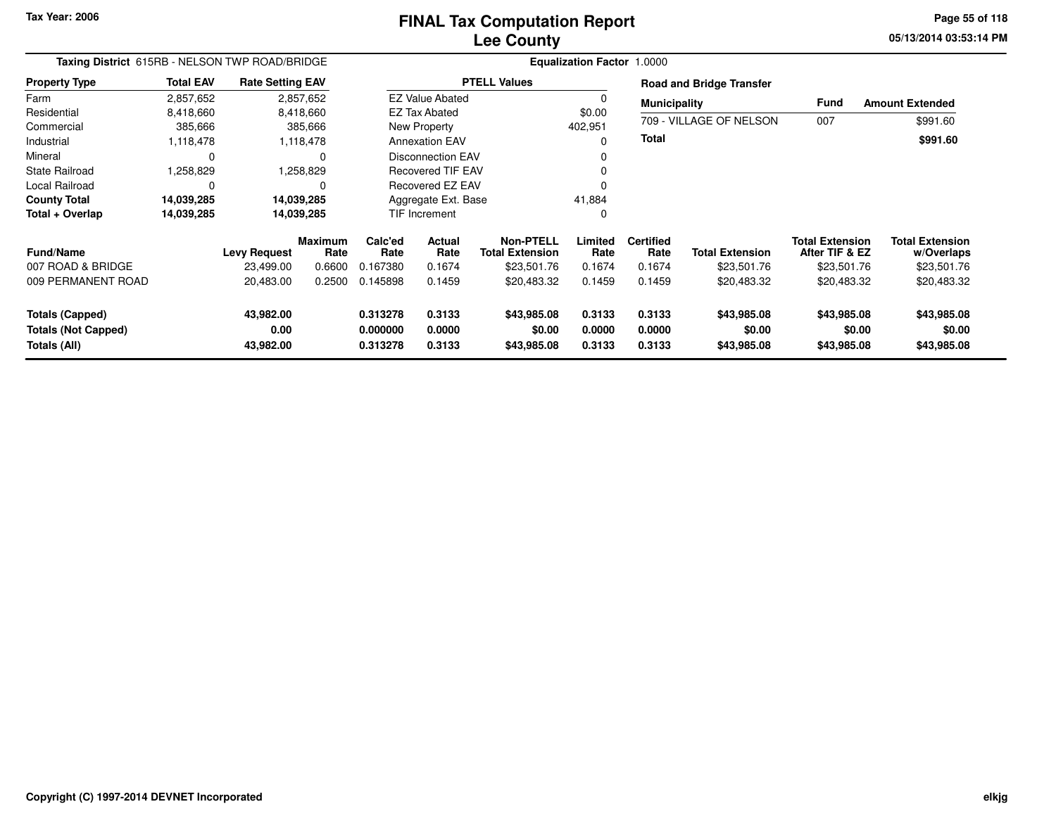# FINAL Tax Computation Report
## Lee County

Tax Year: 2006

**Taxing District** 615RB - NELSON TWP ROAD/BRIDGE

**Equalization Factor** 1.0000

| Property Type | Total EAV | Rate Setting EAV |
|---|---|---|
| Farm | 2,857,652 | 2,857,652 |
| Residential | 8,418,660 | 8,418,660 |
| Commercial | 385,666 | 385,666 |
| Industrial | 1,118,478 | 1,118,478 |
| Mineral | 0 | 0 |
| State Railroad | 1,258,829 | 1,258,829 |
| Local Railroad | 0 | 0 |
| **County Total** | **14,039,285** | **14,039,285** |
| **Total + Overlap** | **14,039,285** | **14,039,285** |

| PTELL Values | |
|---|---|
| EZ Value Abated | 0 |
| EZ Tax Abated | $0.00 |
| New Property | 402,951 |
| Annexation EAV | 0 |
| Disconnection EAV | 0 |
| Recovered TIF EAV | 0 |
| Recovered EZ EAV | 0 |
| Aggregate Ext. Base | 41,884 |
| TIF Increment | 0 |

**Road and Bridge Transfer**

| Municipality | Fund | Amount Extended |
|---|---|---|
| 709 - VILLAGE OF NELSON | 007 | $991.60 |
| **Total** | | **$991.60** |

| Fund/Name | Levy Request | Maximum Rate | Calc'ed Rate | Actual Rate | Non-PTELL Total Extension | Limited Rate | Certified Rate | Total Extension | Total Extension After TIF & EZ | Total Extension w/Overlaps |
|---|---|---|---|---|---|---|---|---|---|---|
| 007 ROAD & BRIDGE | 23,499.00 | 0.6600 | 0.167380 | 0.1674 | $23,501.76 | 0.1674 | 0.1674 | $23,501.76 | $23,501.76 | $23,501.76 |
| 009 PERMANENT ROAD | 20,483.00 | 0.2500 | 0.145898 | 0.1459 | $20,483.32 | 0.1459 | 0.1459 | $20,483.32 | $20,483.32 | $20,483.32 |
| **Totals (Capped)** | **43,982.00** | | **0.313278** | **0.3133** | **$43,985.08** | **0.3133** | **0.3133** | **$43,985.08** | **$43,985.08** | **$43,985.08** |
| **Totals (Not Capped)** | **0.00** | | **0.000000** | **0.0000** | **$0.00** | **0.0000** | **0.0000** | **$0.00** | **$0.00** | **$0.00** |
| **Totals (All)** | **43,982.00** | | **0.313278** | **0.3133** | **$43,985.08** | **0.3133** | **0.3133** | **$43,985.08** | **$43,985.08** | **$43,985.08** |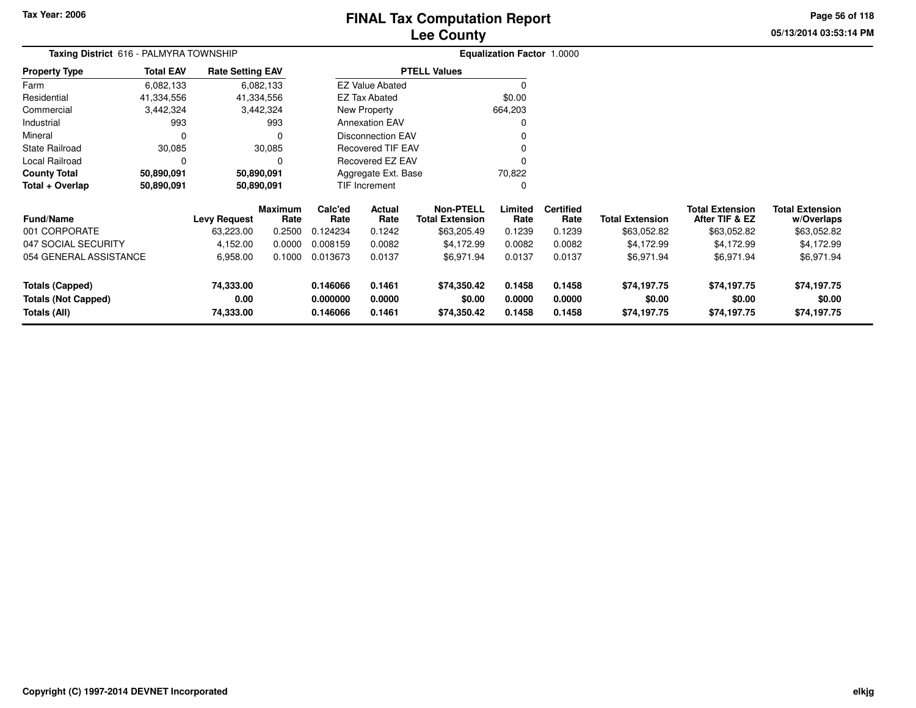# FINAL Tax Computation Report
## Lee County

**Tax Year: 2006**

**Taxing District** 616 - PALMYRA TOWNSHIP

**Equalization Factor** 1.0000

| Property Type | Total EAV | Rate Setting EAV |
|---|---|---|
| Farm | 6,082,133 | 6,082,133 |
| Residential | 41,334,556 | 41,334,556 |
| Commercial | 3,442,324 | 3,442,324 |
| Industrial | 993 | 993 |
| Mineral | 0 | 0 |
| State Railroad | 30,085 | 30,085 |
| Local Railroad | 0 | 0 |
| **County Total** | **50,890,091** | **50,890,091** |
| **Total + Overlap** | **50,890,091** | **50,890,091** |

| PTELL Values | |
|---|---|
| EZ Value Abated | 0 |
| EZ Tax Abated | $0.00 |
| New Property | 664,203 |
| Annexation EAV | 0 |
| Disconnection EAV | 0 |
| Recovered TIF EAV | 0 |
| Recovered EZ EAV | 0 |
| Aggregate Ext. Base | 70,822 |
| TIF Increment | 0 |

| Fund/Name | Levy Request | Maximum Rate | Calc'ed Rate | Actual Rate | Non-PTELL Total Extension | Limited Rate | Certified Rate | Total Extension | Total Extension After TIF & EZ | Total Extension w/Overlaps |
|---|---|---|---|---|---|---|---|---|---|---|
| 001 CORPORATE | 63,223.00 | 0.2500 | 0.124234 | 0.1242 | $63,205.49 | 0.1239 | 0.1239 | $63,052.82 | $63,052.82 | $63,052.82 |
| 047 SOCIAL SECURITY | 4,152.00 | 0.0000 | 0.008159 | 0.0082 | $4,172.99 | 0.0082 | 0.0082 | $4,172.99 | $4,172.99 | $4,172.99 |
| 054 GENERAL ASSISTANCE | 6,958.00 | 0.1000 | 0.013673 | 0.0137 | $6,971.94 | 0.0137 | 0.0137 | $6,971.94 | $6,971.94 | $6,971.94 |
| **Totals (Capped)** | **74,333.00** | | **0.146066** | **0.1461** | **$74,350.42** | **0.1458** | **0.1458** | **$74,197.75** | **$74,197.75** | **$74,197.75** |
| **Totals (Not Capped)** | **0.00** | | **0.000000** | **0.0000** | **$0.00** | **0.0000** | **0.0000** | **$0.00** | **$0.00** | **$0.00** |
| **Totals (All)** | **74,333.00** | | **0.146066** | **0.1461** | **$74,350.42** | **0.1458** | **0.1458** | **$74,197.75** | **$74,197.75** | **$74,197.75** |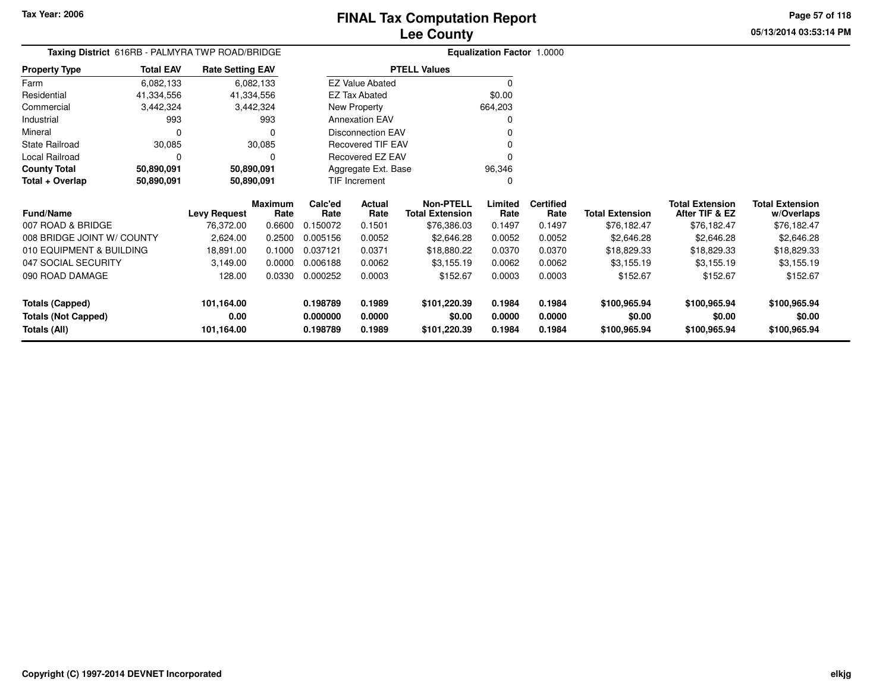Tax Year: 2006

# FINAL Tax Computation Report
## Lee County

05/13/2014 03:53:14 PM

**Taxing District** 616RB - PALMYRA TWP ROAD/BRIDGE **Equalization Factor** 1.0000

| Property Type | Total EAV | Rate Setting EAV |
|---|---|---|
| Farm | 6,082,133 | 6,082,133 |
| Residential | 41,334,556 | 41,334,556 |
| Commercial | 3,442,324 | 3,442,324 |
| Industrial | 993 | 993 |
| Mineral | 0 | 0 |
| State Railroad | 30,085 | 30,085 |
| Local Railroad | 0 | 0 |
| **County Total** | **50,890,091** | **50,890,091** |
| **Total + Overlap** | **50,890,091** | **50,890,091** |

| PTELL Values | |
|---|---|
| EZ Value Abated | 0 |
| EZ Tax Abated | $0.00 |
| New Property | 664,203 |
| Annexation EAV | 0 |
| Disconnection EAV | 0 |
| Recovered TIF EAV | 0 |
| Recovered EZ EAV | 0 |
| Aggregate Ext. Base | 96,346 |
| TIF Increment | 0 |

| Fund/Name | Levy Request | Maximum Rate | Calc'ed Rate | Actual Rate | Non-PTELL Total Extension | Limited Rate | Certified Rate | Total Extension | Total Extension After TIF & EZ | Total Extension w/Overlaps |
|---|---|---|---|---|---|---|---|---|---|---|
| 007 ROAD & BRIDGE | 76,372.00 | 0.6600 | 0.150072 | 0.1501 | $76,386.03 | 0.1497 | 0.1497 | $76,182.47 | $76,182.47 | $76,182.47 |
| 008 BRIDGE JOINT W/ COUNTY | 2,624.00 | 0.2500 | 0.005156 | 0.0052 | $2,646.28 | 0.0052 | 0.0052 | $2,646.28 | $2,646.28 | $2,646.28 |
| 010 EQUIPMENT & BUILDING | 18,891.00 | 0.1000 | 0.037121 | 0.0371 | $18,880.22 | 0.0370 | 0.0370 | $18,829.33 | $18,829.33 | $18,829.33 |
| 047 SOCIAL SECURITY | 3,149.00 | 0.0000 | 0.006188 | 0.0062 | $3,155.19 | 0.0062 | 0.0062 | $3,155.19 | $3,155.19 | $3,155.19 |
| 090 ROAD DAMAGE | 128.00 | 0.0330 | 0.000252 | 0.0003 | $152.67 | 0.0003 | 0.0003 | $152.67 | $152.67 | $152.67 |
| **Totals (Capped)** | **101,164.00** | | **0.198789** | **0.1989** | **$101,220.39** | **0.1984** | **0.1984** | **$100,965.94** | **$100,965.94** | **$100,965.94** |
| **Totals (Not Capped)** | **0.00** | | **0.000000** | **0.0000** | **$0.00** | **0.0000** | **0.0000** | **$0.00** | **$0.00** | **$0.00** |
| **Totals (All)** | **101,164.00** | | **0.198789** | **0.1989** | **$101,220.39** | **0.1984** | **0.1984** | **$100,965.94** | **$100,965.94** | **$100,965.94** |

Copyright (C) 1997-2014 DEVNET Incorporated

elkjg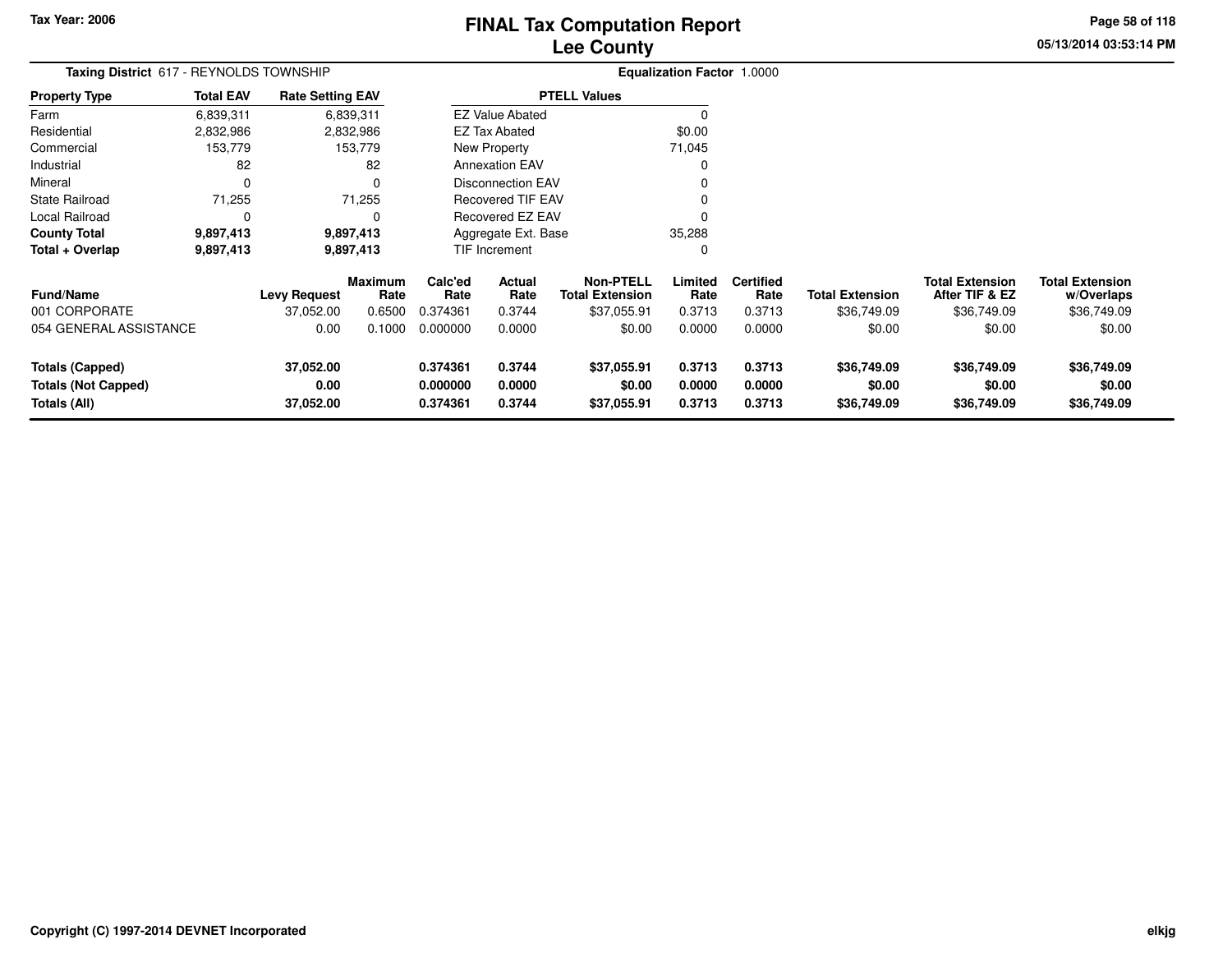# FINAL Tax Computation Report
## Lee County

Tax Year: 2006

05/13/2014 03:53:14 PM

**Taxing District** 617 - REYNOLDS TOWNSHIP

**Equalization Factor** 1.0000

| Property Type | Total EAV | Rate Setting EAV |
|---|---|---|
| Farm | 6,839,311 | 6,839,311 |
| Residential | 2,832,986 | 2,832,986 |
| Commercial | 153,779 | 153,779 |
| Industrial | 82 | 82 |
| Mineral | 0 | 0 |
| State Railroad | 71,255 | 71,255 |
| Local Railroad | 0 | 0 |
| **County Total** | **9,897,413** | **9,897,413** |
| **Total + Overlap** | **9,897,413** | **9,897,413** |

| PTELL Values | |
|---|---|
| EZ Value Abated | 0 |
| EZ Tax Abated | $0.00 |
| New Property | 71,045 |
| Annexation EAV | 0 |
| Disconnection EAV | 0 |
| Recovered TIF EAV | 0 |
| Recovered EZ EAV | 0 |
| Aggregate Ext. Base | 35,288 |
| TIF Increment | 0 |

| Fund/Name | Levy Request | Maximum Rate | Calc'ed Rate | Actual Rate | Non-PTELL Total Extension | Limited Rate | Certified Rate | Total Extension | Total Extension After TIF & EZ | Total Extension w/Overlaps |
|---|---|---|---|---|---|---|---|---|---|---|
| 001 CORPORATE | 37,052.00 | 0.6500 | 0.374361 | 0.3744 | $37,055.91 | 0.3713 | 0.3713 | $36,749.09 | $36,749.09 | $36,749.09 |
| 054 GENERAL ASSISTANCE | 0.00 | 0.1000 | 0.000000 | 0.0000 | $0.00 | 0.0000 | 0.0000 | $0.00 | $0.00 | $0.00 |
| **Totals (Capped)** | **37,052.00** | | **0.374361** | **0.3744** | **$37,055.91** | **0.3713** | **0.3713** | **$36,749.09** | **$36,749.09** | **$36,749.09** |
| **Totals (Not Capped)** | **0.00** | | **0.000000** | **0.0000** | **$0.00** | **0.0000** | **0.0000** | **$0.00** | **$0.00** | **$0.00** |
| **Totals (All)** | **37,052.00** | | **0.374361** | **0.3744** | **$37,055.91** | **0.3713** | **0.3713** | **$36,749.09** | **$36,749.09** | **$36,749.09** |

**Copyright (C) 1997-2014 DEVNET Incorporated**

elkjg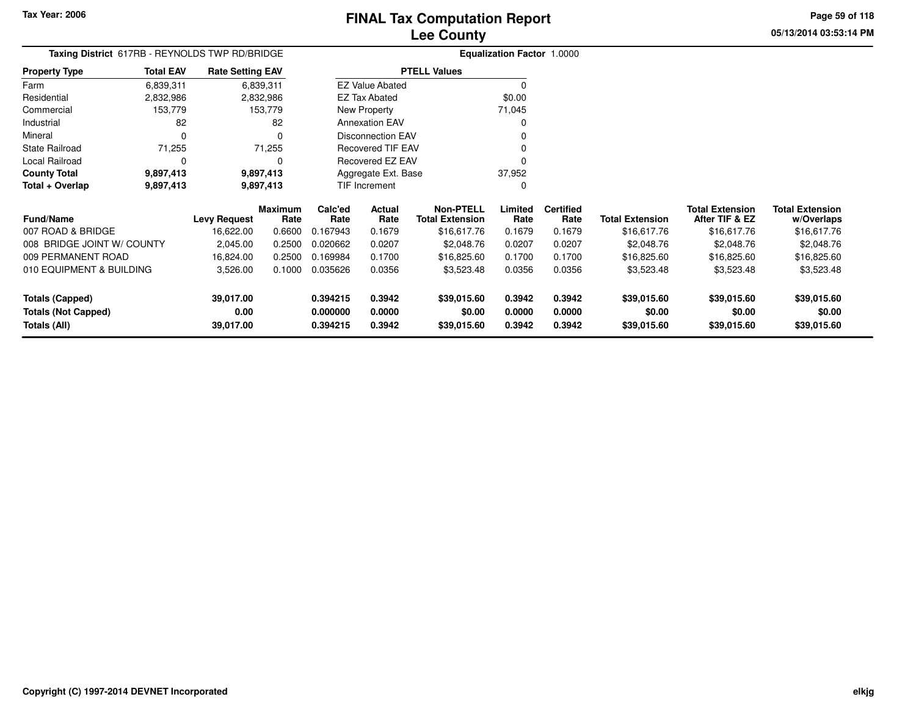Tax Year: 2006

# FINAL Tax Computation Report
## Lee County

05/13/2014 03:53:14 PM

**Taxing District** 617RB - REYNOLDS TWP RD/BRIDGE

**Equalization Factor** 1.0000

| Property Type | Total EAV | Rate Setting EAV |
|---|---|---|
| Farm | 6,839,311 | 6,839,311 |
| Residential | 2,832,986 | 2,832,986 |
| Commercial | 153,779 | 153,779 |
| Industrial | 82 | 82 |
| Mineral | 0 | 0 |
| State Railroad | 71,255 | 71,255 |
| Local Railroad | 0 | 0 |
| **County Total** | **9,897,413** | **9,897,413** |
| **Total + Overlap** | **9,897,413** | **9,897,413** |

| PTELL Values | |
|---|---|
| EZ Value Abated | 0 |
| EZ Tax Abated | $0.00 |
| New Property | 71,045 |
| Annexation EAV | 0 |
| Disconnection EAV | 0 |
| Recovered TIF EAV | 0 |
| Recovered EZ EAV | 0 |
| Aggregate Ext. Base | 37,952 |
| TIF Increment | 0 |

| Fund/Name | Levy Request | Maximum Rate | Calc'ed Rate | Actual Rate | Non-PTELL Total Extension | Limited Rate | Certified Rate | Total Extension | Total Extension After TIF & EZ | Total Extension w/Overlaps |
|---|---|---|---|---|---|---|---|---|---|---|
| 007 ROAD & BRIDGE | 16,622.00 | 0.6600 | 0.167943 | 0.1679 | $16,617.76 | 0.1679 | 0.1679 | $16,617.76 | $16,617.76 | $16,617.76 |
| 008 BRIDGE JOINT W/ COUNTY | 2,045.00 | 0.2500 | 0.020662 | 0.0207 | $2,048.76 | 0.0207 | 0.0207 | $2,048.76 | $2,048.76 | $2,048.76 |
| 009 PERMANENT ROAD | 16,824.00 | 0.2500 | 0.169984 | 0.1700 | $16,825.60 | 0.1700 | 0.1700 | $16,825.60 | $16,825.60 | $16,825.60 |
| 010 EQUIPMENT & BUILDING | 3,526.00 | 0.1000 | 0.035626 | 0.0356 | $3,523.48 | 0.0356 | 0.0356 | $3,523.48 | $3,523.48 | $3,523.48 |
| **Totals (Capped)** | **39,017.00** | | **0.394215** | **0.3942** | **$39,015.60** | **0.3942** | **0.3942** | **$39,015.60** | **$39,015.60** | **$39,015.60** |
| **Totals (Not Capped)** | **0.00** | | **0.000000** | **0.0000** | **$0.00** | **0.0000** | **0.0000** | **$0.00** | **$0.00** | **$0.00** |
| **Totals (All)** | **39,017.00** | | **0.394215** | **0.3942** | **$39,015.60** | **0.3942** | **0.3942** | **$39,015.60** | **$39,015.60** | **$39,015.60** |

Copyright (C) 1997-2014 DEVNET Incorporated

elkjg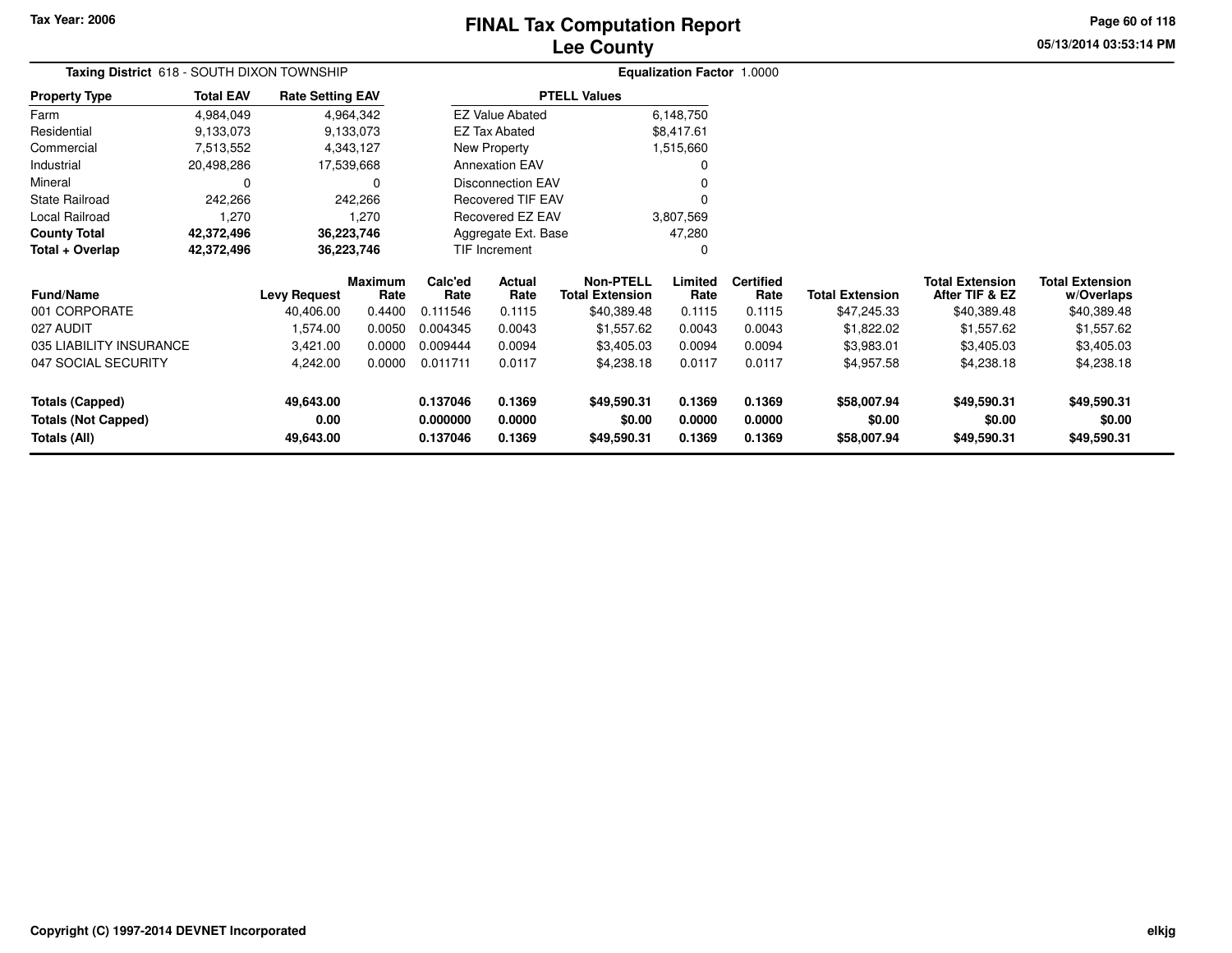# FINAL Tax Computation Report
## Lee County

Tax Year: 2006

**Taxing District** 618 - SOUTH DIXON TOWNSHIP

**Equalization Factor** 1.0000

| Property Type | Total EAV | Rate Setting EAV |
|---|---|---|
| Farm | 4,984,049 | 4,964,342 |
| Residential | 9,133,073 | 9,133,073 |
| Commercial | 7,513,552 | 4,343,127 |
| Industrial | 20,498,286 | 17,539,668 |
| Mineral | 0 | 0 |
| State Railroad | 242,266 | 242,266 |
| Local Railroad | 1,270 | 1,270 |
| **County Total** | **42,372,496** | **36,223,746** |
| **Total + Overlap** | **42,372,496** | **36,223,746** |

| PTELL Values | |
|---|---|
| EZ Value Abated | 6,148,750 |
| EZ Tax Abated | $8,417.61 |
| New Property | 1,515,660 |
| Annexation EAV | 0 |
| Disconnection EAV | 0 |
| Recovered TIF EAV | 0 |
| Recovered EZ EAV | 3,807,569 |
| Aggregate Ext. Base | 47,280 |
| TIF Increment | 0 |

| Fund/Name | Levy Request | Maximum Rate | Calc'ed Rate | Actual Rate | Non-PTELL Total Extension | Limited Rate | Certified Rate | Total Extension | Total Extension After TIF & EZ | Total Extension w/Overlaps |
|---|---|---|---|---|---|---|---|---|---|---|
| 001 CORPORATE | 40,406.00 | 0.4400 | 0.111546 | 0.1115 | $40,389.48 | 0.1115 | 0.1115 | $47,245.33 | $40,389.48 | $40,389.48 |
| 027 AUDIT | 1,574.00 | 0.0050 | 0.004345 | 0.0043 | $1,557.62 | 0.0043 | 0.0043 | $1,822.02 | $1,557.62 | $1,557.62 |
| 035 LIABILITY INSURANCE | 3,421.00 | 0.0000 | 0.009444 | 0.0094 | $3,405.03 | 0.0094 | 0.0094 | $3,983.01 | $3,405.03 | $3,405.03 |
| 047 SOCIAL SECURITY | 4,242.00 | 0.0000 | 0.011711 | 0.0117 | $4,238.18 | 0.0117 | 0.0117 | $4,957.58 | $4,238.18 | $4,238.18 |
| **Totals (Capped)** | **49,643.00** | | **0.137046** | **0.1369** | **$49,590.31** | **0.1369** | **0.1369** | **$58,007.94** | **$49,590.31** | **$49,590.31** |
| **Totals (Not Capped)** | **0.00** | | **0.000000** | **0.0000** | **$0.00** | **0.0000** | **0.0000** | **$0.00** | **$0.00** | **$0.00** |
| **Totals (All)** | **49,643.00** | | **0.137046** | **0.1369** | **$49,590.31** | **0.1369** | **0.1369** | **$58,007.94** | **$49,590.31** | **$49,590.31** |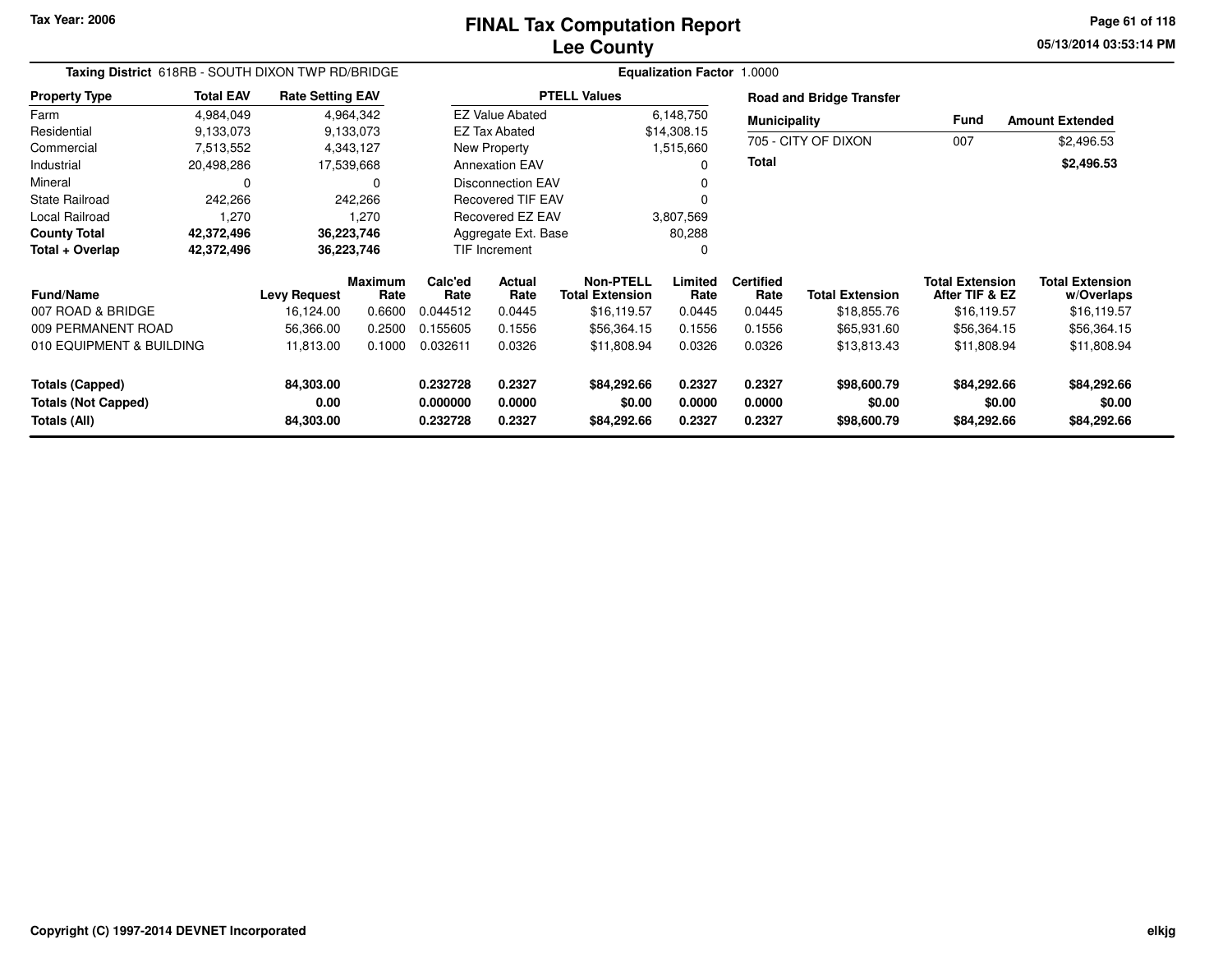Tax Year: 2006

# FINAL Tax Computation Report
## Lee County

05/13/2014 03:53:14 PM

**Taxing District** 618RB - SOUTH DIXON TWP RD/BRIDGE **Equalization Factor** 1.0000

| Property Type | Total EAV | Rate Setting EAV |
|---|---|---|
| Farm | 4,984,049 | 4,964,342 |
| Residential | 9,133,073 | 9,133,073 |
| Commercial | 7,513,552 | 4,343,127 |
| Industrial | 20,498,286 | 17,539,668 |
| Mineral | 0 | 0 |
| State Railroad | 242,266 | 242,266 |
| Local Railroad | 1,270 | 1,270 |
| **County Total** | **42,372,496** | **36,223,746** |
| **Total + Overlap** | **42,372,496** | **36,223,746** |

| PTELL Values | |
|---|---|
| EZ Value Abated | 6,148,750 |
| EZ Tax Abated | $14,308.15 |
| New Property | 1,515,660 |
| Annexation EAV | 0 |
| Disconnection EAV | 0 |
| Recovered TIF EAV | 0 |
| Recovered EZ EAV | 3,807,569 |
| Aggregate Ext. Base | 80,288 |
| TIF Increment | 0 |

**Road and Bridge Transfer**

| Municipality | Fund | Amount Extended |
|---|---|---|
| 705 - CITY OF DIXON | 007 | $2,496.53 |
| **Total** | | **$2,496.53** |

| Fund/Name | Levy Request | Maximum Rate | Calc'ed Rate | Actual Rate | Non-PTELL Total Extension | Limited Rate | Certified Rate | Total Extension | Total Extension After TIF & EZ | Total Extension w/Overlaps |
|---|---|---|---|---|---|---|---|---|---|---|
| 007 ROAD & BRIDGE | 16,124.00 | 0.6600 | 0.044512 | 0.0445 | $16,119.57 | 0.0445 | 0.0445 | $18,855.76 | $16,119.57 | $16,119.57 |
| 009 PERMANENT ROAD | 56,366.00 | 0.2500 | 0.155605 | 0.1556 | $56,364.15 | 0.1556 | 0.1556 | $65,931.60 | $56,364.15 | $56,364.15 |
| 010 EQUIPMENT & BUILDING | 11,813.00 | 0.1000 | 0.032611 | 0.0326 | $11,808.94 | 0.0326 | 0.0326 | $13,813.43 | $11,808.94 | $11,808.94 |
| **Totals (Capped)** | **84,303.00** | | **0.232728** | **0.2327** | **$84,292.66** | **0.2327** | **0.2327** | **$98,600.79** | **$84,292.66** | **$84,292.66** |
| **Totals (Not Capped)** | **0.00** | | **0.000000** | **0.0000** | **$0.00** | **0.0000** | **0.0000** | **$0.00** | **$0.00** | **$0.00** |
| **Totals (All)** | **84,303.00** | | **0.232728** | **0.2327** | **$84,292.66** | **0.2327** | **0.2327** | **$98,600.79** | **$84,292.66** | **$84,292.66** |

Copyright (C) 1997-2014 DEVNET Incorporated elkjg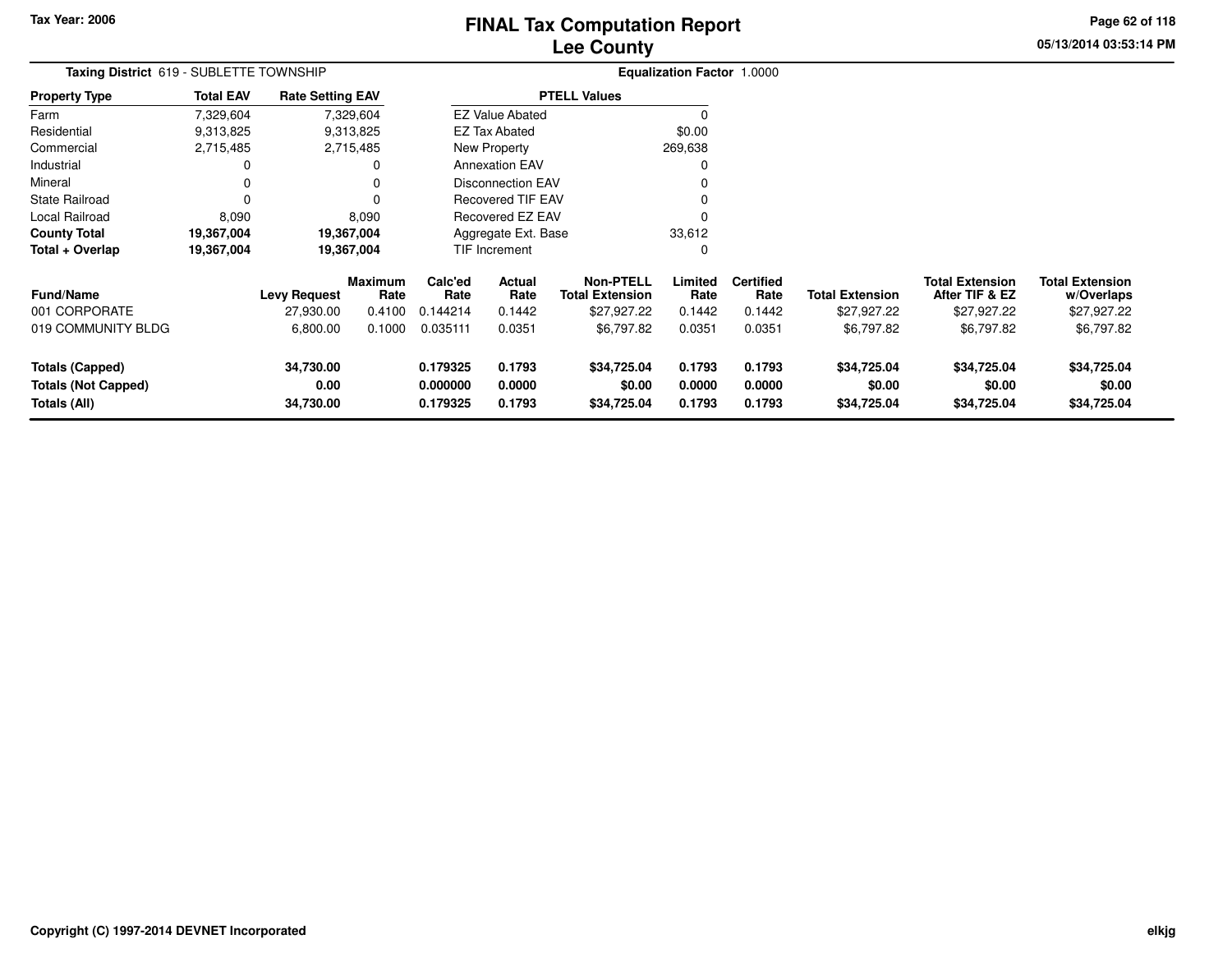Tax Year: 2006

# FINAL Tax Computation Report
## Lee County

05/13/2014 03:53:14 PM

**Taxing District** 619 - SUBLETTE TOWNSHIP

**Equalization Factor** 1.0000

| Property Type | Total EAV | Rate Setting EAV |
|---|---|---|
| Farm | 7,329,604 | 7,329,604 |
| Residential | 9,313,825 | 9,313,825 |
| Commercial | 2,715,485 | 2,715,485 |
| Industrial | 0 | 0 |
| Mineral | 0 | 0 |
| State Railroad | 0 | 0 |
| Local Railroad | 8,090 | 8,090 |
| **County Total** | **19,367,004** | **19,367,004** |
| **Total + Overlap** | **19,367,004** | **19,367,004** |

| PTELL Values | |
|---|---|
| EZ Value Abated | 0 |
| EZ Tax Abated | $0.00 |
| New Property | 269,638 |
| Annexation EAV | 0 |
| Disconnection EAV | 0 |
| Recovered TIF EAV | 0 |
| Recovered EZ EAV | 0 |
| Aggregate Ext. Base | 33,612 |
| TIF Increment | 0 |

| Fund/Name | Levy Request | Maximum Rate | Calc'ed Rate | Actual Rate | Non-PTELL Total Extension | Limited Rate | Certified Rate | Total Extension | Total Extension After TIF & EZ | Total Extension w/Overlaps |
|---|---|---|---|---|---|---|---|---|---|---|
| 001 CORPORATE | 27,930.00 | 0.4100 | 0.144214 | 0.1442 | $27,927.22 | 0.1442 | 0.1442 | $27,927.22 | $27,927.22 | $27,927.22 |
| 019 COMMUNITY BLDG | 6,800.00 | 0.1000 | 0.035111 | 0.0351 | $6,797.82 | 0.0351 | 0.0351 | $6,797.82 | $6,797.82 | $6,797.82 |
| **Totals (Capped)** | **34,730.00** | | **0.179325** | **0.1793** | **$34,725.04** | **0.1793** | **0.1793** | **$34,725.04** | **$34,725.04** | **$34,725.04** |
| **Totals (Not Capped)** | **0.00** | | **0.000000** | **0.0000** | **$0.00** | **0.0000** | **0.0000** | **$0.00** | **$0.00** | **$0.00** |
| **Totals (All)** | **34,730.00** | | **0.179325** | **0.1793** | **$34,725.04** | **0.1793** | **0.1793** | **$34,725.04** | **$34,725.04** | **$34,725.04** |

Copyright (C) 1997-2014 DEVNET Incorporated

elkjg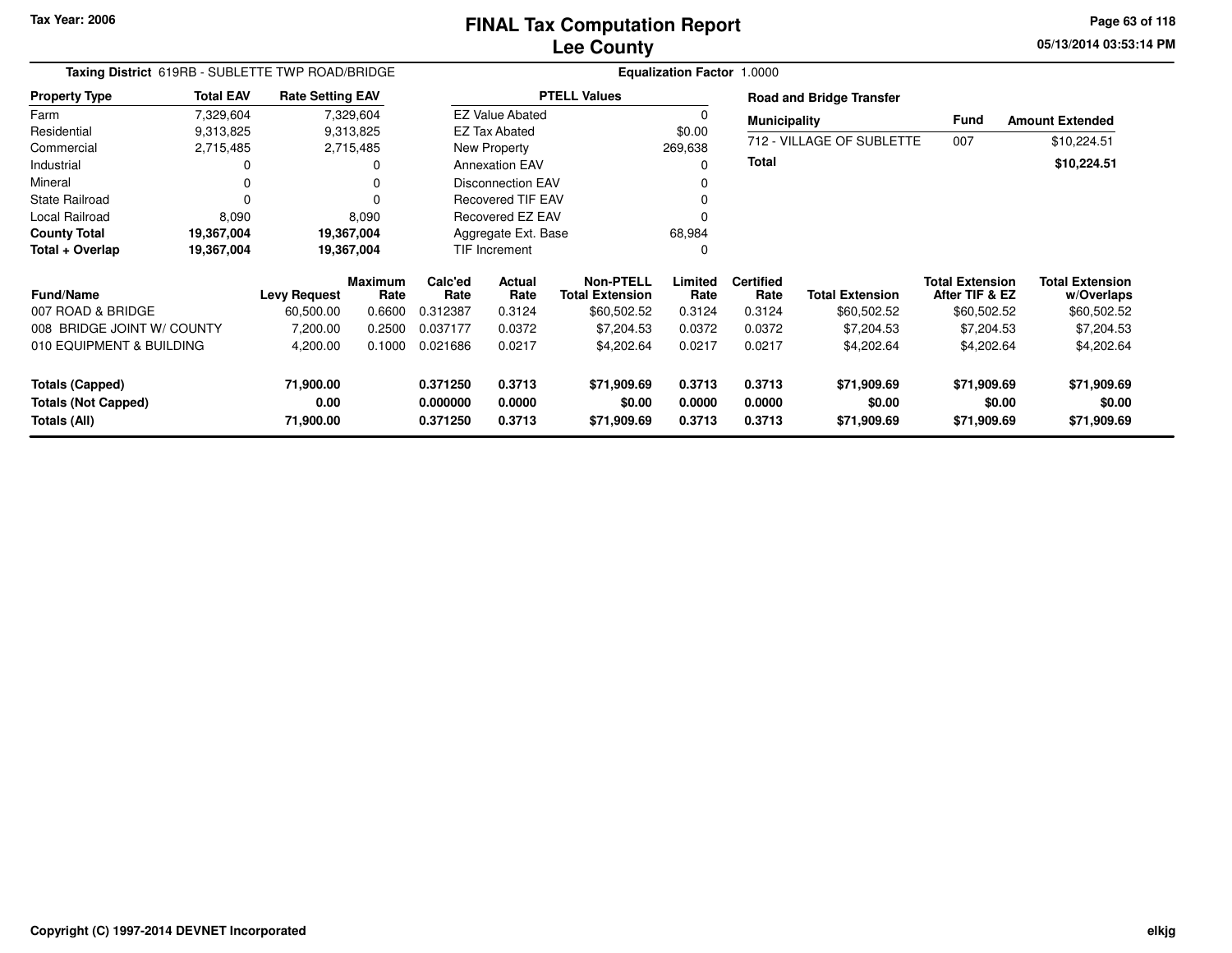Tax Year: 2006

# FINAL Tax Computation Report
## Lee County

05/13/2014 03:53:14 PM

**Taxing District** 619RB - SUBLETTE TWP ROAD/BRIDGE **Equalization Factor** 1.0000

| Property Type | Total EAV | Rate Setting EAV |
|---|---|---|
| Farm | 7,329,604 | 7,329,604 |
| Residential | 9,313,825 | 9,313,825 |
| Commercial | 2,715,485 | 2,715,485 |
| Industrial | 0 | 0 |
| Mineral | 0 | 0 |
| State Railroad | 0 | 0 |
| Local Railroad | 8,090 | 8,090 |
| **County Total** | **19,367,004** | **19,367,004** |
| **Total + Overlap** | **19,367,004** | **19,367,004** |

| PTELL Values | |
|---|---|
| EZ Value Abated | 0 |
| EZ Tax Abated | $0.00 |
| New Property | 269,638 |
| Annexation EAV | 0 |
| Disconnection EAV | 0 |
| Recovered TIF EAV | 0 |
| Recovered EZ EAV | 0 |
| Aggregate Ext. Base | 68,984 |
| TIF Increment | 0 |

**Road and Bridge Transfer**

| Municipality | Fund | Amount Extended |
|---|---|---|
| 712 - VILLAGE OF SUBLETTE | 007 | $10,224.51 |
| **Total** | | **$10,224.51** |

| Fund/Name | Levy Request | Maximum Rate | Calc'ed Rate | Actual Rate | Non-PTELL Total Extension | Limited Rate | Certified Rate | Total Extension | Total Extension After TIF & EZ | Total Extension w/Overlaps |
|---|---|---|---|---|---|---|---|---|---|---|
| 007 ROAD & BRIDGE | 60,500.00 | 0.6600 | 0.312387 | 0.3124 | $60,502.52 | 0.3124 | 0.3124 | $60,502.52 | $60,502.52 | $60,502.52 |
| 008 BRIDGE JOINT W/ COUNTY | 7,200.00 | 0.2500 | 0.037177 | 0.0372 | $7,204.53 | 0.0372 | 0.0372 | $7,204.53 | $7,204.53 | $7,204.53 |
| 010 EQUIPMENT & BUILDING | 4,200.00 | 0.1000 | 0.021686 | 0.0217 | $4,202.64 | 0.0217 | 0.0217 | $4,202.64 | $4,202.64 | $4,202.64 |
| **Totals (Capped)** | **71,900.00** | | **0.371250** | **0.3713** | **$71,909.69** | **0.3713** | **0.3713** | **$71,909.69** | **$71,909.69** | **$71,909.69** |
| **Totals (Not Capped)** | **0.00** | | **0.000000** | **0.0000** | **$0.00** | **0.0000** | **0.0000** | **$0.00** | **$0.00** | **$0.00** |
| **Totals (All)** | **71,900.00** | | **0.371250** | **0.3713** | **$71,909.69** | **0.3713** | **0.3713** | **$71,909.69** | **$71,909.69** | **$71,909.69** |

Copyright (C) 1997-2014 DEVNET Incorporated

elkjg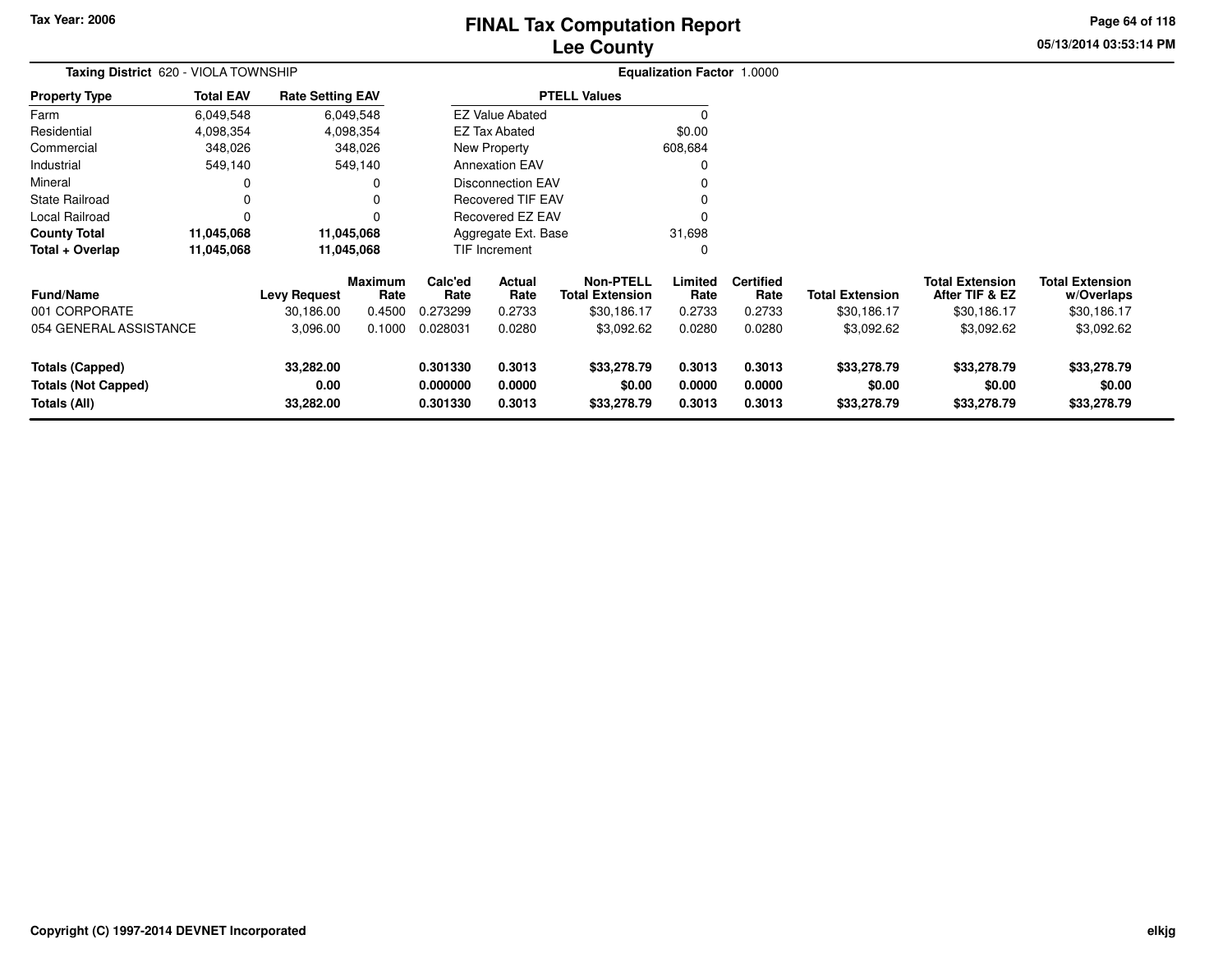# FINAL Tax Computation Report
## Lee County

Tax Year: 2006

**Taxing District** 620 - VIOLA TOWNSHIP

**Equalization Factor** 1.0000

| Property Type | Total EAV | Rate Setting EAV |
|---|---|---|
| Farm | 6,049,548 | 6,049,548 |
| Residential | 4,098,354 | 4,098,354 |
| Commercial | 348,026 | 348,026 |
| Industrial | 549,140 | 549,140 |
| Mineral | 0 | 0 |
| State Railroad | 0 | 0 |
| Local Railroad | 0 | 0 |
| **County Total** | **11,045,068** | **11,045,068** |
| **Total + Overlap** | **11,045,068** | **11,045,068** |

| PTELL Values | |
|---|---|
| EZ Value Abated | 0 |
| EZ Tax Abated | $0.00 |
| New Property | 608,684 |
| Annexation EAV | 0 |
| Disconnection EAV | 0 |
| Recovered TIF EAV | 0 |
| Recovered EZ EAV | 0 |
| Aggregate Ext. Base | 31,698 |
| TIF Increment | 0 |

| Fund/Name | Levy Request | Maximum Rate | Calc'ed Rate | Actual Rate | Non-PTELL Total Extension | Limited Rate | Certified Rate | Total Extension | Total Extension After TIF & EZ | Total Extension w/Overlaps |
|---|---|---|---|---|---|---|---|---|---|---|
| 001 CORPORATE | 30,186.00 | 0.4500 | 0.273299 | 0.2733 | $30,186.17 | 0.2733 | 0.2733 | $30,186.17 | $30,186.17 | $30,186.17 |
| 054 GENERAL ASSISTANCE | 3,096.00 | 0.1000 | 0.028031 | 0.0280 | $3,092.62 | 0.0280 | 0.0280 | $3,092.62 | $3,092.62 | $3,092.62 |
| **Totals (Capped)** | **33,282.00** | | **0.301330** | **0.3013** | **$33,278.79** | **0.3013** | **0.3013** | **$33,278.79** | **$33,278.79** | **$33,278.79** |
| **Totals (Not Capped)** | **0.00** | | **0.000000** | **0.0000** | **$0.00** | **0.0000** | **0.0000** | **$0.00** | **$0.00** | **$0.00** |
| **Totals (All)** | **33,282.00** | | **0.301330** | **0.3013** | **$33,278.79** | **0.3013** | **0.3013** | **$33,278.79** | **$33,278.79** | **$33,278.79** |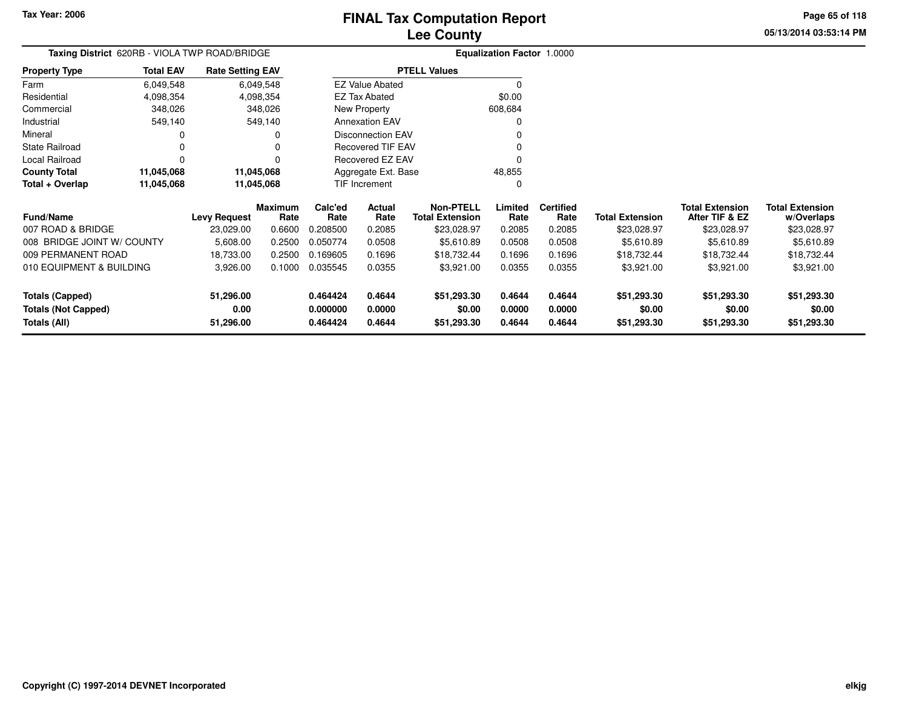Tax Year: 2006

# FINAL Tax Computation Report
## Lee County

05/13/2014 03:53:14 PM

**Taxing District** 620RB - VIOLA TWP ROAD/BRIDGE

**Equalization Factor** 1.0000

| Property Type | Total EAV | Rate Setting EAV |
|---|---|---|
| Farm | 6,049,548 | 6,049,548 |
| Residential | 4,098,354 | 4,098,354 |
| Commercial | 348,026 | 348,026 |
| Industrial | 549,140 | 549,140 |
| Mineral | 0 | 0 |
| State Railroad | 0 | 0 |
| Local Railroad | 0 | 0 |
| **County Total** | **11,045,068** | **11,045,068** |
| **Total + Overlap** | **11,045,068** | **11,045,068** |

| PTELL Values | |
|---|---|
| EZ Value Abated | 0 |
| EZ Tax Abated | $0.00 |
| New Property | 608,684 |
| Annexation EAV | 0 |
| Disconnection EAV | 0 |
| Recovered TIF EAV | 0 |
| Recovered EZ EAV | 0 |
| Aggregate Ext. Base | 48,855 |
| TIF Increment | 0 |

| Fund/Name | Levy Request | Maximum Rate | Calc'ed Rate | Actual Rate | Non-PTELL Total Extension | Limited Rate | Certified Rate | Total Extension | Total Extension After TIF & EZ | Total Extension w/Overlaps |
|---|---|---|---|---|---|---|---|---|---|---|
| 007 ROAD & BRIDGE | 23,029.00 | 0.6600 | 0.208500 | 0.2085 | $23,028.97 | 0.2085 | 0.2085 | $23,028.97 | $23,028.97 | $23,028.97 |
| 008 BRIDGE JOINT W/ COUNTY | 5,608.00 | 0.2500 | 0.050774 | 0.0508 | $5,610.89 | 0.0508 | 0.0508 | $5,610.89 | $5,610.89 | $5,610.89 |
| 009 PERMANENT ROAD | 18,733.00 | 0.2500 | 0.169605 | 0.1696 | $18,732.44 | 0.1696 | 0.1696 | $18,732.44 | $18,732.44 | $18,732.44 |
| 010 EQUIPMENT & BUILDING | 3,926.00 | 0.1000 | 0.035545 | 0.0355 | $3,921.00 | 0.0355 | 0.0355 | $3,921.00 | $3,921.00 | $3,921.00 |
| **Totals (Capped)** | **51,296.00** | | **0.464424** | **0.4644** | **$51,293.30** | **0.4644** | **0.4644** | **$51,293.30** | **$51,293.30** | **$51,293.30** |
| **Totals (Not Capped)** | **0.00** | | **0.000000** | **0.0000** | **$0.00** | **0.0000** | **0.0000** | **$0.00** | **$0.00** | **$0.00** |
| **Totals (All)** | **51,296.00** | | **0.464424** | **0.4644** | **$51,293.30** | **0.4644** | **0.4644** | **$51,293.30** | **$51,293.30** | **$51,293.30** |

Copyright (C) 1997-2014 DEVNET Incorporated

elkjg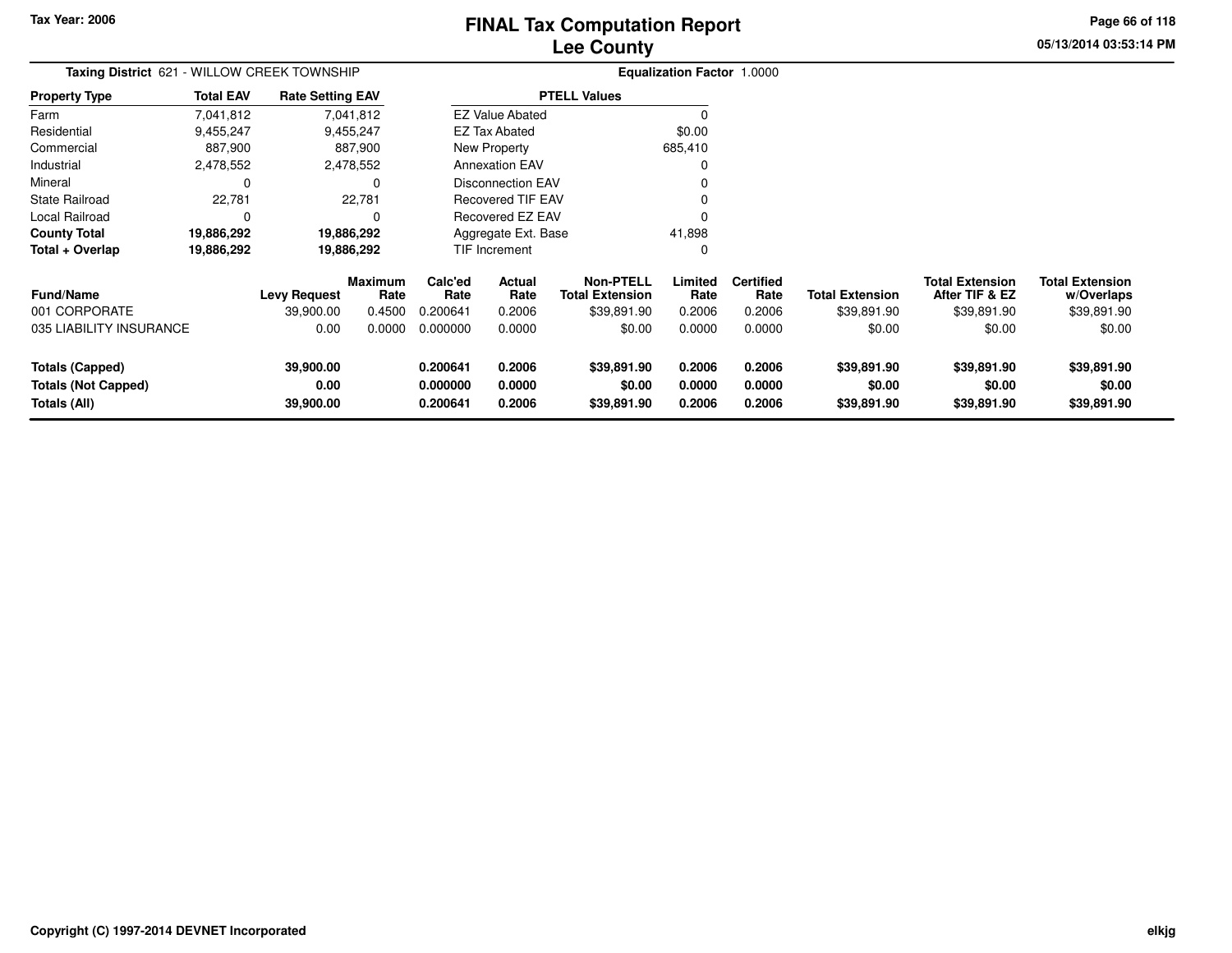# FINAL Tax Computation Report
## Lee County

Tax Year: 2006

05/13/2014 03:53:14 PM

**Taxing District** 621 - WILLOW CREEK TOWNSHIP

**Equalization Factor** 1.0000

| Property Type | Total EAV | Rate Setting EAV |
|---|---|---|
| Farm | 7,041,812 | 7,041,812 |
| Residential | 9,455,247 | 9,455,247 |
| Commercial | 887,900 | 887,900 |
| Industrial | 2,478,552 | 2,478,552 |
| Mineral | 0 | 0 |
| State Railroad | 22,781 | 22,781 |
| Local Railroad | 0 | 0 |
| **County Total** | **19,886,292** | **19,886,292** |
| **Total + Overlap** | **19,886,292** | **19,886,292** |

| PTELL Values | |
|---|---|
| EZ Value Abated | 0 |
| EZ Tax Abated | $0.00 |
| New Property | 685,410 |
| Annexation EAV | 0 |
| Disconnection EAV | 0 |
| Recovered TIF EAV | 0 |
| Recovered EZ EAV | 0 |
| Aggregate Ext. Base | 41,898 |
| TIF Increment | 0 |

| Fund/Name | Levy Request | Maximum Rate | Calc'ed Rate | Actual Rate | Non-PTELL Total Extension | Limited Rate | Certified Rate | Total Extension | Total Extension After TIF & EZ | Total Extension w/Overlaps |
|---|---|---|---|---|---|---|---|---|---|---|
| 001 CORPORATE | 39,900.00 | 0.4500 | 0.200641 | 0.2006 | $39,891.90 | 0.2006 | 0.2006 | $39,891.90 | $39,891.90 | $39,891.90 |
| 035 LIABILITY INSURANCE | 0.00 | 0.0000 | 0.000000 | 0.0000 | $0.00 | 0.0000 | 0.0000 | $0.00 | $0.00 | $0.00 |
| **Totals (Capped)** | **39,900.00** | | **0.200641** | **0.2006** | **$39,891.90** | **0.2006** | **0.2006** | **$39,891.90** | **$39,891.90** | **$39,891.90** |
| **Totals (Not Capped)** | **0.00** | | **0.000000** | **0.0000** | **$0.00** | **0.0000** | **0.0000** | **$0.00** | **$0.00** | **$0.00** |
| **Totals (All)** | **39,900.00** | | **0.200641** | **0.2006** | **$39,891.90** | **0.2006** | **0.2006** | **$39,891.90** | **$39,891.90** | **$39,891.90** |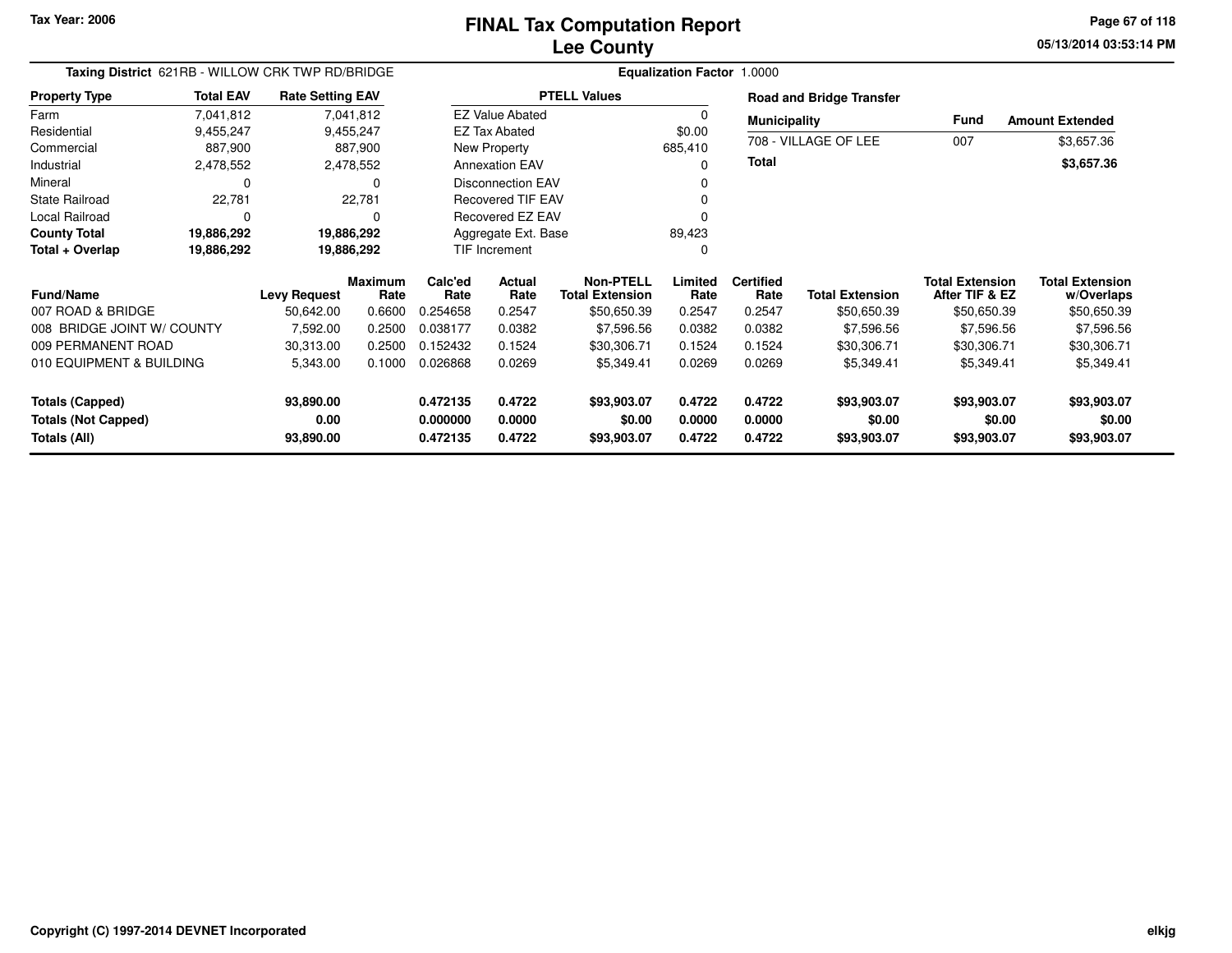Tax Year: 2006

# FINAL Tax Computation Report
## Lee County

**Taxing District** 621RB - WILLOW CRK TWP RD/BRIDGE **Equalization Factor** 1.0000

| Property Type | Total EAV | Rate Setting EAV |
|---|---|---|
| Farm | 7,041,812 | 7,041,812 |
| Residential | 9,455,247 | 9,455,247 |
| Commercial | 887,900 | 887,900 |
| Industrial | 2,478,552 | 2,478,552 |
| Mineral | 0 | 0 |
| State Railroad | 22,781 | 22,781 |
| Local Railroad | 0 | 0 |
| **County Total** | **19,886,292** | **19,886,292** |
| **Total + Overlap** | **19,886,292** | **19,886,292** |

| PTELL Values | |
|---|---|
| EZ Value Abated | 0 |
| EZ Tax Abated | $0.00 |
| New Property | 685,410 |
| Annexation EAV | 0 |
| Disconnection EAV | 0 |
| Recovered TIF EAV | 0 |
| Recovered EZ EAV | 0 |
| Aggregate Ext. Base | 89,423 |
| TIF Increment | 0 |

**Road and Bridge Transfer**

| Municipality | Fund | Amount Extended |
|---|---|---|
| 708 - VILLAGE OF LEE | 007 | $3,657.36 |
| **Total** | | **$3,657.36** |

| Fund/Name | Levy Request | Maximum Rate | Calc'ed Rate | Actual Rate | Non-PTELL Total Extension | Limited Rate | Certified Rate | Total Extension | Total Extension After TIF & EZ | Total Extension w/Overlaps |
|---|---|---|---|---|---|---|---|---|---|---|
| 007 ROAD & BRIDGE | 50,642.00 | 0.6600 | 0.254658 | 0.2547 | $50,650.39 | 0.2547 | 0.2547 | $50,650.39 | $50,650.39 | $50,650.39 |
| 008 BRIDGE JOINT W/ COUNTY | 7,592.00 | 0.2500 | 0.038177 | 0.0382 | $7,596.56 | 0.0382 | 0.0382 | $7,596.56 | $7,596.56 | $7,596.56 |
| 009 PERMANENT ROAD | 30,313.00 | 0.2500 | 0.152432 | 0.1524 | $30,306.71 | 0.1524 | 0.1524 | $30,306.71 | $30,306.71 | $30,306.71 |
| 010 EQUIPMENT & BUILDING | 5,343.00 | 0.1000 | 0.026868 | 0.0269 | $5,349.41 | 0.0269 | 0.0269 | $5,349.41 | $5,349.41 | $5,349.41 |
| **Totals (Capped)** | **93,890.00** | | **0.472135** | **0.4722** | **$93,903.07** | **0.4722** | **0.4722** | **$93,903.07** | **$93,903.07** | **$93,903.07** |
| **Totals (Not Capped)** | **0.00** | | **0.000000** | **0.0000** | **$0.00** | **0.0000** | **0.0000** | **$0.00** | **$0.00** | **$0.00** |
| **Totals (All)** | **93,890.00** | | **0.472135** | **0.4722** | **$93,903.07** | **0.4722** | **0.4722** | **$93,903.07** | **$93,903.07** | **$93,903.07** |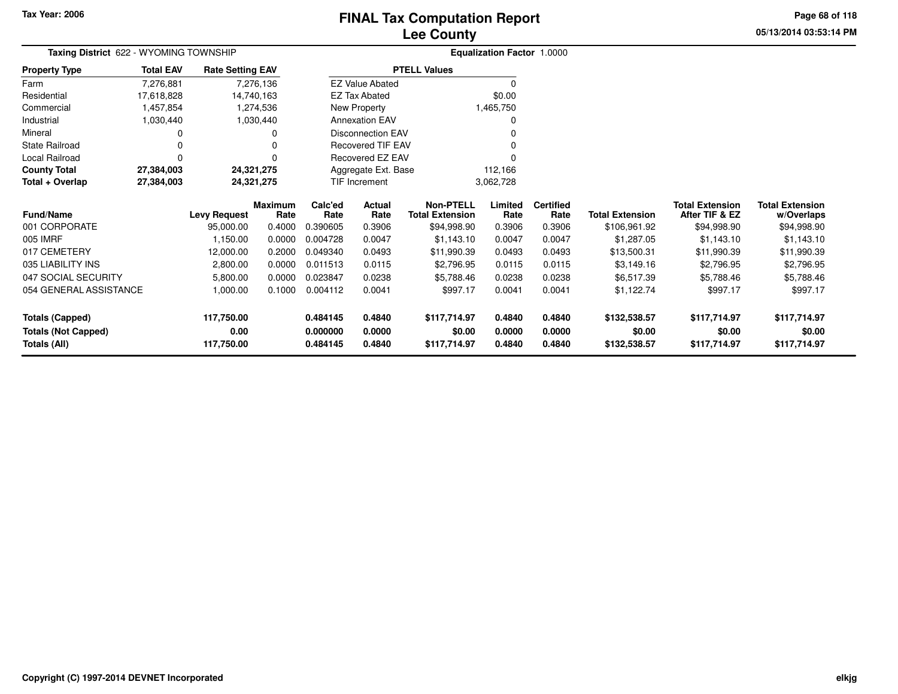Tax Year: 2006

# FINAL Tax Computation Report
## Lee County

05/13/2014 03:53:14 PM

**Taxing District** 622 - WYOMING TOWNSHIP | **Equalization Factor** 1.0000

| Property Type | Total EAV | Rate Setting EAV |
|---|---|---|
| Farm | 7,276,881 | 7,276,136 |
| Residential | 17,618,828 | 14,740,163 |
| Commercial | 1,457,854 | 1,274,536 |
| Industrial | 1,030,440 | 1,030,440 |
| Mineral | 0 | 0 |
| State Railroad | 0 | 0 |
| Local Railroad | 0 | 0 |
| **County Total** | **27,384,003** | **24,321,275** |
| **Total + Overlap** | **27,384,003** | **24,321,275** |

| PTELL Values | |
|---|---|
| EZ Value Abated | 0 |
| EZ Tax Abated | $0.00 |
| New Property | 1,465,750 |
| Annexation EAV | 0 |
| Disconnection EAV | 0 |
| Recovered TIF EAV | 0 |
| Recovered EZ EAV | 0 |
| Aggregate Ext. Base | 112,166 |
| TIF Increment | 3,062,728 |

| Fund/Name | Levy Request | Maximum Rate | Calc'ed Rate | Actual Rate | Non-PTELL Total Extension | Limited Rate | Certified Rate | Total Extension | Total Extension After TIF & EZ | Total Extension w/Overlaps |
|---|---|---|---|---|---|---|---|---|---|---|
| 001 CORPORATE | 95,000.00 | 0.4000 | 0.390605 | 0.3906 | $94,998.90 | 0.3906 | 0.3906 | $106,961.92 | $94,998.90 | $94,998.90 |
| 005 IMRF | 1,150.00 | 0.0000 | 0.004728 | 0.0047 | $1,143.10 | 0.0047 | 0.0047 | $1,287.05 | $1,143.10 | $1,143.10 |
| 017 CEMETERY | 12,000.00 | 0.2000 | 0.049340 | 0.0493 | $11,990.39 | 0.0493 | 0.0493 | $13,500.31 | $11,990.39 | $11,990.39 |
| 035 LIABILITY INS | 2,800.00 | 0.0000 | 0.011513 | 0.0115 | $2,796.95 | 0.0115 | 0.0115 | $3,149.16 | $2,796.95 | $2,796.95 |
| 047 SOCIAL SECURITY | 5,800.00 | 0.0000 | 0.023847 | 0.0238 | $5,788.46 | 0.0238 | 0.0238 | $6,517.39 | $5,788.46 | $5,788.46 |
| 054 GENERAL ASSISTANCE | 1,000.00 | 0.1000 | 0.004112 | 0.0041 | $997.17 | 0.0041 | 0.0041 | $1,122.74 | $997.17 | $997.17 |
| **Totals (Capped)** | **117,750.00** | | **0.484145** | **0.4840** | **$117,714.97** | **0.4840** | **0.4840** | **$132,538.57** | **$117,714.97** | **$117,714.97** |
| **Totals (Not Capped)** | **0.00** | | **0.000000** | **0.0000** | **$0.00** | **0.0000** | **0.0000** | **$0.00** | **$0.00** | **$0.00** |
| **Totals (All)** | **117,750.00** | | **0.484145** | **0.4840** | **$117,714.97** | **0.4840** | **0.4840** | **$132,538.57** | **$117,714.97** | **$117,714.97** |

Copyright (C) 1997-2014 DEVNET Incorporated

elkjg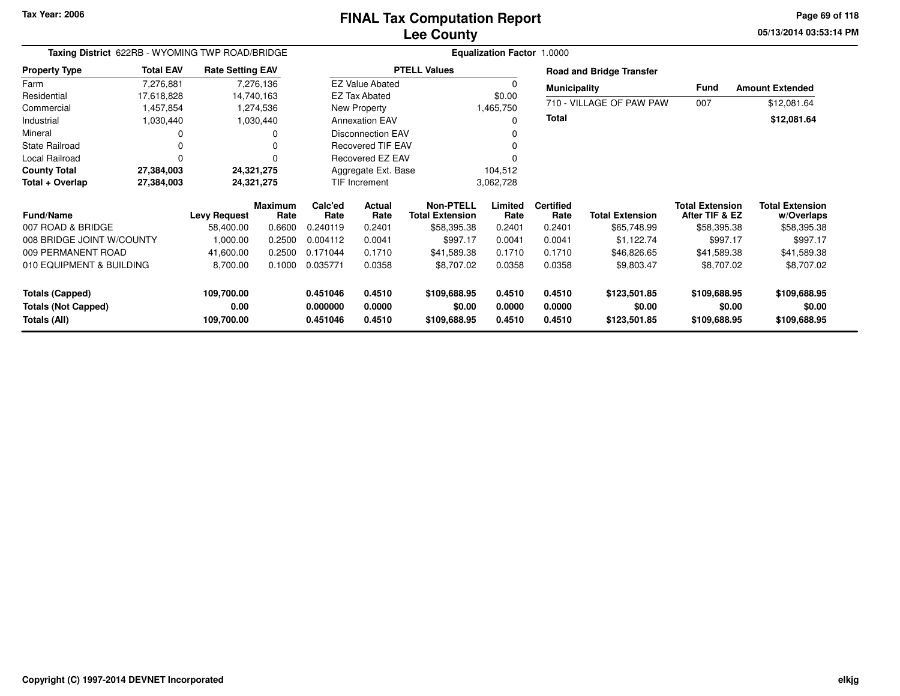Tax Year: 2006

# FINAL Tax Computation Report
## Lee County

05/13/2014 03:53:14 PM

**Taxing District** 622RB - WYOMING TWP ROAD/BRIDGE

**Equalization Factor** 1.0000

| Property Type | Total EAV | Rate Setting EAV |
|---|---|---|
| Farm | 7,276,881 | 7,276,136 |
| Residential | 17,618,828 | 14,740,163 |
| Commercial | 1,457,854 | 1,274,536 |
| Industrial | 1,030,440 | 1,030,440 |
| Mineral | 0 | 0 |
| State Railroad | 0 | 0 |
| Local Railroad | 0 | 0 |
| **County Total** | **27,384,003** | **24,321,275** |
| **Total + Overlap** | **27,384,003** | **24,321,275** |

| PTELL Values | |
|---|---|
| EZ Value Abated | 0 |
| EZ Tax Abated | $0.00 |
| New Property | 1,465,750 |
| Annexation EAV | 0 |
| Disconnection EAV | 0 |
| Recovered TIF EAV | 0 |
| Recovered EZ EAV | 0 |
| Aggregate Ext. Base | 104,512 |
| TIF Increment | 3,062,728 |

**Road and Bridge Transfer**

| Municipality | Fund | Amount Extended |
|---|---|---|
| 710 - VILLAGE OF PAW PAW | 007 | $12,081.64 |
| **Total** | | **$12,081.64** |

| Fund/Name | Levy Request | Maximum Rate | Calc'ed Rate | Actual Rate | Non-PTELL Total Extension | Limited Rate | Certified Rate | Total Extension | Total Extension After TIF & EZ | Total Extension w/Overlaps |
|---|---|---|---|---|---|---|---|---|---|---|
| 007 ROAD & BRIDGE | 58,400.00 | 0.6600 | 0.240119 | 0.2401 | $58,395.38 | 0.2401 | 0.2401 | $65,748.99 | $58,395.38 | $58,395.38 |
| 008 BRIDGE JOINT W/COUNTY | 1,000.00 | 0.2500 | 0.004112 | 0.0041 | $997.17 | 0.0041 | 0.0041 | $1,122.74 | $997.17 | $997.17 |
| 009 PERMANENT ROAD | 41,600.00 | 0.2500 | 0.171044 | 0.1710 | $41,589.38 | 0.1710 | 0.1710 | $46,826.65 | $41,589.38 | $41,589.38 |
| 010 EQUIPMENT & BUILDING | 8,700.00 | 0.1000 | 0.035771 | 0.0358 | $8,707.02 | 0.0358 | 0.0358 | $9,803.47 | $8,707.02 | $8,707.02 |
| **Totals (Capped)** | **109,700.00** | | **0.451046** | **0.4510** | **$109,688.95** | **0.4510** | **0.4510** | **$123,501.85** | **$109,688.95** | **$109,688.95** |
| **Totals (Not Capped)** | **0.00** | | **0.000000** | **0.0000** | **$0.00** | **0.0000** | **0.0000** | **$0.00** | **$0.00** | **$0.00** |
| **Totals (All)** | **109,700.00** | | **0.451046** | **0.4510** | **$109,688.95** | **0.4510** | **0.4510** | **$123,501.85** | **$109,688.95** | **$109,688.95** |

Copyright (C) 1997-2014 DEVNET Incorporated

elkjg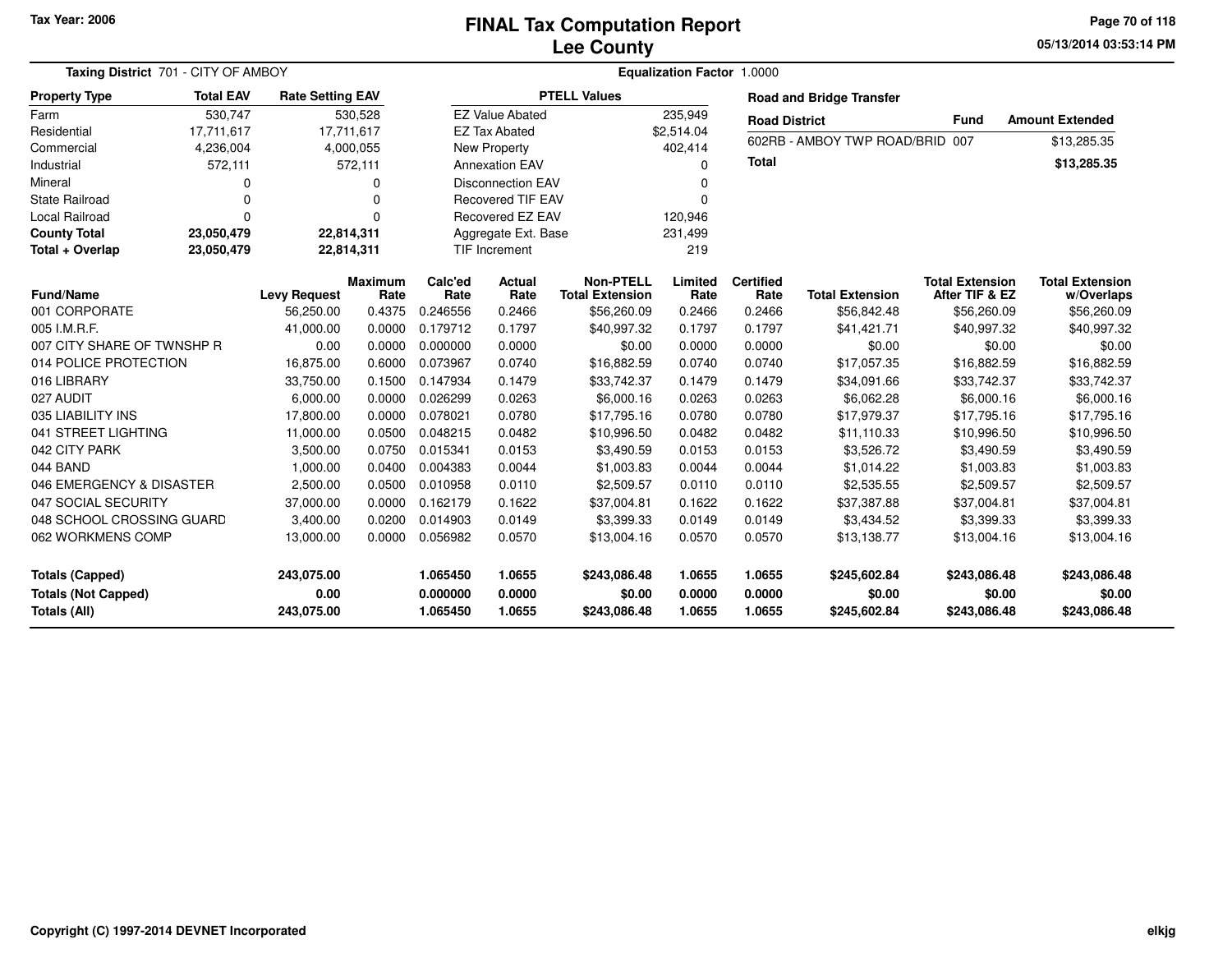Tax Year: 2006

# FINAL Tax Computation Report
## Lee County

05/13/2014 03:53:14 PM

**Taxing District** 701 - CITY OF AMBOY **Equalization Factor** 1.0000

| Property Type | Total EAV | Rate Setting EAV |
|---|---|---|
| Farm | 530,747 | 530,528 |
| Residential | 17,711,617 | 17,711,617 |
| Commercial | 4,236,004 | 4,000,055 |
| Industrial | 572,111 | 572,111 |
| Mineral | 0 | 0 |
| State Railroad | 0 | 0 |
| Local Railroad | 0 | 0 |
| **County Total** | **23,050,479** | **22,814,311** |
| **Total + Overlap** | **23,050,479** | **22,814,311** |

| PTELL Values | |
|---|---|
| EZ Value Abated | 235,949 |
| EZ Tax Abated | $2,514.04 |
| New Property | 402,414 |
| Annexation EAV | 0 |
| Disconnection EAV | 0 |
| Recovered TIF EAV | 0 |
| Recovered EZ EAV | 120,946 |
| Aggregate Ext. Base | 231,499 |
| TIF Increment | 219 |

**Road and Bridge Transfer**

| Road District | Fund | Amount Extended |
|---|---|---|
| 602RB - AMBOY TWP ROAD/BRID | 007 | $13,285.35 |
| **Total** | | **$13,285.35** |

| Fund/Name | Levy Request | Maximum Rate | Calc'ed Rate | Actual Rate | Non-PTELL Total Extension | Limited Rate | Certified Rate | Total Extension | Total Extension After TIF & EZ | Total Extension w/Overlaps |
|---|---|---|---|---|---|---|---|---|---|---|
| 001 CORPORATE | 56,250.00 | 0.4375 | 0.246556 | 0.2466 | $56,260.09 | 0.2466 | 0.2466 | $56,842.48 | $56,260.09 | $56,260.09 |
| 005 I.M.R.F. | 41,000.00 | 0.0000 | 0.179712 | 0.1797 | $40,997.32 | 0.1797 | 0.1797 | $41,421.71 | $40,997.32 | $40,997.32 |
| 007 CITY SHARE OF TWNSHP R | 0.00 | 0.0000 | 0.000000 | 0.0000 | $0.00 | 0.0000 | 0.0000 | $0.00 | $0.00 | $0.00 |
| 014 POLICE PROTECTION | 16,875.00 | 0.6000 | 0.073967 | 0.0740 | $16,882.59 | 0.0740 | 0.0740 | $17,057.35 | $16,882.59 | $16,882.59 |
| 016 LIBRARY | 33,750.00 | 0.1500 | 0.147934 | 0.1479 | $33,742.37 | 0.1479 | 0.1479 | $34,091.66 | $33,742.37 | $33,742.37 |
| 027 AUDIT | 6,000.00 | 0.0000 | 0.026299 | 0.0263 | $6,000.16 | 0.0263 | 0.0263 | $6,062.28 | $6,000.16 | $6,000.16 |
| 035 LIABILITY INS | 17,800.00 | 0.0000 | 0.078021 | 0.0780 | $17,795.16 | 0.0780 | 0.0780 | $17,979.37 | $17,795.16 | $17,795.16 |
| 041 STREET LIGHTING | 11,000.00 | 0.0500 | 0.048215 | 0.0482 | $10,996.50 | 0.0482 | 0.0482 | $11,110.33 | $10,996.50 | $10,996.50 |
| 042 CITY PARK | 3,500.00 | 0.0750 | 0.015341 | 0.0153 | $3,490.59 | 0.0153 | 0.0153 | $3,526.72 | $3,490.59 | $3,490.59 |
| 044 BAND | 1,000.00 | 0.0400 | 0.004383 | 0.0044 | $1,003.83 | 0.0044 | 0.0044 | $1,014.22 | $1,003.83 | $1,003.83 |
| 046 EMERGENCY & DISASTER | 2,500.00 | 0.0500 | 0.010958 | 0.0110 | $2,509.57 | 0.0110 | 0.0110 | $2,535.55 | $2,509.57 | $2,509.57 |
| 047 SOCIAL SECURITY | 37,000.00 | 0.0000 | 0.162179 | 0.1622 | $37,004.81 | 0.1622 | 0.1622 | $37,387.88 | $37,004.81 | $37,004.81 |
| 048 SCHOOL CROSSING GUARD | 3,400.00 | 0.0200 | 0.014903 | 0.0149 | $3,399.33 | 0.0149 | 0.0149 | $3,434.52 | $3,399.33 | $3,399.33 |
| 062 WORKMENS COMP | 13,000.00 | 0.0000 | 0.056982 | 0.0570 | $13,004.16 | 0.0570 | 0.0570 | $13,138.77 | $13,004.16 | $13,004.16 |
| **Totals (Capped)** | **243,075.00** | | **1.065450** | **1.0655** | **$243,086.48** | **1.0655** | **1.0655** | **$245,602.84** | **$243,086.48** | **$243,086.48** |
| **Totals (Not Capped)** | **0.00** | | **0.000000** | **0.0000** | **$0.00** | **0.0000** | **0.0000** | **$0.00** | **$0.00** | **$0.00** |
| **Totals (All)** | **243,075.00** | | **1.065450** | **1.0655** | **$243,086.48** | **1.0655** | **1.0655** | **$245,602.84** | **$243,086.48** | **$243,086.48** |

Copyright (C) 1997-2014 DEVNET Incorporated

elkjg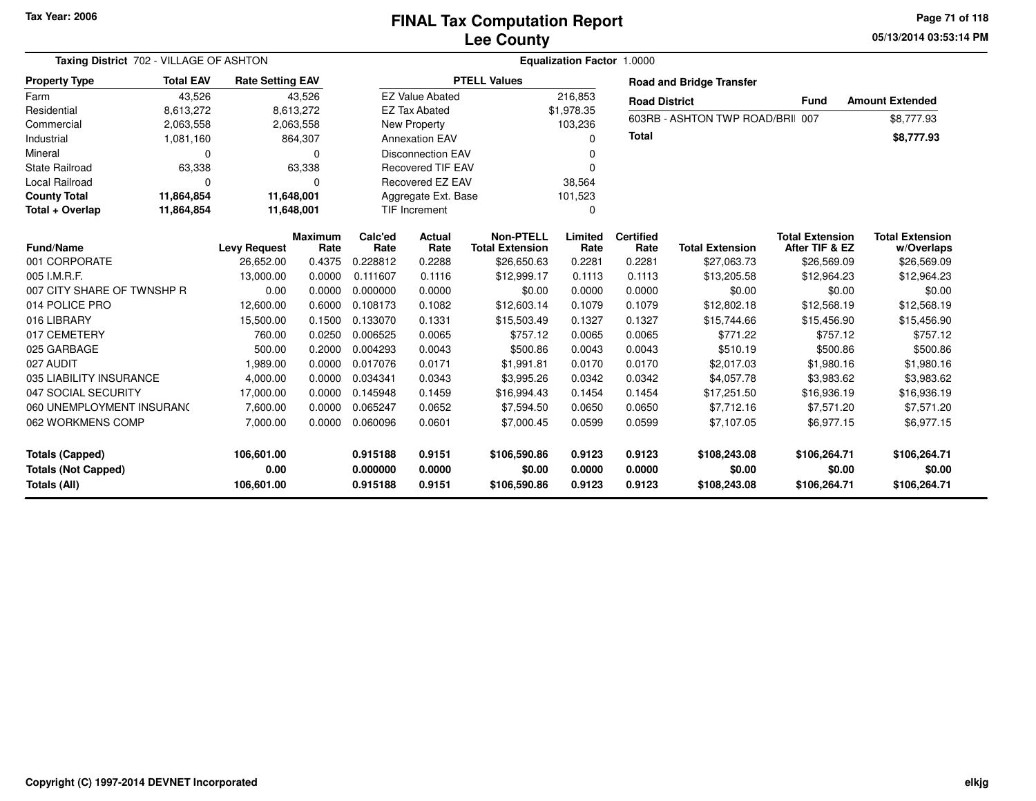Tax Year: 2006

# FINAL Tax Computation Report
## Lee County

05/13/2014 03:53:14 PM

**Taxing District** 702 - VILLAGE OF ASHTON | **Equalization Factor** 1.0000

| Property Type | Total EAV | Rate Setting EAV |
|---|---|---|
| Farm | 43,526 | 43,526 |
| Residential | 8,613,272 | 8,613,272 |
| Commercial | 2,063,558 | 2,063,558 |
| Industrial | 1,081,160 | 864,307 |
| Mineral | 0 | 0 |
| State Railroad | 63,338 | 63,338 |
| Local Railroad | 0 | 0 |
| **County Total** | **11,864,854** | **11,648,001** |
| **Total + Overlap** | **11,864,854** | **11,648,001** |

| PTELL Values | |
|---|---|
| EZ Value Abated | 216,853 |
| EZ Tax Abated | $1,978.35 |
| New Property | 103,236 |
| Annexation EAV | 0 |
| Disconnection EAV | 0 |
| Recovered TIF EAV | 0 |
| Recovered EZ EAV | 38,564 |
| Aggregate Ext. Base | 101,523 |
| TIF Increment | 0 |

**Road and Bridge Transfer**

| Road District | Fund | Amount Extended |
|---|---|---|
| 603RB - ASHTON TWP ROAD/BRII | 007 | $8,777.93 |
| **Total** | | **$8,777.93** |

| Fund/Name | Levy Request | Maximum Rate | Calc'ed Rate | Actual Rate | Non-PTELL Total Extension | Limited Rate | Certified Rate | Total Extension | Total Extension After TIF & EZ | Total Extension w/Overlaps |
|---|---|---|---|---|---|---|---|---|---|---|
| 001 CORPORATE | 26,652.00 | 0.4375 | 0.228812 | 0.2288 | $26,650.63 | 0.2281 | 0.2281 | $27,063.73 | $26,569.09 | $26,569.09 |
| 005 I.M.R.F. | 13,000.00 | 0.0000 | 0.111607 | 0.1116 | $12,999.17 | 0.1113 | 0.1113 | $13,205.58 | $12,964.23 | $12,964.23 |
| 007 CITY SHARE OF TWNSHP R | 0.00 | 0.0000 | 0.000000 | 0.0000 | $0.00 | 0.0000 | 0.0000 | $0.00 | $0.00 | $0.00 |
| 014 POLICE PRO | 12,600.00 | 0.6000 | 0.108173 | 0.1082 | $12,603.14 | 0.1079 | 0.1079 | $12,802.18 | $12,568.19 | $12,568.19 |
| 016 LIBRARY | 15,500.00 | 0.1500 | 0.133070 | 0.1331 | $15,503.49 | 0.1327 | 0.1327 | $15,744.66 | $15,456.90 | $15,456.90 |
| 017 CEMETERY | 760.00 | 0.0250 | 0.006525 | 0.0065 | $757.12 | 0.0065 | 0.0065 | $771.22 | $757.12 | $757.12 |
| 025 GARBAGE | 500.00 | 0.2000 | 0.004293 | 0.0043 | $500.86 | 0.0043 | 0.0043 | $510.19 | $500.86 | $500.86 |
| 027 AUDIT | 1,989.00 | 0.0000 | 0.017076 | 0.0171 | $1,991.81 | 0.0170 | 0.0170 | $2,017.03 | $1,980.16 | $1,980.16 |
| 035 LIABILITY INSURANCE | 4,000.00 | 0.0000 | 0.034341 | 0.0343 | $3,995.26 | 0.0342 | 0.0342 | $4,057.78 | $3,983.62 | $3,983.62 |
| 047 SOCIAL SECURITY | 17,000.00 | 0.0000 | 0.145948 | 0.1459 | $16,994.43 | 0.1454 | 0.1454 | $17,251.50 | $16,936.19 | $16,936.19 |
| 060 UNEMPLOYMENT INSURANC | 7,600.00 | 0.0000 | 0.065247 | 0.0652 | $7,594.50 | 0.0650 | 0.0650 | $7,712.16 | $7,571.20 | $7,571.20 |
| 062 WORKMENS COMP | 7,000.00 | 0.0000 | 0.060096 | 0.0601 | $7,000.45 | 0.0599 | 0.0599 | $7,107.05 | $6,977.15 | $6,977.15 |
| **Totals (Capped)** | **106,601.00** | | **0.915188** | **0.9151** | **$106,590.86** | **0.9123** | **0.9123** | **$108,243.08** | **$106,264.71** | **$106,264.71** |
| **Totals (Not Capped)** | **0.00** | | **0.000000** | **0.0000** | **$0.00** | **0.0000** | **0.0000** | **$0.00** | **$0.00** | **$0.00** |
| **Totals (All)** | **106,601.00** | | **0.915188** | **0.9151** | **$106,590.86** | **0.9123** | **0.9123** | **$108,243.08** | **$106,264.71** | **$106,264.71** |

Copyright (C) 1997-2014 DEVNET Incorporated

elkjg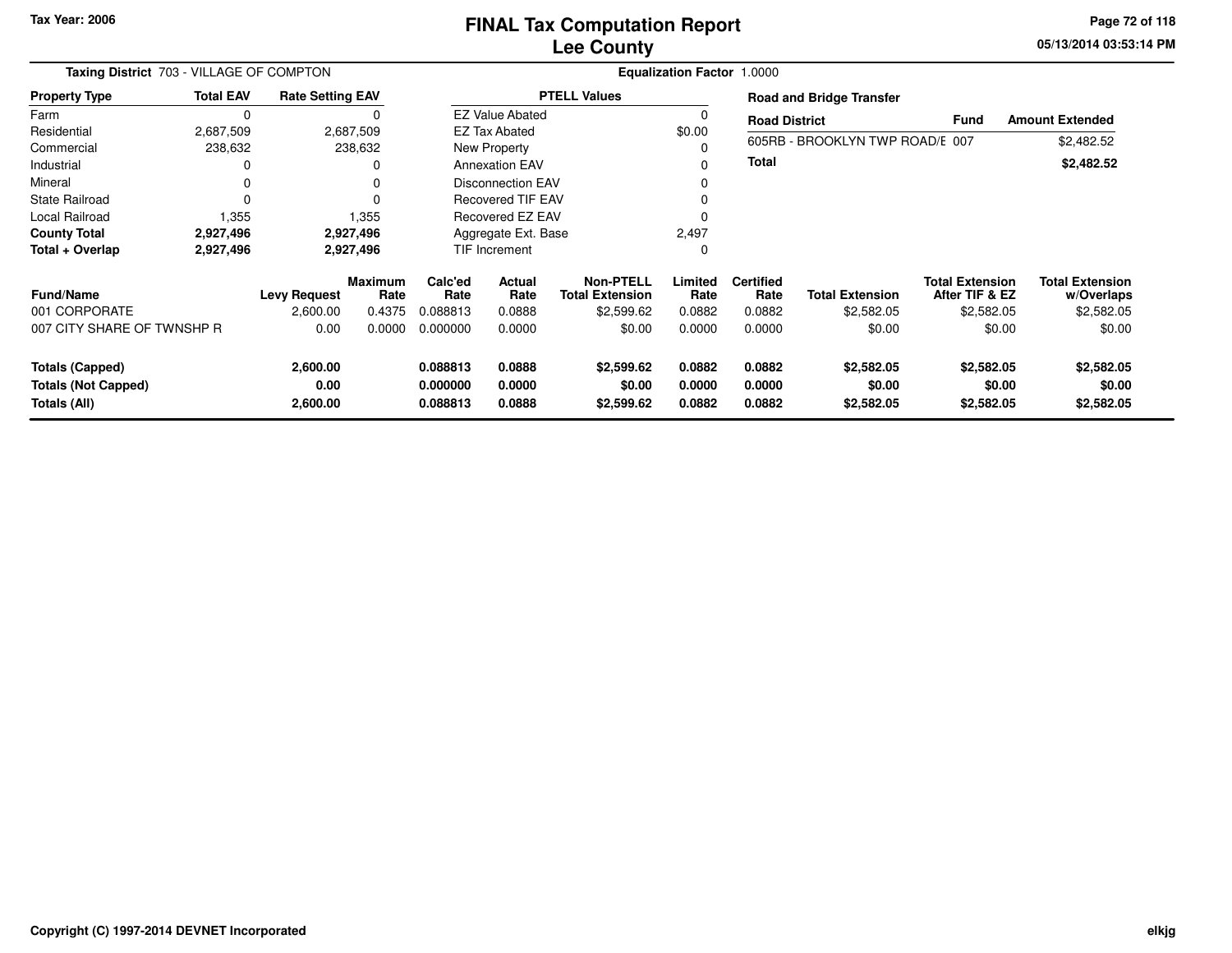Tax Year: 2006

# FINAL Tax Computation Report
## Lee County

05/13/2014 03:53:14 PM

**Taxing District** 703 - VILLAGE OF COMPTON

**Equalization Factor** 1.0000

| Property Type | Total EAV | Rate Setting EAV |
|---|---|---|
| Farm | 0 | 0 |
| Residential | 2,687,509 | 2,687,509 |
| Commercial | 238,632 | 238,632 |
| Industrial | 0 | 0 |
| Mineral | 0 | 0 |
| State Railroad | 0 | 0 |
| Local Railroad | 1,355 | 1,355 |
| **County Total** | **2,927,496** | **2,927,496** |
| **Total + Overlap** | **2,927,496** | **2,927,496** |

| PTELL Values | |
|---|---|
| EZ Value Abated | 0 |
| EZ Tax Abated | $0.00 |
| New Property | 0 |
| Annexation EAV | 0 |
| Disconnection EAV | 0 |
| Recovered TIF EAV | 0 |
| Recovered EZ EAV | 0 |
| Aggregate Ext. Base | 2,497 |
| TIF Increment | 0 |

**Road and Bridge Transfer**

| Road District | Fund | Amount Extended |
|---|---|---|
| 605RB - BROOKLYN TWP ROAD/E | 007 | $2,482.52 |
| **Total** | | **$2,482.52** |

| Fund/Name | Levy Request | Maximum Rate | Calc'ed Rate | Actual Rate | Non-PTELL Total Extension | Limited Rate | Certified Rate | Total Extension | Total Extension After TIF & EZ | Total Extension w/Overlaps |
|---|---|---|---|---|---|---|---|---|---|---|
| 001 CORPORATE | 2,600.00 | 0.4375 | 0.088813 | 0.0888 | $2,599.62 | 0.0882 | 0.0882 | $2,582.05 | $2,582.05 | $2,582.05 |
| 007 CITY SHARE OF TWNSHP R | 0.00 | 0.0000 | 0.000000 | 0.0000 | $0.00 | 0.0000 | 0.0000 | $0.00 | $0.00 | $0.00 |
| **Totals (Capped)** | **2,600.00** | | **0.088813** | **0.0888** | **$2,599.62** | **0.0882** | **0.0882** | **$2,582.05** | **$2,582.05** | **$2,582.05** |
| **Totals (Not Capped)** | **0.00** | | **0.000000** | **0.0000** | **$0.00** | **0.0000** | **0.0000** | **$0.00** | **$0.00** | **$0.00** |
| **Totals (All)** | **2,600.00** | | **0.088813** | **0.0888** | **$2,599.62** | **0.0882** | **0.0882** | **$2,582.05** | **$2,582.05** | **$2,582.05** |

Copyright (C) 1997-2014 DEVNET Incorporated

elkjg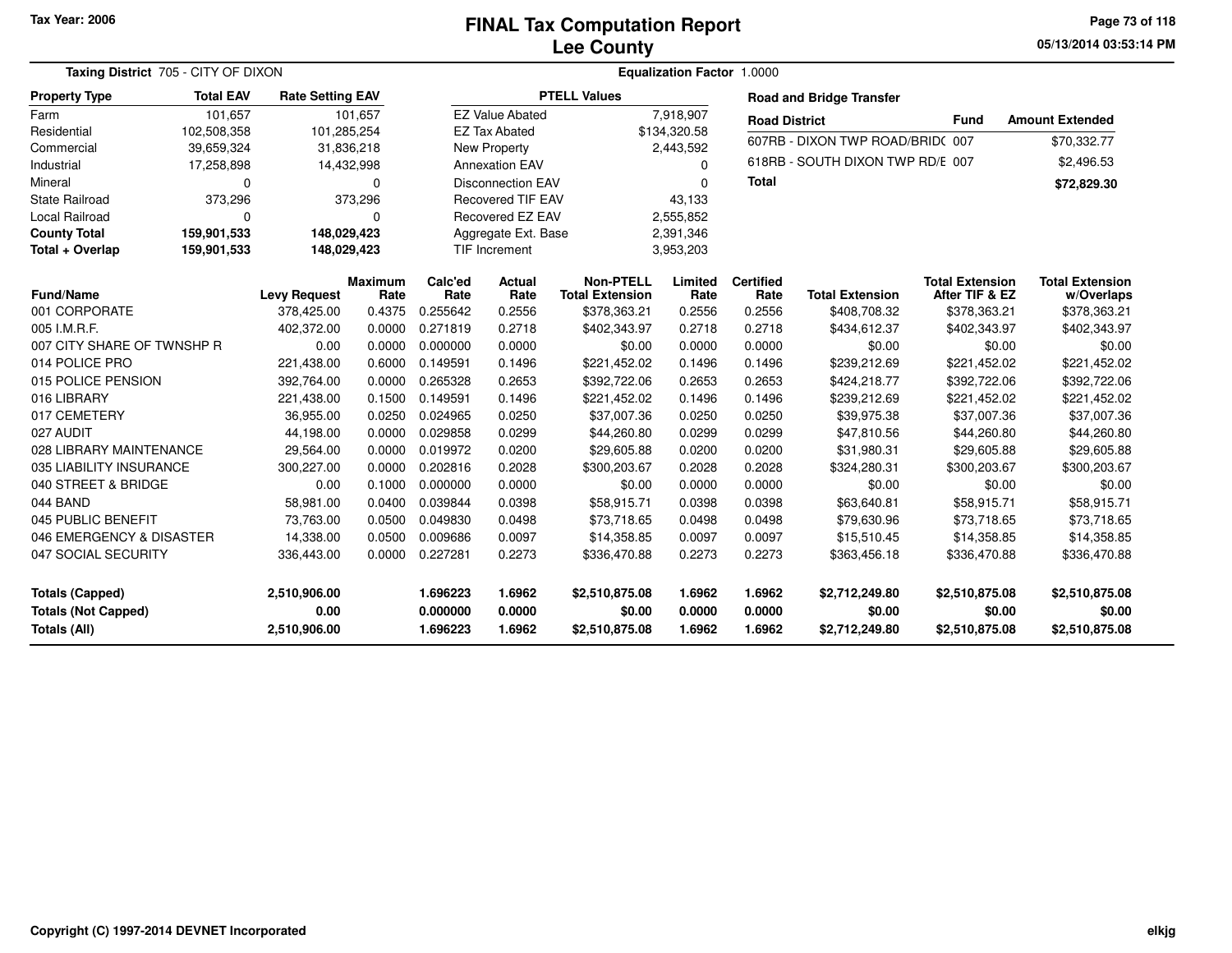# FINAL Tax Computation Report
## Lee County

Tax Year: 2006

**Taxing District** 705 - CITY OF DIXON

**Equalization Factor** 1.0000

| Property Type | Total EAV | Rate Setting EAV |
|---|---|---|
| Farm | 101,657 | 101,657 |
| Residential | 102,508,358 | 101,285,254 |
| Commercial | 39,659,324 | 31,836,218 |
| Industrial | 17,258,898 | 14,432,998 |
| Mineral | 0 | 0 |
| State Railroad | 373,296 | 373,296 |
| Local Railroad | 0 | 0 |
| **County Total** | **159,901,533** | **148,029,423** |
| **Total + Overlap** | **159,901,533** | **148,029,423** |

| PTELL Values | |
|---|---|
| EZ Value Abated | 7,918,907 |
| EZ Tax Abated | $134,320.58 |
| New Property | 2,443,592 |
| Annexation EAV | 0 |
| Disconnection EAV | 0 |
| Recovered TIF EAV | 43,133 |
| Recovered EZ EAV | 2,555,852 |
| Aggregate Ext. Base | 2,391,346 |
| TIF Increment | 3,953,203 |

**Road and Bridge Transfer**

| Road District | Fund | Amount Extended |
|---|---|---|
| 607RB - DIXON TWP ROAD/BRID( | 007 | $70,332.77 |
| 618RB - SOUTH DIXON TWP RD/E | 007 | $2,496.53 |
| **Total** | | **$72,829.30** |

| Fund/Name | Levy Request | Maximum Rate | Calc'ed Rate | Actual Rate | Non-PTELL Total Extension | Limited Rate | Certified Rate | Total Extension | Total Extension After TIF & EZ | Total Extension w/Overlaps |
|---|---|---|---|---|---|---|---|---|---|---|
| 001 CORPORATE | 378,425.00 | 0.4375 | 0.255642 | 0.2556 | $378,363.21 | 0.2556 | 0.2556 | $408,708.32 | $378,363.21 | $378,363.21 |
| 005 I.M.R.F. | 402,372.00 | 0.0000 | 0.271819 | 0.2718 | $402,343.97 | 0.2718 | 0.2718 | $434,612.37 | $402,343.97 | $402,343.97 |
| 007 CITY SHARE OF TWNSHP R | 0.00 | 0.0000 | 0.000000 | 0.0000 | $0.00 | 0.0000 | 0.0000 | $0.00 | $0.00 | $0.00 |
| 014 POLICE PRO | 221,438.00 | 0.6000 | 0.149591 | 0.1496 | $221,452.02 | 0.1496 | 0.1496 | $239,212.69 | $221,452.02 | $221,452.02 |
| 015 POLICE PENSION | 392,764.00 | 0.0000 | 0.265328 | 0.2653 | $392,722.06 | 0.2653 | 0.2653 | $424,218.77 | $392,722.06 | $392,722.06 |
| 016 LIBRARY | 221,438.00 | 0.1500 | 0.149591 | 0.1496 | $221,452.02 | 0.1496 | 0.1496 | $239,212.69 | $221,452.02 | $221,452.02 |
| 017 CEMETERY | 36,955.00 | 0.0250 | 0.024965 | 0.0250 | $37,007.36 | 0.0250 | 0.0250 | $39,975.38 | $37,007.36 | $37,007.36 |
| 027 AUDIT | 44,198.00 | 0.0000 | 0.029858 | 0.0299 | $44,260.80 | 0.0299 | 0.0299 | $47,810.56 | $44,260.80 | $44,260.80 |
| 028 LIBRARY MAINTENANCE | 29,564.00 | 0.0000 | 0.019972 | 0.0200 | $29,605.88 | 0.0200 | 0.0200 | $31,980.31 | $29,605.88 | $29,605.88 |
| 035 LIABILITY INSURANCE | 300,227.00 | 0.0000 | 0.202816 | 0.2028 | $300,203.67 | 0.2028 | 0.2028 | $324,280.31 | $300,203.67 | $300,203.67 |
| 040 STREET & BRIDGE | 0.00 | 0.1000 | 0.000000 | 0.0000 | $0.00 | 0.0000 | 0.0000 | $0.00 | $0.00 | $0.00 |
| 044 BAND | 58,981.00 | 0.0400 | 0.039844 | 0.0398 | $58,915.71 | 0.0398 | 0.0398 | $63,640.81 | $58,915.71 | $58,915.71 |
| 045 PUBLIC BENEFIT | 73,763.00 | 0.0500 | 0.049830 | 0.0498 | $73,718.65 | 0.0498 | 0.0498 | $79,630.96 | $73,718.65 | $73,718.65 |
| 046 EMERGENCY & DISASTER | 14,338.00 | 0.0500 | 0.009686 | 0.0097 | $14,358.85 | 0.0097 | 0.0097 | $15,510.45 | $14,358.85 | $14,358.85 |
| 047 SOCIAL SECURITY | 336,443.00 | 0.0000 | 0.227281 | 0.2273 | $336,470.88 | 0.2273 | 0.2273 | $363,456.18 | $336,470.88 | $336,470.88 |
| **Totals (Capped)** | **2,510,906.00** | | **1.696223** | **1.6962** | **$2,510,875.08** | **1.6962** | **1.6962** | **$2,712,249.80** | **$2,510,875.08** | **$2,510,875.08** |
| **Totals (Not Capped)** | **0.00** | | **0.000000** | **0.0000** | **$0.00** | **0.0000** | **0.0000** | **$0.00** | **$0.00** | **$0.00** |
| **Totals (All)** | **2,510,906.00** | | **1.696223** | **1.6962** | **$2,510,875.08** | **1.6962** | **1.6962** | **$2,712,249.80** | **$2,510,875.08** | **$2,510,875.08** |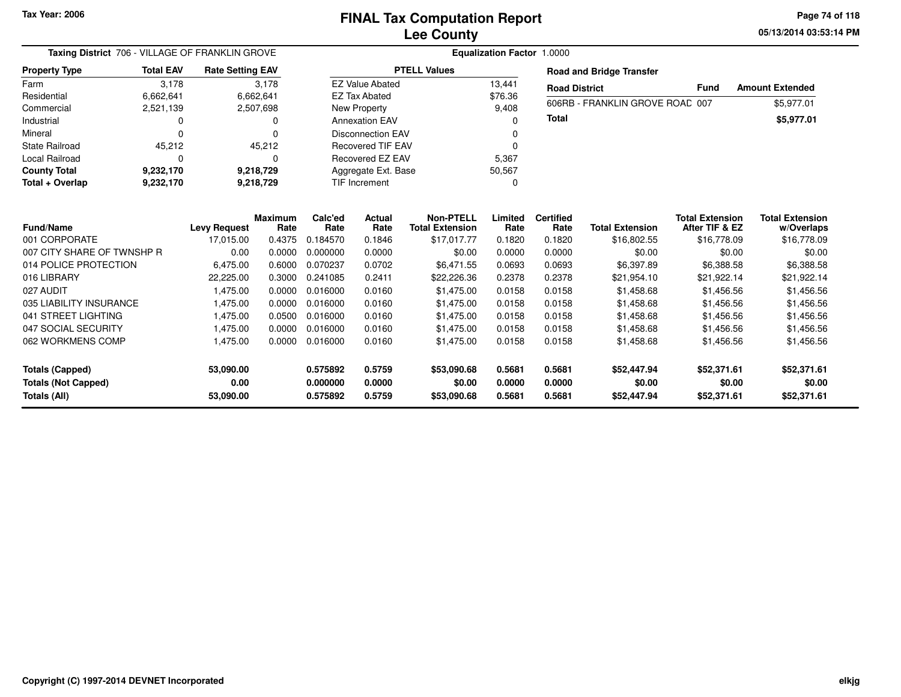# FINAL Tax Computation Report
## Lee County

Tax Year: 2006

**Taxing District** 706 - VILLAGE OF FRANKLIN GROVE

**Equalization Factor** 1.0000

| Property Type | Total EAV | Rate Setting EAV |
|---|---|---|
| Farm | 3,178 | 3,178 |
| Residential | 6,662,641 | 6,662,641 |
| Commercial | 2,521,139 | 2,507,698 |
| Industrial | 0 | 0 |
| Mineral | 0 | 0 |
| State Railroad | 45,212 | 45,212 |
| Local Railroad | 0 | 0 |
| **County Total** | **9,232,170** | **9,218,729** |
| **Total + Overlap** | **9,232,170** | **9,218,729** |

| PTELL Values | |
|---|---|
| EZ Value Abated | 13,441 |
| EZ Tax Abated | $76.36 |
| New Property | 9,408 |
| Annexation EAV | 0 |
| Disconnection EAV | 0 |
| Recovered TIF EAV | 0 |
| Recovered EZ EAV | 5,367 |
| Aggregate Ext. Base | 50,567 |
| TIF Increment | 0 |

**Road and Bridge Transfer**

| Road District | Fund | Amount Extended |
|---|---|---|
| 606RB - FRANKLIN GROVE ROAD | 007 | $5,977.01 |
| **Total** | | **$5,977.01** |

| Fund/Name | Levy Request | Maximum Rate | Calc'ed Rate | Actual Rate | Non-PTELL Total Extension | Limited Rate | Certified Rate | Total Extension | Total Extension After TIF & EZ | Total Extension w/Overlaps |
|---|---|---|---|---|---|---|---|---|---|---|
| 001 CORPORATE | 17,015.00 | 0.4375 | 0.184570 | 0.1846 | $17,017.77 | 0.1820 | 0.1820 | $16,802.55 | $16,778.09 | $16,778.09 |
| 007 CITY SHARE OF TWNSHP R | 0.00 | 0.0000 | 0.000000 | 0.0000 | $0.00 | 0.0000 | 0.0000 | $0.00 | $0.00 | $0.00 |
| 014 POLICE PROTECTION | 6,475.00 | 0.6000 | 0.070237 | 0.0702 | $6,471.55 | 0.0693 | 0.0693 | $6,397.89 | $6,388.58 | $6,388.58 |
| 016 LIBRARY | 22,225.00 | 0.3000 | 0.241085 | 0.2411 | $22,226.36 | 0.2378 | 0.2378 | $21,954.10 | $21,922.14 | $21,922.14 |
| 027 AUDIT | 1,475.00 | 0.0000 | 0.016000 | 0.0160 | $1,475.00 | 0.0158 | 0.0158 | $1,458.68 | $1,456.56 | $1,456.56 |
| 035 LIABILITY INSURANCE | 1,475.00 | 0.0000 | 0.016000 | 0.0160 | $1,475.00 | 0.0158 | 0.0158 | $1,458.68 | $1,456.56 | $1,456.56 |
| 041 STREET LIGHTING | 1,475.00 | 0.0500 | 0.016000 | 0.0160 | $1,475.00 | 0.0158 | 0.0158 | $1,458.68 | $1,456.56 | $1,456.56 |
| 047 SOCIAL SECURITY | 1,475.00 | 0.0000 | 0.016000 | 0.0160 | $1,475.00 | 0.0158 | 0.0158 | $1,458.68 | $1,456.56 | $1,456.56 |
| 062 WORKMENS COMP | 1,475.00 | 0.0000 | 0.016000 | 0.0160 | $1,475.00 | 0.0158 | 0.0158 | $1,458.68 | $1,456.56 | $1,456.56 |
| **Totals (Capped)** | **53,090.00** | | **0.575892** | **0.5759** | **$53,090.68** | **0.5681** | **0.5681** | **$52,447.94** | **$52,371.61** | **$52,371.61** |
| **Totals (Not Capped)** | **0.00** | | **0.000000** | **0.0000** | **$0.00** | **0.0000** | **0.0000** | **$0.00** | **$0.00** | **$0.00** |
| **Totals (All)** | **53,090.00** | | **0.575892** | **0.5759** | **$53,090.68** | **0.5681** | **0.5681** | **$52,447.94** | **$52,371.61** | **$52,371.61** |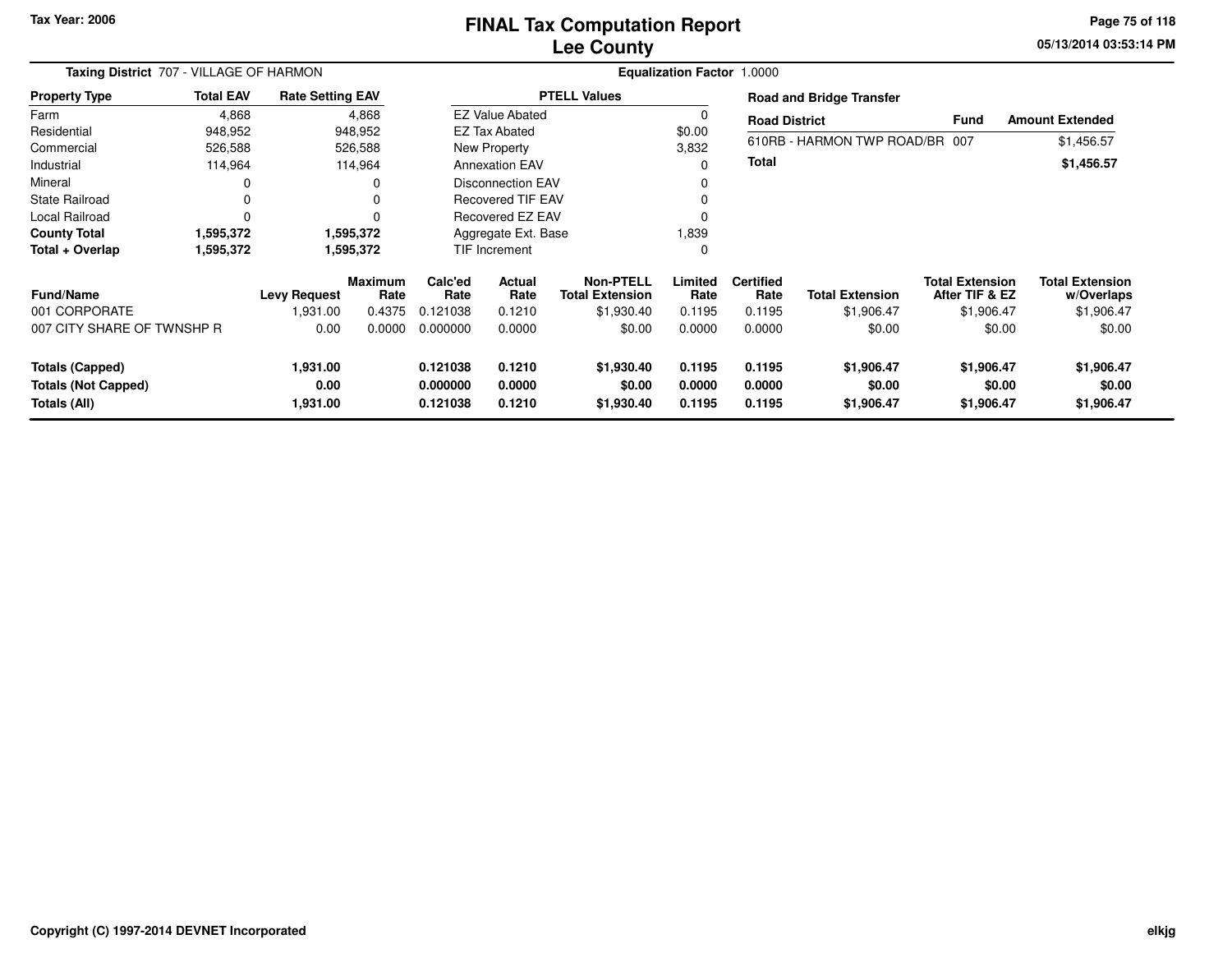# FINAL Tax Computation Report
## Lee County

Tax Year: 2006

**Taxing District** 707 - VILLAGE OF HARMON

**Equalization Factor** 1.0000

| Property Type | Total EAV | Rate Setting EAV |
|---|---|---|
| Farm | 4,868 | 4,868 |
| Residential | 948,952 | 948,952 |
| Commercial | 526,588 | 526,588 |
| Industrial | 114,964 | 114,964 |
| Mineral | 0 | 0 |
| State Railroad | 0 | 0 |
| Local Railroad | 0 | 0 |
| **County Total** | **1,595,372** | **1,595,372** |
| **Total + Overlap** | **1,595,372** | **1,595,372** |

| PTELL Values | |
|---|---|
| EZ Value Abated | 0 |
| EZ Tax Abated | $0.00 |
| New Property | 3,832 |
| Annexation EAV | 0 |
| Disconnection EAV | 0 |
| Recovered TIF EAV | 0 |
| Recovered EZ EAV | 0 |
| Aggregate Ext. Base | 1,839 |
| TIF Increment | 0 |

**Road and Bridge Transfer**

| Road District | Fund | Amount Extended |
|---|---|---|
| 610RB - HARMON TWP ROAD/BR | 007 | $1,456.57 |
| **Total** | | **$1,456.57** |

| Fund/Name | Levy Request | Maximum Rate | Calc'ed Rate | Actual Rate | Non-PTELL Total Extension | Limited Rate | Certified Rate | Total Extension | Total Extension After TIF & EZ | Total Extension w/Overlaps |
|---|---|---|---|---|---|---|---|---|---|---|
| 001 CORPORATE | 1,931.00 | 0.4375 | 0.121038 | 0.1210 | $1,930.40 | 0.1195 | 0.1195 | $1,906.47 | $1,906.47 | $1,906.47 |
| 007 CITY SHARE OF TWNSHP R | 0.00 | 0.0000 | 0.000000 | 0.0000 | $0.00 | 0.0000 | 0.0000 | $0.00 | $0.00 | $0.00 |
| **Totals (Capped)** | **1,931.00** | | **0.121038** | **0.1210** | **$1,930.40** | **0.1195** | **0.1195** | **$1,906.47** | **$1,906.47** | **$1,906.47** |
| **Totals (Not Capped)** | **0.00** | | **0.000000** | **0.0000** | **$0.00** | **0.0000** | **0.0000** | **$0.00** | **$0.00** | **$0.00** |
| **Totals (All)** | **1,931.00** | | **0.121038** | **0.1210** | **$1,930.40** | **0.1195** | **0.1195** | **$1,906.47** | **$1,906.47** | **$1,906.47** |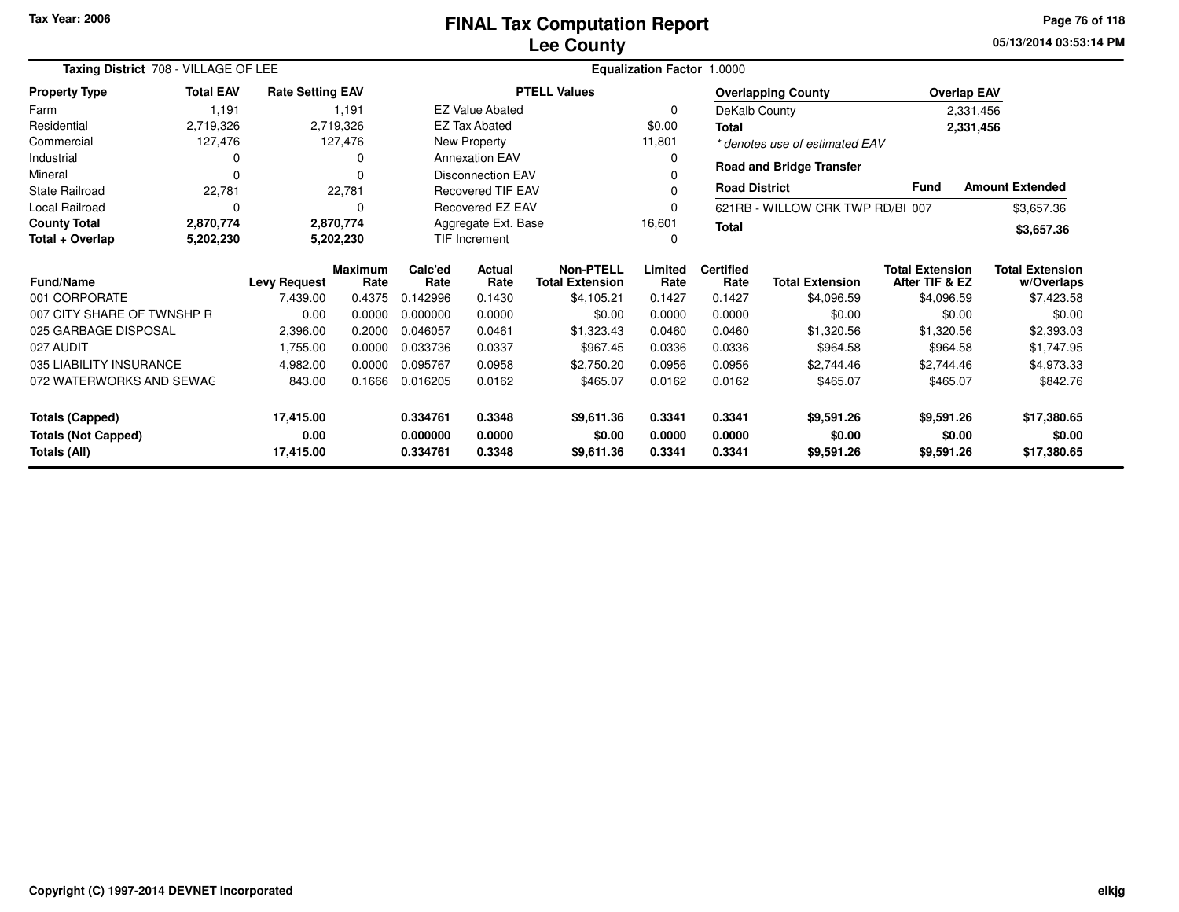Tax Year: 2006

# FINAL Tax Computation Report
## Lee County

05/13/2014 03:53:14 PM

**Taxing District** 708 - VILLAGE OF LEE

**Equalization Factor** 1.0000

| Property Type | Total EAV | Rate Setting EAV |
|---|---|---|
| Farm | 1,191 | 1,191 |
| Residential | 2,719,326 | 2,719,326 |
| Commercial | 127,476 | 127,476 |
| Industrial | 0 | 0 |
| Mineral | 0 | 0 |
| State Railroad | 22,781 | 22,781 |
| Local Railroad | 0 | 0 |
| **County Total** | **2,870,774** | **2,870,774** |
| **Total + Overlap** | **5,202,230** | **5,202,230** |

| PTELL Values | |
|---|---|
| EZ Value Abated | 0 |
| EZ Tax Abated | $0.00 |
| New Property | 11,801 |
| Annexation EAV | 0 |
| Disconnection EAV | 0 |
| Recovered TIF EAV | 0 |
| Recovered EZ EAV | 0 |
| Aggregate Ext. Base | 16,601 |
| TIF Increment | 0 |

| Overlapping County | Overlap EAV |
|---|---|
| DeKalb County | 2,331,456 |
| **Total** | **2,331,456** |

*\* denotes use of estimated EAV*

**Road and Bridge Transfer**

| Road District | Fund | Amount Extended |
|---|---|---|
| 621RB - WILLOW CRK TWP RD/BI | 007 | $3,657.36 |
| **Total** | | **$3,657.36** |

| Fund/Name | Levy Request | Maximum Rate | Calc'ed Rate | Actual Rate | Non-PTELL Total Extension | Limited Rate | Certified Rate | Total Extension | Total Extension After TIF & EZ | Total Extension w/Overlaps |
|---|---|---|---|---|---|---|---|---|---|---|
| 001 CORPORATE | 7,439.00 | 0.4375 | 0.142996 | 0.1430 | $4,105.21 | 0.1427 | 0.1427 | $4,096.59 | $4,096.59 | $7,423.58 |
| 007 CITY SHARE OF TWNSHP R | 0.00 | 0.0000 | 0.000000 | 0.0000 | $0.00 | 0.0000 | 0.0000 | $0.00 | $0.00 | $0.00 |
| 025 GARBAGE DISPOSAL | 2,396.00 | 0.2000 | 0.046057 | 0.0461 | $1,323.43 | 0.0460 | 0.0460 | $1,320.56 | $1,320.56 | $2,393.03 |
| 027 AUDIT | 1,755.00 | 0.0000 | 0.033736 | 0.0337 | $967.45 | 0.0336 | 0.0336 | $964.58 | $964.58 | $1,747.95 |
| 035 LIABILITY INSURANCE | 4,982.00 | 0.0000 | 0.095767 | 0.0958 | $2,750.20 | 0.0956 | 0.0956 | $2,744.46 | $2,744.46 | $4,973.33 |
| 072 WATERWORKS AND SEWAG | 843.00 | 0.1666 | 0.016205 | 0.0162 | $465.07 | 0.0162 | 0.0162 | $465.07 | $465.07 | $842.76 |
| **Totals (Capped)** | **17,415.00** | | **0.334761** | **0.3348** | **$9,611.36** | **0.3341** | **0.3341** | **$9,591.26** | **$9,591.26** | **$17,380.65** |
| **Totals (Not Capped)** | **0.00** | | **0.000000** | **0.0000** | **$0.00** | **0.0000** | **0.0000** | **$0.00** | **$0.00** | **$0.00** |
| **Totals (All)** | **17,415.00** | | **0.334761** | **0.3348** | **$9,611.36** | **0.3341** | **0.3341** | **$9,591.26** | **$9,591.26** | **$17,380.65** |

Copyright (C) 1997-2014 DEVNET Incorporated

elkjg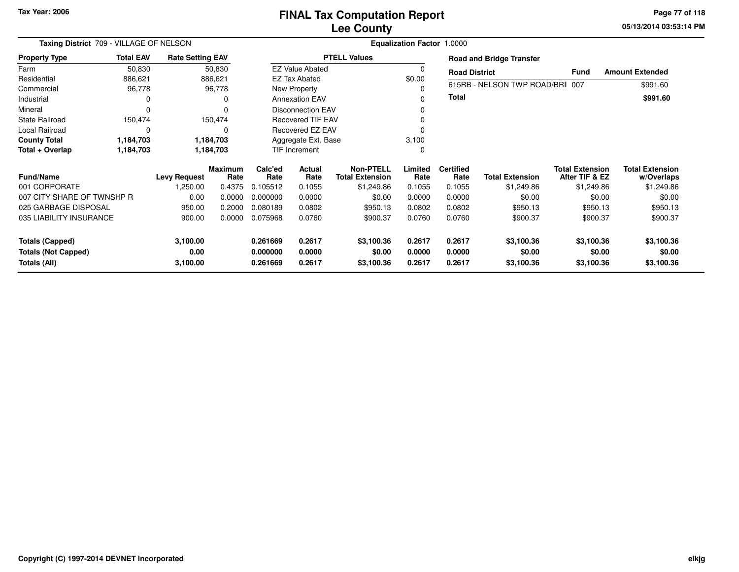Tax Year: 2006

# FINAL Tax Computation Report
## Lee County

**Taxing District** 709 - VILLAGE OF NELSON

**Equalization Factor** 1.0000

| Property Type | Total EAV | Rate Setting EAV |
|---|---|---|
| Farm | 50,830 | 50,830 |
| Residential | 886,621 | 886,621 |
| Commercial | 96,778 | 96,778 |
| Industrial | 0 | 0 |
| Mineral | 0 | 0 |
| State Railroad | 150,474 | 150,474 |
| Local Railroad | 0 | 0 |
| **County Total** | **1,184,703** | **1,184,703** |
| **Total + Overlap** | **1,184,703** | **1,184,703** |

| PTELL Values | |
|---|---|
| EZ Value Abated | 0 |
| EZ Tax Abated | $0.00 |
| New Property | 0 |
| Annexation EAV | 0 |
| Disconnection EAV | 0 |
| Recovered TIF EAV | 0 |
| Recovered EZ EAV | 0 |
| Aggregate Ext. Base | 3,100 |
| TIF Increment | 0 |

**Road and Bridge Transfer**

| Road District | Fund | Amount Extended |
|---|---|---|
| 615RB - NELSON TWP ROAD/BRI | 007 | $991.60 |
| **Total** | | **$991.60** |

| Fund/Name | Levy Request | Maximum Rate | Calc'ed Rate | Actual Rate | Non-PTELL Total Extension | Limited Rate | Certified Rate | Total Extension | Total Extension After TIF & EZ | Total Extension w/Overlaps |
|---|---|---|---|---|---|---|---|---|---|---|
| 001 CORPORATE | 1,250.00 | 0.4375 | 0.105512 | 0.1055 | $1,249.86 | 0.1055 | 0.1055 | $1,249.86 | $1,249.86 | $1,249.86 |
| 007 CITY SHARE OF TWNSHP R | 0.00 | 0.0000 | 0.000000 | 0.0000 | $0.00 | 0.0000 | 0.0000 | $0.00 | $0.00 | $0.00 |
| 025 GARBAGE DISPOSAL | 950.00 | 0.2000 | 0.080189 | 0.0802 | $950.13 | 0.0802 | 0.0802 | $950.13 | $950.13 | $950.13 |
| 035 LIABILITY INSURANCE | 900.00 | 0.0000 | 0.075968 | 0.0760 | $900.37 | 0.0760 | 0.0760 | $900.37 | $900.37 | $900.37 |
| **Totals (Capped)** | **3,100.00** | | **0.261669** | **0.2617** | **$3,100.36** | **0.2617** | **0.2617** | **$3,100.36** | **$3,100.36** | **$3,100.36** |
| **Totals (Not Capped)** | **0.00** | | **0.000000** | **0.0000** | **$0.00** | **0.0000** | **0.0000** | **$0.00** | **$0.00** | **$0.00** |
| **Totals (All)** | **3,100.00** | | **0.261669** | **0.2617** | **$3,100.36** | **0.2617** | **0.2617** | **$3,100.36** | **$3,100.36** | **$3,100.36** |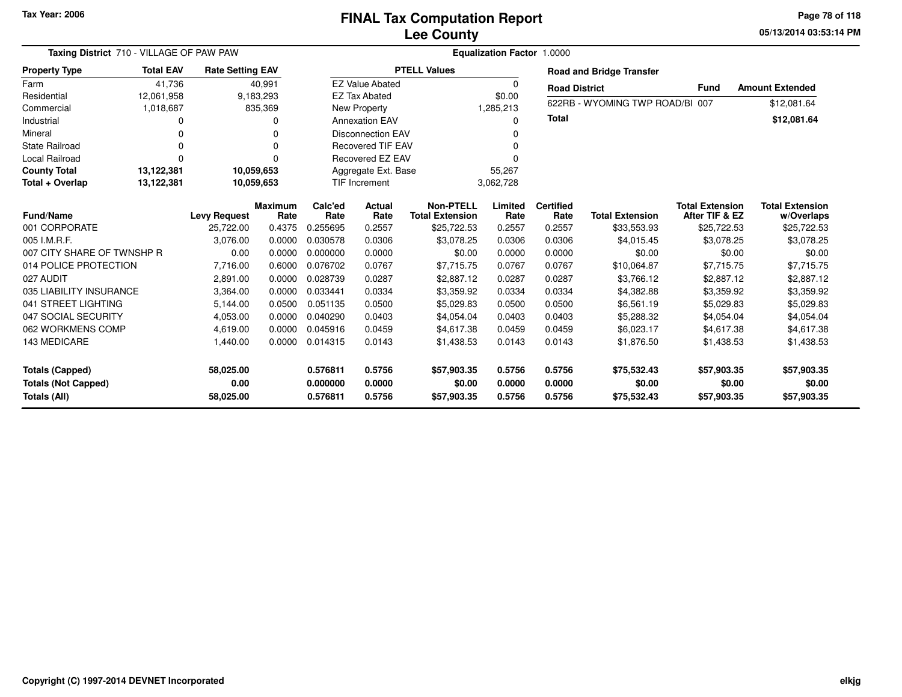Tax Year: 2006

# FINAL Tax Computation Report
## Lee County

05/13/2014 03:53:14 PM

**Taxing District** 710 - VILLAGE OF PAW PAW

**Equalization Factor** 1.0000

| Property Type | Total EAV | Rate Setting EAV |
|---|---|---|
| Farm | 41,736 | 40,991 |
| Residential | 12,061,958 | 9,183,293 |
| Commercial | 1,018,687 | 835,369 |
| Industrial | 0 | 0 |
| Mineral | 0 | 0 |
| State Railroad | 0 | 0 |
| Local Railroad | 0 | 0 |
| **County Total** | **13,122,381** | **10,059,653** |
| **Total + Overlap** | **13,122,381** | **10,059,653** |

| PTELL Values | |
|---|---|
| EZ Value Abated | 0 |
| EZ Tax Abated | $0.00 |
| New Property | 1,285,213 |
| Annexation EAV | 0 |
| Disconnection EAV | 0 |
| Recovered TIF EAV | 0 |
| Recovered EZ EAV | 0 |
| Aggregate Ext. Base | 55,267 |
| TIF Increment | 3,062,728 |

**Road and Bridge Transfer**

| Road District | Fund | Amount Extended |
|---|---|---|
| 622RB - WYOMING TWP ROAD/BI | 007 | $12,081.64 |
| **Total** | | **$12,081.64** |

| Fund/Name | Levy Request | Maximum Rate | Calc'ed Rate | Actual Rate | Non-PTELL Total Extension | Limited Rate | Certified Rate | Total Extension | Total Extension After TIF & EZ | Total Extension w/Overlaps |
|---|---|---|---|---|---|---|---|---|---|---|
| 001 CORPORATE | 25,722.00 | 0.4375 | 0.255695 | 0.2557 | $25,722.53 | 0.2557 | 0.2557 | $33,553.93 | $25,722.53 | $25,722.53 |
| 005 I.M.R.F. | 3,076.00 | 0.0000 | 0.030578 | 0.0306 | $3,078.25 | 0.0306 | 0.0306 | $4,015.45 | $3,078.25 | $3,078.25 |
| 007 CITY SHARE OF TWNSHP R | 0.00 | 0.0000 | 0.000000 | 0.0000 | $0.00 | 0.0000 | 0.0000 | $0.00 | $0.00 | $0.00 |
| 014 POLICE PROTECTION | 7,716.00 | 0.6000 | 0.076702 | 0.0767 | $7,715.75 | 0.0767 | 0.0767 | $10,064.87 | $7,715.75 | $7,715.75 |
| 027 AUDIT | 2,891.00 | 0.0000 | 0.028739 | 0.0287 | $2,887.12 | 0.0287 | 0.0287 | $3,766.12 | $2,887.12 | $2,887.12 |
| 035 LIABILITY INSURANCE | 3,364.00 | 0.0000 | 0.033441 | 0.0334 | $3,359.92 | 0.0334 | 0.0334 | $4,382.88 | $3,359.92 | $3,359.92 |
| 041 STREET LIGHTING | 5,144.00 | 0.0500 | 0.051135 | 0.0500 | $5,029.83 | 0.0500 | 0.0500 | $6,561.19 | $5,029.83 | $5,029.83 |
| 047 SOCIAL SECURITY | 4,053.00 | 0.0000 | 0.040290 | 0.0403 | $4,054.04 | 0.0403 | 0.0403 | $5,288.32 | $4,054.04 | $4,054.04 |
| 062 WORKMENS COMP | 4,619.00 | 0.0000 | 0.045916 | 0.0459 | $4,617.38 | 0.0459 | 0.0459 | $6,023.17 | $4,617.38 | $4,617.38 |
| 143 MEDICARE | 1,440.00 | 0.0000 | 0.014315 | 0.0143 | $1,438.53 | 0.0143 | 0.0143 | $1,876.50 | $1,438.53 | $1,438.53 |
| **Totals (Capped)** | **58,025.00** | | **0.576811** | **0.5756** | **$57,903.35** | **0.5756** | **0.5756** | **$75,532.43** | **$57,903.35** | **$57,903.35** |
| **Totals (Not Capped)** | **0.00** | | **0.000000** | **0.0000** | **$0.00** | **0.0000** | **0.0000** | **$0.00** | **$0.00** | **$0.00** |
| **Totals (All)** | **58,025.00** | | **0.576811** | **0.5756** | **$57,903.35** | **0.5756** | **0.5756** | **$75,532.43** | **$57,903.35** | **$57,903.35** |

Copyright (C) 1997-2014 DEVNET Incorporated

elkjg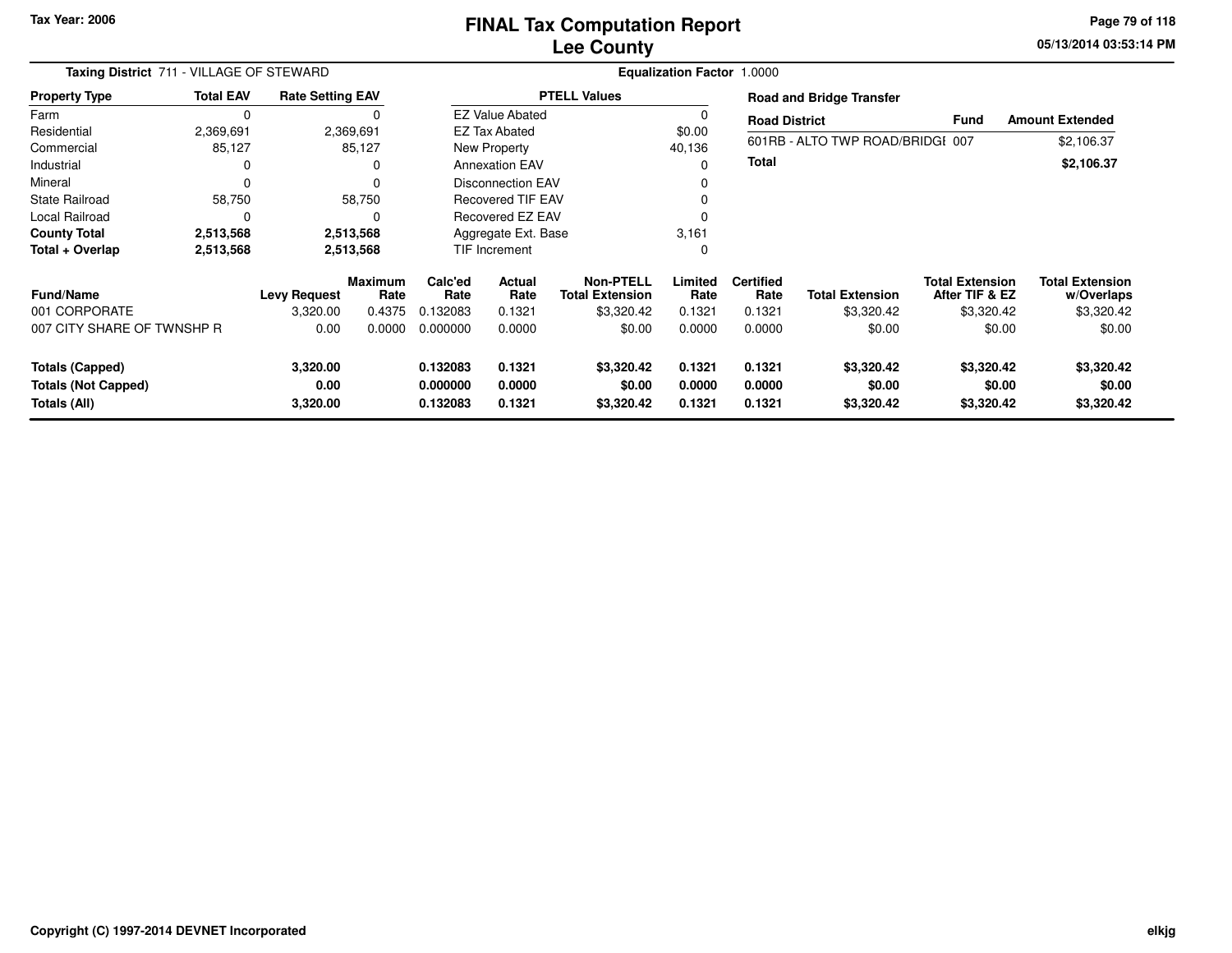Tax Year: 2006

# FINAL Tax Computation Report
## Lee County

05/13/2014 03:53:14 PM

**Taxing District** 711 - VILLAGE OF STEWARD

**Equalization Factor** 1.0000

| Property Type | Total EAV | Rate Setting EAV |
|---|---|---|
| Farm | 0 | 0 |
| Residential | 2,369,691 | 2,369,691 |
| Commercial | 85,127 | 85,127 |
| Industrial | 0 | 0 |
| Mineral | 0 | 0 |
| State Railroad | 58,750 | 58,750 |
| Local Railroad | 0 | 0 |
| **County Total** | **2,513,568** | **2,513,568** |
| **Total + Overlap** | **2,513,568** | **2,513,568** |

| PTELL Values | |
|---|---|
| EZ Value Abated | 0 |
| EZ Tax Abated | $0.00 |
| New Property | 40,136 |
| Annexation EAV | 0 |
| Disconnection EAV | 0 |
| Recovered TIF EAV | 0 |
| Recovered EZ EAV | 0 |
| Aggregate Ext. Base | 3,161 |
| TIF Increment | 0 |

**Road and Bridge Transfer**

| Road District | Fund | Amount Extended |
|---|---|---|
| 601RB - ALTO TWP ROAD/BRIDGI | 007 | $2,106.37 |
| **Total** | | **$2,106.37** |

| Fund/Name | Levy Request | Maximum Rate | Calc'ed Rate | Actual Rate | Non-PTELL Total Extension | Limited Rate | Certified Rate | Total Extension | Total Extension After TIF & EZ | Total Extension w/Overlaps |
|---|---|---|---|---|---|---|---|---|---|---|
| 001 CORPORATE | 3,320.00 | 0.4375 | 0.132083 | 0.1321 | $3,320.42 | 0.1321 | 0.1321 | $3,320.42 | $3,320.42 | $3,320.42 |
| 007 CITY SHARE OF TWNSHP R | 0.00 | 0.0000 | 0.000000 | 0.0000 | $0.00 | 0.0000 | 0.0000 | $0.00 | $0.00 | $0.00 |
| **Totals (Capped)** | **3,320.00** | | **0.132083** | **0.1321** | **$3,320.42** | **0.1321** | **0.1321** | **$3,320.42** | **$3,320.42** | **$3,320.42** |
| **Totals (Not Capped)** | **0.00** | | **0.000000** | **0.0000** | **$0.00** | **0.0000** | **0.0000** | **$0.00** | **$0.00** | **$0.00** |
| **Totals (All)** | **3,320.00** | | **0.132083** | **0.1321** | **$3,320.42** | **0.1321** | **0.1321** | **$3,320.42** | **$3,320.42** | **$3,320.42** |

Copyright (C) 1997-2014 DEVNET Incorporated

elkjg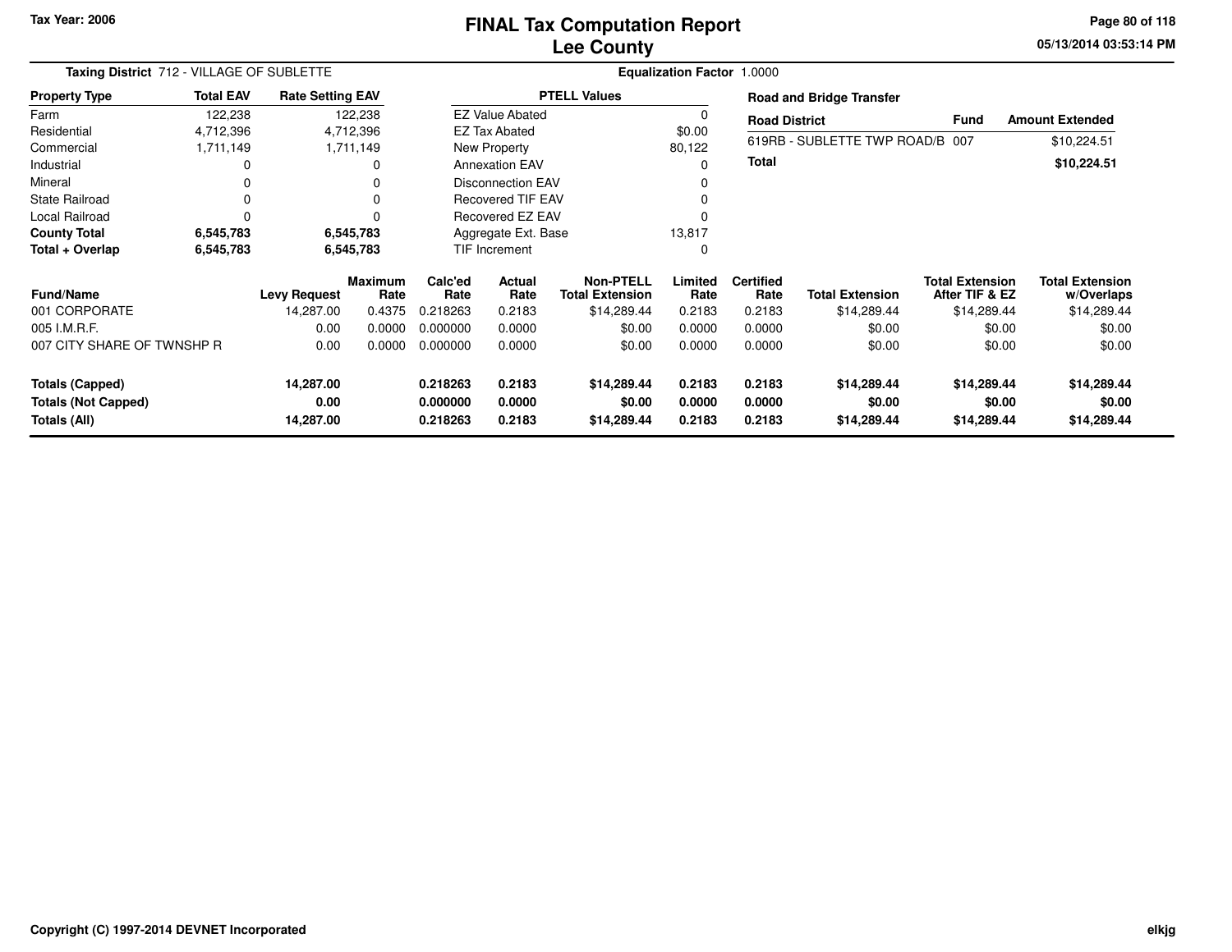# FINAL Tax Computation Report
## Lee County

Tax Year: 2006

05/13/2014 03:53:14 PM

**Taxing District** 712 - VILLAGE OF SUBLETTE

**Equalization Factor** 1.0000

| Property Type | Total EAV | Rate Setting EAV |
|---|---|---|
| Farm | 122,238 | 122,238 |
| Residential | 4,712,396 | 4,712,396 |
| Commercial | 1,711,149 | 1,711,149 |
| Industrial | 0 | 0 |
| Mineral | 0 | 0 |
| State Railroad | 0 | 0 |
| Local Railroad | 0 | 0 |
| **County Total** | **6,545,783** | **6,545,783** |
| **Total + Overlap** | **6,545,783** | **6,545,783** |

| PTELL Values | |
|---|---|
| EZ Value Abated | 0 |
| EZ Tax Abated | $0.00 |
| New Property | 80,122 |
| Annexation EAV | 0 |
| Disconnection EAV | 0 |
| Recovered TIF EAV | 0 |
| Recovered EZ EAV | 0 |
| Aggregate Ext. Base | 13,817 |
| TIF Increment | 0 |

**Road and Bridge Transfer**

| Road District | Fund | Amount Extended |
|---|---|---|
| 619RB - SUBLETTE TWP ROAD/B | 007 | $10,224.51 |
| **Total** | | **$10,224.51** |

| Fund/Name | Levy Request | Maximum Rate | Calc'ed Rate | Actual Rate | Non-PTELL Total Extension | Limited Rate | Certified Rate | Total Extension | Total Extension After TIF & EZ | Total Extension w/Overlaps |
|---|---|---|---|---|---|---|---|---|---|---|
| 001 CORPORATE | 14,287.00 | 0.4375 | 0.218263 | 0.2183 | $14,289.44 | 0.2183 | 0.2183 | $14,289.44 | $14,289.44 | $14,289.44 |
| 005 I.M.R.F. | 0.00 | 0.0000 | 0.000000 | 0.0000 | $0.00 | 0.0000 | 0.0000 | $0.00 | $0.00 | $0.00 |
| 007 CITY SHARE OF TWNSHP R | 0.00 | 0.0000 | 0.000000 | 0.0000 | $0.00 | 0.0000 | 0.0000 | $0.00 | $0.00 | $0.00 |
| **Totals (Capped)** | **14,287.00** | | **0.218263** | **0.2183** | **$14,289.44** | **0.2183** | **0.2183** | **$14,289.44** | **$14,289.44** | **$14,289.44** |
| **Totals (Not Capped)** | **0.00** | | **0.000000** | **0.0000** | **$0.00** | **0.0000** | **0.0000** | **$0.00** | **$0.00** | **$0.00** |
| **Totals (All)** | **14,287.00** | | **0.218263** | **0.2183** | **$14,289.44** | **0.2183** | **0.2183** | **$14,289.44** | **$14,289.44** | **$14,289.44** |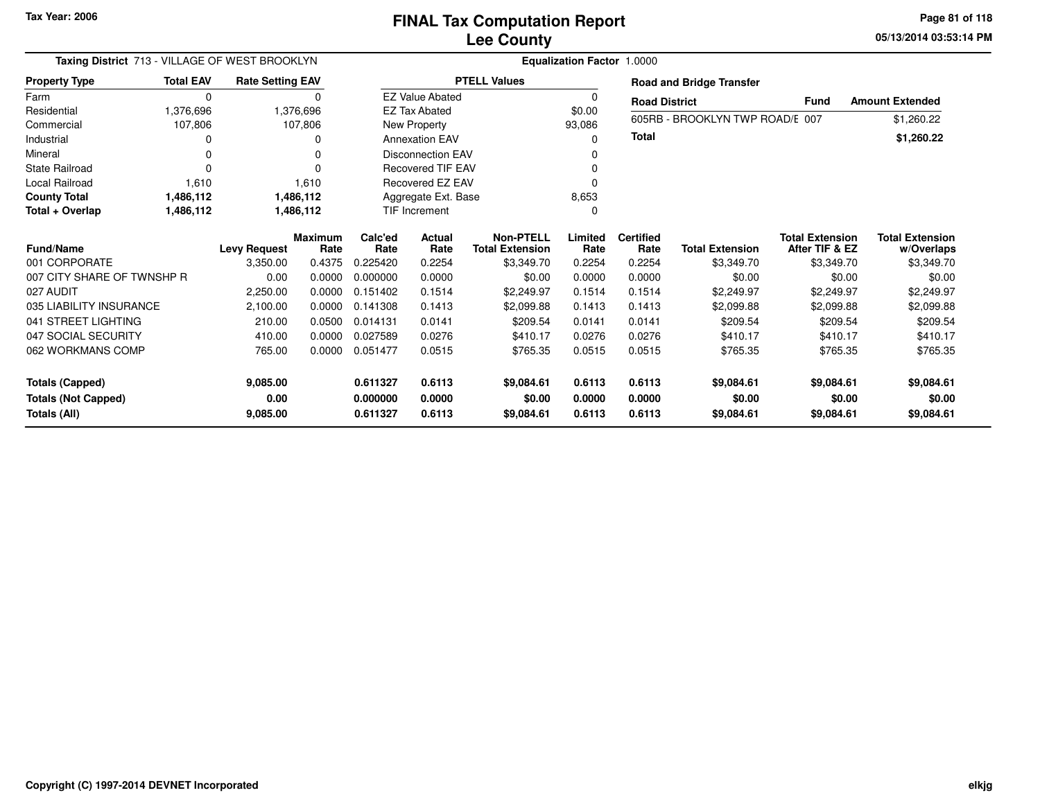Tax Year: 2006

# FINAL Tax Computation Report
## Lee County

05/13/2014 03:53:14 PM

**Taxing District** 713 - VILLAGE OF WEST BROOKLYN

**Equalization Factor** 1.0000

| Property Type | Total EAV | Rate Setting EAV |
|---|---|---|
| Farm | 0 | 0 |
| Residential | 1,376,696 | 1,376,696 |
| Commercial | 107,806 | 107,806 |
| Industrial | 0 | 0 |
| Mineral | 0 | 0 |
| State Railroad | 0 | 0 |
| Local Railroad | 1,610 | 1,610 |
| **County Total** | **1,486,112** | **1,486,112** |
| **Total + Overlap** | **1,486,112** | **1,486,112** |

| PTELL Values | |
|---|---|
| EZ Value Abated | 0 |
| EZ Tax Abated | $0.00 |
| New Property | 93,086 |
| Annexation EAV | 0 |
| Disconnection EAV | 0 |
| Recovered TIF EAV | 0 |
| Recovered EZ EAV | 0 |
| Aggregate Ext. Base | 8,653 |
| TIF Increment | 0 |

**Road and Bridge Transfer**

| Road District | Fund | Amount Extended |
|---|---|---|
| 605RB - BROOKLYN TWP ROAD/E | 007 | $1,260.22 |
| **Total** | | **$1,260.22** |

| Fund/Name | Levy Request | Maximum Rate | Calc'ed Rate | Actual Rate | Non-PTELL Total Extension | Limited Rate | Certified Rate | Total Extension | Total Extension After TIF & EZ | Total Extension w/Overlaps |
|---|---|---|---|---|---|---|---|---|---|---|
| 001 CORPORATE | 3,350.00 | 0.4375 | 0.225420 | 0.2254 | $3,349.70 | 0.2254 | 0.2254 | $3,349.70 | $3,349.70 | $3,349.70 |
| 007 CITY SHARE OF TWNSHP R | 0.00 | 0.0000 | 0.000000 | 0.0000 | $0.00 | 0.0000 | 0.0000 | $0.00 | $0.00 | $0.00 |
| 027 AUDIT | 2,250.00 | 0.0000 | 0.151402 | 0.1514 | $2,249.97 | 0.1514 | 0.1514 | $2,249.97 | $2,249.97 | $2,249.97 |
| 035 LIABILITY INSURANCE | 2,100.00 | 0.0000 | 0.141308 | 0.1413 | $2,099.88 | 0.1413 | 0.1413 | $2,099.88 | $2,099.88 | $2,099.88 |
| 041 STREET LIGHTING | 210.00 | 0.0500 | 0.014131 | 0.0141 | $209.54 | 0.0141 | 0.0141 | $209.54 | $209.54 | $209.54 |
| 047 SOCIAL SECURITY | 410.00 | 0.0000 | 0.027589 | 0.0276 | $410.17 | 0.0276 | 0.0276 | $410.17 | $410.17 | $410.17 |
| 062 WORKMANS COMP | 765.00 | 0.0000 | 0.051477 | 0.0515 | $765.35 | 0.0515 | 0.0515 | $765.35 | $765.35 | $765.35 |
| **Totals (Capped)** | **9,085.00** | | **0.611327** | **0.6113** | **$9,084.61** | **0.6113** | **0.6113** | **$9,084.61** | **$9,084.61** | **$9,084.61** |
| **Totals (Not Capped)** | **0.00** | | **0.000000** | **0.0000** | **$0.00** | **0.0000** | **0.0000** | **$0.00** | **$0.00** | **$0.00** |
| **Totals (All)** | **9,085.00** | | **0.611327** | **0.6113** | **$9,084.61** | **0.6113** | **0.6113** | **$9,084.61** | **$9,084.61** | **$9,084.61** |

Copyright (C) 1997-2014 DEVNET Incorporated

elkjg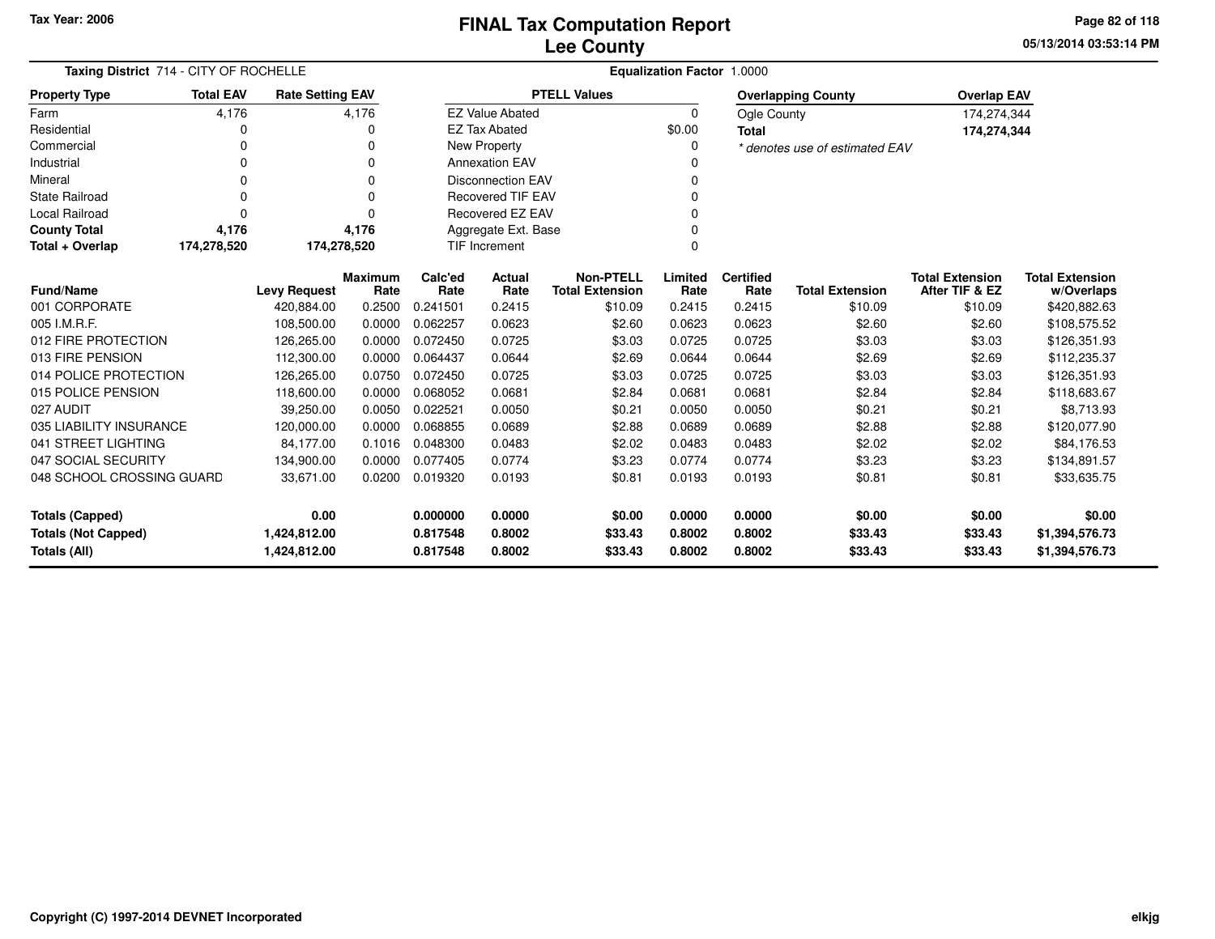# FINAL Tax Computation Report
## Lee County

Tax Year: 2006

05/13/2014 03:53:14 PM

**Taxing District** 714 - CITY OF ROCHELLE

**Equalization Factor** 1.0000

| Property Type | Total EAV | Rate Setting EAV |
|---|---|---|
| Farm | 4,176 | 4,176 |
| Residential | 0 | 0 |
| Commercial | 0 | 0 |
| Industrial | 0 | 0 |
| Mineral | 0 | 0 |
| State Railroad | 0 | 0 |
| Local Railroad | 0 | 0 |
| **County Total** | **4,176** | **4,176** |
| **Total + Overlap** | **174,278,520** | **174,278,520** |

| PTELL Values | |
|---|---|
| EZ Value Abated | 0 |
| EZ Tax Abated | $0.00 |
| New Property | 0 |
| Annexation EAV | 0 |
| Disconnection EAV | 0 |
| Recovered TIF EAV | 0 |
| Recovered EZ EAV | 0 |
| Aggregate Ext. Base | 0 |
| TIF Increment | 0 |

| Overlapping County | Overlap EAV |
|---|---|
| Ogle County | 174,274,344 |
| **Total** | **174,274,344** |

*\* denotes use of estimated EAV*

| Fund/Name | Levy Request | Maximum Rate | Calc'ed Rate | Actual Rate | Non-PTELL Total Extension | Limited Rate | Certified Rate | Total Extension | Total Extension After TIF & EZ | Total Extension w/Overlaps |
|---|---|---|---|---|---|---|---|---|---|---|
| 001 CORPORATE | 420,884.00 | 0.2500 | 0.241501 | 0.2415 | $10.09 | 0.2415 | 0.2415 | $10.09 | $10.09 | $420,882.63 |
| 005 I.M.R.F. | 108,500.00 | 0.0000 | 0.062257 | 0.0623 | $2.60 | 0.0623 | 0.0623 | $2.60 | $2.60 | $108,575.52 |
| 012 FIRE PROTECTION | 126,265.00 | 0.0000 | 0.072450 | 0.0725 | $3.03 | 0.0725 | 0.0725 | $3.03 | $3.03 | $126,351.93 |
| 013 FIRE PENSION | 112,300.00 | 0.0000 | 0.064437 | 0.0644 | $2.69 | 0.0644 | 0.0644 | $2.69 | $2.69 | $112,235.37 |
| 014 POLICE PROTECTION | 126,265.00 | 0.0750 | 0.072450 | 0.0725 | $3.03 | 0.0725 | 0.0725 | $3.03 | $3.03 | $126,351.93 |
| 015 POLICE PENSION | 118,600.00 | 0.0000 | 0.068052 | 0.0681 | $2.84 | 0.0681 | 0.0681 | $2.84 | $2.84 | $118,683.67 |
| 027 AUDIT | 39,250.00 | 0.0050 | 0.022521 | 0.0050 | $0.21 | 0.0050 | 0.0050 | $0.21 | $0.21 | $8,713.93 |
| 035 LIABILITY INSURANCE | 120,000.00 | 0.0000 | 0.068855 | 0.0689 | $2.88 | 0.0689 | 0.0689 | $2.88 | $2.88 | $120,077.90 |
| 041 STREET LIGHTING | 84,177.00 | 0.1016 | 0.048300 | 0.0483 | $2.02 | 0.0483 | 0.0483 | $2.02 | $2.02 | $84,176.53 |
| 047 SOCIAL SECURITY | 134,900.00 | 0.0000 | 0.077405 | 0.0774 | $3.23 | 0.0774 | 0.0774 | $3.23 | $3.23 | $134,891.57 |
| 048 SCHOOL CROSSING GUARD | 33,671.00 | 0.0200 | 0.019320 | 0.0193 | $0.81 | 0.0193 | 0.0193 | $0.81 | $0.81 | $33,635.75 |
| **Totals (Capped)** | **0.00** | | **0.000000** | **0.0000** | **$0.00** | **0.0000** | **0.0000** | **$0.00** | **$0.00** | **$0.00** |
| **Totals (Not Capped)** | **1,424,812.00** | | **0.817548** | **0.8002** | **$33.43** | **0.8002** | **0.8002** | **$33.43** | **$33.43** | **$1,394,576.73** |
| **Totals (All)** | **1,424,812.00** | | **0.817548** | **0.8002** | **$33.43** | **0.8002** | **0.8002** | **$33.43** | **$33.43** | **$1,394,576.73** |

Copyright (C) 1997-2014 DEVNET Incorporated

elkjg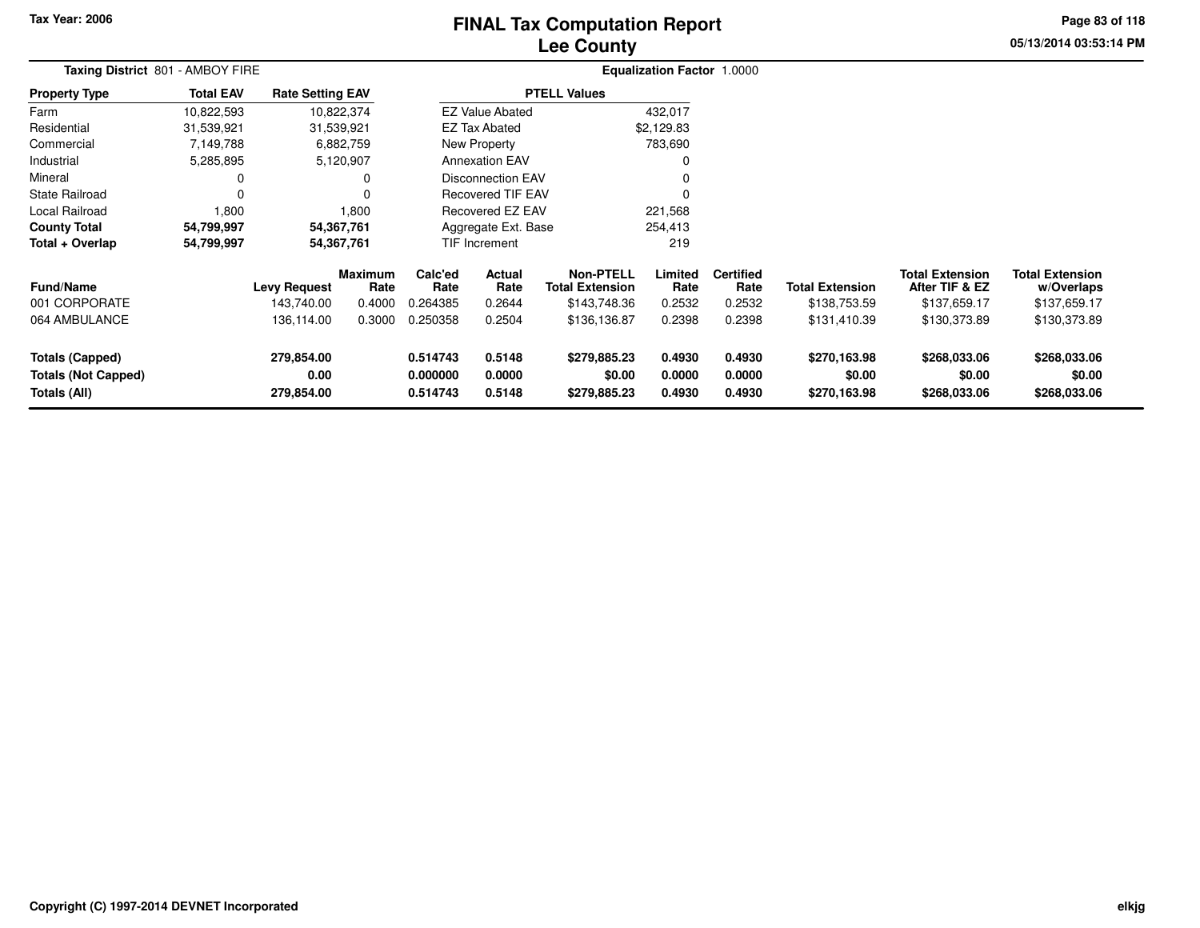Tax Year: 2006

# FINAL Tax Computation Report
## Lee County

05/13/2014 03:53:14 PM

**Taxing District** 801 - AMBOY FIRE

**Equalization Factor** 1.0000

| Property Type | Total EAV | Rate Setting EAV |
|---|---|---|
| Farm | 10,822,593 | 10,822,374 |
| Residential | 31,539,921 | 31,539,921 |
| Commercial | 7,149,788 | 6,882,759 |
| Industrial | 5,285,895 | 5,120,907 |
| Mineral | 0 | 0 |
| State Railroad | 0 | 0 |
| Local Railroad | 1,800 | 1,800 |
| **County Total** | **54,799,997** | **54,367,761** |
| **Total + Overlap** | **54,799,997** | **54,367,761** |

| PTELL Values | |
|---|---|
| EZ Value Abated | 432,017 |
| EZ Tax Abated | $2,129.83 |
| New Property | 783,690 |
| Annexation EAV | 0 |
| Disconnection EAV | 0 |
| Recovered TIF EAV | 0 |
| Recovered EZ EAV | 221,568 |
| Aggregate Ext. Base | 254,413 |
| TIF Increment | 219 |

| Fund/Name | Levy Request | Maximum Rate | Calc'ed Rate | Actual Rate | Non-PTELL Total Extension | Limited Rate | Certified Rate | Total Extension | Total Extension After TIF & EZ | Total Extension w/Overlaps |
|---|---|---|---|---|---|---|---|---|---|---|
| 001 CORPORATE | 143,740.00 | 0.4000 | 0.264385 | 0.2644 | $143,748.36 | 0.2532 | 0.2532 | $138,753.59 | $137,659.17 | $137,659.17 |
| 064 AMBULANCE | 136,114.00 | 0.3000 | 0.250358 | 0.2504 | $136,136.87 | 0.2398 | 0.2398 | $131,410.39 | $130,373.89 | $130,373.89 |
| **Totals (Capped)** | **279,854.00** | | **0.514743** | **0.5148** | **$279,885.23** | **0.4930** | **0.4930** | **$270,163.98** | **$268,033.06** | **$268,033.06** |
| **Totals (Not Capped)** | **0.00** | | **0.000000** | **0.0000** | **$0.00** | **0.0000** | **0.0000** | **$0.00** | **$0.00** | **$0.00** |
| **Totals (All)** | **279,854.00** | | **0.514743** | **0.5148** | **$279,885.23** | **0.4930** | **0.4930** | **$270,163.98** | **$268,033.06** | **$268,033.06** |

Copyright (C) 1997-2014 DEVNET Incorporated

elkjg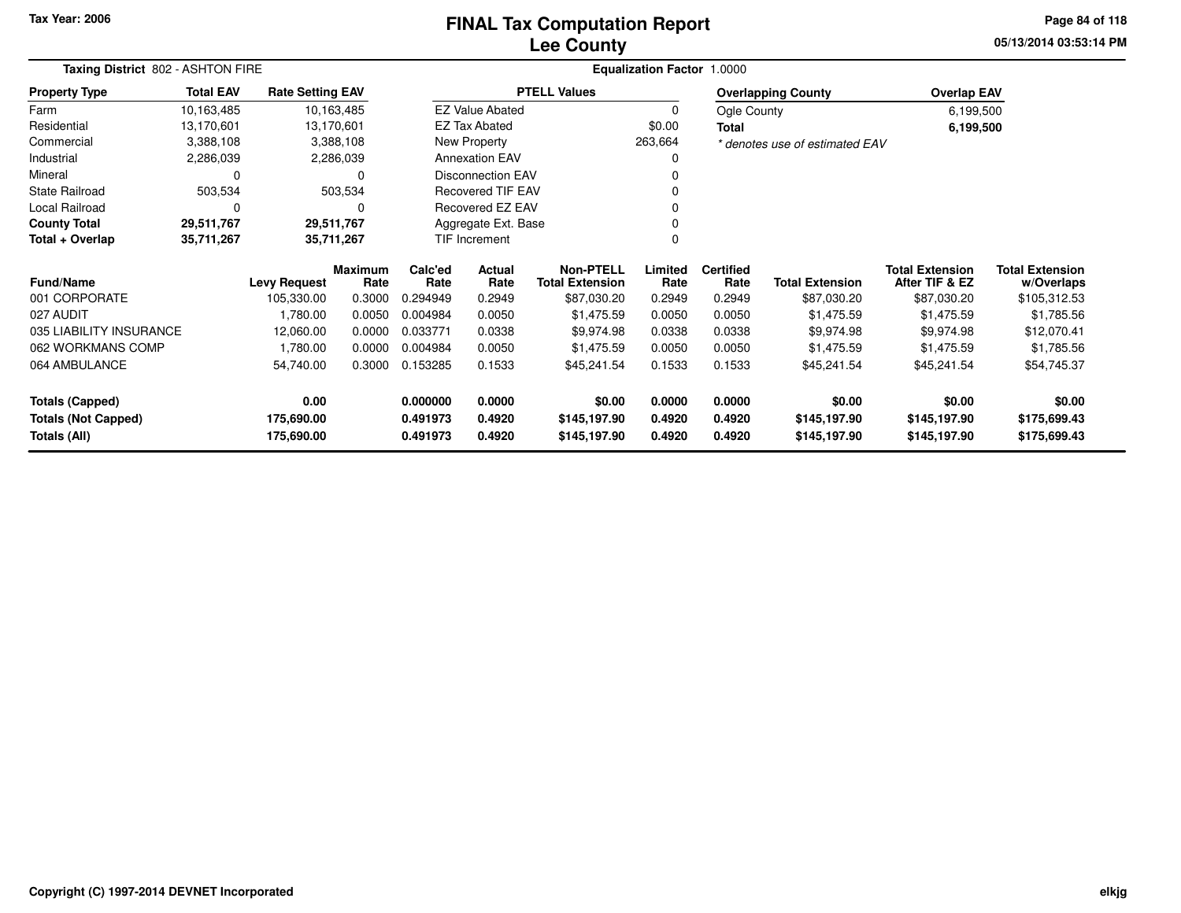Tax Year: 2006

# FINAL Tax Computation Report
## Lee County

05/13/2014 03:53:14 PM

**Taxing District** 802 - ASHTON FIRE

**Equalization Factor** 1.0000

| Property Type | Total EAV | Rate Setting EAV |
|---|---|---|
| Farm | 10,163,485 | 10,163,485 |
| Residential | 13,170,601 | 13,170,601 |
| Commercial | 3,388,108 | 3,388,108 |
| Industrial | 2,286,039 | 2,286,039 |
| Mineral | 0 | 0 |
| State Railroad | 503,534 | 503,534 |
| Local Railroad | 0 | 0 |
| **County Total** | **29,511,767** | **29,511,767** |
| **Total + Overlap** | **35,711,267** | **35,711,267** |

| PTELL Values | |
|---|---|
| EZ Value Abated | 0 |
| EZ Tax Abated | $0.00 |
| New Property | 263,664 |
| Annexation EAV | 0 |
| Disconnection EAV | 0 |
| Recovered TIF EAV | 0 |
| Recovered EZ EAV | 0 |
| Aggregate Ext. Base | 0 |
| TIF Increment | 0 |

| Overlapping County | Overlap EAV |
|---|---|
| Ogle County | 6,199,500 |
| **Total** | **6,199,500** |

*\* denotes use of estimated EAV*

| Fund/Name | Levy Request | Maximum Rate | Calc'ed Rate | Actual Rate | Non-PTELL Total Extension | Limited Rate | Certified Rate | Total Extension | Total Extension After TIF & EZ | Total Extension w/Overlaps |
|---|---|---|---|---|---|---|---|---|---|---|
| 001 CORPORATE | 105,330.00 | 0.3000 | 0.294949 | 0.2949 | $87,030.20 | 0.2949 | 0.2949 | $87,030.20 | $87,030.20 | $105,312.53 |
| 027 AUDIT | 1,780.00 | 0.0050 | 0.004984 | 0.0050 | $1,475.59 | 0.0050 | 0.0050 | $1,475.59 | $1,475.59 | $1,785.56 |
| 035 LIABILITY INSURANCE | 12,060.00 | 0.0000 | 0.033771 | 0.0338 | $9,974.98 | 0.0338 | 0.0338 | $9,974.98 | $9,974.98 | $12,070.41 |
| 062 WORKMANS COMP | 1,780.00 | 0.0000 | 0.004984 | 0.0050 | $1,475.59 | 0.0050 | 0.0050 | $1,475.59 | $1,475.59 | $1,785.56 |
| 064 AMBULANCE | 54,740.00 | 0.3000 | 0.153285 | 0.1533 | $45,241.54 | 0.1533 | 0.1533 | $45,241.54 | $45,241.54 | $54,745.37 |
| **Totals (Capped)** | **0.00** | | **0.000000** | **0.0000** | **$0.00** | **0.0000** | **0.0000** | **$0.00** | **$0.00** | **$0.00** |
| **Totals (Not Capped)** | **175,690.00** | | **0.491973** | **0.4920** | **$145,197.90** | **0.4920** | **0.4920** | **$145,197.90** | **$145,197.90** | **$175,699.43** |
| **Totals (All)** | **175,690.00** | | **0.491973** | **0.4920** | **$145,197.90** | **0.4920** | **0.4920** | **$145,197.90** | **$145,197.90** | **$175,699.43** |

Copyright (C) 1997-2014 DEVNET Incorporated

elkjg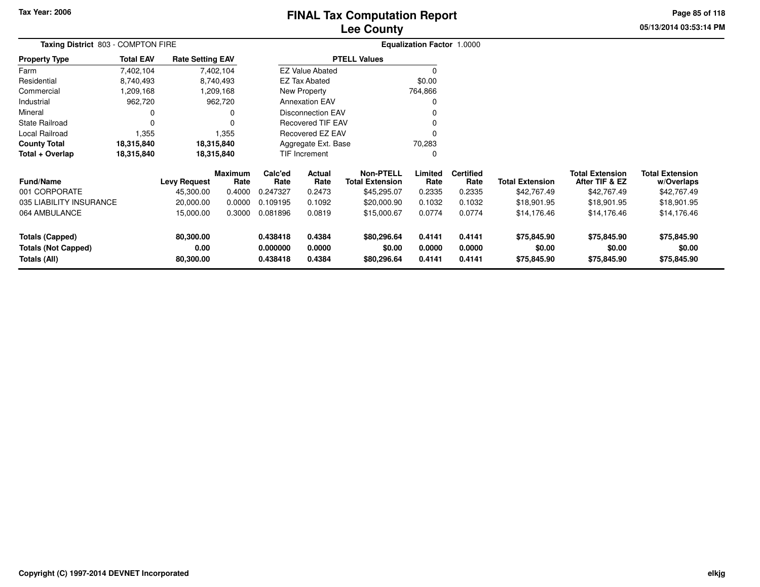Tax Year: 2006

# FINAL Tax Computation Report
## Lee County

05/13/2014 03:53:14 PM

**Taxing District** 803 - COMPTON FIRE

**Equalization Factor** 1.0000

| Property Type | Total EAV | Rate Setting EAV |
|---|---|---|
| Farm | 7,402,104 | 7,402,104 |
| Residential | 8,740,493 | 8,740,493 |
| Commercial | 1,209,168 | 1,209,168 |
| Industrial | 962,720 | 962,720 |
| Mineral | 0 | 0 |
| State Railroad | 0 | 0 |
| Local Railroad | 1,355 | 1,355 |
| **County Total** | **18,315,840** | **18,315,840** |
| **Total + Overlap** | **18,315,840** | **18,315,840** |

| PTELL Values | |
|---|---|
| EZ Value Abated | 0 |
| EZ Tax Abated | $0.00 |
| New Property | 764,866 |
| Annexation EAV | 0 |
| Disconnection EAV | 0 |
| Recovered TIF EAV | 0 |
| Recovered EZ EAV | 0 |
| Aggregate Ext. Base | 70,283 |
| TIF Increment | 0 |

| Fund/Name | Levy Request | Maximum Rate | Calc'ed Rate | Actual Rate | Non-PTELL Total Extension | Limited Rate | Certified Rate | Total Extension | Total Extension After TIF & EZ | Total Extension w/Overlaps |
|---|---|---|---|---|---|---|---|---|---|---|
| 001 CORPORATE | 45,300.00 | 0.4000 | 0.247327 | 0.2473 | $45,295.07 | 0.2335 | 0.2335 | $42,767.49 | $42,767.49 | $42,767.49 |
| 035 LIABILITY INSURANCE | 20,000.00 | 0.0000 | 0.109195 | 0.1092 | $20,000.90 | 0.1032 | 0.1032 | $18,901.95 | $18,901.95 | $18,901.95 |
| 064 AMBULANCE | 15,000.00 | 0.3000 | 0.081896 | 0.0819 | $15,000.67 | 0.0774 | 0.0774 | $14,176.46 | $14,176.46 | $14,176.46 |
| **Totals (Capped)** | **80,300.00** | | **0.438418** | **0.4384** | **$80,296.64** | **0.4141** | **0.4141** | **$75,845.90** | **$75,845.90** | **$75,845.90** |
| **Totals (Not Capped)** | **0.00** | | **0.000000** | **0.0000** | **$0.00** | **0.0000** | **0.0000** | **$0.00** | **$0.00** | **$0.00** |
| **Totals (All)** | **80,300.00** | | **0.438418** | **0.4384** | **$80,296.64** | **0.4141** | **0.4141** | **$75,845.90** | **$75,845.90** | **$75,845.90** |

Copyright (C) 1997-2014 DEVNET Incorporated

elkjg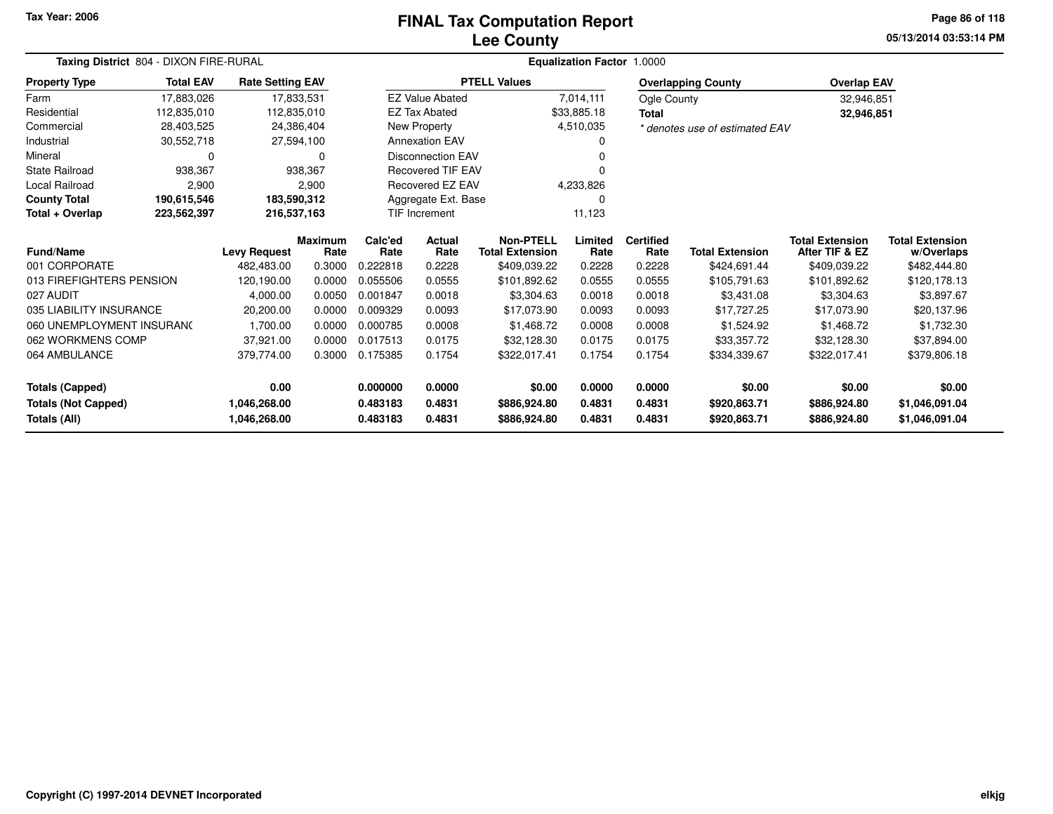Tax Year: 2006

# FINAL Tax Computation Report
# Lee County

05/13/2014 03:53:14 PM

**Taxing District** 804 - DIXON FIRE-RURAL **Equalization Factor** 1.0000

| Property Type | Total EAV | Rate Setting EAV |
|---|---|---|
| Farm | 17,883,026 | 17,833,531 |
| Residential | 112,835,010 | 112,835,010 |
| Commercial | 28,403,525 | 24,386,404 |
| Industrial | 30,552,718 | 27,594,100 |
| Mineral | 0 | 0 |
| State Railroad | 938,367 | 938,367 |
| Local Railroad | 2,900 | 2,900 |
| **County Total** | **190,615,546** | **183,590,312** |
| **Total + Overlap** | **223,562,397** | **216,537,163** |

| PTELL Values | |
|---|---|
| EZ Value Abated | 7,014,111 |
| EZ Tax Abated | $33,885.18 |
| New Property | 4,510,035 |
| Annexation EAV | 0 |
| Disconnection EAV | 0 |
| Recovered TIF EAV | 0 |
| Recovered EZ EAV | 4,233,826 |
| Aggregate Ext. Base | 0 |
| TIF Increment | 11,123 |

| Overlapping County | Overlap EAV |
|---|---|
| Ogle County | 32,946,851 |
| **Total** | **32,946,851** |

*\* denotes use of estimated EAV*

| Fund/Name | Levy Request | Maximum Rate | Calc'ed Rate | Actual Rate | Non-PTELL Total Extension | Limited Rate | Certified Rate | Total Extension | Total Extension After TIF & EZ | Total Extension w/Overlaps |
|---|---|---|---|---|---|---|---|---|---|---|
| 001 CORPORATE | 482,483.00 | 0.3000 | 0.222818 | 0.2228 | $409,039.22 | 0.2228 | 0.2228 | $424,691.44 | $409,039.22 | $482,444.80 |
| 013 FIREFIGHTERS PENSION | 120,190.00 | 0.0000 | 0.055506 | 0.0555 | $101,892.62 | 0.0555 | 0.0555 | $105,791.63 | $101,892.62 | $120,178.13 |
| 027 AUDIT | 4,000.00 | 0.0050 | 0.001847 | 0.0018 | $3,304.63 | 0.0018 | 0.0018 | $3,431.08 | $3,304.63 | $3,897.67 |
| 035 LIABILITY INSURANCE | 20,200.00 | 0.0000 | 0.009329 | 0.0093 | $17,073.90 | 0.0093 | 0.0093 | $17,727.25 | $17,073.90 | $20,137.96 |
| 060 UNEMPLOYMENT INSURANC | 1,700.00 | 0.0000 | 0.000785 | 0.0008 | $1,468.72 | 0.0008 | 0.0008 | $1,524.92 | $1,468.72 | $1,732.30 |
| 062 WORKMENS COMP | 37,921.00 | 0.0000 | 0.017513 | 0.0175 | $32,128.30 | 0.0175 | 0.0175 | $33,357.72 | $32,128.30 | $37,894.00 |
| 064 AMBULANCE | 379,774.00 | 0.3000 | 0.175385 | 0.1754 | $322,017.41 | 0.1754 | 0.1754 | $334,339.67 | $322,017.41 | $379,806.18 |
| **Totals (Capped)** | **0.00** | | **0.000000** | **0.0000** | **$0.00** | **0.0000** | **0.0000** | **$0.00** | **$0.00** | **$0.00** |
| **Totals (Not Capped)** | **1,046,268.00** | | **0.483183** | **0.4831** | **$886,924.80** | **0.4831** | **0.4831** | **$920,863.71** | **$886,924.80** | **$1,046,091.04** |
| **Totals (All)** | **1,046,268.00** | | **0.483183** | **0.4831** | **$886,924.80** | **0.4831** | **0.4831** | **$920,863.71** | **$886,924.80** | **$1,046,091.04** |

Copyright (C) 1997-2014 DEVNET Incorporated

elkjg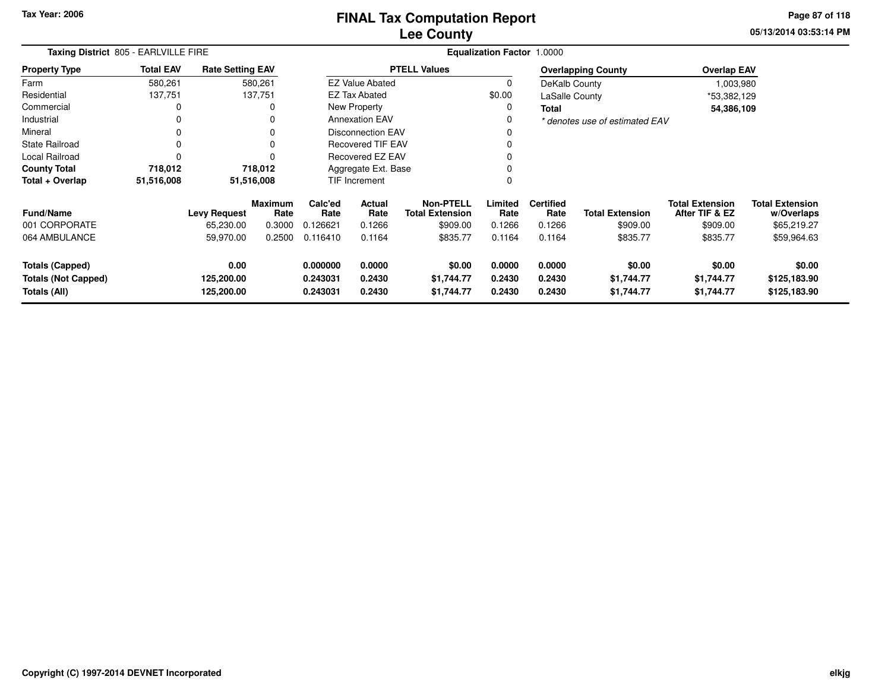Tax Year: 2006

# FINAL Tax Computation Report
# Lee County

05/13/2014 03:53:14 PM

**Taxing District** 805 - EARLVILLE FIRE

**Equalization Factor** 1.0000

| Property Type | Total EAV | Rate Setting EAV |
|---|---|---|
| Farm | 580,261 | 580,261 |
| Residential | 137,751 | 137,751 |
| Commercial | 0 | 0 |
| Industrial | 0 | 0 |
| Mineral | 0 | 0 |
| State Railroad | 0 | 0 |
| Local Railroad | 0 | 0 |
| **County Total** | **718,012** | **718,012** |
| **Total + Overlap** | **51,516,008** | **51,516,008** |

| PTELL Values | |
|---|---|
| EZ Value Abated | 0 |
| EZ Tax Abated | $0.00 |
| New Property | 0 |
| Annexation EAV | 0 |
| Disconnection EAV | 0 |
| Recovered TIF EAV | 0 |
| Recovered EZ EAV | 0 |
| Aggregate Ext. Base | 0 |
| TIF Increment | 0 |

| Overlapping County | Overlap EAV |
|---|---|
| DeKalb County | 1,003,980 |
| LaSalle County | *53,382,129 |
| **Total** | **54,386,109** |

*\* denotes use of estimated EAV*

| Fund/Name | Levy Request | Maximum Rate | Calc'ed Rate | Actual Rate | Non-PTELL Total Extension | Limited Rate | Certified Rate | Total Extension | Total Extension After TIF & EZ | Total Extension w/Overlaps |
|---|---|---|---|---|---|---|---|---|---|---|
| 001 CORPORATE | 65,230.00 | 0.3000 | 0.126621 | 0.1266 | $909.00 | 0.1266 | 0.1266 | $909.00 | $909.00 | $65,219.27 |
| 064 AMBULANCE | 59,970.00 | 0.2500 | 0.116410 | 0.1164 | $835.77 | 0.1164 | 0.1164 | $835.77 | $835.77 | $59,964.63 |
| **Totals (Capped)** | **0.00** | | **0.000000** | **0.0000** | **$0.00** | **0.0000** | **0.0000** | **$0.00** | **$0.00** | **$0.00** |
| **Totals (Not Capped)** | **125,200.00** | | **0.243031** | **0.2430** | **$1,744.77** | **0.2430** | **0.2430** | **$1,744.77** | **$1,744.77** | **$125,183.90** |
| **Totals (All)** | **125,200.00** | | **0.243031** | **0.2430** | **$1,744.77** | **0.2430** | **0.2430** | **$1,744.77** | **$1,744.77** | **$125,183.90** |

Copyright (C) 1997-2014 DEVNET Incorporated

elkjg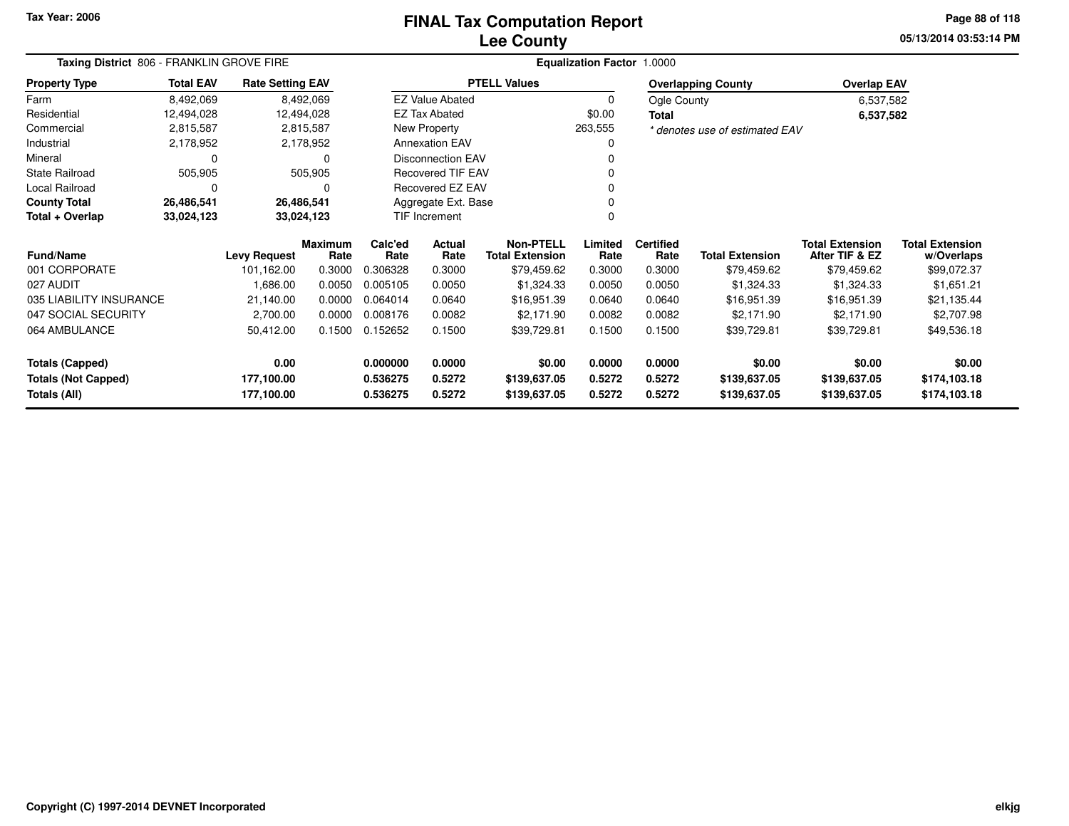Tax Year: 2006

# FINAL Tax Computation Report
## Lee County

05/13/2014 03:53:14 PM

**Taxing District** 806 - FRANKLIN GROVE FIRE

**Equalization Factor** 1.0000

| Property Type | Total EAV | Rate Setting EAV |
|---|---|---|
| Farm | 8,492,069 | 8,492,069 |
| Residential | 12,494,028 | 12,494,028 |
| Commercial | 2,815,587 | 2,815,587 |
| Industrial | 2,178,952 | 2,178,952 |
| Mineral | 0 | 0 |
| State Railroad | 505,905 | 505,905 |
| Local Railroad | 0 | 0 |
| **County Total** | **26,486,541** | **26,486,541** |
| **Total + Overlap** | **33,024,123** | **33,024,123** |

| PTELL Values | |
|---|---|
| EZ Value Abated | 0 |
| EZ Tax Abated | $0.00 |
| New Property | 263,555 |
| Annexation EAV | 0 |
| Disconnection EAV | 0 |
| Recovered TIF EAV | 0 |
| Recovered EZ EAV | 0 |
| Aggregate Ext. Base | 0 |
| TIF Increment | 0 |

| Overlapping County | Overlap EAV |
|---|---|
| Ogle County | 6,537,582 |
| **Total** | **6,537,582** |

*\* denotes use of estimated EAV*

| Fund/Name | Levy Request | Maximum Rate | Calc'ed Rate | Actual Rate | Non-PTELL Total Extension | Limited Rate | Certified Rate | Total Extension | Total Extension After TIF & EZ | Total Extension w/Overlaps |
|---|---|---|---|---|---|---|---|---|---|---|
| 001 CORPORATE | 101,162.00 | 0.3000 | 0.306328 | 0.3000 | $79,459.62 | 0.3000 | 0.3000 | $79,459.62 | $79,459.62 | $99,072.37 |
| 027 AUDIT | 1,686.00 | 0.0050 | 0.005105 | 0.0050 | $1,324.33 | 0.0050 | 0.0050 | $1,324.33 | $1,324.33 | $1,651.21 |
| 035 LIABILITY INSURANCE | 21,140.00 | 0.0000 | 0.064014 | 0.0640 | $16,951.39 | 0.0640 | 0.0640 | $16,951.39 | $16,951.39 | $21,135.44 |
| 047 SOCIAL SECURITY | 2,700.00 | 0.0000 | 0.008176 | 0.0082 | $2,171.90 | 0.0082 | 0.0082 | $2,171.90 | $2,171.90 | $2,707.98 |
| 064 AMBULANCE | 50,412.00 | 0.1500 | 0.152652 | 0.1500 | $39,729.81 | 0.1500 | 0.1500 | $39,729.81 | $39,729.81 | $49,536.18 |
| **Totals (Capped)** | **0.00** | | **0.000000** | **0.0000** | **$0.00** | **0.0000** | **0.0000** | **$0.00** | **$0.00** | **$0.00** |
| **Totals (Not Capped)** | **177,100.00** | | **0.536275** | **0.5272** | **$139,637.05** | **0.5272** | **0.5272** | **$139,637.05** | **$139,637.05** | **$174,103.18** |
| **Totals (All)** | **177,100.00** | | **0.536275** | **0.5272** | **$139,637.05** | **0.5272** | **0.5272** | **$139,637.05** | **$139,637.05** | **$174,103.18** |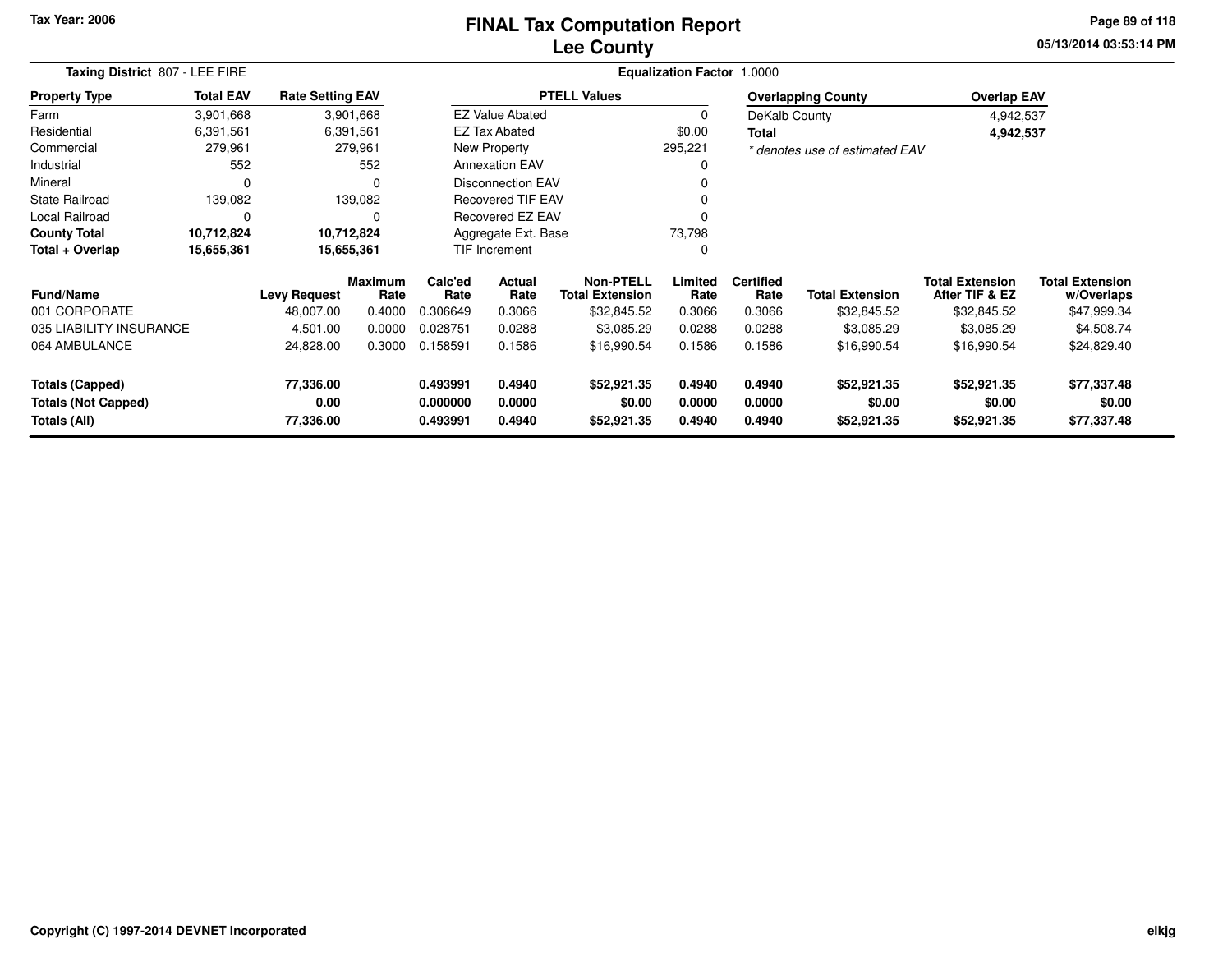# FINAL Tax Computation Report
# Lee County

Tax Year: 2006

05/13/2014 03:53:14 PM

**Taxing District** 807 - LEE FIRE

**Equalization Factor** 1.0000

| Property Type | Total EAV | Rate Setting EAV |
|---|---|---|
| Farm | 3,901,668 | 3,901,668 |
| Residential | 6,391,561 | 6,391,561 |
| Commercial | 279,961 | 279,961 |
| Industrial | 552 | 552 |
| Mineral | 0 | 0 |
| State Railroad | 139,082 | 139,082 |
| Local Railroad | 0 | 0 |
| **County Total** | **10,712,824** | **10,712,824** |
| **Total + Overlap** | **15,655,361** | **15,655,361** |

| PTELL Values | |
|---|---|
| EZ Value Abated | 0 |
| EZ Tax Abated | $0.00 |
| New Property | 295,221 |
| Annexation EAV | 0 |
| Disconnection EAV | 0 |
| Recovered TIF EAV | 0 |
| Recovered EZ EAV | 0 |
| Aggregate Ext. Base | 73,798 |
| TIF Increment | 0 |

| Overlapping County | Overlap EAV |
|---|---|
| DeKalb County | 4,942,537 |
| **Total** | **4,942,537** |

*\* denotes use of estimated EAV*

| Fund/Name | Levy Request | Maximum Rate | Calc'ed Rate | Actual Rate | Non-PTELL Total Extension | Limited Rate | Certified Rate | Total Extension | Total Extension After TIF & EZ | Total Extension w/Overlaps |
|---|---|---|---|---|---|---|---|---|---|---|
| 001 CORPORATE | 48,007.00 | 0.4000 | 0.306649 | 0.3066 | $32,845.52 | 0.3066 | 0.3066 | $32,845.52 | $32,845.52 | $47,999.34 |
| 035 LIABILITY INSURANCE | 4,501.00 | 0.0000 | 0.028751 | 0.0288 | $3,085.29 | 0.0288 | 0.0288 | $3,085.29 | $3,085.29 | $4,508.74 |
| 064 AMBULANCE | 24,828.00 | 0.3000 | 0.158591 | 0.1586 | $16,990.54 | 0.1586 | 0.1586 | $16,990.54 | $16,990.54 | $24,829.40 |
| **Totals (Capped)** | **77,336.00** | | **0.493991** | **0.4940** | **$52,921.35** | **0.4940** | **0.4940** | **$52,921.35** | **$52,921.35** | **$77,337.48** |
| **Totals (Not Capped)** | **0.00** | | **0.000000** | **0.0000** | **$0.00** | **0.0000** | **0.0000** | **$0.00** | **$0.00** | **$0.00** |
| **Totals (All)** | **77,336.00** | | **0.493991** | **0.4940** | **$52,921.35** | **0.4940** | **0.4940** | **$52,921.35** | **$52,921.35** | **$77,337.48** |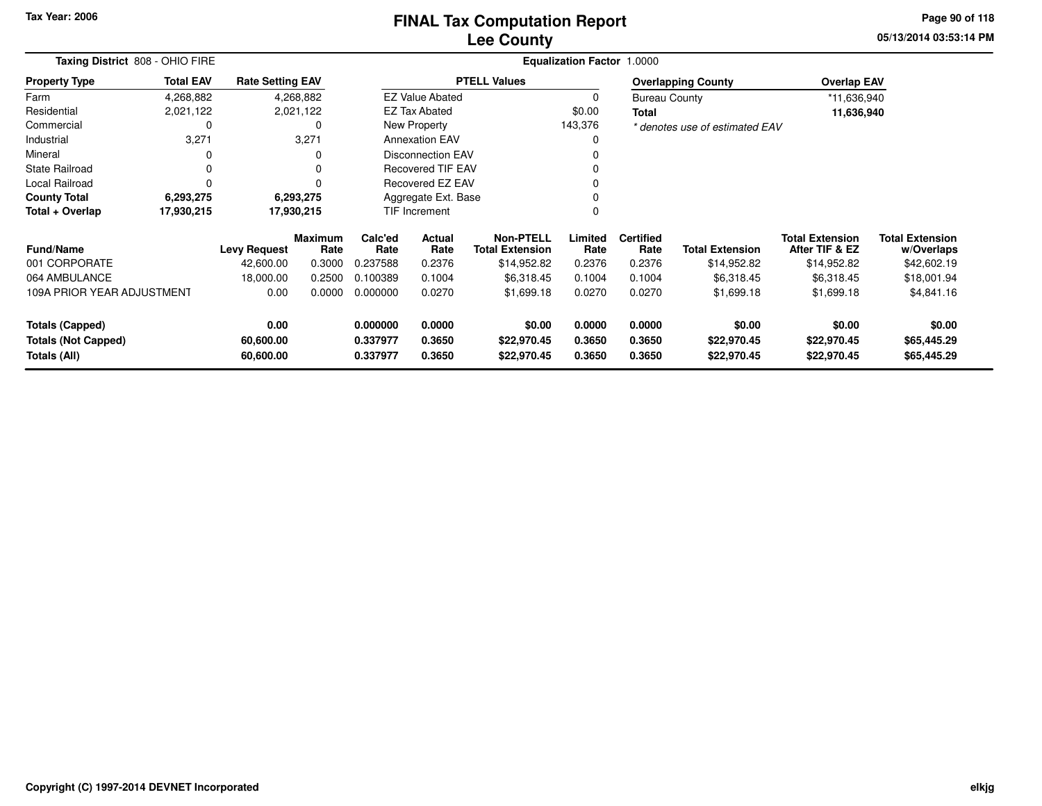Tax Year: 2006

# FINAL Tax Computation Report
## Lee County

05/13/2014 03:53:14 PM

**Taxing District** 808 - OHIO FIRE | **Equalization Factor** 1.0000

| Property Type | Total EAV | Rate Setting EAV |
|---|---|---|
| Farm | 4,268,882 | 4,268,882 |
| Residential | 2,021,122 | 2,021,122 |
| Commercial | 0 | 0 |
| Industrial | 3,271 | 3,271 |
| Mineral | 0 | 0 |
| State Railroad | 0 | 0 |
| Local Railroad | 0 | 0 |
| **County Total** | **6,293,275** | **6,293,275** |
| **Total + Overlap** | **17,930,215** | **17,930,215** |

| PTELL Values | |
|---|---|
| EZ Value Abated | 0 |
| EZ Tax Abated | $0.00 |
| New Property | 143,376 |
| Annexation EAV | 0 |
| Disconnection EAV | 0 |
| Recovered TIF EAV | 0 |
| Recovered EZ EAV | 0 |
| Aggregate Ext. Base | 0 |
| TIF Increment | 0 |

| Overlapping County | Overlap EAV |
|---|---|
| Bureau County | *11,636,940 |
| **Total** | **11,636,940** |

*\* denotes use of estimated EAV*

| Fund/Name | Levy Request | Maximum Rate | Calc'ed Rate | Actual Rate | Non-PTELL Total Extension | Limited Rate | Certified Rate | Total Extension | Total Extension After TIF & EZ | Total Extension w/Overlaps |
|---|---|---|---|---|---|---|---|---|---|---|
| 001 CORPORATE | 42,600.00 | 0.3000 | 0.237588 | 0.2376 | $14,952.82 | 0.2376 | 0.2376 | $14,952.82 | $14,952.82 | $42,602.19 |
| 064 AMBULANCE | 18,000.00 | 0.2500 | 0.100389 | 0.1004 | $6,318.45 | 0.1004 | 0.1004 | $6,318.45 | $6,318.45 | $18,001.94 |
| 109A PRIOR YEAR ADJUSTMENT | 0.00 | 0.0000 | 0.000000 | 0.0270 | $1,699.18 | 0.0270 | 0.0270 | $1,699.18 | $1,699.18 | $4,841.16 |
| **Totals (Capped)** | **0.00** | | **0.000000** | **0.0000** | **$0.00** | **0.0000** | **0.0000** | **$0.00** | **$0.00** | **$0.00** |
| **Totals (Not Capped)** | **60,600.00** | | **0.337977** | **0.3650** | **$22,970.45** | **0.3650** | **0.3650** | **$22,970.45** | **$22,970.45** | **$65,445.29** |
| **Totals (All)** | **60,600.00** | | **0.337977** | **0.3650** | **$22,970.45** | **0.3650** | **0.3650** | **$22,970.45** | **$22,970.45** | **$65,445.29** |

Copyright (C) 1997-2014 DEVNET Incorporated

elkjg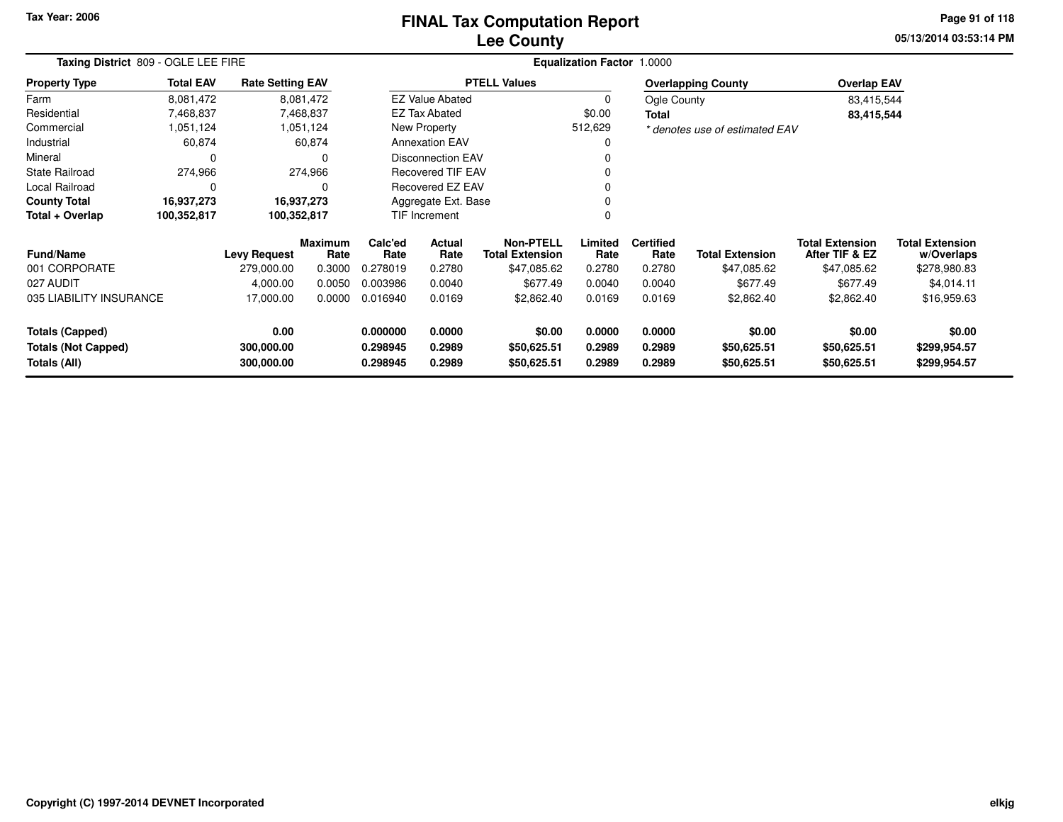Tax Year: 2006

# FINAL Tax Computation Report
## Lee County

05/13/2014 03:53:14 PM

**Taxing District** 809 - OGLE LEE FIRE

**Equalization Factor** 1.0000

| Property Type | Total EAV | Rate Setting EAV |
|---|---|---|
| Farm | 8,081,472 | 8,081,472 |
| Residential | 7,468,837 | 7,468,837 |
| Commercial | 1,051,124 | 1,051,124 |
| Industrial | 60,874 | 60,874 |
| Mineral | 0 | 0 |
| State Railroad | 274,966 | 274,966 |
| Local Railroad | 0 | 0 |
| **County Total** | **16,937,273** | **16,937,273** |
| **Total + Overlap** | **100,352,817** | **100,352,817** |

| PTELL Values | |
|---|---|
| EZ Value Abated | 0 |
| EZ Tax Abated | $0.00 |
| New Property | 512,629 |
| Annexation EAV | 0 |
| Disconnection EAV | 0 |
| Recovered TIF EAV | 0 |
| Recovered EZ EAV | 0 |
| Aggregate Ext. Base | 0 |
| TIF Increment | 0 |

| Overlapping County | Overlap EAV |
|---|---|
| Ogle County | 83,415,544 |
| **Total** | **83,415,544** |

*\* denotes use of estimated EAV*

| Fund/Name | Levy Request | Maximum Rate | Calc'ed Rate | Actual Rate | Non-PTELL Total Extension | Limited Rate | Certified Rate | Total Extension | Total Extension After TIF & EZ | Total Extension w/Overlaps |
|---|---|---|---|---|---|---|---|---|---|---|
| 001 CORPORATE | 279,000.00 | 0.3000 | 0.278019 | 0.2780 | $47,085.62 | 0.2780 | 0.2780 | $47,085.62 | $47,085.62 | $278,980.83 |
| 027 AUDIT | 4,000.00 | 0.0050 | 0.003986 | 0.0040 | $677.49 | 0.0040 | 0.0040 | $677.49 | $677.49 | $4,014.11 |
| 035 LIABILITY INSURANCE | 17,000.00 | 0.0000 | 0.016940 | 0.0169 | $2,862.40 | 0.0169 | 0.0169 | $2,862.40 | $2,862.40 | $16,959.63 |
| **Totals (Capped)** | **0.00** | | **0.000000** | **0.0000** | **$0.00** | **0.0000** | **0.0000** | **$0.00** | **$0.00** | **$0.00** |
| **Totals (Not Capped)** | **300,000.00** | | **0.298945** | **0.2989** | **$50,625.51** | **0.2989** | **0.2989** | **$50,625.51** | **$50,625.51** | **$299,954.57** |
| **Totals (All)** | **300,000.00** | | **0.298945** | **0.2989** | **$50,625.51** | **0.2989** | **0.2989** | **$50,625.51** | **$50,625.51** | **$299,954.57** |

Copyright (C) 1997-2014 DEVNET Incorporated

elkjg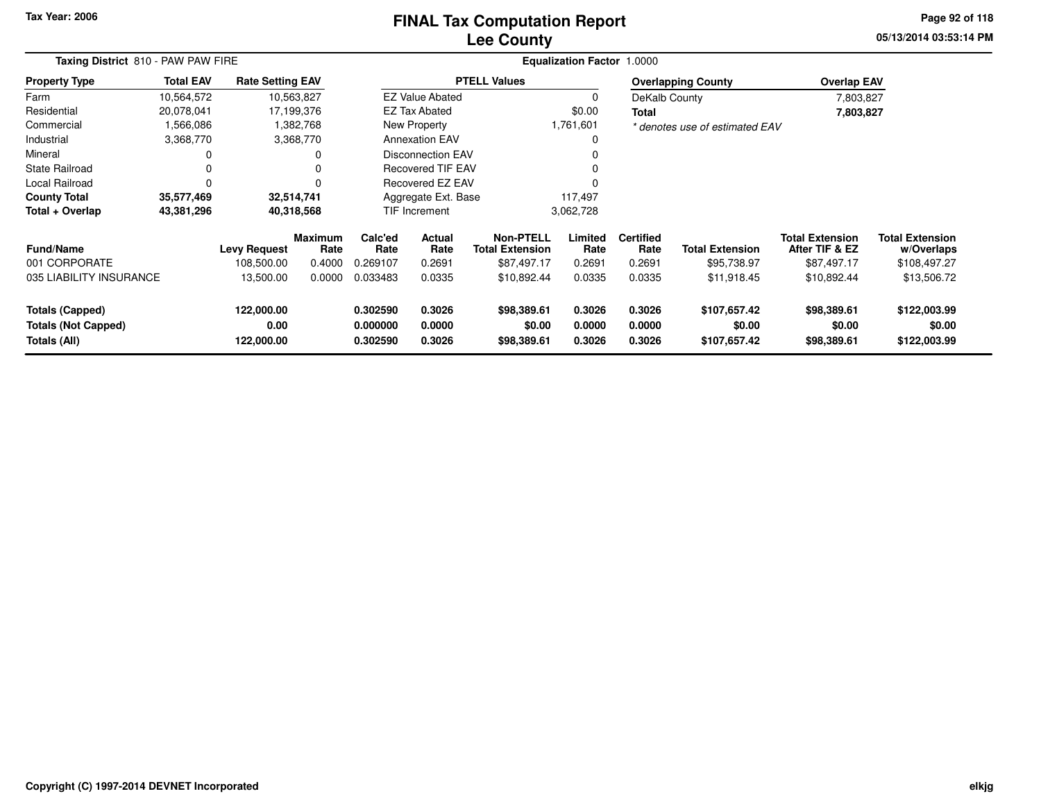Tax Year: 2006

# FINAL Tax Computation Report
## Lee County

05/13/2014 03:53:14 PM

**Taxing District** 810 - PAW PAW FIRE

**Equalization Factor** 1.0000

| Property Type | Total EAV | Rate Setting EAV |
|---|---|---|
| Farm | 10,564,572 | 10,563,827 |
| Residential | 20,078,041 | 17,199,376 |
| Commercial | 1,566,086 | 1,382,768 |
| Industrial | 3,368,770 | 3,368,770 |
| Mineral | 0 | 0 |
| State Railroad | 0 | 0 |
| Local Railroad | 0 | 0 |
| **County Total** | **35,577,469** | **32,514,741** |
| **Total + Overlap** | **43,381,296** | **40,318,568** |

| PTELL Values | |
|---|---|
| EZ Value Abated | 0 |
| EZ Tax Abated | $0.00 |
| New Property | 1,761,601 |
| Annexation EAV | 0 |
| Disconnection EAV | 0 |
| Recovered TIF EAV | 0 |
| Recovered EZ EAV | 0 |
| Aggregate Ext. Base | 117,497 |
| TIF Increment | 3,062,728 |

| Overlapping County | Overlap EAV |
|---|---|
| DeKalb County | 7,803,827 |
| **Total** | **7,803,827** |

*\* denotes use of estimated EAV*

| Fund/Name | Levy Request | Maximum Rate | Calc'ed Rate | Actual Rate | Non-PTELL Total Extension | Limited Rate | Certified Rate | Total Extension | Total Extension After TIF & EZ | Total Extension w/Overlaps |
|---|---|---|---|---|---|---|---|---|---|---|
| 001 CORPORATE | 108,500.00 | 0.4000 | 0.269107 | 0.2691 | $87,497.17 | 0.2691 | 0.2691 | $95,738.97 | $87,497.17 | $108,497.27 |
| 035 LIABILITY INSURANCE | 13,500.00 | 0.0000 | 0.033483 | 0.0335 | $10,892.44 | 0.0335 | 0.0335 | $11,918.45 | $10,892.44 | $13,506.72 |
| **Totals (Capped)** | **122,000.00** | | **0.302590** | **0.3026** | **$98,389.61** | **0.3026** | **0.3026** | **$107,657.42** | **$98,389.61** | **$122,003.99** |
| **Totals (Not Capped)** | **0.00** | | **0.000000** | **0.0000** | **$0.00** | **0.0000** | **0.0000** | **$0.00** | **$0.00** | **$0.00** |
| **Totals (All)** | **122,000.00** | | **0.302590** | **0.3026** | **$98,389.61** | **0.3026** | **0.3026** | **$107,657.42** | **$98,389.61** | **$122,003.99** |

Copyright (C) 1997-2014 DEVNET Incorporated

elkjg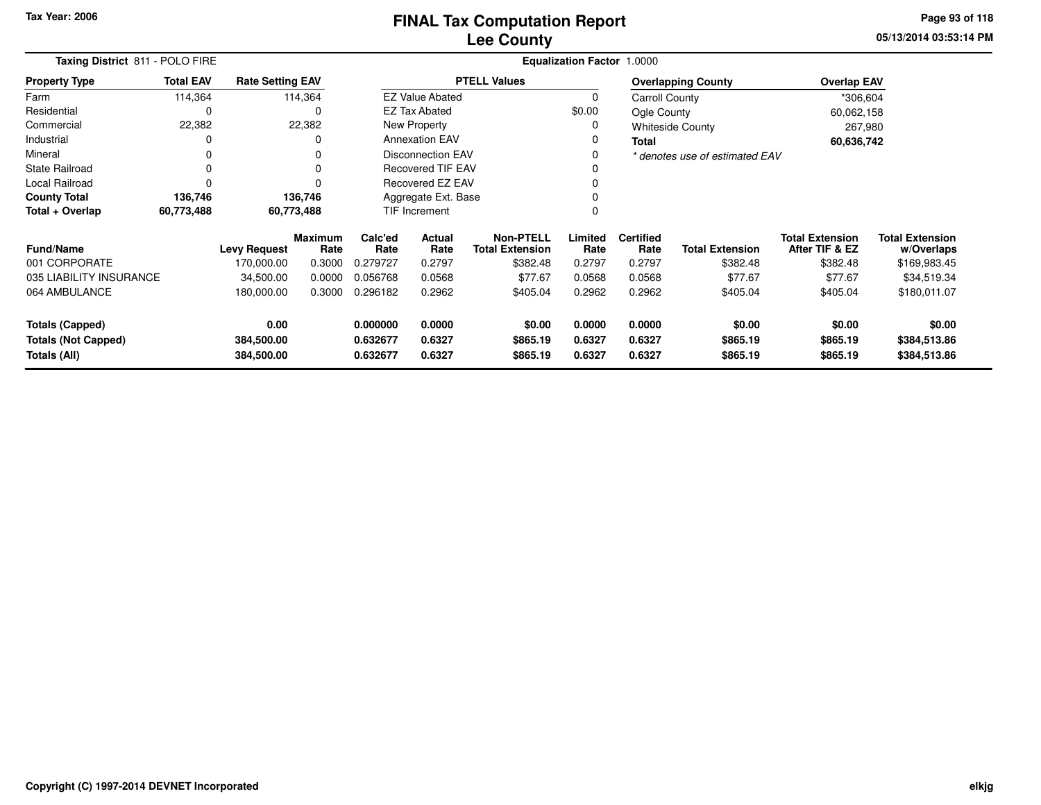# FINAL Tax Computation Report
## Lee County

Tax Year: 2006

**Taxing District** 811 - POLO FIRE

**Equalization Factor** 1.0000

| Property Type | Total EAV | Rate Setting EAV |
|---|---|---|
| Farm | 114,364 | 114,364 |
| Residential | 0 | 0 |
| Commercial | 22,382 | 22,382 |
| Industrial | 0 | 0 |
| Mineral | 0 | 0 |
| State Railroad | 0 | 0 |
| Local Railroad | 0 | 0 |
| **County Total** | **136,746** | **136,746** |
| **Total + Overlap** | **60,773,488** | **60,773,488** |

| PTELL Values | |
|---|---|
| EZ Value Abated | 0 |
| EZ Tax Abated | $0.00 |
| New Property | 0 |
| Annexation EAV | 0 |
| Disconnection EAV | 0 |
| Recovered TIF EAV | 0 |
| Recovered EZ EAV | 0 |
| Aggregate Ext. Base | 0 |
| TIF Increment | 0 |

| Overlapping County | Overlap EAV |
|---|---|
| Carroll County | *306,604 |
| Ogle County | 60,062,158 |
| Whiteside County | 267,980 |
| **Total** | **60,636,742** |

*\* denotes use of estimated EAV*

| Fund/Name | Levy Request | Maximum Rate | Calc'ed Rate | Actual Rate | Non-PTELL Total Extension | Limited Rate | Certified Rate | Total Extension | Total Extension After TIF & EZ | Total Extension w/Overlaps |
|---|---|---|---|---|---|---|---|---|---|---|
| 001 CORPORATE | 170,000.00 | 0.3000 | 0.279727 | 0.2797 | $382.48 | 0.2797 | 0.2797 | $382.48 | $382.48 | $169,983.45 |
| 035 LIABILITY INSURANCE | 34,500.00 | 0.0000 | 0.056768 | 0.0568 | $77.67 | 0.0568 | 0.0568 | $77.67 | $77.67 | $34,519.34 |
| 064 AMBULANCE | 180,000.00 | 0.3000 | 0.296182 | 0.2962 | $405.04 | 0.2962 | 0.2962 | $405.04 | $405.04 | $180,011.07 |
| **Totals (Capped)** | **0.00** | | **0.000000** | **0.0000** | **$0.00** | **0.0000** | **0.0000** | **$0.00** | **$0.00** | **$0.00** |
| **Totals (Not Capped)** | **384,500.00** | | **0.632677** | **0.6327** | **$865.19** | **0.6327** | **0.6327** | **$865.19** | **$865.19** | **$384,513.86** |
| **Totals (All)** | **384,500.00** | | **0.632677** | **0.6327** | **$865.19** | **0.6327** | **0.6327** | **$865.19** | **$865.19** | **$384,513.86** |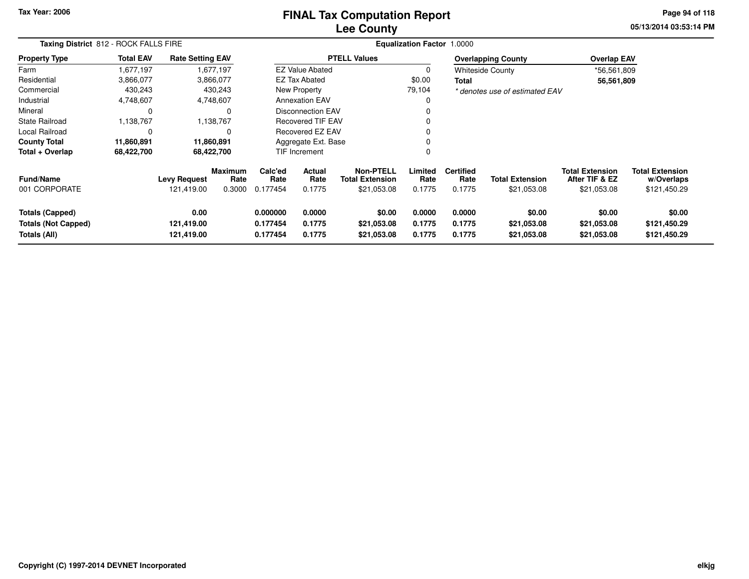Tax Year: 2006

# FINAL Tax Computation Report
## Lee County

**Taxing District** 812 - ROCK FALLS FIRE

**Equalization Factor** 1.0000

| Property Type | Total EAV | Rate Setting EAV |
|---|---|---|
| Farm | 1,677,197 | 1,677,197 |
| Residential | 3,866,077 | 3,866,077 |
| Commercial | 430,243 | 430,243 |
| Industrial | 4,748,607 | 4,748,607 |
| Mineral | 0 | 0 |
| State Railroad | 1,138,767 | 1,138,767 |
| Local Railroad | 0 | 0 |
| **County Total** | **11,860,891** | **11,860,891** |
| **Total + Overlap** | **68,422,700** | **68,422,700** |

| PTELL Values | |
|---|---|
| EZ Value Abated | 0 |
| EZ Tax Abated | $0.00 |
| New Property | 79,104 |
| Annexation EAV | 0 |
| Disconnection EAV | 0 |
| Recovered TIF EAV | 0 |
| Recovered EZ EAV | 0 |
| Aggregate Ext. Base | 0 |
| TIF Increment | 0 |

| Overlapping County | Overlap EAV |
|---|---|
| Whiteside County | *56,561,809 |
| **Total** | **56,561,809** |

*\* denotes use of estimated EAV*

| Fund/Name | Levy Request | Maximum Rate | Calc'ed Rate | Actual Rate | Non-PTELL Total Extension | Limited Rate | Certified Rate | Total Extension | Total Extension After TIF & EZ | Total Extension w/Overlaps |
|---|---|---|---|---|---|---|---|---|---|---|
| 001 CORPORATE | 121,419.00 | 0.3000 | 0.177454 | 0.1775 | $21,053.08 | 0.1775 | 0.1775 | $21,053.08 | $21,053.08 | $121,450.29 |
| **Totals (Capped)** | **0.00** | | **0.000000** | **0.0000** | **$0.00** | **0.0000** | **0.0000** | **$0.00** | **$0.00** | **$0.00** |
| **Totals (Not Capped)** | **121,419.00** | | **0.177454** | **0.1775** | **$21,053.08** | **0.1775** | **0.1775** | **$21,053.08** | **$21,053.08** | **$121,450.29** |
| **Totals (All)** | **121,419.00** | | **0.177454** | **0.1775** | **$21,053.08** | **0.1775** | **0.1775** | **$21,053.08** | **$21,053.08** | **$121,450.29** |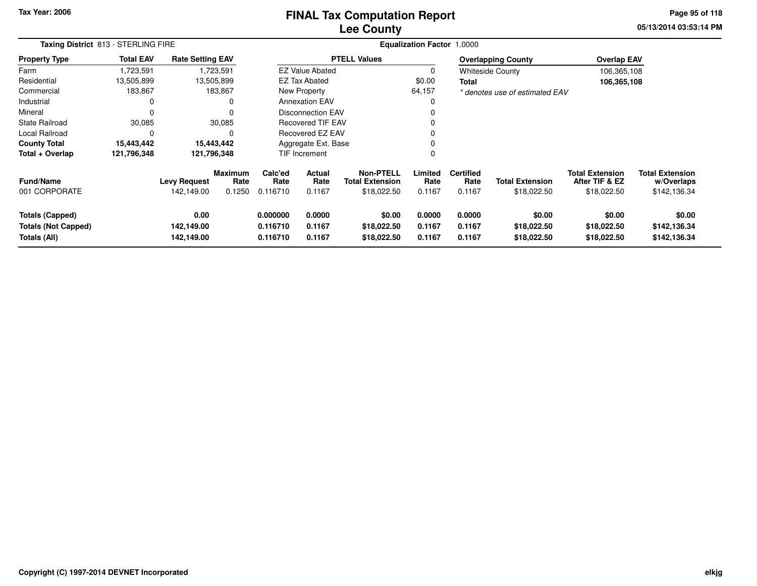Tax Year: 2006

# FINAL Tax Computation Report
## Lee County

05/13/2014 03:53:14 PM

**Taxing District** 813 - STERLING FIRE **Equalization Factor** 1.0000

| Property Type | Total EAV | Rate Setting EAV |
|---|---|---|
| Farm | 1,723,591 | 1,723,591 |
| Residential | 13,505,899 | 13,505,899 |
| Commercial | 183,867 | 183,867 |
| Industrial | 0 | 0 |
| Mineral | 0 | 0 |
| State Railroad | 30,085 | 30,085 |
| Local Railroad | 0 | 0 |
| **County Total** | **15,443,442** | **15,443,442** |
| **Total + Overlap** | **121,796,348** | **121,796,348** |

| PTELL Values | |
|---|---|
| EZ Value Abated | 0 |
| EZ Tax Abated | $0.00 |
| New Property | 64,157 |
| Annexation EAV | 0 |
| Disconnection EAV | 0 |
| Recovered TIF EAV | 0 |
| Recovered EZ EAV | 0 |
| Aggregate Ext. Base | 0 |
| TIF Increment | 0 |

| Overlapping County | Overlap EAV |
|---|---|
| Whiteside County | 106,365,108 |
| **Total** | **106,365,108** |

*\* denotes use of estimated EAV*

| Fund/Name | Levy Request | Maximum Rate | Calc'ed Rate | Actual Rate | Non-PTELL Total Extension | Limited Rate | Certified Rate | Total Extension | Total Extension After TIF & EZ | Total Extension w/Overlaps |
|---|---|---|---|---|---|---|---|---|---|---|
| 001 CORPORATE | 142,149.00 | 0.1250 | 0.116710 | 0.1167 | $18,022.50 | 0.1167 | 0.1167 | $18,022.50 | $18,022.50 | $142,136.34 |
| **Totals (Capped)** | **0.00** | | **0.000000** | **0.0000** | **$0.00** | **0.0000** | **0.0000** | **$0.00** | **$0.00** | **$0.00** |
| **Totals (Not Capped)** | **142,149.00** | | **0.116710** | **0.1167** | **$18,022.50** | **0.1167** | **0.1167** | **$18,022.50** | **$18,022.50** | **$142,136.34** |
| **Totals (All)** | **142,149.00** | | **0.116710** | **0.1167** | **$18,022.50** | **0.1167** | **0.1167** | **$18,022.50** | **$18,022.50** | **$142,136.34** |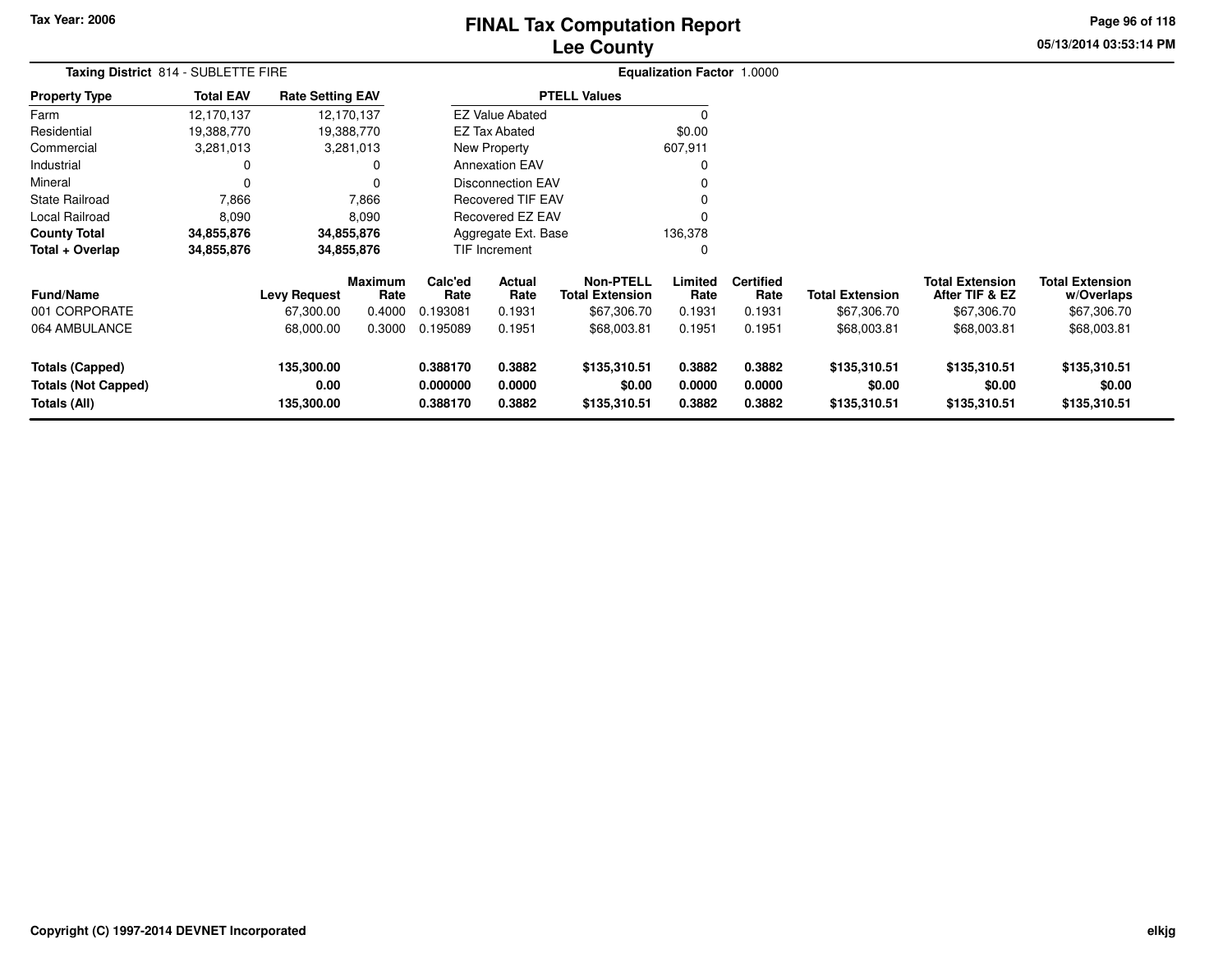# FINAL Tax Computation Report
## Lee County

**Tax Year: 2006**

**Taxing District** 814 - SUBLETTE FIRE

**Equalization Factor** 1.0000

| Property Type | Total EAV | Rate Setting EAV |
|---|---|---|
| Farm | 12,170,137 | 12,170,137 |
| Residential | 19,388,770 | 19,388,770 |
| Commercial | 3,281,013 | 3,281,013 |
| Industrial | 0 | 0 |
| Mineral | 0 | 0 |
| State Railroad | 7,866 | 7,866 |
| Local Railroad | 8,090 | 8,090 |
| **County Total** | **34,855,876** | **34,855,876** |
| **Total + Overlap** | **34,855,876** | **34,855,876** |

| PTELL Values | |
|---|---|
| EZ Value Abated | 0 |
| EZ Tax Abated | $0.00 |
| New Property | 607,911 |
| Annexation EAV | 0 |
| Disconnection EAV | 0 |
| Recovered TIF EAV | 0 |
| Recovered EZ EAV | 0 |
| Aggregate Ext. Base | 136,378 |
| TIF Increment | 0 |

| Fund/Name | Levy Request | Maximum Rate | Calc'ed Rate | Actual Rate | Non-PTELL Total Extension | Limited Rate | Certified Rate | Total Extension | Total Extension After TIF & EZ | Total Extension w/Overlaps |
|---|---|---|---|---|---|---|---|---|---|---|
| 001 CORPORATE | 67,300.00 | 0.4000 | 0.193081 | 0.1931 | $67,306.70 | 0.1931 | 0.1931 | $67,306.70 | $67,306.70 | $67,306.70 |
| 064 AMBULANCE | 68,000.00 | 0.3000 | 0.195089 | 0.1951 | $68,003.81 | 0.1951 | 0.1951 | $68,003.81 | $68,003.81 | $68,003.81 |
| **Totals (Capped)** | **135,300.00** | | **0.388170** | **0.3882** | **$135,310.51** | **0.3882** | **0.3882** | **$135,310.51** | **$135,310.51** | **$135,310.51** |
| **Totals (Not Capped)** | **0.00** | | **0.000000** | **0.0000** | **$0.00** | **0.0000** | **0.0000** | **$0.00** | **$0.00** | **$0.00** |
| **Totals (All)** | **135,300.00** | | **0.388170** | **0.3882** | **$135,310.51** | **0.3882** | **0.3882** | **$135,310.51** | **$135,310.51** | **$135,310.51** |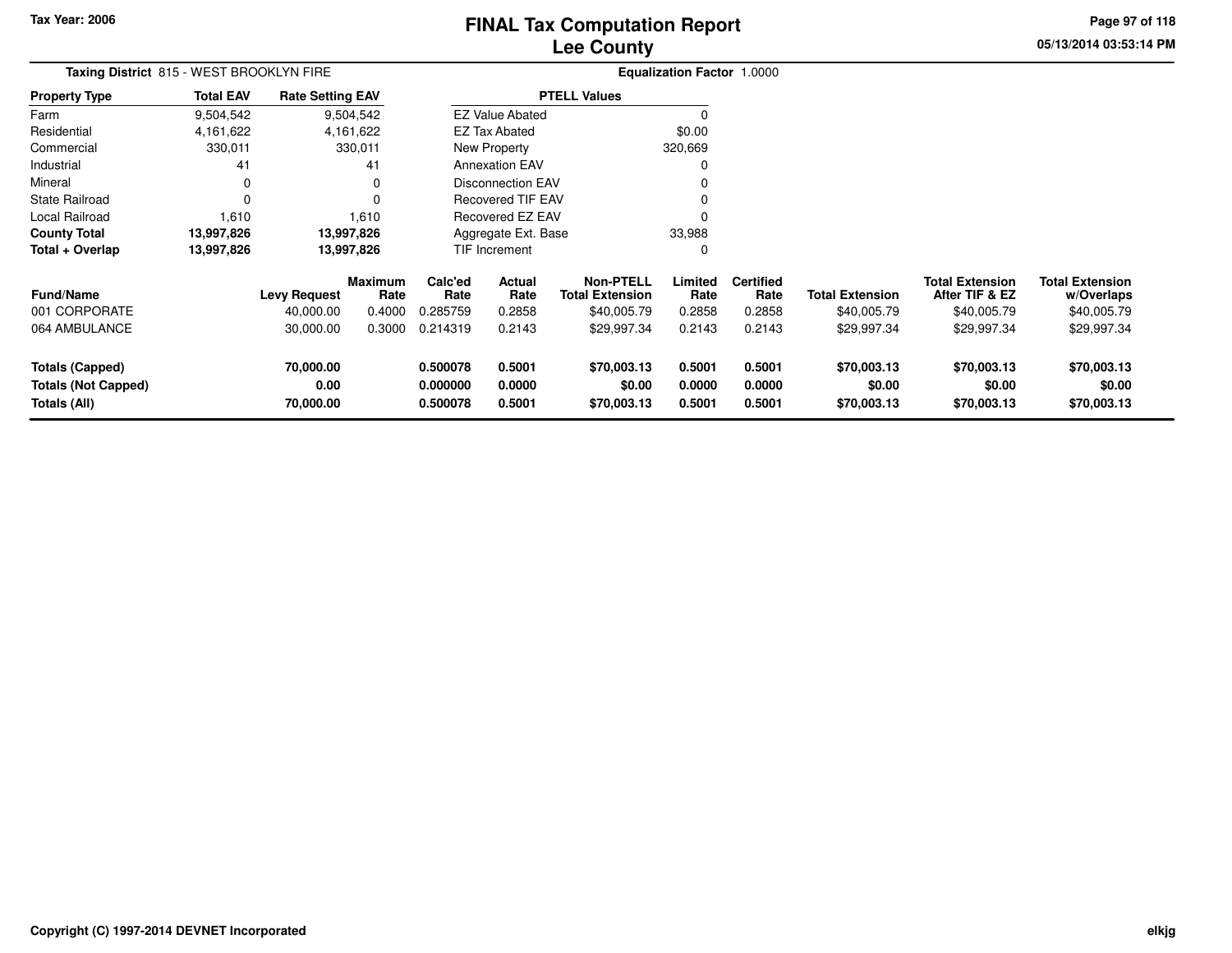# FINAL Tax Computation Report
## Lee County

Tax Year: 2006

**Taxing District** 815 - WEST BROOKLYN FIRE

**Equalization Factor** 1.0000

| Property Type | Total EAV | Rate Setting EAV |
|---|---|---|
| Farm | 9,504,542 | 9,504,542 |
| Residential | 4,161,622 | 4,161,622 |
| Commercial | 330,011 | 330,011 |
| Industrial | 41 | 41 |
| Mineral | 0 | 0 |
| State Railroad | 0 | 0 |
| Local Railroad | 1,610 | 1,610 |
| **County Total** | **13,997,826** | **13,997,826** |
| **Total + Overlap** | **13,997,826** | **13,997,826** |

| PTELL Values | |
|---|---|
| EZ Value Abated | 0 |
| EZ Tax Abated | $0.00 |
| New Property | 320,669 |
| Annexation EAV | 0 |
| Disconnection EAV | 0 |
| Recovered TIF EAV | 0 |
| Recovered EZ EAV | 0 |
| Aggregate Ext. Base | 33,988 |
| TIF Increment | 0 |

| Fund/Name | Levy Request | Maximum Rate | Calc'ed Rate | Actual Rate | Non-PTELL Total Extension | Limited Rate | Certified Rate | Total Extension | Total Extension After TIF & EZ | Total Extension w/Overlaps |
|---|---|---|---|---|---|---|---|---|---|---|
| 001 CORPORATE | 40,000.00 | 0.4000 | 0.285759 | 0.2858 | $40,005.79 | 0.2858 | 0.2858 | $40,005.79 | $40,005.79 | $40,005.79 |
| 064 AMBULANCE | 30,000.00 | 0.3000 | 0.214319 | 0.2143 | $29,997.34 | 0.2143 | 0.2143 | $29,997.34 | $29,997.34 | $29,997.34 |
| **Totals (Capped)** | **70,000.00** | | **0.500078** | **0.5001** | **$70,003.13** | **0.5001** | **0.5001** | **$70,003.13** | **$70,003.13** | **$70,003.13** |
| **Totals (Not Capped)** | **0.00** | | **0.000000** | **0.0000** | **$0.00** | **0.0000** | **0.0000** | **$0.00** | **$0.00** | **$0.00** |
| **Totals (All)** | **70,000.00** | | **0.500078** | **0.5001** | **$70,003.13** | **0.5001** | **0.5001** | **$70,003.13** | **$70,003.13** | **$70,003.13** |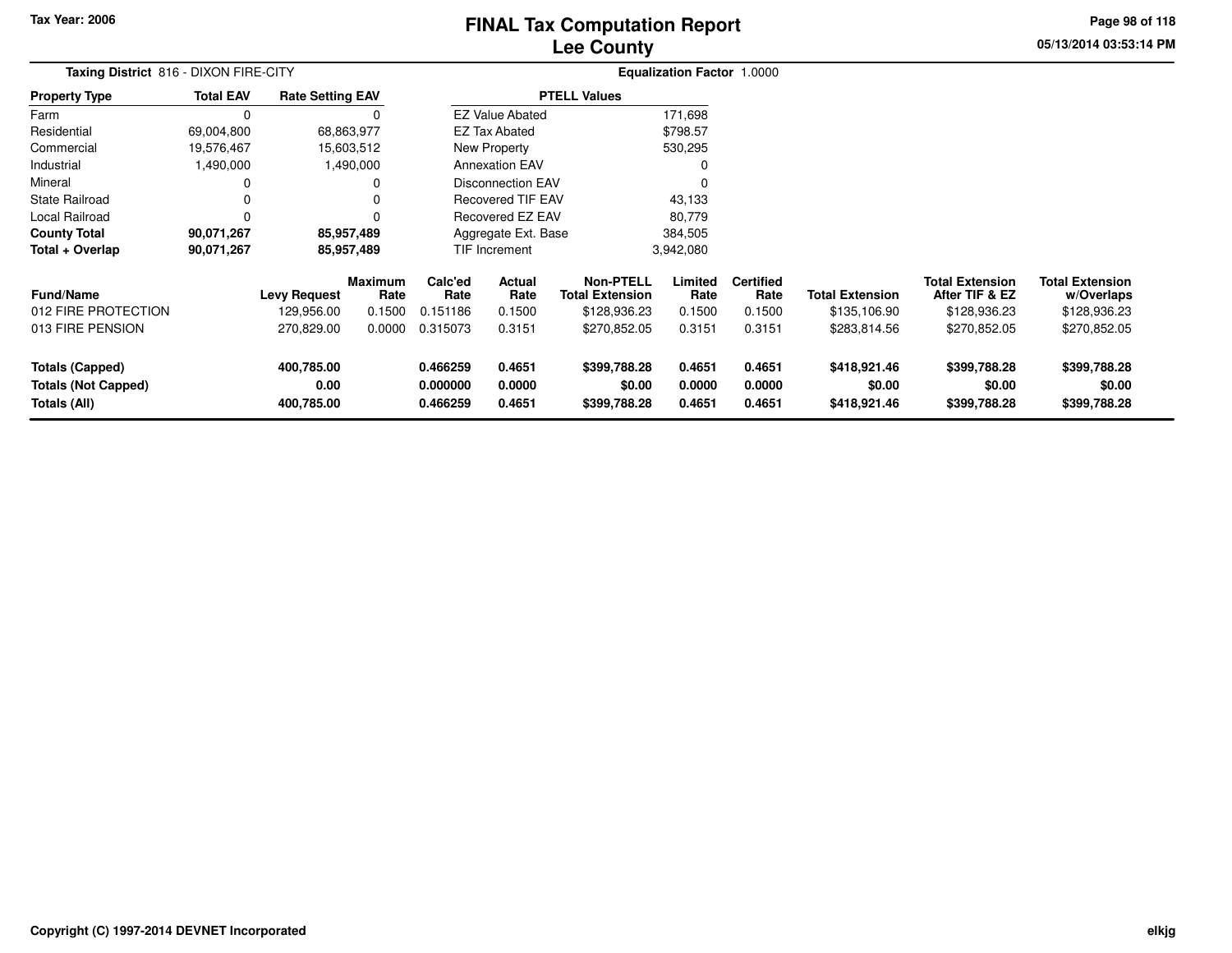# FINAL Tax Computation Report
# Lee County

Tax Year: 2006

05/13/2014 03:53:14 PM

**Taxing District** 816 - DIXON FIRE-CITY

**Equalization Factor** 1.0000

| Property Type | Total EAV | Rate Setting EAV |
|---|---|---|
| Farm | 0 | 0 |
| Residential | 69,004,800 | 68,863,977 |
| Commercial | 19,576,467 | 15,603,512 |
| Industrial | 1,490,000 | 1,490,000 |
| Mineral | 0 | 0 |
| State Railroad | 0 | 0 |
| Local Railroad | 0 | 0 |
| **County Total** | **90,071,267** | **85,957,489** |
| **Total + Overlap** | **90,071,267** | **85,957,489** |

| PTELL Values | |
|---|---|
| EZ Value Abated | 171,698 |
| EZ Tax Abated | $798.57 |
| New Property | 530,295 |
| Annexation EAV | 0 |
| Disconnection EAV | 0 |
| Recovered TIF EAV | 43,133 |
| Recovered EZ EAV | 80,779 |
| Aggregate Ext. Base | 384,505 |
| TIF Increment | 3,942,080 |

| Fund/Name | Levy Request | Maximum Rate | Calc'ed Rate | Actual Rate | Non-PTELL Total Extension | Limited Rate | Certified Rate | Total Extension | Total Extension After TIF & EZ | Total Extension w/Overlaps |
|---|---|---|---|---|---|---|---|---|---|---|
| 012 FIRE PROTECTION | 129,956.00 | 0.1500 | 0.151186 | 0.1500 | $128,936.23 | 0.1500 | 0.1500 | $135,106.90 | $128,936.23 | $128,936.23 |
| 013 FIRE PENSION | 270,829.00 | 0.0000 | 0.315073 | 0.3151 | $270,852.05 | 0.3151 | 0.3151 | $283,814.56 | $270,852.05 | $270,852.05 |
| **Totals (Capped)** | **400,785.00** | | **0.466259** | **0.4651** | **$399,788.28** | **0.4651** | **0.4651** | **$418,921.46** | **$399,788.28** | **$399,788.28** |
| **Totals (Not Capped)** | **0.00** | | **0.000000** | **0.0000** | **$0.00** | **0.0000** | **0.0000** | **$0.00** | **$0.00** | **$0.00** |
| **Totals (All)** | **400,785.00** | | **0.466259** | **0.4651** | **$399,788.28** | **0.4651** | **0.4651** | **$418,921.46** | **$399,788.28** | **$399,788.28** |

Copyright (C) 1997-2014 DEVNET Incorporated

elkjg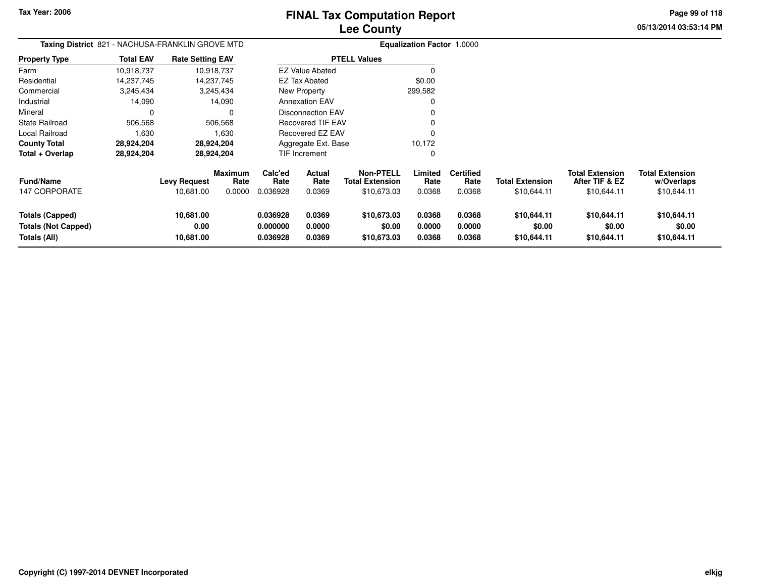# FINAL Tax Computation Report
## Lee County

Tax Year: 2006

05/13/2014 03:53:14 PM

**Taxing District** 821 - NACHUSA-FRANKLIN GROVE MTD

**Equalization Factor** 1.0000

| Property Type | Total EAV | Rate Setting EAV |
|---|---|---|
| Farm | 10,918,737 | 10,918,737 |
| Residential | 14,237,745 | 14,237,745 |
| Commercial | 3,245,434 | 3,245,434 |
| Industrial | 14,090 | 14,090 |
| Mineral | 0 | 0 |
| State Railroad | 506,568 | 506,568 |
| Local Railroad | 1,630 | 1,630 |
| **County Total** | **28,924,204** | **28,924,204** |
| **Total + Overlap** | **28,924,204** | **28,924,204** |

| PTELL Values | |
|---|---|
| EZ Value Abated | 0 |
| EZ Tax Abated | $0.00 |
| New Property | 299,582 |
| Annexation EAV | 0 |
| Disconnection EAV | 0 |
| Recovered TIF EAV | 0 |
| Recovered EZ EAV | 0 |
| Aggregate Ext. Base | 10,172 |
| TIF Increment | 0 |

| Fund/Name | Levy Request | Maximum Rate | Calc'ed Rate | Actual Rate | Non-PTELL Total Extension | Limited Rate | Certified Rate | Total Extension | Total Extension After TIF & EZ | Total Extension w/Overlaps |
|---|---|---|---|---|---|---|---|---|---|---|
| 147 CORPORATE | 10,681.00 | 0.0000 | 0.036928 | 0.0369 | $10,673.03 | 0.0368 | 0.0368 | $10,644.11 | $10,644.11 | $10,644.11 |
| **Totals (Capped)** | **10,681.00** | | **0.036928** | **0.0369** | **$10,673.03** | **0.0368** | **0.0368** | **$10,644.11** | **$10,644.11** | **$10,644.11** |
| **Totals (Not Capped)** | **0.00** | | **0.000000** | **0.0000** | **$0.00** | **0.0000** | **0.0000** | **$0.00** | **$0.00** | **$0.00** |
| **Totals (All)** | **10,681.00** | | **0.036928** | **0.0369** | **$10,673.03** | **0.0368** | **0.0368** | **$10,644.11** | **$10,644.11** | **$10,644.11** |

Copyright (C) 1997-2014 DEVNET Incorporated

elkjg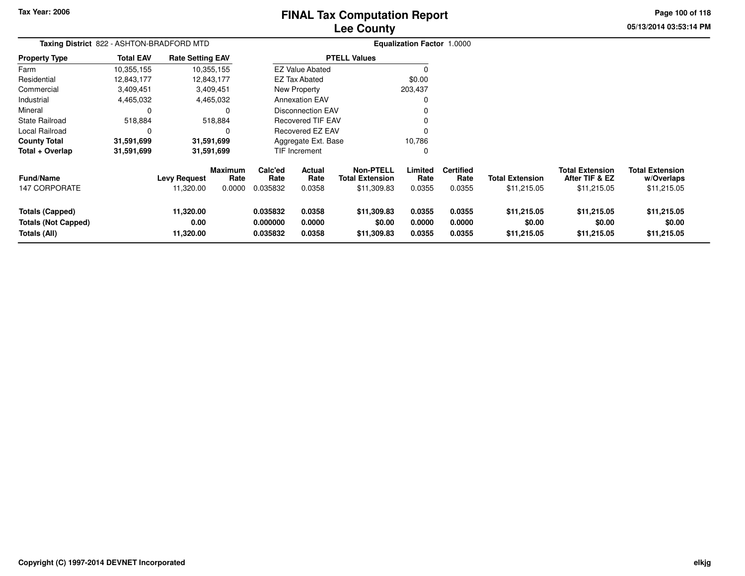Tax Year: 2006

# FINAL Tax Computation Report
## Lee County

**Taxing District** 822 - ASHTON-BRADFORD MTD

**Equalization Factor** 1.0000

| Property Type | Total EAV | Rate Setting EAV |
|---|---|---|
| Farm | 10,355,155 | 10,355,155 |
| Residential | 12,843,177 | 12,843,177 |
| Commercial | 3,409,451 | 3,409,451 |
| Industrial | 4,465,032 | 4,465,032 |
| Mineral | 0 | 0 |
| State Railroad | 518,884 | 518,884 |
| Local Railroad | 0 | 0 |
| **County Total** | **31,591,699** | **31,591,699** |
| **Total + Overlap** | **31,591,699** | **31,591,699** |

| PTELL Values | |
|---|---|
| EZ Value Abated | 0 |
| EZ Tax Abated | $0.00 |
| New Property | 203,437 |
| Annexation EAV | 0 |
| Disconnection EAV | 0 |
| Recovered TIF EAV | 0 |
| Recovered EZ EAV | 0 |
| Aggregate Ext. Base | 10,786 |
| TIF Increment | 0 |

| Fund/Name | Levy Request | Maximum Rate | Calc'ed Rate | Actual Rate | Non-PTELL Total Extension | Limited Rate | Certified Rate | Total Extension | Total Extension After TIF & EZ | Total Extension w/Overlaps |
|---|---|---|---|---|---|---|---|---|---|---|
| 147 CORPORATE | 11,320.00 | 0.0000 | 0.035832 | 0.0358 | $11,309.83 | 0.0355 | 0.0355 | $11,215.05 | $11,215.05 | $11,215.05 |
| **Totals (Capped)** | **11,320.00** | | **0.035832** | **0.0358** | **$11,309.83** | **0.0355** | **0.0355** | **$11,215.05** | **$11,215.05** | **$11,215.05** |
| **Totals (Not Capped)** | **0.00** | | **0.000000** | **0.0000** | **$0.00** | **0.0000** | **0.0000** | **$0.00** | **$0.00** | **$0.00** |
| **Totals (All)** | **11,320.00** | | **0.035832** | **0.0358** | **$11,309.83** | **0.0355** | **0.0355** | **$11,215.05** | **$11,215.05** | **$11,215.05** |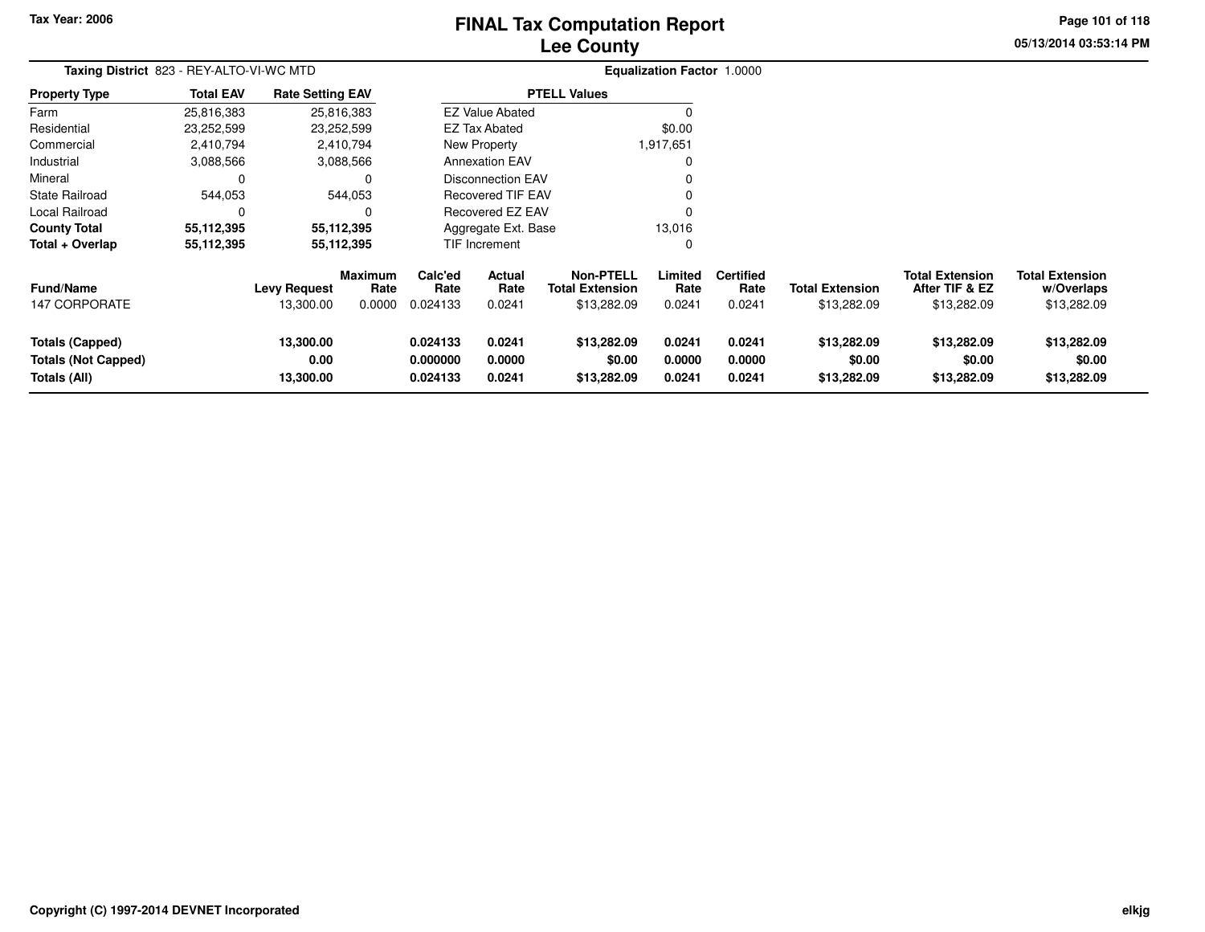Tax Year: 2006

# FINAL Tax Computation Report
## Lee County

05/13/2014 03:53:14 PM

**Taxing District** 823 - REY-ALTO-VI-WC MTD

**Equalization Factor** 1.0000

| Property Type | Total EAV | Rate Setting EAV |
|---|---|---|
| Farm | 25,816,383 | 25,816,383 |
| Residential | 23,252,599 | 23,252,599 |
| Commercial | 2,410,794 | 2,410,794 |
| Industrial | 3,088,566 | 3,088,566 |
| Mineral | 0 | 0 |
| State Railroad | 544,053 | 544,053 |
| Local Railroad | 0 | 0 |
| **County Total** | **55,112,395** | **55,112,395** |
| **Total + Overlap** | **55,112,395** | **55,112,395** |

| PTELL Values | |
|---|---|
| EZ Value Abated | 0 |
| EZ Tax Abated | $0.00 |
| New Property | 1,917,651 |
| Annexation EAV | 0 |
| Disconnection EAV | 0 |
| Recovered TIF EAV | 0 |
| Recovered EZ EAV | 0 |
| Aggregate Ext. Base | 13,016 |
| TIF Increment | 0 |

| Fund/Name | Levy Request | Maximum Rate | Calc'ed Rate | Actual Rate | Non-PTELL Total Extension | Limited Rate | Certified Rate | Total Extension | Total Extension After TIF & EZ | Total Extension w/Overlaps |
|---|---|---|---|---|---|---|---|---|---|---|
| 147 CORPORATE | 13,300.00 | 0.0000 | 0.024133 | 0.0241 | $13,282.09 | 0.0241 | 0.0241 | $13,282.09 | $13,282.09 | $13,282.09 |
| **Totals (Capped)** | **13,300.00** | | **0.024133** | **0.0241** | **$13,282.09** | **0.0241** | **0.0241** | **$13,282.09** | **$13,282.09** | **$13,282.09** |
| **Totals (Not Capped)** | **0.00** | | **0.000000** | **0.0000** | **$0.00** | **0.0000** | **0.0000** | **$0.00** | **$0.00** | **$0.00** |
| **Totals (All)** | **13,300.00** | | **0.024133** | **0.0241** | **$13,282.09** | **0.0241** | **0.0241** | **$13,282.09** | **$13,282.09** | **$13,282.09** |

Copyright (C) 1997-2014 DEVNET Incorporated

elkjg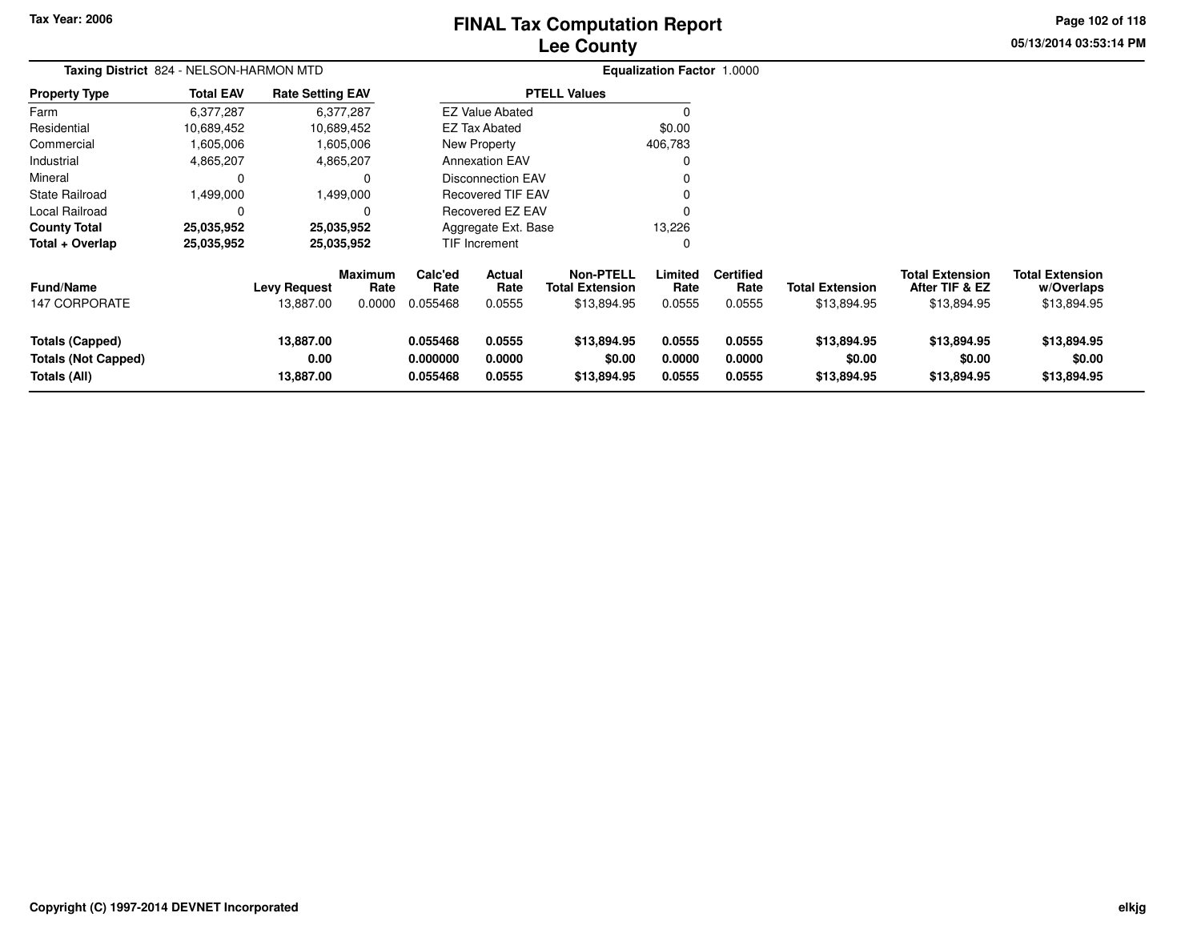# FINAL Tax Computation Report
## Lee County

Tax Year: 2006

**Taxing District** 824 - NELSON-HARMON MTD

**Equalization Factor** 1.0000

| Property Type | Total EAV | Rate Setting EAV |
|---|---|---|
| Farm | 6,377,287 | 6,377,287 |
| Residential | 10,689,452 | 10,689,452 |
| Commercial | 1,605,006 | 1,605,006 |
| Industrial | 4,865,207 | 4,865,207 |
| Mineral | 0 | 0 |
| State Railroad | 1,499,000 | 1,499,000 |
| Local Railroad | 0 | 0 |
| **County Total** | **25,035,952** | **25,035,952** |
| **Total + Overlap** | **25,035,952** | **25,035,952** |

| PTELL Values | |
|---|---|
| EZ Value Abated | 0 |
| EZ Tax Abated | $0.00 |
| New Property | 406,783 |
| Annexation EAV | 0 |
| Disconnection EAV | 0 |
| Recovered TIF EAV | 0 |
| Recovered EZ EAV | 0 |
| Aggregate Ext. Base | 13,226 |
| TIF Increment | 0 |

| Fund/Name | Levy Request | Maximum Rate | Calc'ed Rate | Actual Rate | Non-PTELL Total Extension | Limited Rate | Certified Rate | Total Extension | Total Extension After TIF & EZ | Total Extension w/Overlaps |
|---|---|---|---|---|---|---|---|---|---|---|
| 147 CORPORATE | 13,887.00 | 0.0000 | 0.055468 | 0.0555 | $13,894.95 | 0.0555 | 0.0555 | $13,894.95 | $13,894.95 | $13,894.95 |
| **Totals (Capped)** | **13,887.00** | | **0.055468** | **0.0555** | **$13,894.95** | **0.0555** | **0.0555** | **$13,894.95** | **$13,894.95** | **$13,894.95** |
| **Totals (Not Capped)** | **0.00** | | **0.000000** | **0.0000** | **$0.00** | **0.0000** | **0.0000** | **$0.00** | **$0.00** | **$0.00** |
| **Totals (All)** | **13,887.00** | | **0.055468** | **0.0555** | **$13,894.95** | **0.0555** | **0.0555** | **$13,894.95** | **$13,894.95** | **$13,894.95** |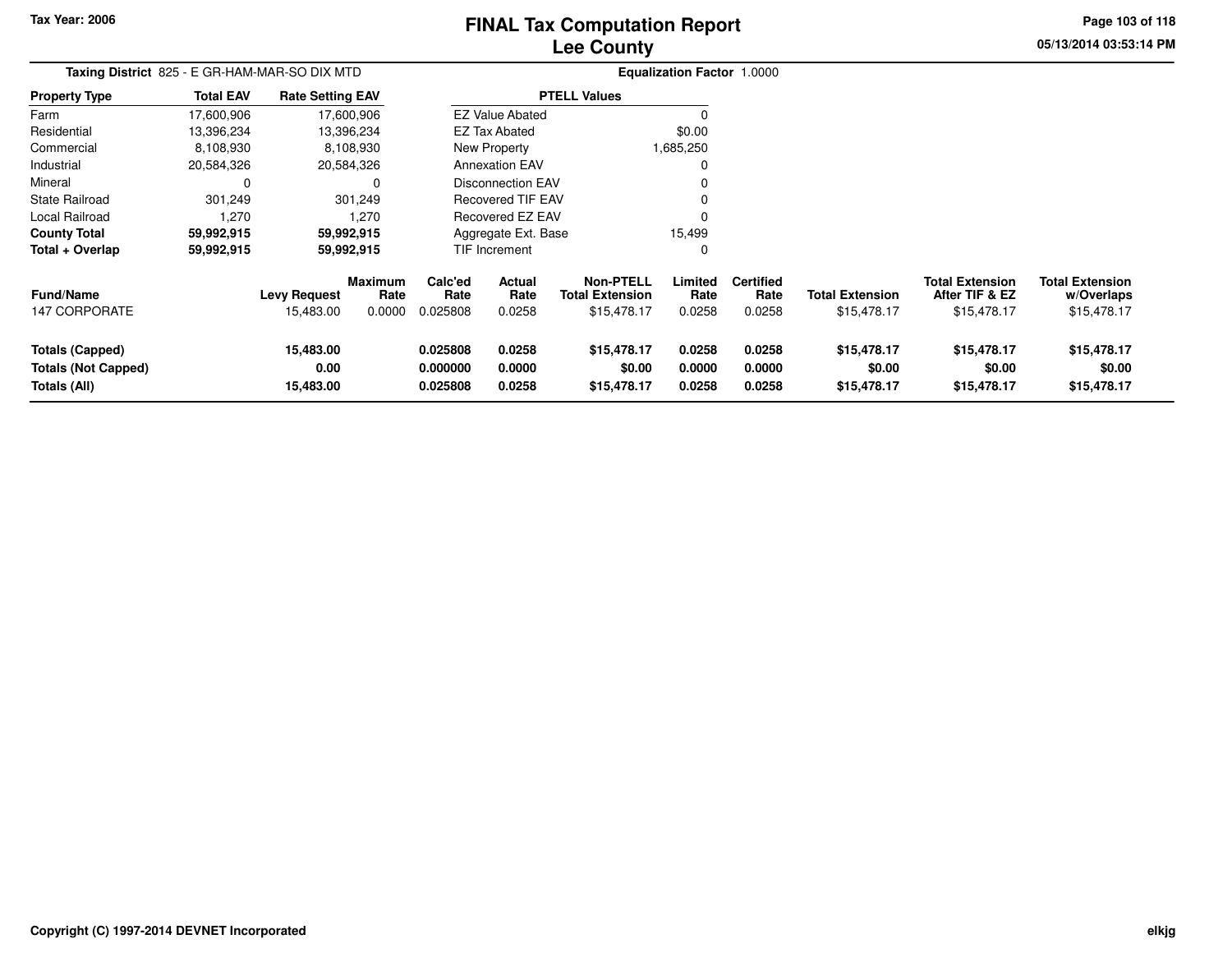Tax Year: 2006

# FINAL Tax Computation Report
## Lee County

**Taxing District** 825 - E GR-HAM-MAR-SO DIX MTD

**Equalization Factor** 1.0000

| Property Type | Total EAV | Rate Setting EAV |
|---|---|---|
| Farm | 17,600,906 | 17,600,906 |
| Residential | 13,396,234 | 13,396,234 |
| Commercial | 8,108,930 | 8,108,930 |
| Industrial | 20,584,326 | 20,584,326 |
| Mineral | 0 | 0 |
| State Railroad | 301,249 | 301,249 |
| Local Railroad | 1,270 | 1,270 |
| **County Total** | **59,992,915** | **59,992,915** |
| **Total + Overlap** | **59,992,915** | **59,992,915** |

| PTELL Values | |
|---|---|
| EZ Value Abated | 0 |
| EZ Tax Abated | $0.00 |
| New Property | 1,685,250 |
| Annexation EAV | 0 |
| Disconnection EAV | 0 |
| Recovered TIF EAV | 0 |
| Recovered EZ EAV | 0 |
| Aggregate Ext. Base | 15,499 |
| TIF Increment | 0 |

| Fund/Name | Levy Request | Maximum Rate | Calc'ed Rate | Actual Rate | Non-PTELL Total Extension | Limited Rate | Certified Rate | Total Extension | Total Extension After TIF & EZ | Total Extension w/Overlaps |
|---|---|---|---|---|---|---|---|---|---|---|
| 147 CORPORATE | 15,483.00 | 0.0000 | 0.025808 | 0.0258 | $15,478.17 | 0.0258 | 0.0258 | $15,478.17 | $15,478.17 | $15,478.17 |
| **Totals (Capped)** | **15,483.00** | | **0.025808** | **0.0258** | **$15,478.17** | **0.0258** | **0.0258** | **$15,478.17** | **$15,478.17** | **$15,478.17** |
| **Totals (Not Capped)** | **0.00** | | **0.000000** | **0.0000** | **$0.00** | **0.0000** | **0.0000** | **$0.00** | **$0.00** | **$0.00** |
| **Totals (All)** | **15,483.00** | | **0.025808** | **0.0258** | **$15,478.17** | **0.0258** | **0.0258** | **$15,478.17** | **$15,478.17** | **$15,478.17** |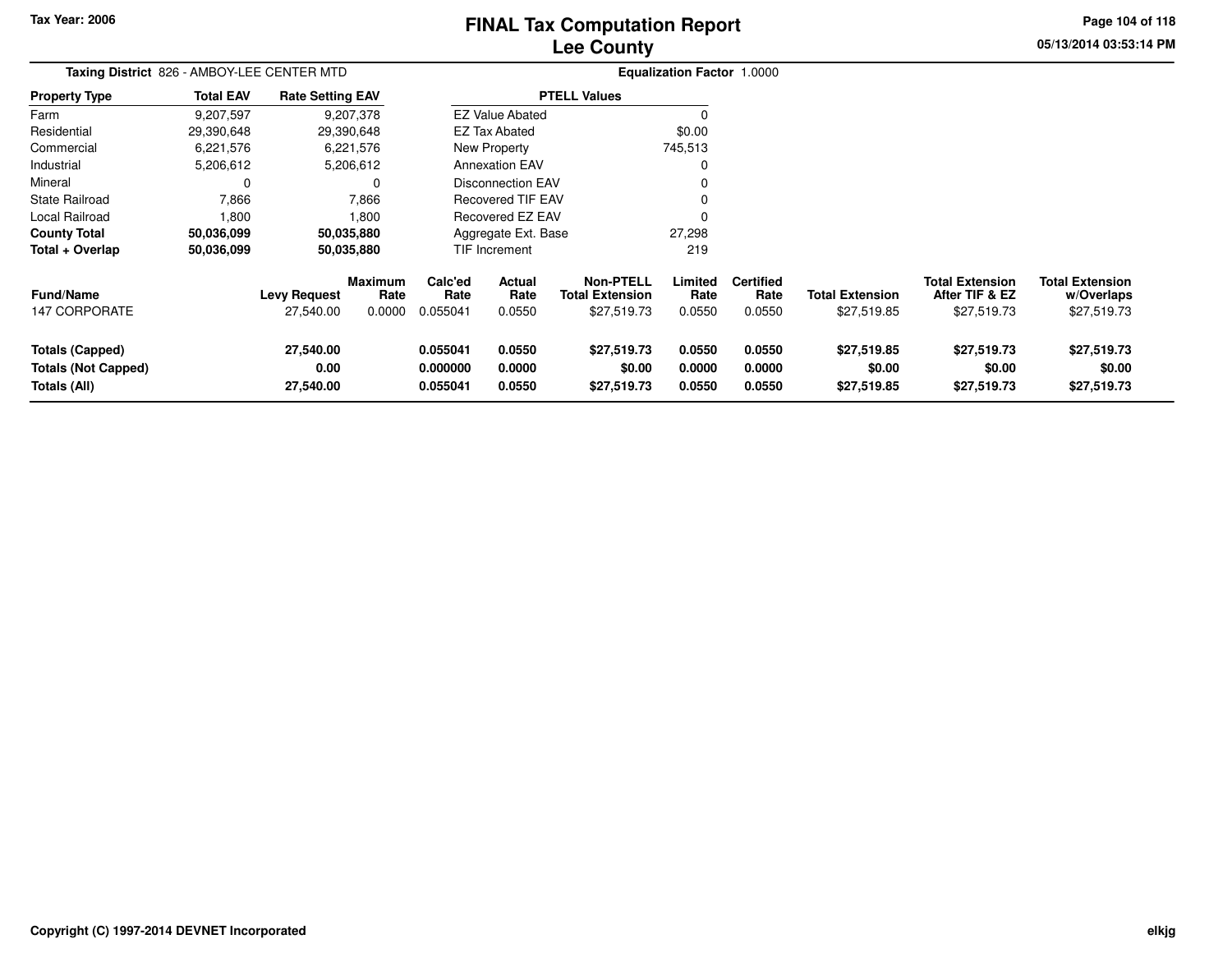# FINAL Tax Computation Report
# Lee County

Tax Year: 2006

**Taxing District** 826 - AMBOY-LEE CENTER MTD

**Equalization Factor** 1.0000

| Property Type | Total EAV | Rate Setting EAV |
|---|---|---|
| Farm | 9,207,597 | 9,207,378 |
| Residential | 29,390,648 | 29,390,648 |
| Commercial | 6,221,576 | 6,221,576 |
| Industrial | 5,206,612 | 5,206,612 |
| Mineral | 0 | 0 |
| State Railroad | 7,866 | 7,866 |
| Local Railroad | 1,800 | 1,800 |
| **County Total** | **50,036,099** | **50,035,880** |
| **Total + Overlap** | **50,036,099** | **50,035,880** |

| PTELL Values | |
|---|---|
| EZ Value Abated | 0 |
| EZ Tax Abated | $0.00 |
| New Property | 745,513 |
| Annexation EAV | 0 |
| Disconnection EAV | 0 |
| Recovered TIF EAV | 0 |
| Recovered EZ EAV | 0 |
| Aggregate Ext. Base | 27,298 |
| TIF Increment | 219 |

| Fund/Name | Levy Request | Maximum Rate | Calc'ed Rate | Actual Rate | Non-PTELL Total Extension | Limited Rate | Certified Rate | Total Extension | Total Extension After TIF & EZ | Total Extension w/Overlaps |
|---|---|---|---|---|---|---|---|---|---|---|
| 147 CORPORATE | 27,540.00 | 0.0000 | 0.055041 | 0.0550 | $27,519.73 | 0.0550 | 0.0550 | $27,519.85 | $27,519.73 | $27,519.73 |
| **Totals (Capped)** | **27,540.00** | | **0.055041** | **0.0550** | **$27,519.73** | **0.0550** | **0.0550** | **$27,519.85** | **$27,519.73** | **$27,519.73** |
| **Totals (Not Capped)** | **0.00** | | **0.000000** | **0.0000** | **$0.00** | **0.0000** | **0.0000** | **$0.00** | **$0.00** | **$0.00** |
| **Totals (All)** | **27,540.00** | | **0.055041** | **0.0550** | **$27,519.73** | **0.0550** | **0.0550** | **$27,519.85** | **$27,519.73** | **$27,519.73** |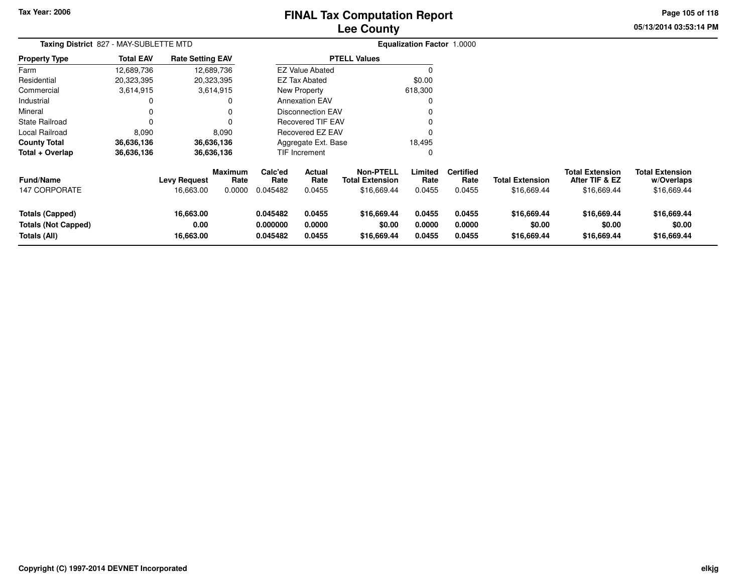Tax Year: 2006

# FINAL Tax Computation Report
## Lee County

**Taxing District** 827 - MAY-SUBLETTE MTD

**Equalization Factor** 1.0000

| Property Type | Total EAV | Rate Setting EAV |
|---|---|---|
| Farm | 12,689,736 | 12,689,736 |
| Residential | 20,323,395 | 20,323,395 |
| Commercial | 3,614,915 | 3,614,915 |
| Industrial | 0 | 0 |
| Mineral | 0 | 0 |
| State Railroad | 0 | 0 |
| Local Railroad | 8,090 | 8,090 |
| **County Total** | **36,636,136** | **36,636,136** |
| **Total + Overlap** | **36,636,136** | **36,636,136** |

| PTELL Values | |
|---|---|
| EZ Value Abated | 0 |
| EZ Tax Abated | $0.00 |
| New Property | 618,300 |
| Annexation EAV | 0 |
| Disconnection EAV | 0 |
| Recovered TIF EAV | 0 |
| Recovered EZ EAV | 0 |
| Aggregate Ext. Base | 18,495 |
| TIF Increment | 0 |

| Fund/Name | Levy Request | Maximum Rate | Calc'ed Rate | Actual Rate | Non-PTELL Total Extension | Limited Rate | Certified Rate | Total Extension | Total Extension After TIF & EZ | Total Extension w/Overlaps |
|---|---|---|---|---|---|---|---|---|---|---|
| 147 CORPORATE | 16,663.00 | 0.0000 | 0.045482 | 0.0455 | $16,669.44 | 0.0455 | 0.0455 | $16,669.44 | $16,669.44 | $16,669.44 |
| **Totals (Capped)** | **16,663.00** | | **0.045482** | **0.0455** | **$16,669.44** | **0.0455** | **0.0455** | **$16,669.44** | **$16,669.44** | **$16,669.44** |
| **Totals (Not Capped)** | **0.00** | | **0.000000** | **0.0000** | **$0.00** | **0.0000** | **0.0000** | **$0.00** | **$0.00** | **$0.00** |
| **Totals (All)** | **16,663.00** | | **0.045482** | **0.0455** | **$16,669.44** | **0.0455** | **0.0455** | **$16,669.44** | **$16,669.44** | **$16,669.44** |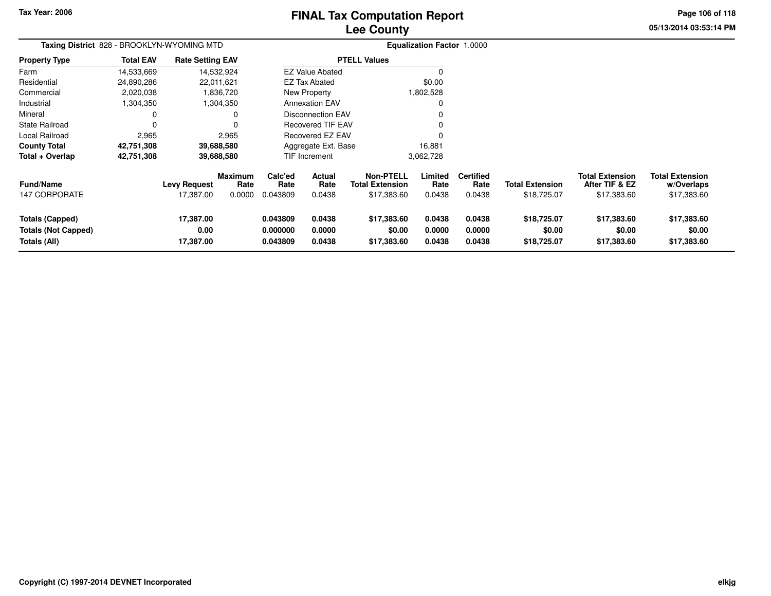# FINAL Tax Computation Report
## Lee County

Tax Year: 2006

05/13/2014 03:53:14 PM

**Taxing District** 828 - BROOKLYN-WYOMING MTD

**Equalization Factor** 1.0000

| Property Type | Total EAV | Rate Setting EAV |
|---|---|---|
| Farm | 14,533,669 | 14,532,924 |
| Residential | 24,890,286 | 22,011,621 |
| Commercial | 2,020,038 | 1,836,720 |
| Industrial | 1,304,350 | 1,304,350 |
| Mineral | 0 | 0 |
| State Railroad | 0 | 0 |
| Local Railroad | 2,965 | 2,965 |
| **County Total** | **42,751,308** | **39,688,580** |
| **Total + Overlap** | **42,751,308** | **39,688,580** |

| PTELL Values | |
|---|---|
| EZ Value Abated | 0 |
| EZ Tax Abated | $0.00 |
| New Property | 1,802,528 |
| Annexation EAV | 0 |
| Disconnection EAV | 0 |
| Recovered TIF EAV | 0 |
| Recovered EZ EAV | 0 |
| Aggregate Ext. Base | 16,881 |
| TIF Increment | 3,062,728 |

| Fund/Name | Levy Request | Maximum Rate | Calc'ed Rate | Actual Rate | Non-PTELL Total Extension | Limited Rate | Certified Rate | Total Extension | Total Extension After TIF & EZ | Total Extension w/Overlaps |
|---|---|---|---|---|---|---|---|---|---|---|
| 147 CORPORATE | 17,387.00 | 0.0000 | 0.043809 | 0.0438 | $17,383.60 | 0.0438 | 0.0438 | $18,725.07 | $17,383.60 | $17,383.60 |
| **Totals (Capped)** | **17,387.00** | | **0.043809** | **0.0438** | **$17,383.60** | **0.0438** | **0.0438** | **$18,725.07** | **$17,383.60** | **$17,383.60** |
| **Totals (Not Capped)** | **0.00** | | **0.000000** | **0.0000** | **$0.00** | **0.0000** | **0.0000** | **$0.00** | **$0.00** | **$0.00** |
| **Totals (All)** | **17,387.00** | | **0.043809** | **0.0438** | **$17,383.60** | **0.0438** | **0.0438** | **$18,725.07** | **$17,383.60** | **$17,383.60** |

Copyright (C) 1997-2014 DEVNET Incorporated

elkjg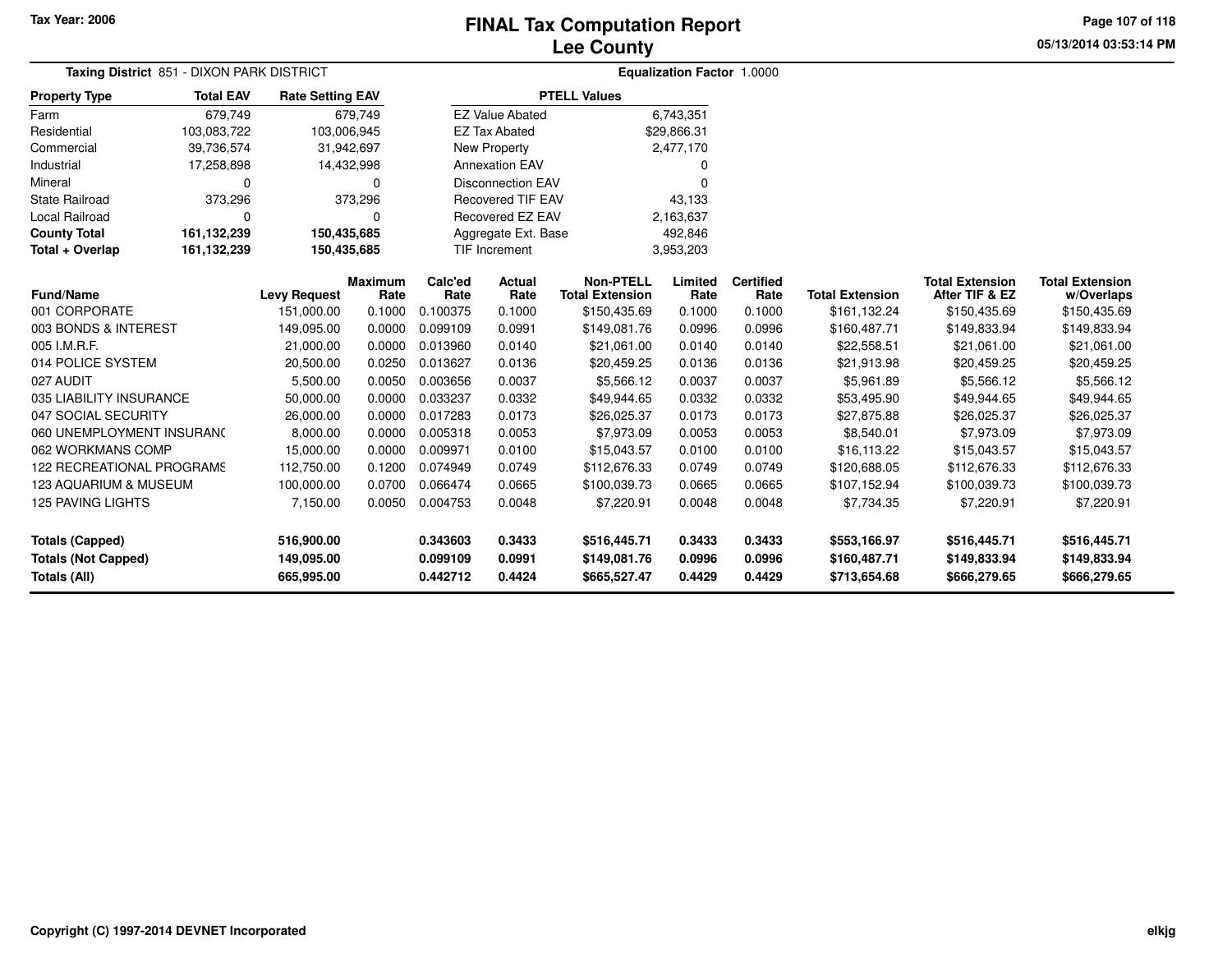# FINAL Tax Computation Report
## Lee County

Tax Year: 2006

05/13/2014 03:53:14 PM

**Taxing District** 851 - DIXON PARK DISTRICT

**Equalization Factor** 1.0000

| Property Type | Total EAV | Rate Setting EAV |
|---|---|---|
| Farm | 679,749 | 679,749 |
| Residential | 103,083,722 | 103,006,945 |
| Commercial | 39,736,574 | 31,942,697 |
| Industrial | 17,258,898 | 14,432,998 |
| Mineral | 0 | 0 |
| State Railroad | 373,296 | 373,296 |
| Local Railroad | 0 | 0 |
| **County Total** | **161,132,239** | **150,435,685** |
| **Total + Overlap** | **161,132,239** | **150,435,685** |

| PTELL Values | |
|---|---|
| EZ Value Abated | 6,743,351 |
| EZ Tax Abated | $29,866.31 |
| New Property | 2,477,170 |
| Annexation EAV | 0 |
| Disconnection EAV | 0 |
| Recovered TIF EAV | 43,133 |
| Recovered EZ EAV | 2,163,637 |
| Aggregate Ext. Base | 492,846 |
| TIF Increment | 3,953,203 |

| Fund/Name | Levy Request | Maximum Rate | Calc'ed Rate | Actual Rate | Non-PTELL Total Extension | Limited Rate | Certified Rate | Total Extension | Total Extension After TIF & EZ | Total Extension w/Overlaps |
|---|---|---|---|---|---|---|---|---|---|---|
| 001 CORPORATE | 151,000.00 | 0.1000 | 0.100375 | 0.1000 | $150,435.69 | 0.1000 | 0.1000 | $161,132.24 | $150,435.69 | $150,435.69 |
| 003 BONDS & INTEREST | 149,095.00 | 0.0000 | 0.099109 | 0.0991 | $149,081.76 | 0.0996 | 0.0996 | $160,487.71 | $149,833.94 | $149,833.94 |
| 005 I.M.R.F. | 21,000.00 | 0.0000 | 0.013960 | 0.0140 | $21,061.00 | 0.0140 | 0.0140 | $22,558.51 | $21,061.00 | $21,061.00 |
| 014 POLICE SYSTEM | 20,500.00 | 0.0250 | 0.013627 | 0.0136 | $20,459.25 | 0.0136 | 0.0136 | $21,913.98 | $20,459.25 | $20,459.25 |
| 027 AUDIT | 5,500.00 | 0.0050 | 0.003656 | 0.0037 | $5,566.12 | 0.0037 | 0.0037 | $5,961.89 | $5,566.12 | $5,566.12 |
| 035 LIABILITY INSURANCE | 50,000.00 | 0.0000 | 0.033237 | 0.0332 | $49,944.65 | 0.0332 | 0.0332 | $53,495.90 | $49,944.65 | $49,944.65 |
| 047 SOCIAL SECURITY | 26,000.00 | 0.0000 | 0.017283 | 0.0173 | $26,025.37 | 0.0173 | 0.0173 | $27,875.88 | $26,025.37 | $26,025.37 |
| 060 UNEMPLOYMENT INSURANC | 8,000.00 | 0.0000 | 0.005318 | 0.0053 | $7,973.09 | 0.0053 | 0.0053 | $8,540.01 | $7,973.09 | $7,973.09 |
| 062 WORKMANS COMP | 15,000.00 | 0.0000 | 0.009971 | 0.0100 | $15,043.57 | 0.0100 | 0.0100 | $16,113.22 | $15,043.57 | $15,043.57 |
| 122 RECREATIONAL PROGRAMS | 112,750.00 | 0.1200 | 0.074949 | 0.0749 | $112,676.33 | 0.0749 | 0.0749 | $120,688.05 | $112,676.33 | $112,676.33 |
| 123 AQUARIUM & MUSEUM | 100,000.00 | 0.0700 | 0.066474 | 0.0665 | $100,039.73 | 0.0665 | 0.0665 | $107,152.94 | $100,039.73 | $100,039.73 |
| 125 PAVING LIGHTS | 7,150.00 | 0.0050 | 0.004753 | 0.0048 | $7,220.91 | 0.0048 | 0.0048 | $7,734.35 | $7,220.91 | $7,220.91 |
| **Totals (Capped)** | **516,900.00** | | **0.343603** | **0.3433** | **$516,445.71** | **0.3433** | **0.3433** | **$553,166.97** | **$516,445.71** | **$516,445.71** |
| **Totals (Not Capped)** | **149,095.00** | | **0.099109** | **0.0991** | **$149,081.76** | **0.0996** | **0.0996** | **$160,487.71** | **$149,833.94** | **$149,833.94** |
| **Totals (All)** | **665,995.00** | | **0.442712** | **0.4424** | **$665,527.47** | **0.4429** | **0.4429** | **$713,654.68** | **$666,279.65** | **$666,279.65** |

Copyright (C) 1997-2014 DEVNET Incorporated

elkjg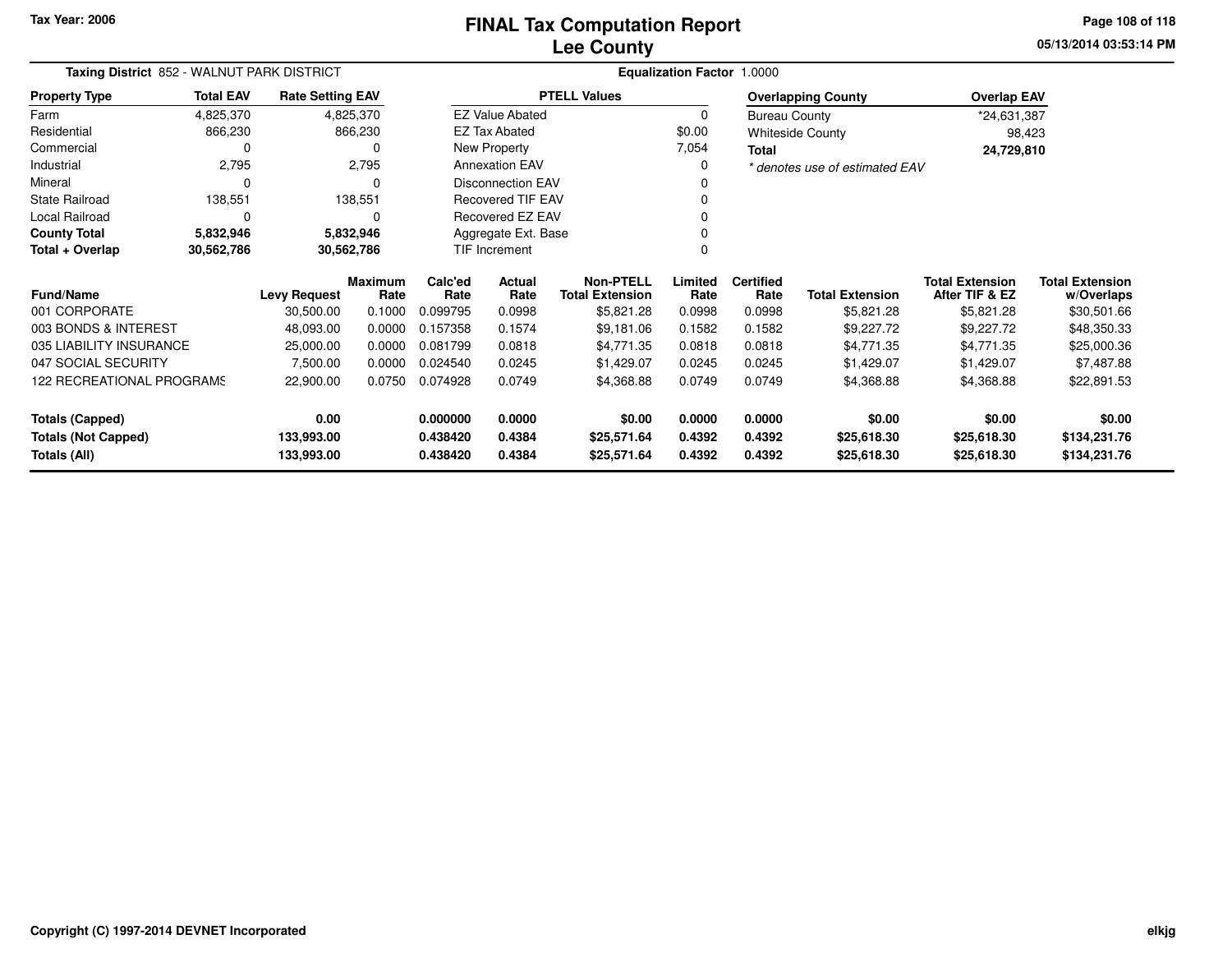# FINAL Tax Computation Report
## Lee County

Tax Year: 2006

**Taxing District** 852 - WALNUT PARK DISTRICT

**Equalization Factor** 1.0000

| Property Type | Total EAV | Rate Setting EAV |
|---|---|---|
| Farm | 4,825,370 | 4,825,370 |
| Residential | 866,230 | 866,230 |
| Commercial | 0 | 0 |
| Industrial | 2,795 | 2,795 |
| Mineral | 0 | 0 |
| State Railroad | 138,551 | 138,551 |
| Local Railroad | 0 | 0 |
| **County Total** | **5,832,946** | **5,832,946** |
| **Total + Overlap** | **30,562,786** | **30,562,786** |

| PTELL Values | |
|---|---|
| EZ Value Abated | 0 |
| EZ Tax Abated | $0.00 |
| New Property | 7,054 |
| Annexation EAV | 0 |
| Disconnection EAV | 0 |
| Recovered TIF EAV | 0 |
| Recovered EZ EAV | 0 |
| Aggregate Ext. Base | 0 |
| TIF Increment | 0 |

| Overlapping County | Overlap EAV |
|---|---|
| Bureau County | *24,631,387 |
| Whiteside County | 98,423 |
| **Total** | **24,729,810** |

*\* denotes use of estimated EAV*

| Fund/Name | Levy Request | Maximum Rate | Calc'ed Rate | Actual Rate | Non-PTELL Total Extension | Limited Rate | Certified Rate | Total Extension | Total Extension After TIF & EZ | Total Extension w/Overlaps |
|---|---|---|---|---|---|---|---|---|---|---|
| 001 CORPORATE | 30,500.00 | 0.1000 | 0.099795 | 0.0998 | $5,821.28 | 0.0998 | 0.0998 | $5,821.28 | $5,821.28 | $30,501.66 |
| 003 BONDS & INTEREST | 48,093.00 | 0.0000 | 0.157358 | 0.1574 | $9,181.06 | 0.1582 | 0.1582 | $9,227.72 | $9,227.72 | $48,350.33 |
| 035 LIABILITY INSURANCE | 25,000.00 | 0.0000 | 0.081799 | 0.0818 | $4,771.35 | 0.0818 | 0.0818 | $4,771.35 | $4,771.35 | $25,000.36 |
| 047 SOCIAL SECURITY | 7,500.00 | 0.0000 | 0.024540 | 0.0245 | $1,429.07 | 0.0245 | 0.0245 | $1,429.07 | $1,429.07 | $7,487.88 |
| 122 RECREATIONAL PROGRAMS | 22,900.00 | 0.0750 | 0.074928 | 0.0749 | $4,368.88 | 0.0749 | 0.0749 | $4,368.88 | $4,368.88 | $22,891.53 |
| **Totals (Capped)** | **0.00** | | **0.000000** | **0.0000** | **$0.00** | **0.0000** | **0.0000** | **$0.00** | **$0.00** | **$0.00** |
| **Totals (Not Capped)** | **133,993.00** | | **0.438420** | **0.4384** | **$25,571.64** | **0.4392** | **0.4392** | **$25,618.30** | **$25,618.30** | **$134,231.76** |
| **Totals (All)** | **133,993.00** | | **0.438420** | **0.4384** | **$25,571.64** | **0.4392** | **0.4392** | **$25,618.30** | **$25,618.30** | **$134,231.76** |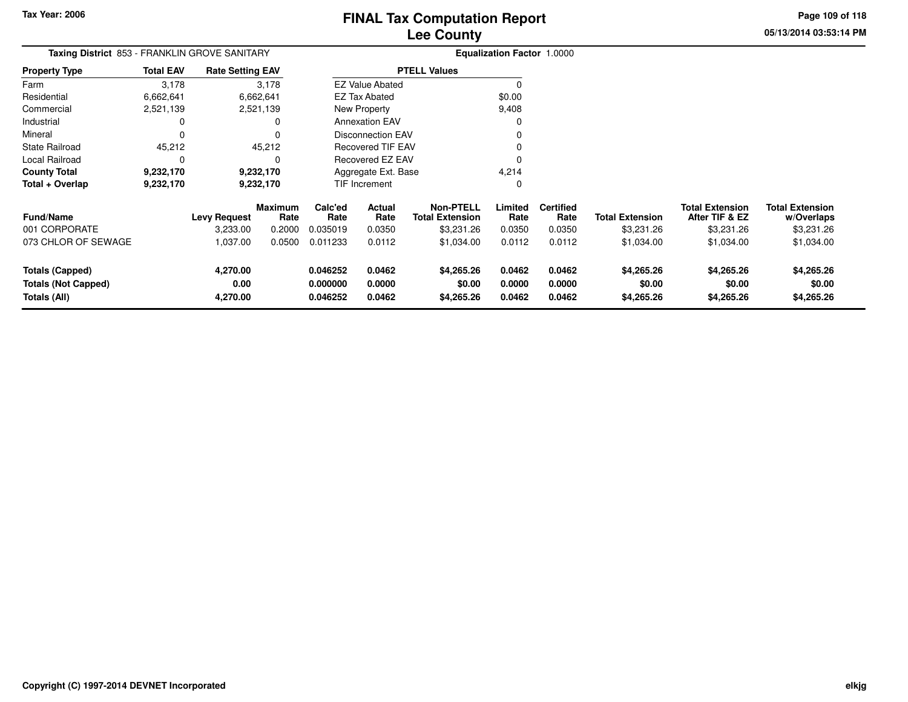# FINAL Tax Computation Report
# Lee County

Tax Year: 2006

**Taxing District** 853 - FRANKLIN GROVE SANITARY

**Equalization Factor** 1.0000

| Property Type | Total EAV | Rate Setting EAV |
|---|---|---|
| Farm | 3,178 | 3,178 |
| Residential | 6,662,641 | 6,662,641 |
| Commercial | 2,521,139 | 2,521,139 |
| Industrial | 0 | 0 |
| Mineral | 0 | 0 |
| State Railroad | 45,212 | 45,212 |
| Local Railroad | 0 | 0 |
| **County Total** | **9,232,170** | **9,232,170** |
| **Total + Overlap** | **9,232,170** | **9,232,170** |

| PTELL Values | |
|---|---|
| EZ Value Abated | 0 |
| EZ Tax Abated | $0.00 |
| New Property | 9,408 |
| Annexation EAV | 0 |
| Disconnection EAV | 0 |
| Recovered TIF EAV | 0 |
| Recovered EZ EAV | 0 |
| Aggregate Ext. Base | 4,214 |
| TIF Increment | 0 |

| Fund/Name | Levy Request | Maximum Rate | Calc'ed Rate | Actual Rate | Non-PTELL Total Extension | Limited Rate | Certified Rate | Total Extension | Total Extension After TIF & EZ | Total Extension w/Overlaps |
|---|---|---|---|---|---|---|---|---|---|---|
| 001 CORPORATE | 3,233.00 | 0.2000 | 0.035019 | 0.0350 | $3,231.26 | 0.0350 | 0.0350 | $3,231.26 | $3,231.26 | $3,231.26 |
| 073 CHLOR OF SEWAGE | 1,037.00 | 0.0500 | 0.011233 | 0.0112 | $1,034.00 | 0.0112 | 0.0112 | $1,034.00 | $1,034.00 | $1,034.00 |
| **Totals (Capped)** | **4,270.00** | | **0.046252** | **0.0462** | **$4,265.26** | **0.0462** | **0.0462** | **$4,265.26** | **$4,265.26** | **$4,265.26** |
| **Totals (Not Capped)** | **0.00** | | **0.000000** | **0.0000** | **$0.00** | **0.0000** | **0.0000** | **$0.00** | **$0.00** | **$0.00** |
| **Totals (All)** | **4,270.00** | | **0.046252** | **0.0462** | **$4,265.26** | **0.0462** | **0.0462** | **$4,265.26** | **$4,265.26** | **$4,265.26** |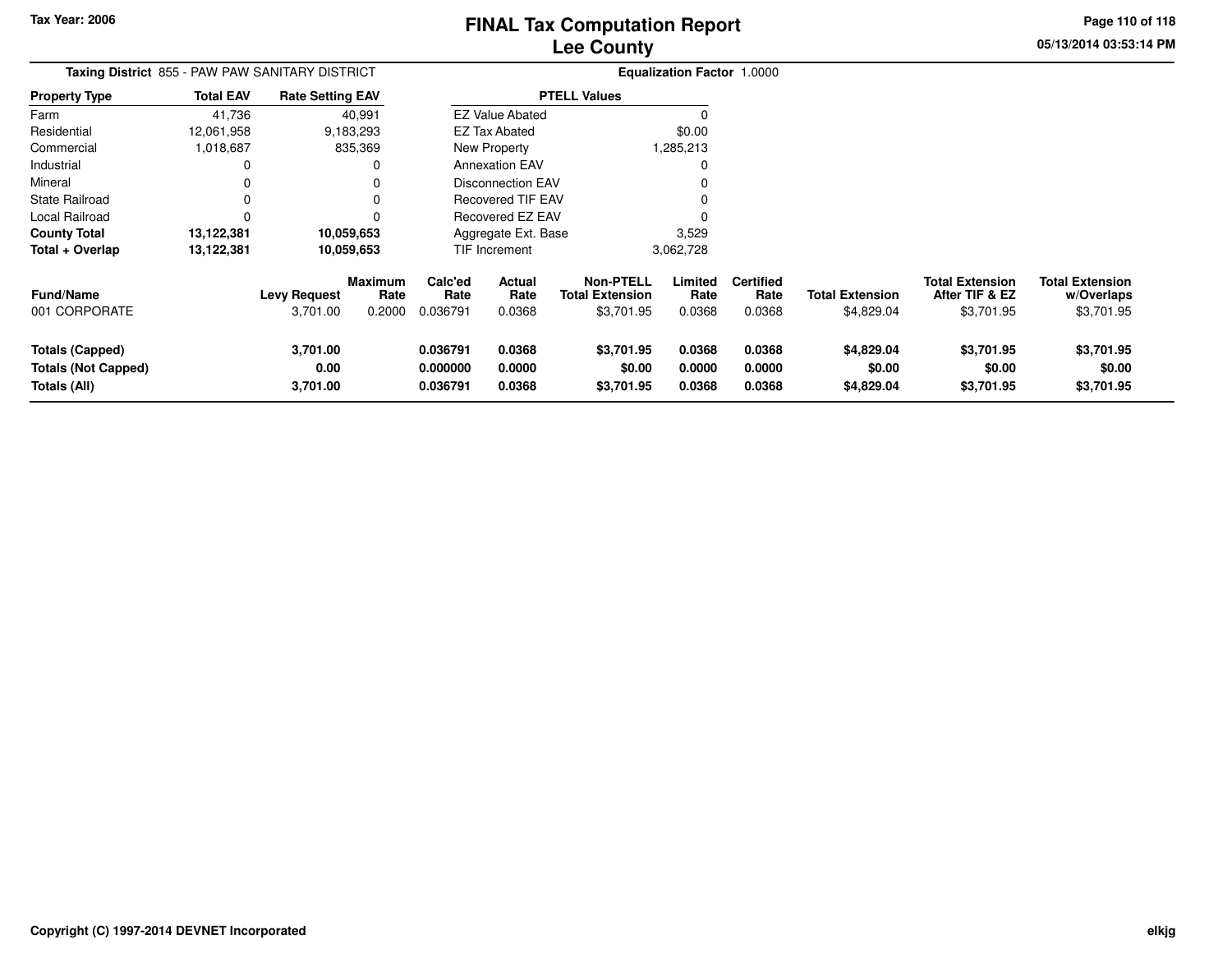# FINAL Tax Computation Report
## Lee County

Tax Year: 2006

05/13/2014 03:53:14 PM

**Taxing District** 855 - PAW PAW SANITARY DISTRICT

**Equalization Factor** 1.0000

| Property Type | Total EAV | Rate Setting EAV |
|---|---|---|
| Farm | 41,736 | 40,991 |
| Residential | 12,061,958 | 9,183,293 |
| Commercial | 1,018,687 | 835,369 |
| Industrial | 0 | 0 |
| Mineral | 0 | 0 |
| State Railroad | 0 | 0 |
| Local Railroad | 0 | 0 |
| **County Total** | **13,122,381** | **10,059,653** |
| **Total + Overlap** | **13,122,381** | **10,059,653** |

| PTELL Values | |
|---|---|
| EZ Value Abated | 0 |
| EZ Tax Abated | $0.00 |
| New Property | 1,285,213 |
| Annexation EAV | 0 |
| Disconnection EAV | 0 |
| Recovered TIF EAV | 0 |
| Recovered EZ EAV | 0 |
| Aggregate Ext. Base | 3,529 |
| TIF Increment | 3,062,728 |

| Fund/Name | Levy Request | Maximum Rate | Calc'ed Rate | Actual Rate | Non-PTELL Total Extension | Limited Rate | Certified Rate | Total Extension | Total Extension After TIF & EZ | Total Extension w/Overlaps |
|---|---|---|---|---|---|---|---|---|---|---|
| 001 CORPORATE | 3,701.00 | 0.2000 | 0.036791 | 0.0368 | $3,701.95 | 0.0368 | 0.0368 | $4,829.04 | $3,701.95 | $3,701.95 |
| **Totals (Capped)** | **3,701.00** | | **0.036791** | **0.0368** | **$3,701.95** | **0.0368** | **0.0368** | **$4,829.04** | **$3,701.95** | **$3,701.95** |
| **Totals (Not Capped)** | **0.00** | | **0.000000** | **0.0000** | **$0.00** | **0.0000** | **0.0000** | **$0.00** | **$0.00** | **$0.00** |
| **Totals (All)** | **3,701.00** | | **0.036791** | **0.0368** | **$3,701.95** | **0.0368** | **0.0368** | **$4,829.04** | **$3,701.95** | **$3,701.95** |

Copyright (C) 1997-2014 DEVNET Incorporated

elkjg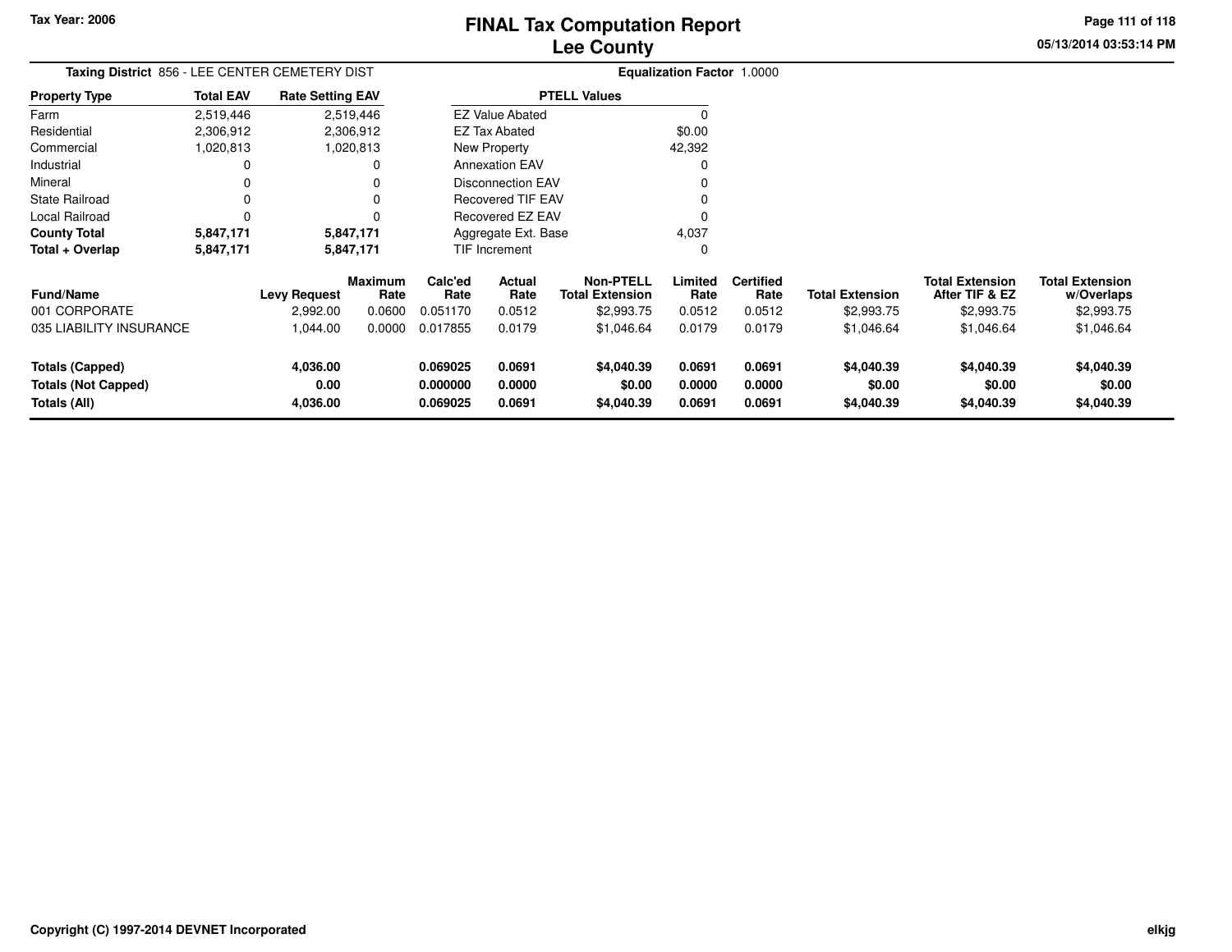Tax Year: 2006

# FINAL Tax Computation Report
## Lee County

05/13/2014 03:53:14 PM

**Taxing District** 856 - LEE CENTER CEMETERY DIST

**Equalization Factor** 1.0000

| Property Type | Total EAV | Rate Setting EAV |
|---|---|---|
| Farm | 2,519,446 | 2,519,446 |
| Residential | 2,306,912 | 2,306,912 |
| Commercial | 1,020,813 | 1,020,813 |
| Industrial | 0 | 0 |
| Mineral | 0 | 0 |
| State Railroad | 0 | 0 |
| Local Railroad | 0 | 0 |
| **County Total** | **5,847,171** | **5,847,171** |
| **Total + Overlap** | **5,847,171** | **5,847,171** |

| PTELL Values | |
|---|---|
| EZ Value Abated | 0 |
| EZ Tax Abated | $0.00 |
| New Property | 42,392 |
| Annexation EAV | 0 |
| Disconnection EAV | 0 |
| Recovered TIF EAV | 0 |
| Recovered EZ EAV | 0 |
| Aggregate Ext. Base | 4,037 |
| TIF Increment | 0 |

| Fund/Name | Levy Request | Maximum Rate | Calc'ed Rate | Actual Rate | Non-PTELL Total Extension | Limited Rate | Certified Rate | Total Extension | Total Extension After TIF & EZ | Total Extension w/Overlaps |
|---|---|---|---|---|---|---|---|---|---|---|
| 001 CORPORATE | 2,992.00 | 0.0600 | 0.051170 | 0.0512 | $2,993.75 | 0.0512 | 0.0512 | $2,993.75 | $2,993.75 | $2,993.75 |
| 035 LIABILITY INSURANCE | 1,044.00 | 0.0000 | 0.017855 | 0.0179 | $1,046.64 | 0.0179 | 0.0179 | $1,046.64 | $1,046.64 | $1,046.64 |
| **Totals (Capped)** | **4,036.00** | | **0.069025** | **0.0691** | **$4,040.39** | **0.0691** | **0.0691** | **$4,040.39** | **$4,040.39** | **$4,040.39** |
| **Totals (Not Capped)** | **0.00** | | **0.000000** | **0.0000** | **$0.00** | **0.0000** | **0.0000** | **$0.00** | **$0.00** | **$0.00** |
| **Totals (All)** | **4,036.00** | | **0.069025** | **0.0691** | **$4,040.39** | **0.0691** | **0.0691** | **$4,040.39** | **$4,040.39** | **$4,040.39** |

Copyright (C) 1997-2014 DEVNET Incorporated

elkjg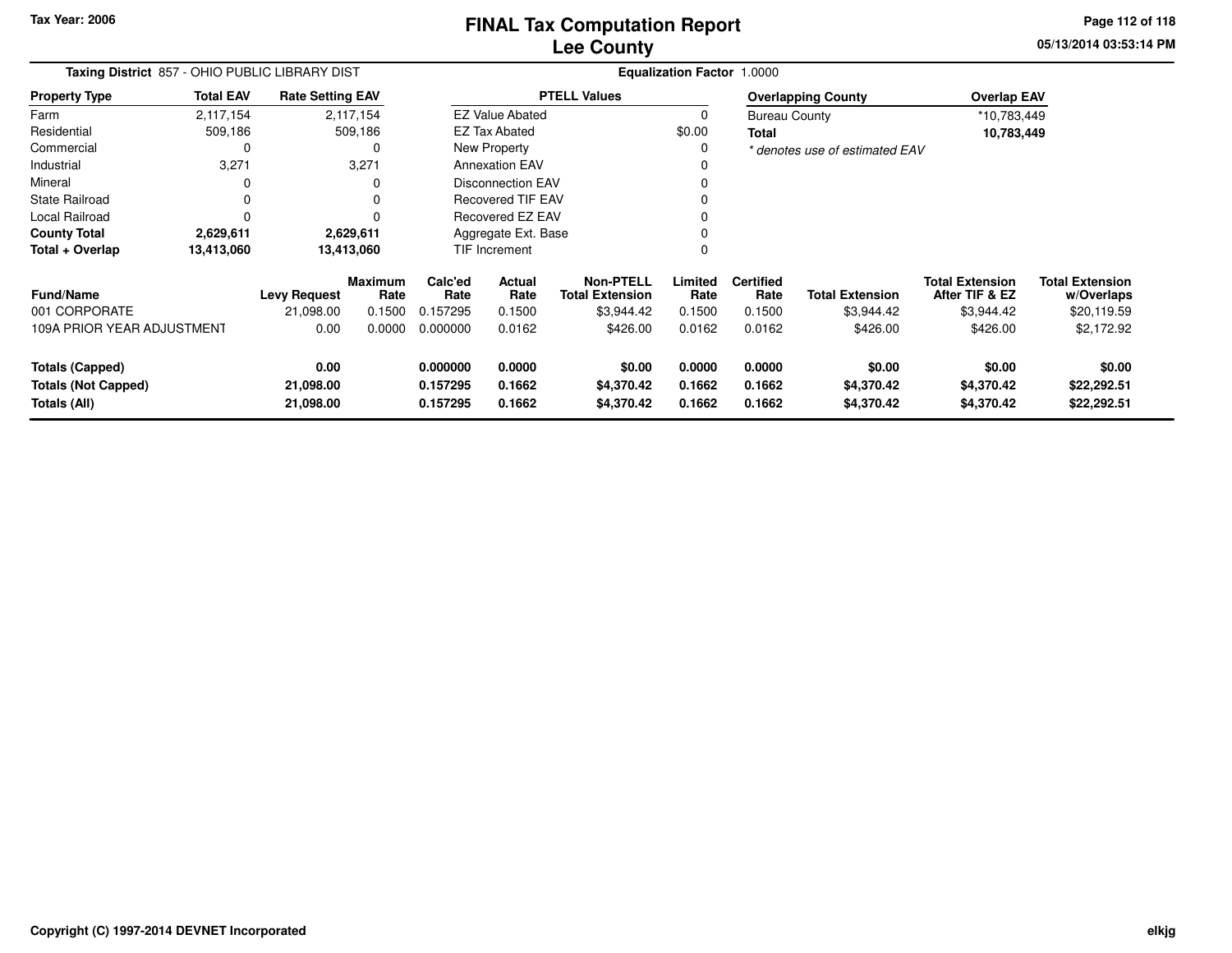# FINAL Tax Computation Report
## Lee County

Tax Year: 2006

**Taxing District** 857 - OHIO PUBLIC LIBRARY DIST

**Equalization Factor** 1.0000

| Property Type | Total EAV | Rate Setting EAV |
|---|---|---|
| Farm | 2,117,154 | 2,117,154 |
| Residential | 509,186 | 509,186 |
| Commercial | 0 | 0 |
| Industrial | 3,271 | 3,271 |
| Mineral | 0 | 0 |
| State Railroad | 0 | 0 |
| Local Railroad | 0 | 0 |
| **County Total** | **2,629,611** | **2,629,611** |
| **Total + Overlap** | **13,413,060** | **13,413,060** |

| PTELL Values | |
|---|---|
| EZ Value Abated | 0 |
| EZ Tax Abated | $0.00 |
| New Property | 0 |
| Annexation EAV | 0 |
| Disconnection EAV | 0 |
| Recovered TIF EAV | 0 |
| Recovered EZ EAV | 0 |
| Aggregate Ext. Base | 0 |
| TIF Increment | 0 |

| Overlapping County | Overlap EAV |
|---|---|
| Bureau County | *10,783,449 |
| **Total** | **10,783,449** |

*\* denotes use of estimated EAV*

| Fund/Name | Levy Request | Maximum Rate | Calc'ed Rate | Actual Rate | Non-PTELL Total Extension | Limited Rate | Certified Rate | Total Extension | Total Extension After TIF & EZ | Total Extension w/Overlaps |
|---|---|---|---|---|---|---|---|---|---|---|
| 001 CORPORATE | 21,098.00 | 0.1500 | 0.157295 | 0.1500 | $3,944.42 | 0.1500 | 0.1500 | $3,944.42 | $3,944.42 | $20,119.59 |
| 109A PRIOR YEAR ADJUSTMENT | 0.00 | 0.0000 | 0.000000 | 0.0162 | $426.00 | 0.0162 | 0.0162 | $426.00 | $426.00 | $2,172.92 |
| **Totals (Capped)** | **0.00** | | **0.000000** | **0.0000** | **$0.00** | **0.0000** | **0.0000** | **$0.00** | **$0.00** | **$0.00** |
| **Totals (Not Capped)** | **21,098.00** | | **0.157295** | **0.1662** | **$4,370.42** | **0.1662** | **0.1662** | **$4,370.42** | **$4,370.42** | **$22,292.51** |
| **Totals (All)** | **21,098.00** | | **0.157295** | **0.1662** | **$4,370.42** | **0.1662** | **0.1662** | **$4,370.42** | **$4,370.42** | **$22,292.51** |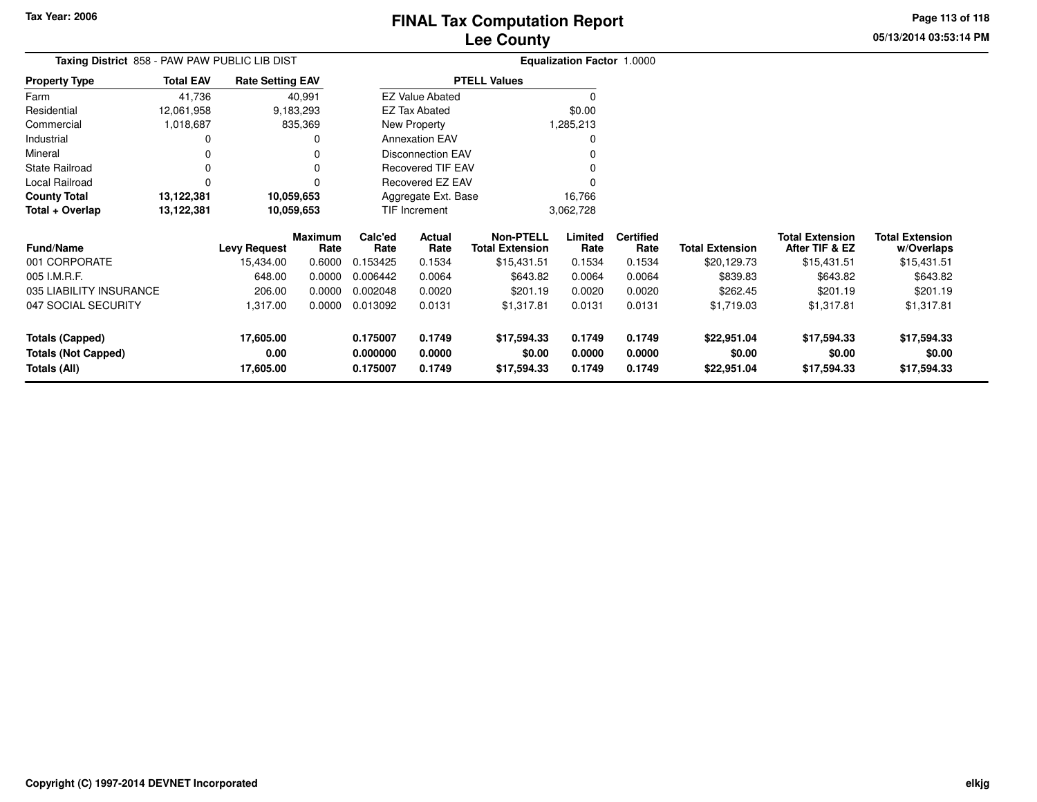# FINAL Tax Computation Report
## Lee County

Tax Year: 2006

**Taxing District** 858 - PAW PAW PUBLIC LIB DIST

**Equalization Factor** 1.0000

| Property Type | Total EAV | Rate Setting EAV |
|---|---|---|
| Farm | 41,736 | 40,991 |
| Residential | 12,061,958 | 9,183,293 |
| Commercial | 1,018,687 | 835,369 |
| Industrial | 0 | 0 |
| Mineral | 0 | 0 |
| State Railroad | 0 | 0 |
| Local Railroad | 0 | 0 |
| **County Total** | **13,122,381** | **10,059,653** |
| **Total + Overlap** | **13,122,381** | **10,059,653** |

| PTELL Values | |
|---|---|
| EZ Value Abated | 0 |
| EZ Tax Abated | $0.00 |
| New Property | 1,285,213 |
| Annexation EAV | 0 |
| Disconnection EAV | 0 |
| Recovered TIF EAV | 0 |
| Recovered EZ EAV | 0 |
| Aggregate Ext. Base | 16,766 |
| TIF Increment | 3,062,728 |

| Fund/Name | Levy Request | Maximum Rate | Calc'ed Rate | Actual Rate | Non-PTELL Total Extension | Limited Rate | Certified Rate | Total Extension | Total Extension After TIF & EZ | Total Extension w/Overlaps |
|---|---|---|---|---|---|---|---|---|---|---|
| 001 CORPORATE | 15,434.00 | 0.6000 | 0.153425 | 0.1534 | $15,431.51 | 0.1534 | 0.1534 | $20,129.73 | $15,431.51 | $15,431.51 |
| 005 I.M.R.F. | 648.00 | 0.0000 | 0.006442 | 0.0064 | $643.82 | 0.0064 | 0.0064 | $839.83 | $643.82 | $643.82 |
| 035 LIABILITY INSURANCE | 206.00 | 0.0000 | 0.002048 | 0.0020 | $201.19 | 0.0020 | 0.0020 | $262.45 | $201.19 | $201.19 |
| 047 SOCIAL SECURITY | 1,317.00 | 0.0000 | 0.013092 | 0.0131 | $1,317.81 | 0.0131 | 0.0131 | $1,719.03 | $1,317.81 | $1,317.81 |
| **Totals (Capped)** | **17,605.00** | | **0.175007** | **0.1749** | **$17,594.33** | **0.1749** | **0.1749** | **$22,951.04** | **$17,594.33** | **$17,594.33** |
| **Totals (Not Capped)** | **0.00** | | **0.000000** | **0.0000** | **$0.00** | **0.0000** | **0.0000** | **$0.00** | **$0.00** | **$0.00** |
| **Totals (All)** | **17,605.00** | | **0.175007** | **0.1749** | **$17,594.33** | **0.1749** | **0.1749** | **$22,951.04** | **$17,594.33** | **$17,594.33** |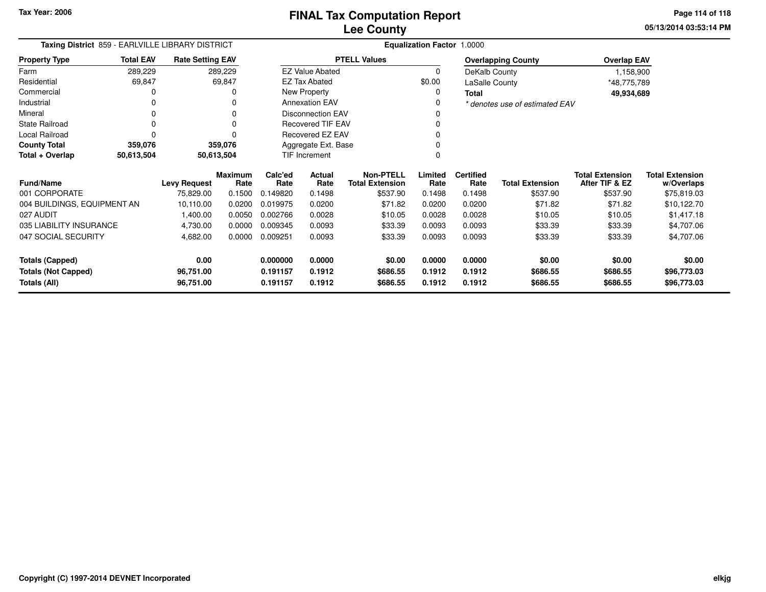Tax Year: 2006

# FINAL Tax Computation Report
## Lee County

05/13/2014 03:53:14 PM

**Taxing District** 859 - EARLVILLE LIBRARY DISTRICT

**Equalization Factor** 1.0000

| Property Type | Total EAV | Rate Setting EAV |
|---|---|---|
| Farm | 289,229 | 289,229 |
| Residential | 69,847 | 69,847 |
| Commercial | 0 | 0 |
| Industrial | 0 | 0 |
| Mineral | 0 | 0 |
| State Railroad | 0 | 0 |
| Local Railroad | 0 | 0 |
| **County Total** | **359,076** | **359,076** |
| **Total + Overlap** | **50,613,504** | **50,613,504** |

| PTELL Values | |
|---|---|
| EZ Value Abated | 0 |
| EZ Tax Abated | $0.00 |
| New Property | 0 |
| Annexation EAV | 0 |
| Disconnection EAV | 0 |
| Recovered TIF EAV | 0 |
| Recovered EZ EAV | 0 |
| Aggregate Ext. Base | 0 |
| TIF Increment | 0 |

| Overlapping County | Overlap EAV |
|---|---|
| DeKalb County | 1,158,900 |
| LaSalle County | *48,775,789 |
| **Total** | **49,934,689** |

*\* denotes use of estimated EAV*

| Fund/Name | Levy Request | Maximum Rate | Calc'ed Rate | Actual Rate | Non-PTELL Total Extension | Limited Rate | Certified Rate | Total Extension | Total Extension After TIF & EZ | Total Extension w/Overlaps |
|---|---|---|---|---|---|---|---|---|---|---|
| 001 CORPORATE | 75,829.00 | 0.1500 | 0.149820 | 0.1498 | $537.90 | 0.1498 | 0.1498 | $537.90 | $537.90 | $75,819.03 |
| 004 BUILDINGS, EQUIPMENT AN | 10,110.00 | 0.0200 | 0.019975 | 0.0200 | $71.82 | 0.0200 | 0.0200 | $71.82 | $71.82 | $10,122.70 |
| 027 AUDIT | 1,400.00 | 0.0050 | 0.002766 | 0.0028 | $10.05 | 0.0028 | 0.0028 | $10.05 | $10.05 | $1,417.18 |
| 035 LIABILITY INSURANCE | 4,730.00 | 0.0000 | 0.009345 | 0.0093 | $33.39 | 0.0093 | 0.0093 | $33.39 | $33.39 | $4,707.06 |
| 047 SOCIAL SECURITY | 4,682.00 | 0.0000 | 0.009251 | 0.0093 | $33.39 | 0.0093 | 0.0093 | $33.39 | $33.39 | $4,707.06 |
| **Totals (Capped)** | **0.00** | | **0.000000** | **0.0000** | **$0.00** | **0.0000** | **0.0000** | **$0.00** | **$0.00** | **$0.00** |
| **Totals (Not Capped)** | **96,751.00** | | **0.191157** | **0.1912** | **$686.55** | **0.1912** | **0.1912** | **$686.55** | **$686.55** | **$96,773.03** |
| **Totals (All)** | **96,751.00** | | **0.191157** | **0.1912** | **$686.55** | **0.1912** | **0.1912** | **$686.55** | **$686.55** | **$96,773.03** |

Copyright (C) 1997-2014 DEVNET Incorporated

elkjg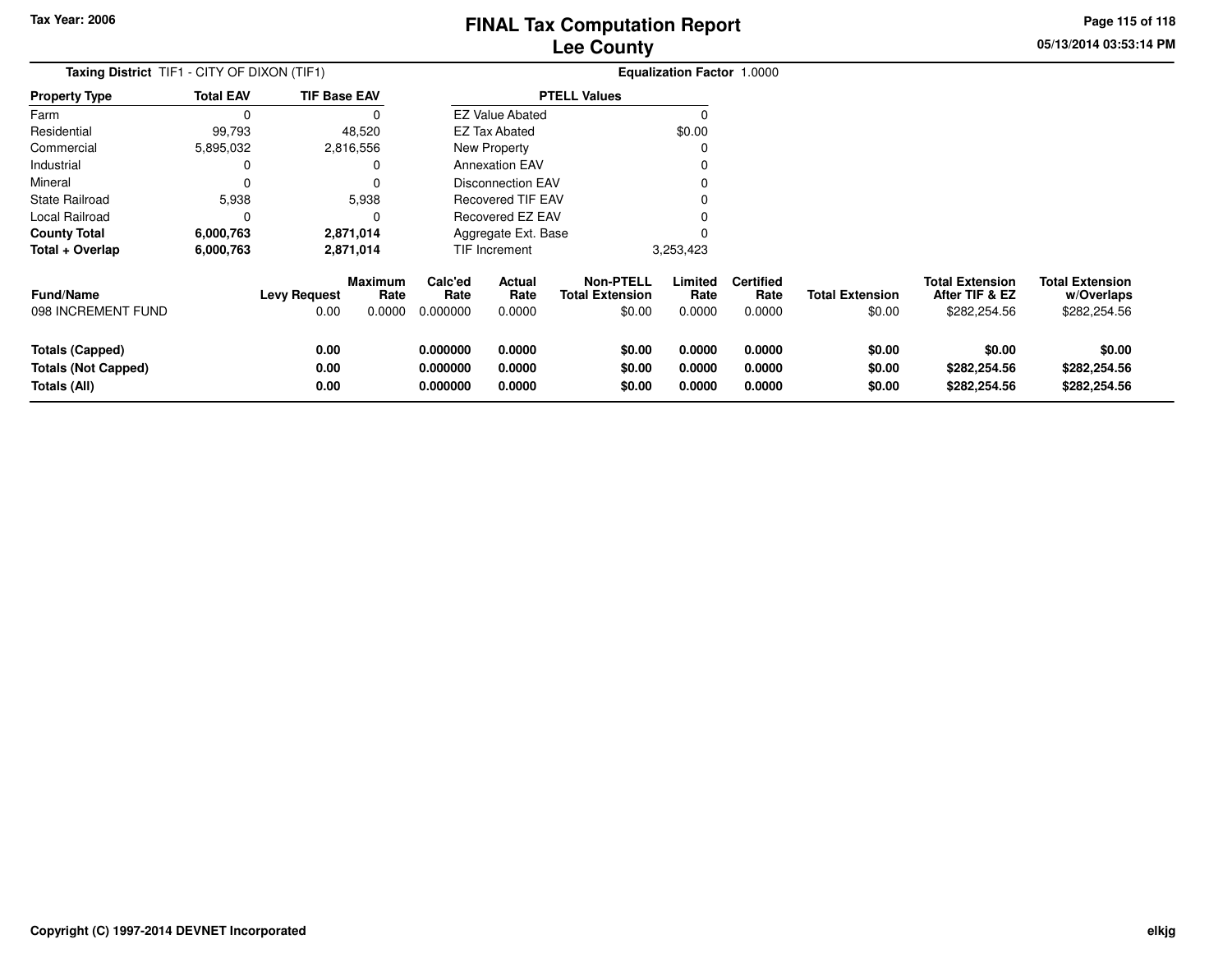Tax Year: 2006

# FINAL Tax Computation Report
## Lee County

05/13/2014 03:53:14 PM

**Taxing District** TIF1 - CITY OF DIXON (TIF1) **Equalization Factor** 1.0000

| Property Type | Total EAV | TIF Base EAV |
|---|---|---|
| Farm | 0 | 0 |
| Residential | 99,793 | 48,520 |
| Commercial | 5,895,032 | 2,816,556 |
| Industrial | 0 | 0 |
| Mineral | 0 | 0 |
| State Railroad | 5,938 | 5,938 |
| Local Railroad | 0 | 0 |
| **County Total** | **6,000,763** | **2,871,014** |
| **Total + Overlap** | **6,000,763** | **2,871,014** |

| PTELL Values | |
|---|---|
| EZ Value Abated | 0 |
| EZ Tax Abated | $0.00 |
| New Property | 0 |
| Annexation EAV | 0 |
| Disconnection EAV | 0 |
| Recovered TIF EAV | 0 |
| Recovered EZ EAV | 0 |
| Aggregate Ext. Base | 0 |
| TIF Increment | 3,253,423 |

| Fund/Name | Levy Request | Maximum Rate | Calc'ed Rate | Actual Rate | Non-PTELL Total Extension | Limited Rate | Certified Rate | Total Extension | Total Extension After TIF & EZ | Total Extension w/Overlaps |
|---|---|---|---|---|---|---|---|---|---|---|
| 098 INCREMENT FUND | 0.00 | 0.0000 | 0.000000 | 0.0000 | $0.00 | 0.0000 | 0.0000 | $0.00 | $282,254.56 | $282,254.56 |
| **Totals (Capped)** | **0.00** | | **0.000000** | **0.0000** | **$0.00** | **0.0000** | **0.0000** | **$0.00** | **$0.00** | **$0.00** |
| **Totals (Not Capped)** | **0.00** | | **0.000000** | **0.0000** | **$0.00** | **0.0000** | **0.0000** | **$0.00** | **$282,254.56** | **$282,254.56** |
| **Totals (All)** | **0.00** | | **0.000000** | **0.0000** | **$0.00** | **0.0000** | **0.0000** | **$0.00** | **$282,254.56** | **$282,254.56** |

Copyright (C) 1997-2014 DEVNET Incorporated elkjg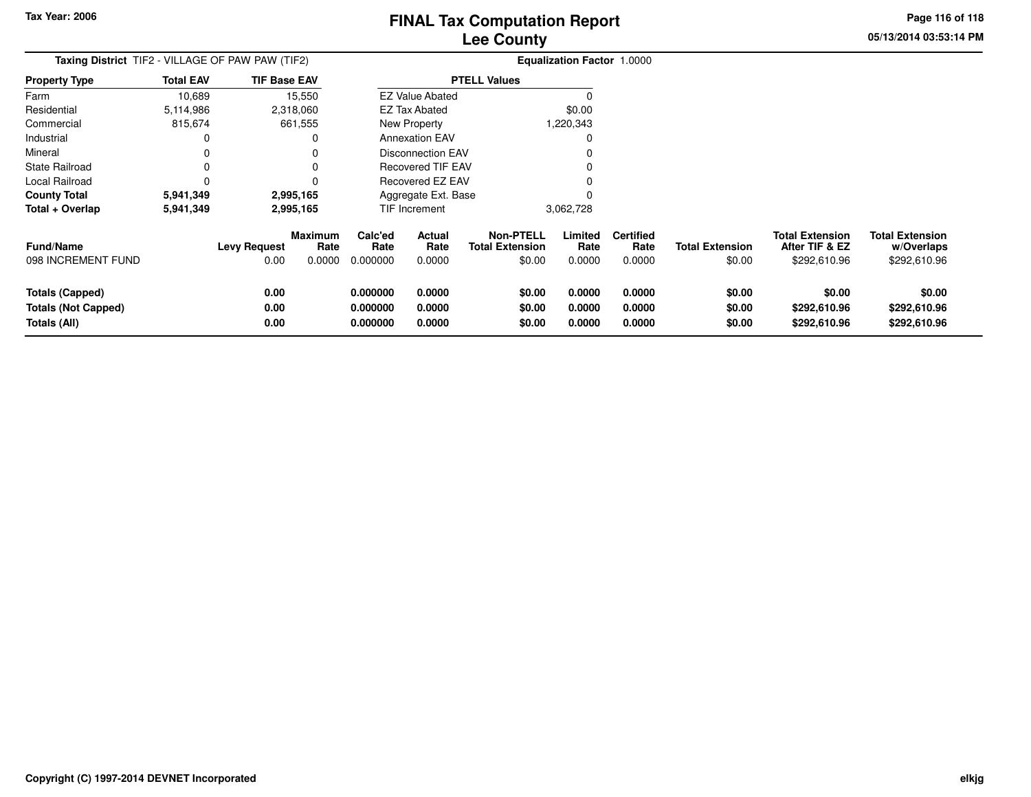# FINAL Tax Computation Report
# Lee County

**Tax Year: 2006**

05/13/2014 03:53:14 PM

**Taxing District** TIF2 - VILLAGE OF PAW PAW (TIF2)

**Equalization Factor** 1.0000

| Property Type | Total EAV | TIF Base EAV |
|---|---|---|
| Farm | 10,689 | 15,550 |
| Residential | 5,114,986 | 2,318,060 |
| Commercial | 815,674 | 661,555 |
| Industrial | 0 | 0 |
| Mineral | 0 | 0 |
| State Railroad | 0 | 0 |
| Local Railroad | 0 | 0 |
| **County Total** | **5,941,349** | **2,995,165** |
| **Total + Overlap** | **5,941,349** | **2,995,165** |

| PTELL Values | |
|---|---|
| EZ Value Abated | 0 |
| EZ Tax Abated | $0.00 |
| New Property | 1,220,343 |
| Annexation EAV | 0 |
| Disconnection EAV | 0 |
| Recovered TIF EAV | 0 |
| Recovered EZ EAV | 0 |
| Aggregate Ext. Base | 0 |
| TIF Increment | 3,062,728 |

| Fund/Name | Levy Request | Maximum Rate | Calc'ed Rate | Actual Rate | Non-PTELL Total Extension | Limited Rate | Certified Rate | Total Extension | Total Extension After TIF & EZ | Total Extension w/Overlaps |
|---|---|---|---|---|---|---|---|---|---|---|
| 098 INCREMENT FUND | 0.00 | 0.0000 | 0.000000 | 0.0000 | $0.00 | 0.0000 | 0.0000 | $0.00 | $292,610.96 | $292,610.96 |
| **Totals (Capped)** | **0.00** | | **0.000000** | **0.0000** | **$0.00** | **0.0000** | **0.0000** | **$0.00** | **$0.00** | **$0.00** |
| **Totals (Not Capped)** | **0.00** | | **0.000000** | **0.0000** | **$0.00** | **0.0000** | **0.0000** | **$0.00** | **$292,610.96** | **$292,610.96** |
| **Totals (All)** | **0.00** | | **0.000000** | **0.0000** | **$0.00** | **0.0000** | **0.0000** | **$0.00** | **$292,610.96** | **$292,610.96** |

**Copyright (C) 1997-2014 DEVNET Incorporated**

**elkjg**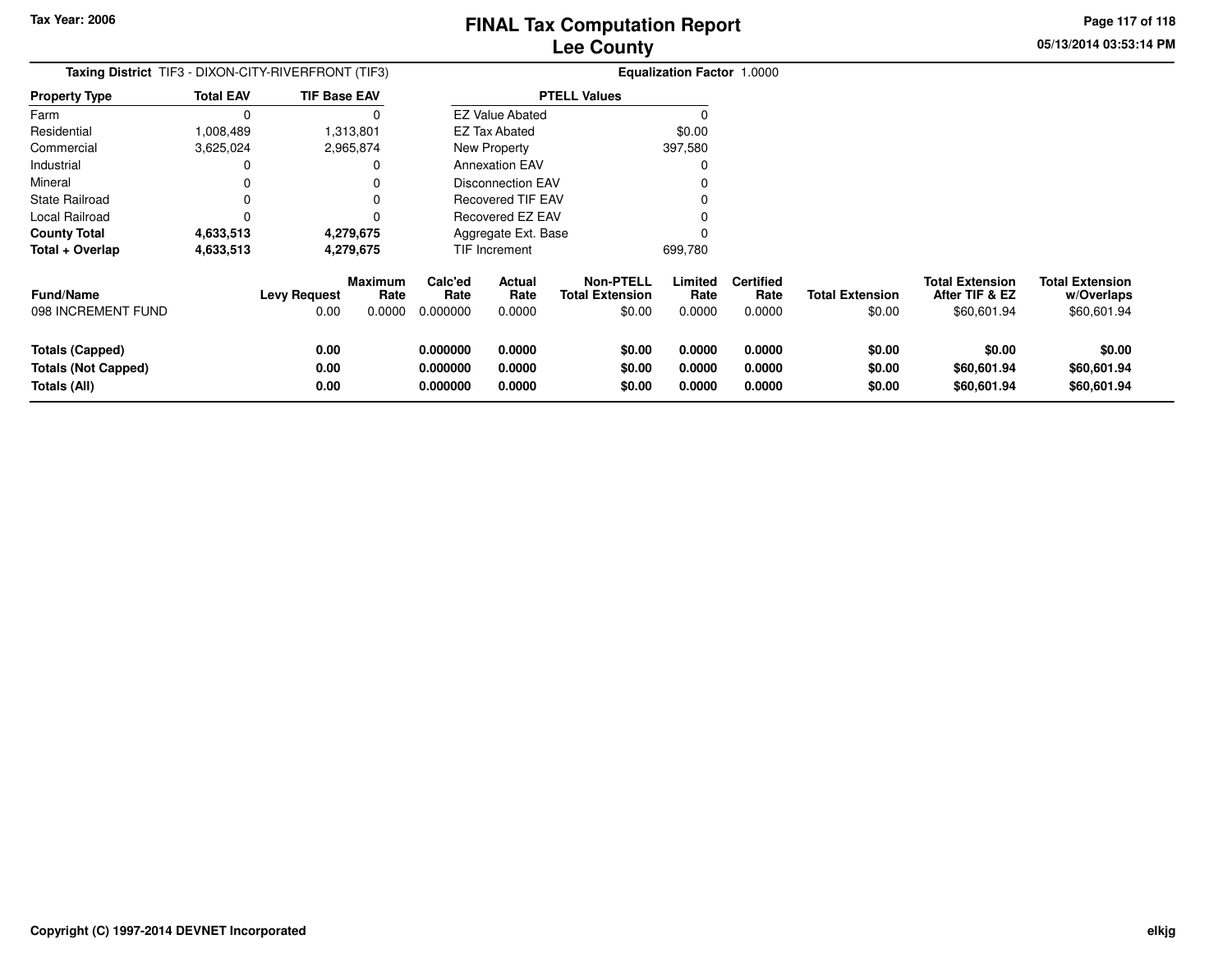# FINAL Tax Computation Report
## Lee County

**Tax Year: 2006**

05/13/2014 03:53:14 PM

**Taxing District** TIF3 - DIXON-CITY-RIVERFRONT (TIF3)

**Equalization Factor** 1.0000

| Property Type | Total EAV | TIF Base EAV |
|---|---|---|
| Farm | 0 | 0 |
| Residential | 1,008,489 | 1,313,801 |
| Commercial | 3,625,024 | 2,965,874 |
| Industrial | 0 | 0 |
| Mineral | 0 | 0 |
| State Railroad | 0 | 0 |
| Local Railroad | 0 | 0 |
| **County Total** | **4,633,513** | **4,279,675** |
| **Total + Overlap** | **4,633,513** | **4,279,675** |

| PTELL Values | |
|---|---|
| EZ Value Abated | 0 |
| EZ Tax Abated | $0.00 |
| New Property | 397,580 |
| Annexation EAV | 0 |
| Disconnection EAV | 0 |
| Recovered TIF EAV | 0 |
| Recovered EZ EAV | 0 |
| Aggregate Ext. Base | 0 |
| TIF Increment | 699,780 |

| Fund/Name | Levy Request | Maximum Rate | Calc'ed Rate | Actual Rate | Non-PTELL Total Extension | Limited Rate | Certified Rate | Total Extension | Total Extension After TIF & EZ | Total Extension w/Overlaps |
|---|---|---|---|---|---|---|---|---|---|---|
| 098 INCREMENT FUND | 0.00 | 0.0000 | 0.000000 | 0.0000 | $0.00 | 0.0000 | 0.0000 | $0.00 | $60,601.94 | $60,601.94 |
| **Totals (Capped)** | **0.00** | | **0.000000** | **0.0000** | **$0.00** | **0.0000** | **0.0000** | **$0.00** | **$0.00** | **$0.00** |
| **Totals (Not Capped)** | **0.00** | | **0.000000** | **0.0000** | **$0.00** | **0.0000** | **0.0000** | **$0.00** | **$60,601.94** | **$60,601.94** |
| **Totals (All)** | **0.00** | | **0.000000** | **0.0000** | **$0.00** | **0.0000** | **0.0000** | **$0.00** | **$60,601.94** | **$60,601.94** |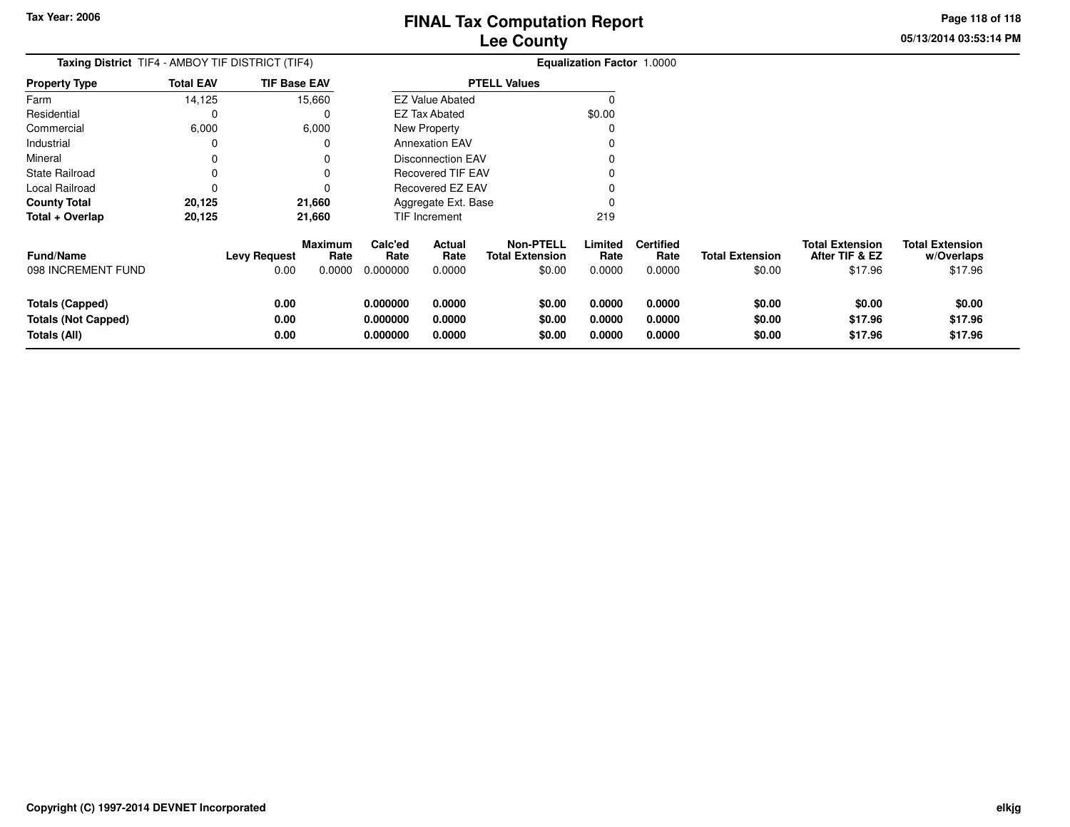**Tax Year: 2006**

# FINAL Tax Computation Report
## Lee County

05/13/2014 03:53:14 PM

**Taxing District** TIF4 - AMBOY TIF DISTRICT (TIF4) **Equalization Factor** 1.0000

| Property Type | Total EAV | TIF Base EAV |
|---|---|---|
| Farm | 14,125 | 15,660 |
| Residential | 0 | 0 |
| Commercial | 6,000 | 6,000 |
| Industrial | 0 | 0 |
| Mineral | 0 | 0 |
| State Railroad | 0 | 0 |
| Local Railroad | 0 | 0 |
| **County Total** | **20,125** | **21,660** |
| **Total + Overlap** | **20,125** | **21,660** |

| PTELL Values | |
|---|---|
| EZ Value Abated | 0 |
| EZ Tax Abated | $0.00 |
| New Property | 0 |
| Annexation EAV | 0 |
| Disconnection EAV | 0 |
| Recovered TIF EAV | 0 |
| Recovered EZ EAV | 0 |
| Aggregate Ext. Base | 0 |
| TIF Increment | 219 |

| Fund/Name | Levy Request | Maximum Rate | Calc'ed Rate | Actual Rate | Non-PTELL Total Extension | Limited Rate | Certified Rate | Total Extension | Total Extension After TIF & EZ | Total Extension w/Overlaps |
|---|---|---|---|---|---|---|---|---|---|---|
| 098 INCREMENT FUND | 0.00 | 0.0000 | 0.000000 | 0.0000 | $0.00 | 0.0000 | 0.0000 | $0.00 | $17.96 | $17.96 |
| **Totals (Capped)** | **0.00** | | **0.000000** | **0.0000** | **$0.00** | **0.0000** | **0.0000** | **$0.00** | **$0.00** | **$0.00** |
| **Totals (Not Capped)** | **0.00** | | **0.000000** | **0.0000** | **$0.00** | **0.0000** | **0.0000** | **$0.00** | **$17.96** | **$17.96** |
| **Totals (All)** | **0.00** | | **0.000000** | **0.0000** | **$0.00** | **0.0000** | **0.0000** | **$0.00** | **$17.96** | **$17.96** |

Copyright (C) 1997-2014 DEVNET Incorporated elkjg